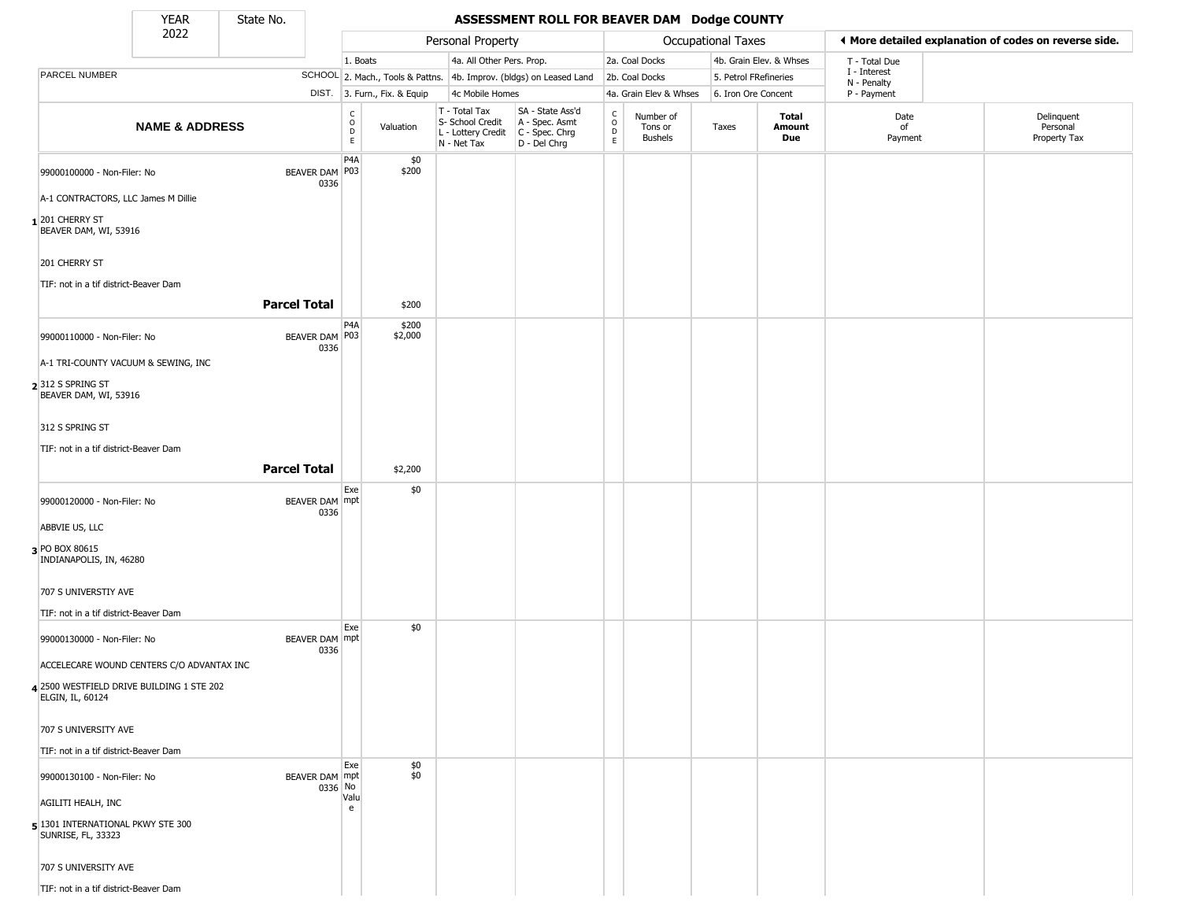# ASSESSMENT ROLL FOR BEAVER DAM Dodge COUNTY

| YEAR | State No. |
|---|---|
| 2022 | |

**Personal Property**
- 1. Boats
- 2. Mach., Tools & Pattns.
- 3. Furn., Fix. & Equip
- 4a. All Other Pers. Prop.
- 4b. Improv. (bldgs) on Leased Land
- 4c Mobile Homes

**Occupational Taxes**
- 2a. Coal Docks
- 2b. Coal Docks
- 4a. Grain Elev & Whses
- 4b. Grain Elev. & Whses
- 5. Petrol FRefineries
- 6. Iron Ore Concent

◀ More detailed explanation of codes on reverse side.
- T - Total Due
- I - Interest
- N - Penalty
- P - Payment

| # | PARCEL NUMBER / NAME & ADDRESS | SCHOOL DIST. | CODE | Valuation | T - Total Tax, S- School Credit, L - Lottery Credit, N - Net Tax | SA - State Ass'd, A - Spec. Asmt, C - Spec. Chrg, D - Del Chrg | CODE | Number of Tons or Bushels | Taxes | Total Amount Due | Date of Payment | Delinquent Personal Property Tax |
|---|---|---|---|---|---|---|---|---|---|---|---|---|
| 1 | 99000100000 - Non-Filer: No<br>A-1 CONTRACTORS, LLC James M Dillie<br>201 CHERRY ST<br>BEAVER DAM, WI, 53916<br>201 CHERRY ST<br>TIF: not in a tif district-Beaver Dam | BEAVER DAM 0336 | P4A<br>P03 | $0<br>$200 | | | | | | | | |
| | **Parcel Total** | | | $200 | | | | | | | | |
| 2 | 99000110000 - Non-Filer: No<br>A-1 TRI-COUNTY VACUUM & SEWING, INC<br>312 S SPRING ST<br>BEAVER DAM, WI, 53916<br>312 S SPRING ST<br>TIF: not in a tif district-Beaver Dam | BEAVER DAM 0336 | P4A<br>P03 | $200<br>$2,000 | | | | | | | | |
| | **Parcel Total** | | | $2,200 | | | | | | | | |
| 3 | 99000120000 - Non-Filer: No<br>ABBVIE US, LLC<br>PO BOX 80615<br>INDIANAPOLIS, IN, 46280<br>707 S UNIVERSTIY AVE<br>TIF: not in a tif district-Beaver Dam | BEAVER DAM 0336 | Exempt | $0 | | | | | | | | |
| 4 | 99000130000 - Non-Filer: No<br>ACCELECARE WOUND CENTERS C/O ADVANTAX INC<br>2500 WESTFIELD DRIVE BUILDING 1 STE 202<br>ELGIN, IL, 60124<br>707 S UNIVERSITY AVE<br>TIF: not in a tif district-Beaver Dam | BEAVER DAM 0336 | Exempt | $0 | | | | | | | | |
| 5 | 99000130100 - Non-Filer: No<br>AGILITI HEALH, INC<br>1301 INTERNATIONAL PKWY STE 300<br>SUNRISE, FL, 33323<br>707 S UNIVERSITY AVE<br>TIF: not in a tif district-Beaver Dam | BEAVER DAM 0336 | Exempt<br>No Value | $0<br>$0 | | | | | | | | |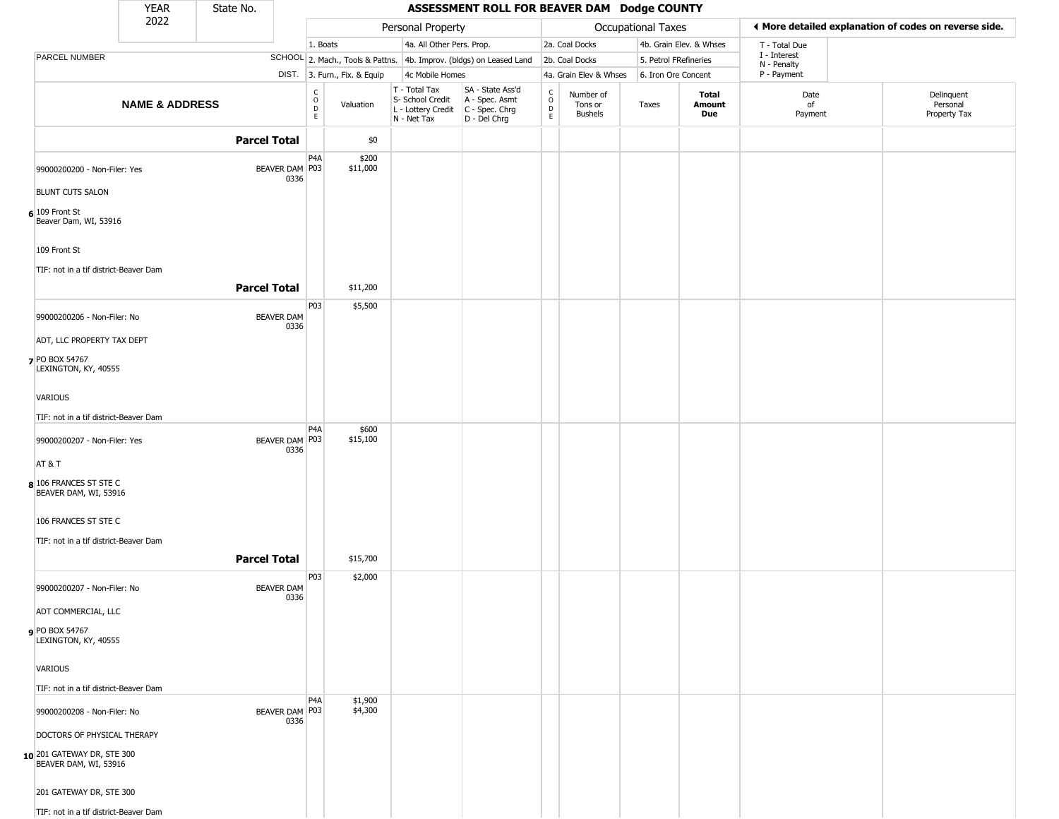| YEAR 2022 | State No. | ASSESSMENT ROLL FOR BEAVER DAM Dodge COUNTY | | | | | | | | | |
|---|---|---|---|---|---|---|---|---|---|---|---|

| | | Personal Property | | | | Occupational Taxes | | | | ◄ More detailed explanation of codes on reverse side. | |
|---|---|---|---|---|---|---|---|---|---|---|---|
| | | 1. Boats | | 4a. All Other Pers. Prop. | | 2a. Coal Docks | | 4b. Grain Elev. & Whses | | T - Total Due, I - Interest, N - Penalty, P - Payment | |
| PARCEL NUMBER | SCHOOL | 2. Mach., Tools & Pattns. | | 4b. Improv. (bldgs) on Leased Land | | 2b. Coal Docks | | 5. Petrol FRefineries | | | |
| | DIST. | 3. Furn., Fix. & Equip | | 4c Mobile Homes | | 4a. Grain Elev & Whses | | 6. Iron Ore Concent | | | |
| **NAME & ADDRESS** | | CODE | Valuation | T - Total Tax S- School Credit L - Lottery Credit N - Net Tax | SA - State Ass'd A - Spec. Asmt C - Spec. Chrg D - Del Chrg | CODE | Number of Tons or Bushels | Taxes | **Total Amount Due** | Date of Payment | Delinquent Personal Property Tax |
| **Parcel Total** | | | $0 | | | | | | | | |
| 99000200200 - Non-Filer: Yes<br>BLUNT CUTS SALON<br>6 109 Front St<br>Beaver Dam, WI, 53916<br>109 Front St<br>TIF: not in a tif district-Beaver Dam | BEAVER DAM 0336 | P4A<br>P03 | $200<br>$11,000 | | | | | | | | |
| **Parcel Total** | | | $11,200 | | | | | | | | |
| 99000200206 - Non-Filer: No<br>ADT, LLC PROPERTY TAX DEPT<br>7 PO BOX 54767<br>LEXINGTON, KY, 40555<br>VARIOUS<br>TIF: not in a tif district-Beaver Dam | BEAVER DAM 0336 | P03 | $5,500 | | | | | | | | |
| 99000200207 - Non-Filer: Yes<br>AT & T<br>8 106 FRANCES ST STE C<br>BEAVER DAM, WI, 53916<br>106 FRANCES ST STE C<br>TIF: not in a tif district-Beaver Dam | BEAVER DAM 0336 | P4A<br>P03 | $600<br>$15,100 | | | | | | | | |
| **Parcel Total** | | | $15,700 | | | | | | | | |
| 99000200207 - Non-Filer: No<br>ADT COMMERCIAL, LLC<br>9 PO BOX 54767<br>LEXINGTON, KY, 40555<br>VARIOUS<br>TIF: not in a tif district-Beaver Dam | BEAVER DAM 0336 | P03 | $2,000 | | | | | | | | |
| 99000200208 - Non-Filer: No<br>DOCTORS OF PHYSICAL THERAPY<br>10 201 GATEWAY DR, STE 300<br>BEAVER DAM, WI, 53916<br>201 GATEWAY DR, STE 300<br>TIF: not in a tif district-Beaver Dam | BEAVER DAM 0336 | P4A<br>P03 | $1,900<br>$4,300 | | | | | | | | |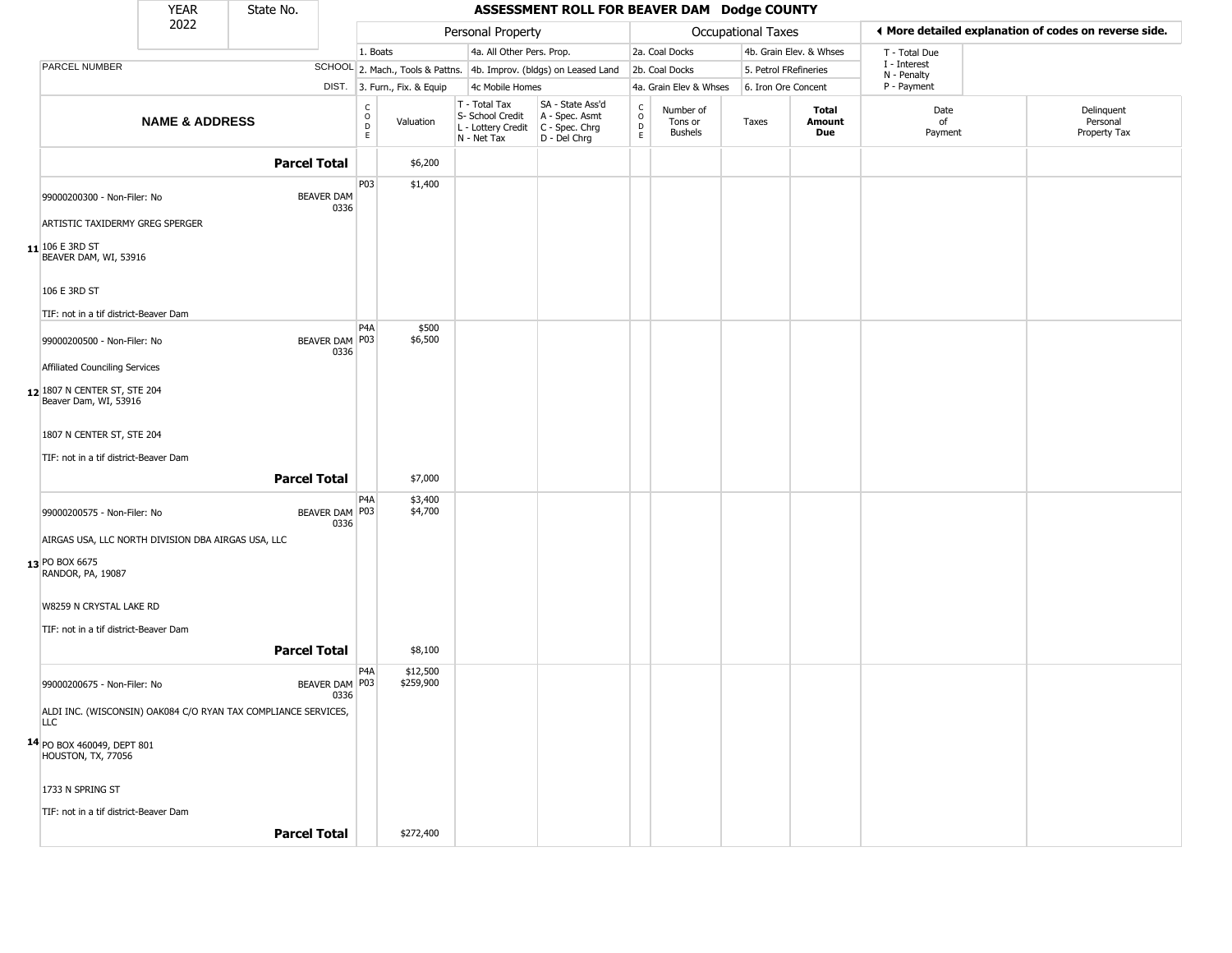# ASSESSMENT ROLL FOR BEAVER DAM Dodge COUNTY

YEAR 2022 | State No.

| | | Personal Property | | | | Occupational Taxes | | | | ◄ More detailed explanation of codes on reverse side. | |
|---|---|---|---|---|---|---|---|---|---|---|---|
| | | 1. Boats | | 4a. All Other Pers. Prop. | | 2a. Coal Docks | | 4b. Grain Elev. & Whses | | T - Total Due | |
| PARCEL NUMBER | SCHOOL | 2. Mach., Tools & Pattns. | | 4b. Improv. (bldgs) on Leased Land | | 2b. Coal Docks | | 5. Petrol FRefineries | | I - Interest / N - Penalty | |
| | DIST. | 3. Furn., Fix. & Equip | | 4c Mobile Homes | | 4a. Grain Elev & Whses | | 6. Iron Ore Concent | | P - Payment | |
| NAME & ADDRESS | | CODE | Valuation | T - Total Tax / S- School Credit / L - Lottery Credit / N - Net Tax | SA - State Ass'd / A - Spec. Asmt / C - Spec. Chrg / D - Del Chrg | CODE | Number of Tons or Bushels | Taxes | Total Amount Due | Date of Payment | Delinquent Personal Property Tax |
| **Parcel Total** | | | $6,200 | | | | | | | | |
| 99000200300 - Non-Filer: No<br>ARTISTIC TAXIDERMY GREG SPERGER<br>11 106 E 3RD ST<br>BEAVER DAM, WI, 53916<br><br>106 E 3RD ST<br><br>TIF: not in a tif district-Beaver Dam | BEAVER DAM 0336 | P03 | $1,400 | | | | | | | | |
| 99000200500 - Non-Filer: No<br>Affiliated Counciling Services<br>12 1807 N CENTER ST, STE 204<br>Beaver Dam, WI, 53916<br><br>1807 N CENTER ST, STE 204<br><br>TIF: not in a tif district-Beaver Dam | BEAVER DAM 0336 | P4A<br>P03 | $500<br>$6,500 | | | | | | | | |
| **Parcel Total** | | | $7,000 | | | | | | | | |
| 99000200575 - Non-Filer: No<br>AIRGAS USA, LLC NORTH DIVISION DBA AIRGAS USA, LLC<br>13 PO BOX 6675<br>RANDOR, PA, 19087<br><br>W8259 N CRYSTAL LAKE RD<br><br>TIF: not in a tif district-Beaver Dam | BEAVER DAM 0336 | P4A<br>P03 | $3,400<br>$4,700 | | | | | | | | |
| **Parcel Total** | | | $8,100 | | | | | | | | |
| 99000200675 - Non-Filer: No<br>ALDI INC. (WISCONSIN) OAK084 C/O RYAN TAX COMPLIANCE SERVICES, LLC<br>14 PO BOX 460049, DEPT 801<br>HOUSTON, TX, 77056<br><br>1733 N SPRING ST<br><br>TIF: not in a tif district-Beaver Dam | BEAVER DAM 0336 | P4A<br>P03 | $12,500<br>$259,900 | | | | | | | | |
| **Parcel Total** | | | $272,400 | | | | | | | | |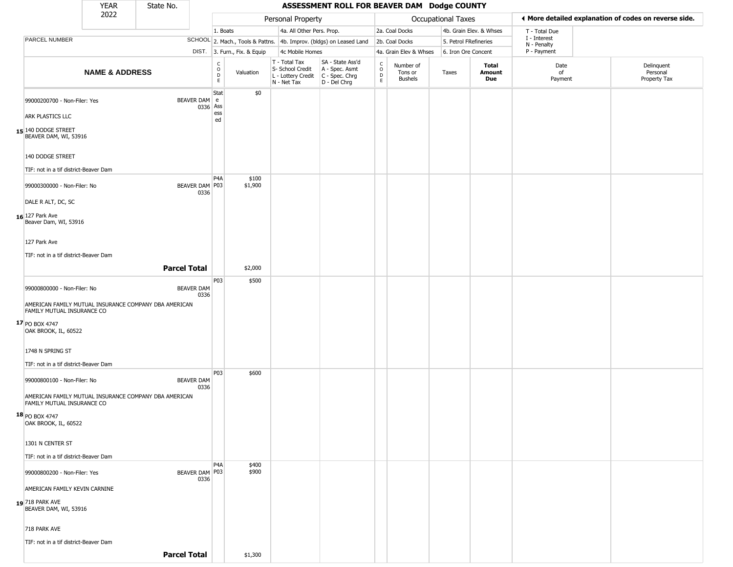| YEAR 2022 | State No. | ASSESSMENT ROLL FOR BEAVER DAM Dodge COUNTY | | | | | | | | | |
|---|---|---|---|---|---|---|---|---|---|---|---|

| | | Personal Property | | | | Occupational Taxes | | | | ◄ More detailed explanation of codes on reverse side. | |
|---|---|---|---|---|---|---|---|---|---|---|---|
| PARCEL NUMBER | SCHOOL DIST. | 1. Boats<br>2. Mach., Tools & Pattns.<br>3. Furn., Fix. & Equip | | 4a. All Other Pers. Prop.<br>4b. Improv. (bldgs) on Leased Land<br>4c Mobile Homes | | 2a. Coal Docks<br>2b. Coal Docks<br>4a. Grain Elev & Whses | | 4b. Grain Elev. & Whses<br>5. Petrol FRefineries<br>6. Iron Ore Concent | | T - Total Due<br>I - Interest<br>N - Penalty<br>P - Payment | |
| **NAME & ADDRESS** | | CODE | Valuation | T - Total Tax<br>S- School Credit<br>L - Lottery Credit<br>N - Net Tax | SA - State Ass'd<br>A - Spec. Asmt<br>C - Spec. Chrg<br>D - Del Chrg | CODE | Number of Tons or Bushels | Taxes | **Total Amount Due** | Date of Payment | Delinquent Personal Property Tax |
| 15 99000200700 - Non-Filer: Yes<br>ARK PLASTICS LLC<br>140 DODGE STREET<br>BEAVER DAM, WI, 53916<br>140 DODGE STREET<br>TIF: not in a tif district-Beaver Dam | BEAVER DAM 0336 | State Assessed | $0 | | | | | | | | |
| 16 99000300000 - Non-Filer: No<br>DALE R ALT, DC, SC<br>127 Park Ave<br>Beaver Dam, WI, 53916<br>127 Park Ave<br>TIF: not in a tif district-Beaver Dam | BEAVER DAM 0336 | P4A<br>P03 | $100<br>$1,900 | | | | | | | | |
| **Parcel Total** | | | $2,000 | | | | | | | | |
| 17 99000800000 - Non-Filer: No<br>AMERICAN FAMILY MUTUAL INSURANCE COMPANY DBA AMERICAN FAMILY MUTUAL INSURANCE CO<br>PO BOX 4747<br>OAK BROOK, IL, 60522<br>1748 N SPRING ST<br>TIF: not in a tif district-Beaver Dam | BEAVER DAM 0336 | P03 | $500 | | | | | | | | |
| 18 99000800100 - Non-Filer: No<br>AMERICAN FAMILY MUTUAL INSURANCE COMPANY DBA AMERICAN FAMILY MUTUAL INSURANCE CO<br>PO BOX 4747<br>OAK BROOK, IL, 60522<br>1301 N CENTER ST<br>TIF: not in a tif district-Beaver Dam | BEAVER DAM 0336 | P03 | $600 | | | | | | | | |
| 19 99000800200 - Non-Filer: Yes<br>AMERICAN FAMILY KEVIN CARNINE<br>718 PARK AVE<br>BEAVER DAM, WI, 53916<br>718 PARK AVE<br>TIF: not in a tif district-Beaver Dam | BEAVER DAM 0336 | P4A<br>P03 | $400<br>$900 | | | | | | | | |
| **Parcel Total** | | | $1,300 | | | | | | | | |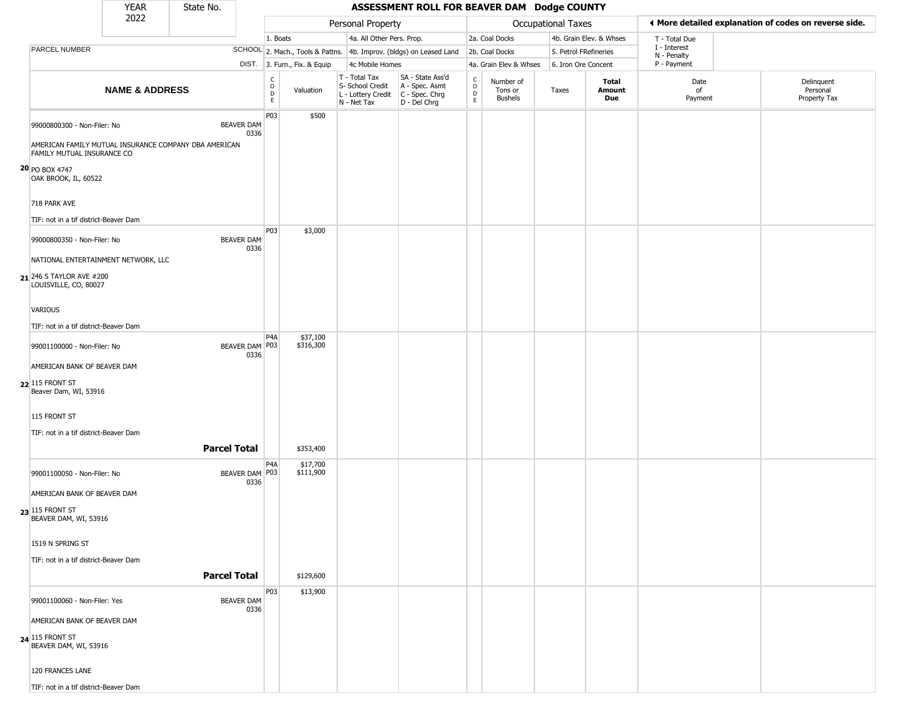| YEAR 2022 | State No. | ASSESSMENT ROLL FOR BEAVER DAM Dodge COUNTY | | | | | | | | | |
|---|---|---|---|---|---|---|---|---|---|---|---|

| | | Personal Property | | | | Occupational Taxes | | | | ◂ More detailed explanation of codes on reverse side. | |
|---|---|---|---|---|---|---|---|---|---|---|---|
| PARCEL NUMBER | SCHOOL DIST. | 1. Boats<br>2. Mach., Tools & Pattns.<br>3. Furn., Fix. & Equip | | 4a. All Other Pers. Prop.<br>4b. Improv. (bldgs) on Leased Land<br>4c Mobile Homes | | 2a. Coal Docks<br>2b. Coal Docks<br>4a. Grain Elev & Whses | | 4b. Grain Elev. & Whses<br>5. Petrol FRefineries<br>6. Iron Ore Concent | | T - Total Due<br>I - Interest<br>N - Penalty<br>P - Payment | |
| **NAME & ADDRESS** | | CODE | Valuation | T - Total Tax<br>S- School Credit<br>L - Lottery Credit<br>N - Net Tax | SA - State Ass'd<br>A - Spec. Asmt<br>C - Spec. Chrg<br>D - Del Chrg | CODE | Number of Tons or Bushels | Taxes | **Total Amount Due** | Date of Payment | Delinquent Personal Property Tax |
| 20 99000800300 - Non-Filer: No<br>AMERICAN FAMILY MUTUAL INSURANCE COMPANY DBA AMERICAN FAMILY MUTUAL INSURANCE CO<br>PO BOX 4747<br>OAK BROOK, IL, 60522<br>718 PARK AVE<br>TIF: not in a tif district-Beaver Dam | BEAVER DAM 0336 | P03 | $500 | | | | | | | | |
| 21 99000800350 - Non-Filer: No<br>NATIONAL ENTERTAINMENT NETWORK, LLC<br>246 S TAYLOR AVE #200<br>LOUISVILLE, CO, 80027<br>VARIOUS<br>TIF: not in a tif district-Beaver Dam | BEAVER DAM 0336 | P03 | $3,000 | | | | | | | | |
| 22 99001100000 - Non-Filer: No<br>AMERICAN BANK OF BEAVER DAM<br>115 FRONT ST<br>Beaver Dam, WI, 53916<br>115 FRONT ST<br>TIF: not in a tif district-Beaver Dam | BEAVER DAM 0336 | P4A<br>P03 | $37,100<br>$316,300 | | | | | | | | |
| | **Parcel Total** | | $353,400 | | | | | | | | |
| 23 99001100050 - Non-Filer: No<br>AMERICAN BANK OF BEAVER DAM<br>115 FRONT ST<br>BEAVER DAM, WI, 53916<br>1519 N SPRING ST<br>TIF: not in a tif district-Beaver Dam | BEAVER DAM 0336 | P4A<br>P03 | $17,700<br>$111,900 | | | | | | | | |
| | **Parcel Total** | | $129,600 | | | | | | | | |
| 24 99001100060 - Non-Filer: Yes<br>AMERICAN BANK OF BEAVER DAM<br>115 FRONT ST<br>BEAVER DAM, WI, 53916<br>120 FRANCES LANE<br>TIF: not in a tif district-Beaver Dam | BEAVER DAM 0336 | P03 | $13,900 | | | | | | | | |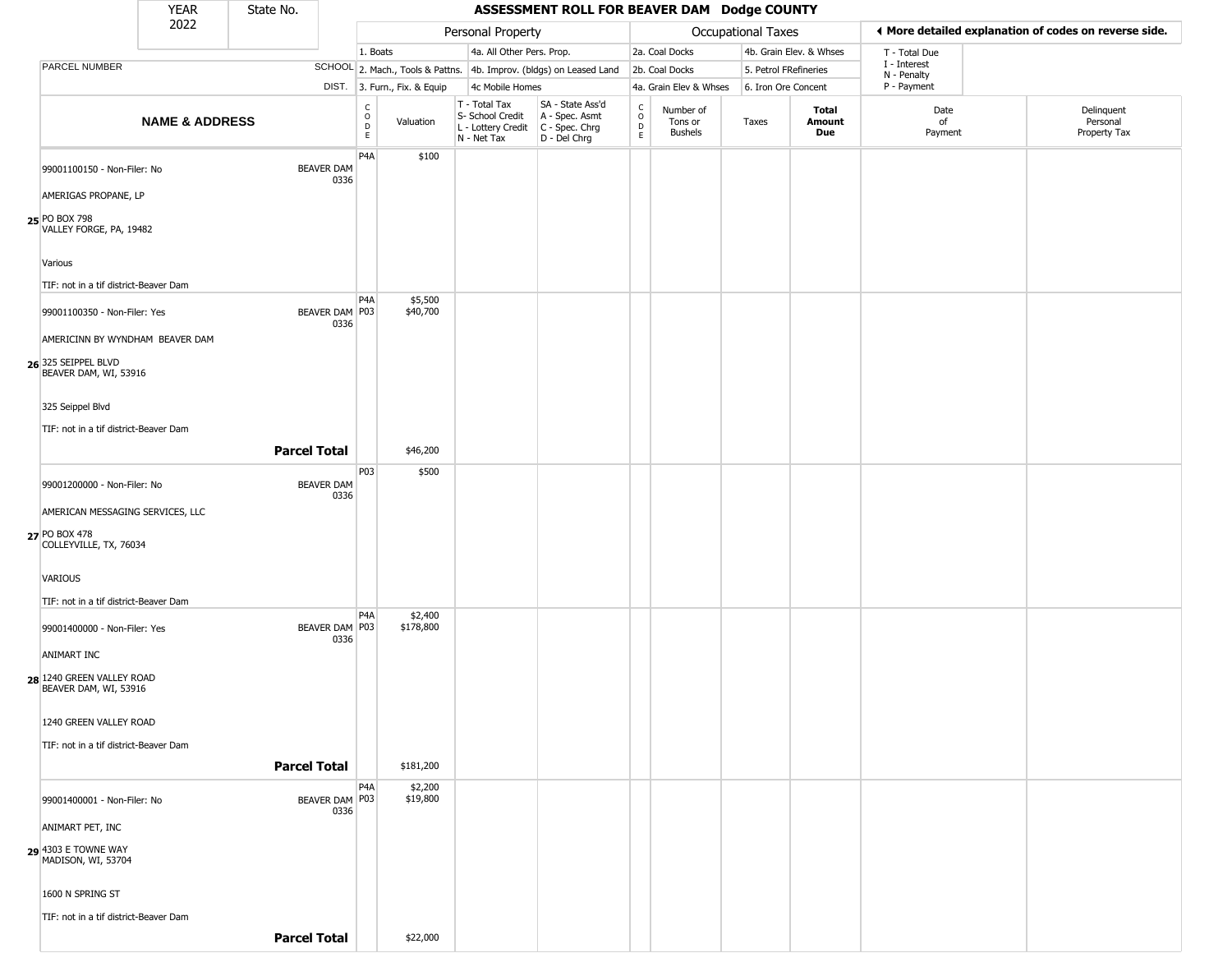| YEAR 2022 | State No. | ASSESSMENT ROLL FOR BEAVER DAM Dodge COUNTY |
|---|---|---|

| | | Personal Property | | | | Occupational Taxes | | | | ◂ More detailed explanation of codes on reverse side. | |
|---|---|---|---|---|---|---|---|---|---|---|---|
| | | 1. Boats | | 4a. All Other Pers. Prop. | | 2a. Coal Docks | | 4b. Grain Elev. & Whses | | T - Total Due | |
| PARCEL NUMBER | SCHOOL | 2. Mach., Tools & Pattns. | | 4b. Improv. (bldgs) on Leased Land | | 2b. Coal Docks | | 5. Petrol FRefineries | | I - Interest<br>N - Penalty | |
| | DIST. | 3. Furn., Fix. & Equip | | 4c Mobile Homes | | 4a. Grain Elev & Whses | | 6. Iron Ore Concent | | P - Payment | |
| **NAME & ADDRESS** | | CODE | Valuation | T - Total Tax<br>S- School Credit<br>L - Lottery Credit<br>N - Net Tax | SA - State Ass'd<br>A - Spec. Asmt<br>C - Spec. Chrg<br>D - Del Chrg | CODE | Number of Tons or Bushels | Taxes | **Total Amount Due** | Date of Payment | Delinquent Personal Property Tax |
| 25 99001100150 - Non-Filer: No<br>AMERIGAS PROPANE, LP<br>PO BOX 798<br>VALLEY FORGE, PA, 19482<br>Various<br>TIF: not in a tif district-Beaver Dam | BEAVER DAM 0336 | P4A | $100 | | | | | | | | |
| 26 99001100350 - Non-Filer: Yes<br>AMERICINN BY WYNDHAM BEAVER DAM<br>325 SEIPPEL BLVD<br>BEAVER DAM, WI, 53916<br>325 Seippel Blvd<br>TIF: not in a tif district-Beaver Dam | BEAVER DAM 0336 | P4A<br>P03 | $5,500<br>$40,700 | | | | | | | | |
| | **Parcel Total** | | $46,200 | | | | | | | | |
| 27 99001200000 - Non-Filer: No<br>AMERICAN MESSAGING SERVICES, LLC<br>PO BOX 478<br>COLLEYVILLE, TX, 76034<br>VARIOUS<br>TIF: not in a tif district-Beaver Dam | BEAVER DAM 0336 | P03 | $500 | | | | | | | | |
| 28 99001400000 - Non-Filer: Yes<br>ANIMART INC<br>1240 GREEN VALLEY ROAD<br>BEAVER DAM, WI, 53916<br>1240 GREEN VALLEY ROAD<br>TIF: not in a tif district-Beaver Dam | BEAVER DAM 0336 | P4A<br>P03 | $2,400<br>$178,800 | | | | | | | | |
| | **Parcel Total** | | $181,200 | | | | | | | | |
| 29 99001400001 - Non-Filer: No<br>ANIMART PET, INC<br>4303 E TOWNE WAY<br>MADISON, WI, 53704<br>1600 N SPRING ST<br>TIF: not in a tif district-Beaver Dam | BEAVER DAM 0336 | P4A<br>P03 | $2,200<br>$19,800 | | | | | | | | |
| | **Parcel Total** | | $22,000 | | | | | | | | |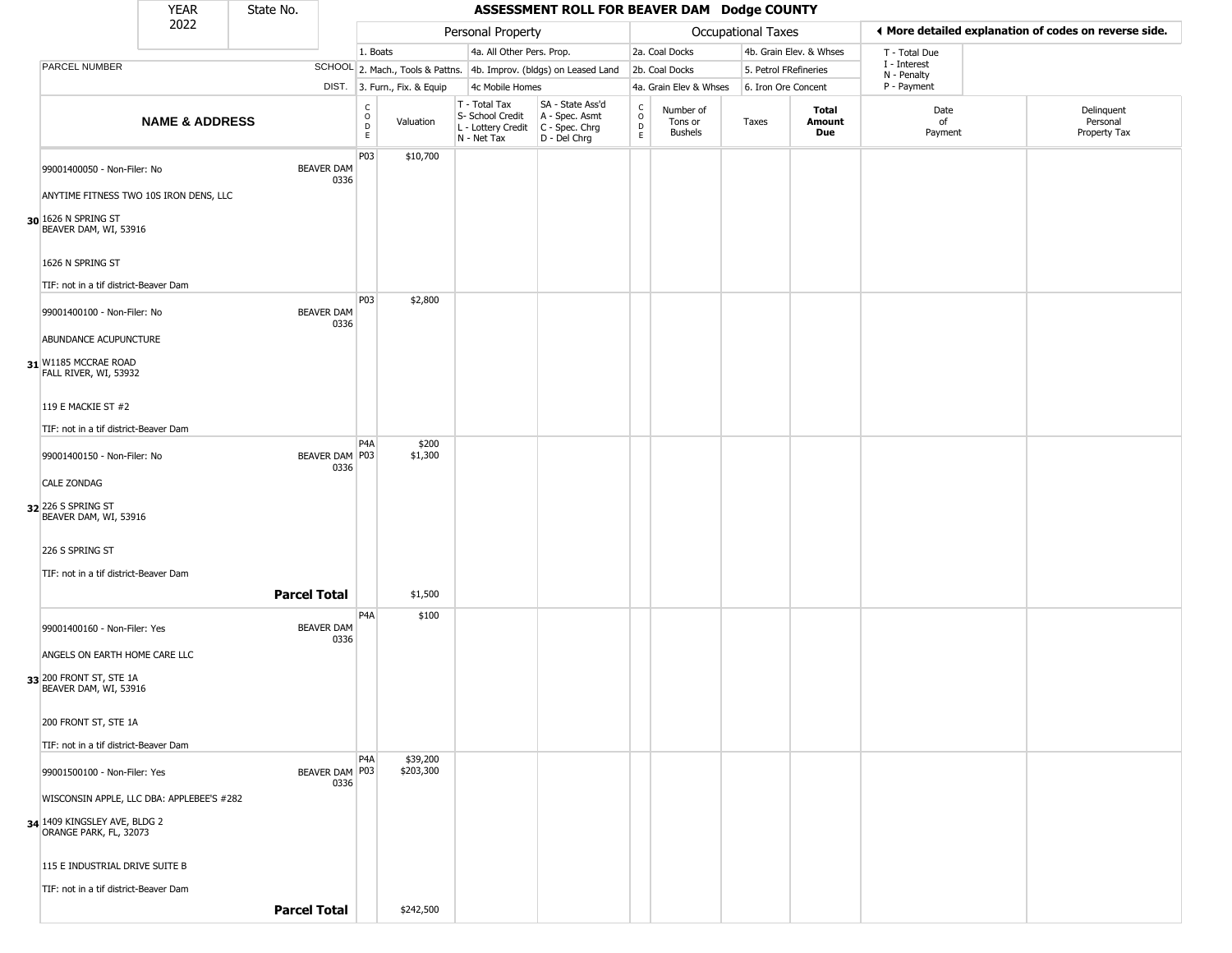# ASSESSMENT ROLL FOR BEAVER DAM Dodge COUNTY

YEAR 2022 | State No.

| | | Personal Property | | | | Occupational Taxes | | | | |
|---|---|---|---|---|---|---|---|---|---|---|
| PARCEL NUMBER | SCHOOL DIST. | 1. Boats / 2. Mach., Tools & Pattns. / 3. Furn., Fix. & Equip | 4a. All Other Pers. Prop. / 4b. Improv. (bldgs) on Leased Land / 4c Mobile Homes | | | 2a. Coal Docks / 2b. Coal Docks / 4a. Grain Elev & Whses | 4b. Grain Elev. & Whses / 5. Petrol FRefineries / 6. Iron Ore Concent | | T - Total Due / I - Interest / N - Penalty / P - Payment | ◀ More detailed explanation of codes on reverse side. |

| NAME & ADDRESS | | CODE | Valuation | T - Total Tax / S- School Credit / L - Lottery Credit / N - Net Tax | SA - State Ass'd / A - Spec. Asmt / C - Spec. Chrg / D - Del Chrg | CODE | Number of Tons or Bushels | Taxes | Total Amount Due | Date of Payment | Delinquent Personal Property Tax |
|---|---|---|---|---|---|---|---|---|---|---|---|
| 30 99001400050 - Non-Filer: No<br>ANYTIME FITNESS TWO 10S IRON DENS, LLC<br>1626 N SPRING ST<br>BEAVER DAM, WI, 53916<br>1626 N SPRING ST<br>TIF: not in a tif district-Beaver Dam | BEAVER DAM 0336 | P03 | $10,700 | | | | | | | | |
| 31 99001400100 - Non-Filer: No<br>ABUNDANCE ACUPUNCTURE<br>W1185 MCCRAE ROAD<br>FALL RIVER, WI, 53932<br>119 E MACKIE ST #2<br>TIF: not in a tif district-Beaver Dam | BEAVER DAM 0336 | P03 | $2,800 | | | | | | | | |
| 32 99001400150 - Non-Filer: No<br>CALE ZONDAG<br>226 S SPRING ST<br>BEAVER DAM, WI, 53916<br>226 S SPRING ST<br>TIF: not in a tif district-Beaver Dam | BEAVER DAM 0336 | P4A<br>P03 | $200<br>$1,300 | | | | | | | | |
| | **Parcel Total** | | $1,500 | | | | | | | | |
| 33 99001400160 - Non-Filer: Yes<br>ANGELS ON EARTH HOME CARE LLC<br>200 FRONT ST, STE 1A<br>BEAVER DAM, WI, 53916<br>200 FRONT ST, STE 1A<br>TIF: not in a tif district-Beaver Dam | BEAVER DAM 0336 | P4A | $100 | | | | | | | | |
| 34 99001500100 - Non-Filer: Yes<br>WISCONSIN APPLE, LLC DBA: APPLEBEE'S #282<br>1409 KINGSLEY AVE, BLDG 2<br>ORANGE PARK, FL, 32073<br>115 E INDUSTRIAL DRIVE SUITE B<br>TIF: not in a tif district-Beaver Dam | BEAVER DAM 0336 | P4A<br>P03 | $39,200<br>$203,300 | | | | | | | | |
| | **Parcel Total** | | $242,500 | | | | | | | | |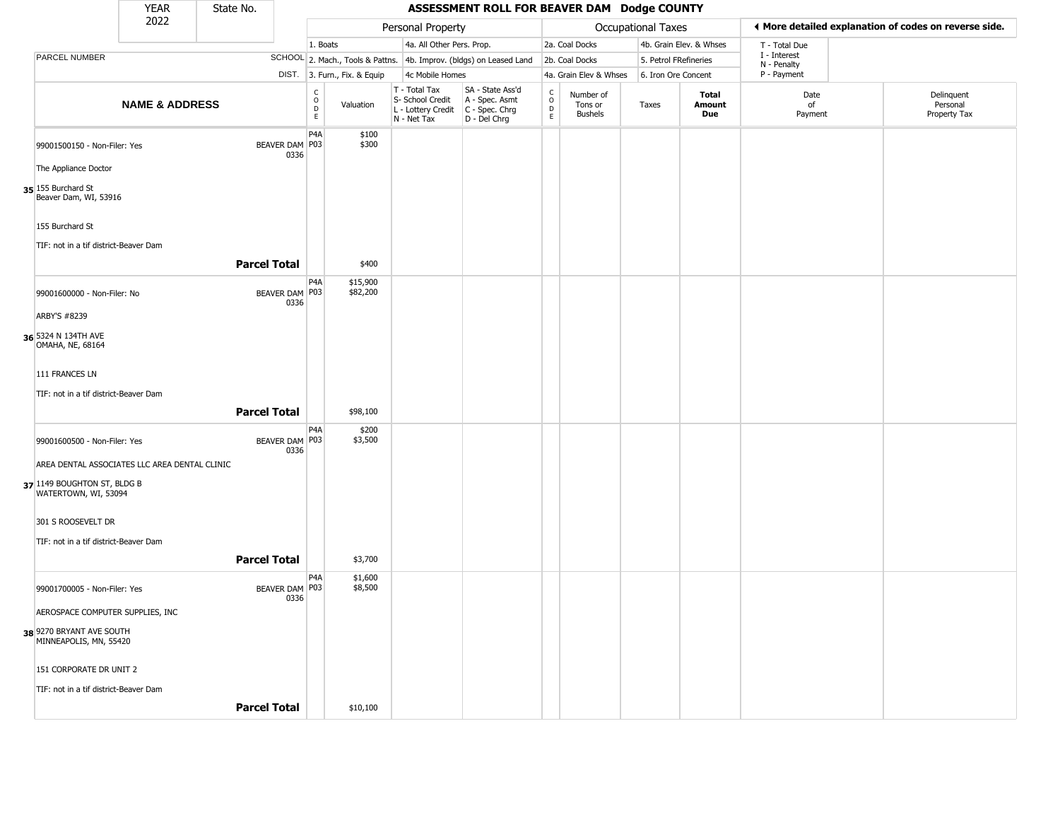| YEAR | State No. |
| --- | --- |
| 2022 | |

# ASSESSMENT ROLL FOR BEAVER DAM Dodge COUNTY

| | | Personal Property | | | | Occupational Taxes | | | | ◄ More detailed explanation of codes on reverse side. | |
| --- | --- | --- | --- | --- | --- | --- | --- | --- | --- | --- | --- |
| | | 1. Boats | | 4a. All Other Pers. Prop. | | 2a. Coal Docks | | 4b. Grain Elev. & Whses | | T - Total Due | |
| PARCEL NUMBER | SCHOOL | 2. Mach., Tools & Pattns. | | 4b. Improv. (bldgs) on Leased Land | | 2b. Coal Docks | | 5. Petrol FRefineries | | I - Interest, N - Penalty | |
| | DIST. | 3. Furn., Fix. & Equip | | 4c Mobile Homes | | 4a. Grain Elev & Whses | | 6. Iron Ore Concent | | P - Payment | |
| **NAME & ADDRESS** | | CODE | Valuation | T - Total Tax, S- School Credit, L - Lottery Credit, N - Net Tax | SA - State Ass'd, A - Spec. Asmt, C - Spec. Chrg, D - Del Chrg | CODE | Number of Tons or Bushels | Taxes | **Total Amount Due** | Date of Payment | Delinquent Personal Property Tax |
| 99001500150 - Non-Filer: Yes | BEAVER DAM 0336 | P4A | $100 | | | | | | | | |
| | | P03 | $300 | | | | | | | | |
| The Appliance Doctor | | | | | | | | | | | |
| **35** 155 Burchard St, Beaver Dam, WI, 53916 | | | | | | | | | | | |
| 155 Burchard St | | | | | | | | | | | |
| TIF: not in a tif district-Beaver Dam | | | | | | | | | | | |
| | **Parcel Total** | | $400 | | | | | | | | |
| 99001600000 - Non-Filer: No | BEAVER DAM 0336 | P4A | $15,900 | | | | | | | | |
| | | P03 | $82,200 | | | | | | | | |
| ARBY'S #8239 | | | | | | | | | | | |
| **36** 5324 N 134TH AVE, OMAHA, NE, 68164 | | | | | | | | | | | |
| 111 FRANCES LN | | | | | | | | | | | |
| TIF: not in a tif district-Beaver Dam | | | | | | | | | | | |
| | **Parcel Total** | | $98,100 | | | | | | | | |
| 99001600500 - Non-Filer: Yes | BEAVER DAM 0336 | P4A | $200 | | | | | | | | |
| | | P03 | $3,500 | | | | | | | | |
| AREA DENTAL ASSOCIATES LLC AREA DENTAL CLINIC | | | | | | | | | | | |
| **37** 1149 BOUGHTON ST, BLDG B, WATERTOWN, WI, 53094 | | | | | | | | | | | |
| 301 S ROOSEVELT DR | | | | | | | | | | | |
| TIF: not in a tif district-Beaver Dam | | | | | | | | | | | |
| | **Parcel Total** | | $3,700 | | | | | | | | |
| 99001700005 - Non-Filer: Yes | BEAVER DAM 0336 | P4A | $1,600 | | | | | | | | |
| | | P03 | $8,500 | | | | | | | | |
| AEROSPACE COMPUTER SUPPLIES, INC | | | | | | | | | | | |
| **38** 9270 BRYANT AVE SOUTH, MINNEAPOLIS, MN, 55420 | | | | | | | | | | | |
| 151 CORPORATE DR UNIT 2 | | | | | | | | | | | |
| TIF: not in a tif district-Beaver Dam | | | | | | | | | | | |
| | **Parcel Total** | | $10,100 | | | | | | | | |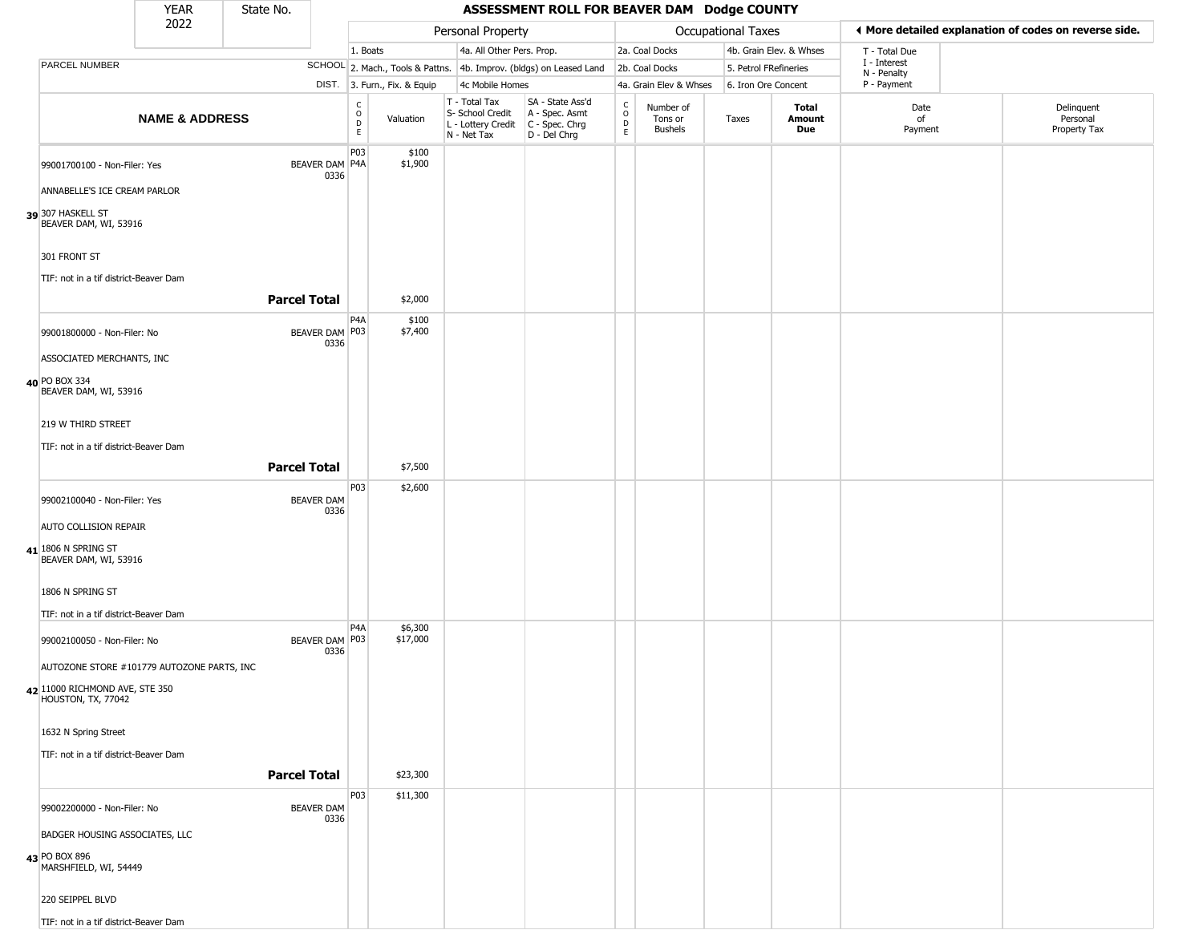# ASSESSMENT ROLL FOR BEAVER DAM Dodge COUNTY

YEAR 2022 | State No.

| | | Personal Property | | | | Occupational Taxes | | | | ◀ More detailed explanation of codes on reverse side. | |
|---|---|---|---|---|---|---|---|---|---|---|---|
| | | 1. Boats | | 4a. All Other Pers. Prop. | | 2a. Coal Docks | | 4b. Grain Elev. & Whses | | T - Total Due | |
| PARCEL NUMBER | SCHOOL | 2. Mach., Tools & Pattns. | | 4b. Improv. (bldgs) on Leased Land | | 2b. Coal Docks | | 5. Petrol FRefineries | | I - Interest, N - Penalty | |
| | DIST. | 3. Furn., Fix. & Equip | | 4c Mobile Homes | | 4a. Grain Elev & Whses | | 6. Iron Ore Concent | | P - Payment | |
| **NAME & ADDRESS** | | CODE | Valuation | T - Total Tax, S- School Credit, L - Lottery Credit, N - Net Tax | SA - State Ass'd, A - Spec. Asmt, C - Spec. Chrg, D - Del Chrg | CODE | Number of Tons or Bushels | Taxes | **Total Amount Due** | Date of Payment | Delinquent Personal Property Tax |
| 39 99001700100 - Non-Filer: Yes<br>ANNABELLE'S ICE CREAM PARLOR<br>307 HASKELL ST<br>BEAVER DAM, WI, 53916<br>301 FRONT ST<br>TIF: not in a tif district-Beaver Dam | BEAVER DAM 0336 | P03<br>P4A | $100<br>$1,900 | | | | | | | | |
| **Parcel Total** | | | $2,000 | | | | | | | | |
| 40 99001800000 - Non-Filer: No<br>ASSOCIATED MERCHANTS, INC<br>PO BOX 334<br>BEAVER DAM, WI, 53916<br>219 W THIRD STREET<br>TIF: not in a tif district-Beaver Dam | BEAVER DAM 0336 | P4A<br>P03 | $100<br>$7,400 | | | | | | | | |
| **Parcel Total** | | | $7,500 | | | | | | | | |
| 41 99002100040 - Non-Filer: Yes<br>AUTO COLLISION REPAIR<br>1806 N SPRING ST<br>BEAVER DAM, WI, 53916<br>1806 N SPRING ST<br>TIF: not in a tif district-Beaver Dam | BEAVER DAM 0336 | P03 | $2,600 | | | | | | | | |
| 42 99002100050 - Non-Filer: No<br>AUTOZONE STORE #101779 AUTOZONE PARTS, INC<br>11000 RICHMOND AVE, STE 350<br>HOUSTON, TX, 77042<br>1632 N Spring Street<br>TIF: not in a tif district-Beaver Dam | BEAVER DAM 0336 | P4A<br>P03 | $6,300<br>$17,000 | | | | | | | | |
| **Parcel Total** | | | $23,300 | | | | | | | | |
| 43 99002200000 - Non-Filer: No<br>BADGER HOUSING ASSOCIATES, LLC<br>PO BOX 896<br>MARSHFIELD, WI, 54449<br>220 SEIPPEL BLVD<br>TIF: not in a tif district-Beaver Dam | BEAVER DAM 0336 | P03 | $11,300 | | | | | | | | |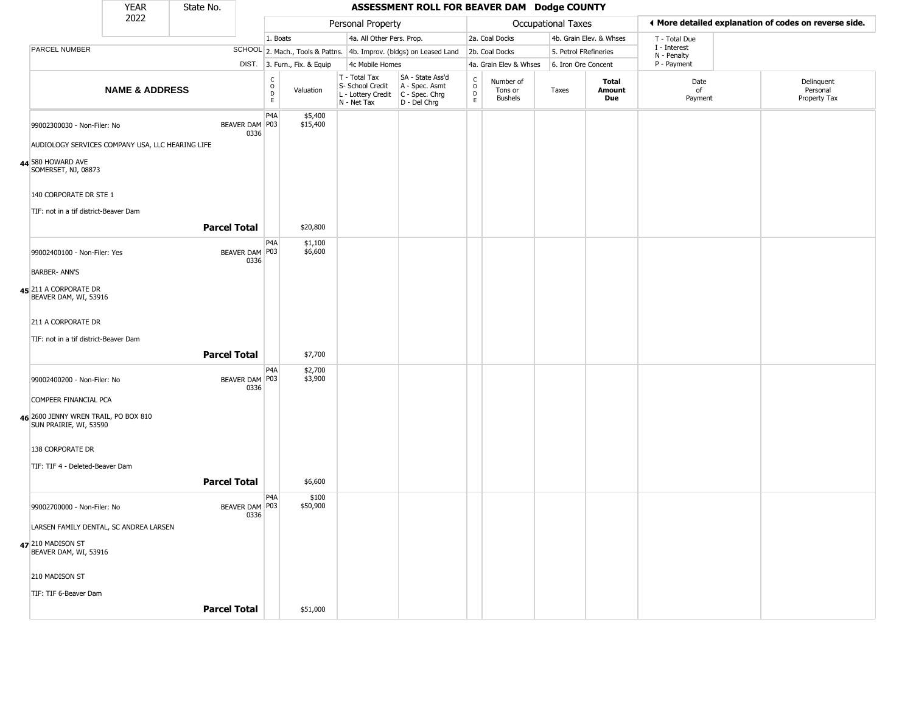| YEAR 2022 | State No. | ASSESSMENT ROLL FOR BEAVER DAM Dodge COUNTY |
|---|---|---|

| | | Personal Property | | | | Occupational Taxes | | | | ◄ More detailed explanation of codes on reverse side. | |
|---|---|---|---|---|---|---|---|---|---|---|---|
| | | 1. Boats | | 4a. All Other Pers. Prop. | | 2a. Coal Docks | | 4b. Grain Elev. & Whses | | T - Total Due | |
| PARCEL NUMBER | SCHOOL | 2. Mach., Tools & Pattns. | | 4b. Improv. (bldgs) on Leased Land | | 2b. Coal Docks | | 5. Petrol FRefineries | | I - Interest N - Penalty | |
| | DIST. | 3. Furn., Fix. & Equip | | 4c Mobile Homes | | 4a. Grain Elev & Whses | | 6. Iron Ore Concent | | P - Payment | |
| **NAME & ADDRESS** | | CODE | Valuation | T - Total Tax S- School Credit L - Lottery Credit N - Net Tax | SA - State Ass'd A - Spec. Asmt C - Spec. Chrg D - Del Chrg | CODE | Number of Tons or Bushels | Taxes | **Total Amount Due** | Date of Payment | Delinquent Personal Property Tax |
| 99002300030 - Non-Filer: No | BEAVER DAM 0336 | P4A P03 | $5,400 $15,400 | | | | | | | | |
| AUDIOLOGY SERVICES COMPANY USA, LLC HEARING LIFE | | | | | | | | | | | |
| 44 580 HOWARD AVE SOMERSET, NJ, 08873 | | | | | | | | | | | |
| 140 CORPORATE DR STE 1 | | | | | | | | | | | |
| TIF: not in a tif district-Beaver Dam | | | | | | | | | | | |
| **Parcel Total** | | | $20,800 | | | | | | | | |
| 99002400100 - Non-Filer: Yes | BEAVER DAM 0336 | P4A P03 | $1,100 $6,600 | | | | | | | | |
| BARBER- ANN'S | | | | | | | | | | | |
| 45 211 A CORPORATE DR BEAVER DAM, WI, 53916 | | | | | | | | | | | |
| 211 A CORPORATE DR | | | | | | | | | | | |
| TIF: not in a tif district-Beaver Dam | | | | | | | | | | | |
| **Parcel Total** | | | $7,700 | | | | | | | | |
| 99002400200 - Non-Filer: No | BEAVER DAM 0336 | P4A P03 | $2,700 $3,900 | | | | | | | | |
| COMPEER FINANCIAL PCA | | | | | | | | | | | |
| 46 2600 JENNY WREN TRAIL, PO BOX 810 SUN PRAIRIE, WI, 53590 | | | | | | | | | | | |
| 138 CORPORATE DR | | | | | | | | | | | |
| TIF: TIF 4 - Deleted-Beaver Dam | | | | | | | | | | | |
| **Parcel Total** | | | $6,600 | | | | | | | | |
| 99002700000 - Non-Filer: No | BEAVER DAM 0336 | P4A P03 | $100 $50,900 | | | | | | | | |
| LARSEN FAMILY DENTAL, SC ANDREA LARSEN | | | | | | | | | | | |
| 47 210 MADISON ST BEAVER DAM, WI, 53916 | | | | | | | | | | | |
| 210 MADISON ST | | | | | | | | | | | |
| TIF: TIF 6-Beaver Dam | | | | | | | | | | | |
| **Parcel Total** | | | $51,000 | | | | | | | | |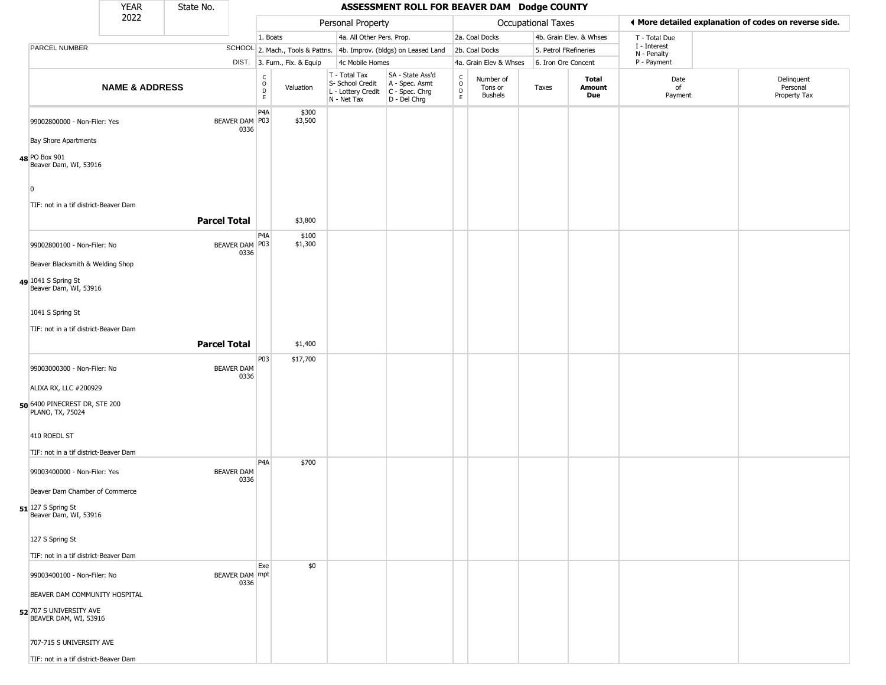# ASSESSMENT ROLL FOR BEAVER DAM Dodge COUNTY

| YEAR | State No. |
|---|---|
| 2022 | |

| | Personal Property | | Occupational Taxes | | ◂ More detailed explanation of codes on reverse side. |
|---|---|---|---|---|---|
| | 1. Boats | 4a. All Other Pers. Prop. | 2a. Coal Docks | 4b. Grain Elev. & Whses | T - Total Due |
| PARCEL NUMBER SCHOOL | 2. Mach., Tools & Pattns. | 4b. Improv. (bldgs) on Leased Land | 2b. Coal Docks | 5. Petrol FRefineries | I - Interest<br>N - Penalty |
| DIST. | 3. Furn., Fix. & Equip | 4c Mobile Homes | 4a. Grain Elev & Whses | 6. Iron Ore Concent | P - Payment |

| | NAME & ADDRESS | SCHOOL DIST. | CODE | Valuation | T - Total Tax<br>S- School Credit<br>L - Lottery Credit<br>N - Net Tax | SA - State Ass'd<br>A - Spec. Asmt<br>C - Spec. Chrg<br>D - Del Chrg | CODE | Number of Tons or Bushels | Taxes | Total Amount Due | Date of Payment | Delinquent Personal Property Tax |
|---|---|---|---|---|---|---|---|---|---|---|---|---|
| 48 | 99002800000 - Non-Filer: Yes<br>Bay Shore Apartments<br>PO Box 901<br>Beaver Dam, WI, 53916<br>0<br>TIF: not in a tif district-Beaver Dam | BEAVER DAM 0336 | P4A<br>P03 | \$300<br>\$3,500 | | | | | | | | |
| | | **Parcel Total** | | \$3,800 | | | | | | | | |
| 49 | 99002800100 - Non-Filer: No<br>Beaver Blacksmith & Welding Shop<br>1041 S Spring St<br>Beaver Dam, WI, 53916<br>1041 S Spring St<br>TIF: not in a tif district-Beaver Dam | BEAVER DAM 0336 | P4A<br>P03 | \$100<br>\$1,300 | | | | | | | | |
| | | **Parcel Total** | | \$1,400 | | | | | | | | |
| 50 | 99003000300 - Non-Filer: No<br>ALIXA RX, LLC #200929<br>6400 PINECREST DR, STE 200<br>PLANO, TX, 75024<br>410 ROEDL ST<br>TIF: not in a tif district-Beaver Dam | BEAVER DAM 0336 | P03 | \$17,700 | | | | | | | | |
| 51 | 99003400000 - Non-Filer: Yes<br>Beaver Dam Chamber of Commerce<br>127 S Spring St<br>Beaver Dam, WI, 53916<br>127 S Spring St<br>TIF: not in a tif district-Beaver Dam | BEAVER DAM 0336 | P4A | \$700 | | | | | | | | |
| 52 | 99003400100 - Non-Filer: No<br>BEAVER DAM COMMUNITY HOSPITAL<br>707 S UNIVERSITY AVE<br>BEAVER DAM, WI, 53916<br>707-715 S UNIVERSITY AVE<br>TIF: not in a tif district-Beaver Dam | BEAVER DAM 0336 | Exempt | \$0 | | | | | | | | |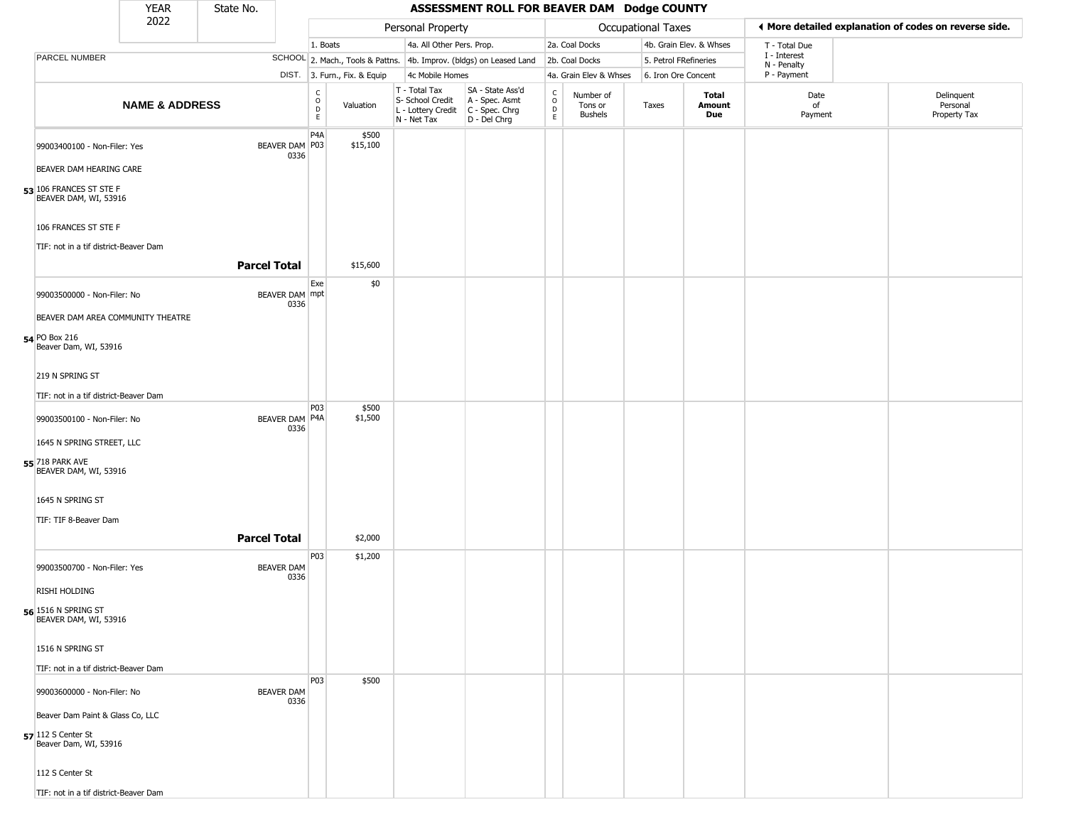| YEAR 2022 | State No. | ASSESSMENT ROLL FOR BEAVER DAM Dodge COUNTY | | | | | | | | | |
|---|---|---|---|---|---|---|---|---|---|---|---|

| | | Personal Property | | | | Occupational Taxes | | | | ◀ More detailed explanation of codes on reverse side. | |
|---|---|---|---|---|---|---|---|---|---|---|---|
| | | 1. Boats | | 4a. All Other Pers. Prop. | | 2a. Coal Docks | | 4b. Grain Elev. & Whses | | T - Total Due | |
| PARCEL NUMBER | SCHOOL | 2. Mach., Tools & Pattns. | | 4b. Improv. (bldgs) on Leased Land | | 2b. Coal Docks | | 5. Petrol FRefineries | | I - Interest N - Penalty | |
| | DIST. | 3. Furn., Fix. & Equip | | 4c Mobile Homes | | 4a. Grain Elev & Whses | | 6. Iron Ore Concent | | P - Payment | |
| NAME & ADDRESS | | CODE | Valuation | T - Total Tax S- School Credit L - Lottery Credit N - Net Tax | SA - State Ass'd A - Spec. Asmt C - Spec. Chrg D - Del Chrg | CODE | Number of Tons or Bushels | Taxes | Total Amount Due | Date of Payment | Delinquent Personal Property Tax |
| **53** 99003400100 - Non-Filer: Yes<br>BEAVER DAM HEARING CARE<br>106 FRANCES ST STE F<br>BEAVER DAM, WI, 53916<br>106 FRANCES ST STE F<br>TIF: not in a tif district-Beaver Dam | BEAVER DAM 0336 | P4A<br>P03 | $500<br>$15,100 | | | | | | | | |
| **Parcel Total** | | | $15,600 | | | | | | | | |
| **54** 99003500000 - Non-Filer: No<br>BEAVER DAM AREA COMMUNITY THEATRE<br>PO Box 216<br>Beaver Dam, WI, 53916<br>219 N SPRING ST<br>TIF: not in a tif district-Beaver Dam | BEAVER DAM 0336 | Exempt | $0 | | | | | | | | |
| **55** 99003500100 - Non-Filer: No<br>1645 N SPRING STREET, LLC<br>718 PARK AVE<br>BEAVER DAM, WI, 53916<br>1645 N SPRING ST<br>TIF: TIF 8-Beaver Dam | BEAVER DAM 0336 | P03<br>P4A | $500<br>$1,500 | | | | | | | | |
| **Parcel Total** | | | $2,000 | | | | | | | | |
| **56** 99003500700 - Non-Filer: Yes<br>RISHI HOLDING<br>1516 N SPRING ST<br>BEAVER DAM, WI, 53916<br>1516 N SPRING ST<br>TIF: not in a tif district-Beaver Dam | BEAVER DAM 0336 | P03 | $1,200 | | | | | | | | |
| **57** 99003600000 - Non-Filer: No<br>Beaver Dam Paint & Glass Co, LLC<br>112 S Center St<br>Beaver Dam, WI, 53916<br>112 S Center St<br>TIF: not in a tif district-Beaver Dam | BEAVER DAM 0336 | P03 | $500 | | | | | | | | |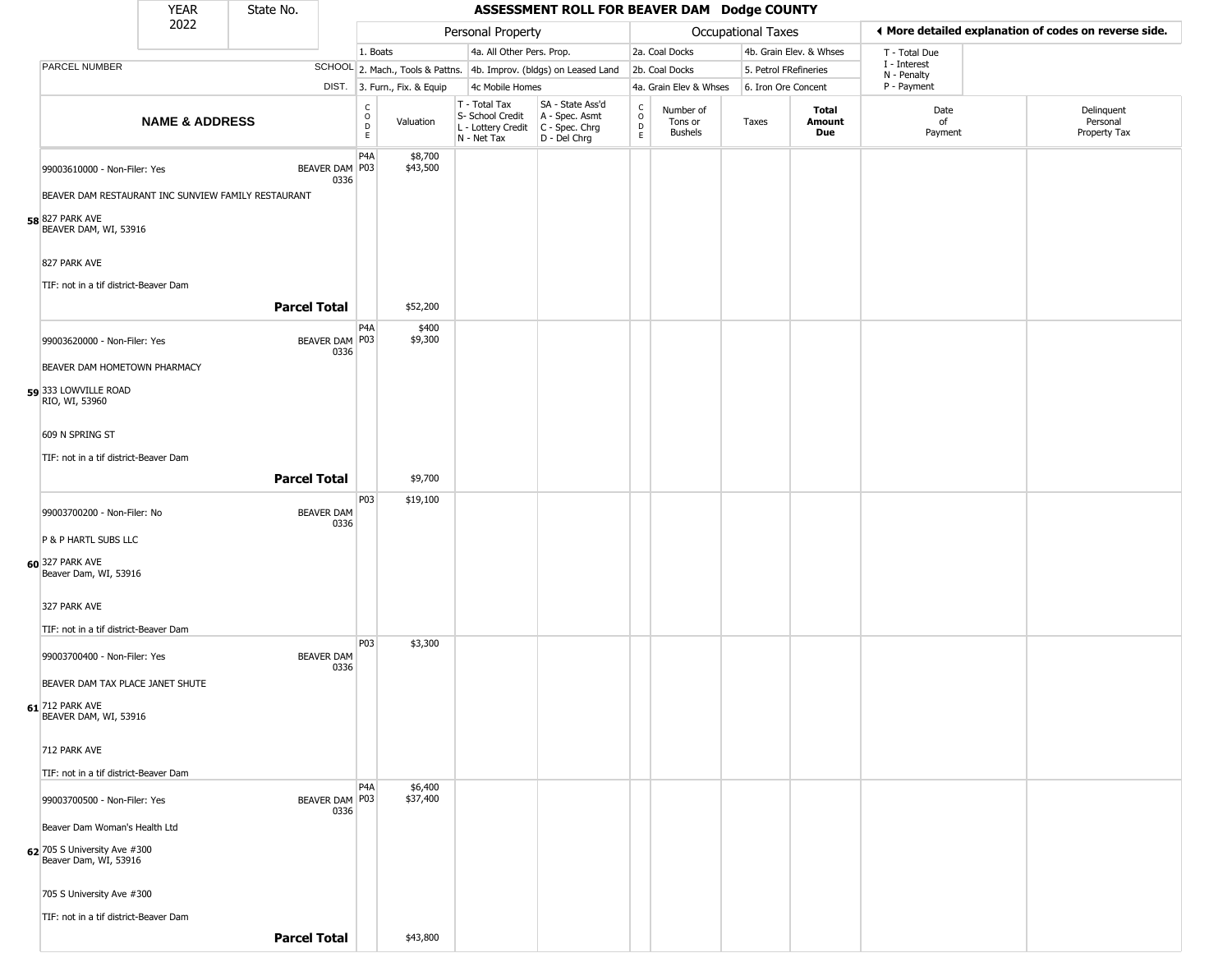| YEAR 2022 | State No. | ASSESSMENT ROLL FOR BEAVER DAM Dodge COUNTY |
|---|---|---|

| | | Personal Property | | | | Occupational Taxes | | | | ◄ More detailed explanation of codes on reverse side. | |
|---|---|---|---|---|---|---|---|---|---|---|---|
| | | 1. Boats | | 4a. All Other Pers. Prop. | | 2a. Coal Docks | | 4b. Grain Elev. & Whses | | T - Total Due | |
| PARCEL NUMBER | SCHOOL | 2. Mach., Tools & Pattns. | | 4b. Improv. (bldgs) on Leased Land | | 2b. Coal Docks | | 5. Petrol FRefineries | | I - Interest, N - Penalty | |
| | DIST. | 3. Furn., Fix. & Equip | | 4c Mobile Homes | | 4a. Grain Elev & Whses | | 6. Iron Ore Concent | | P - Payment | |
| **NAME & ADDRESS** | | CODE | Valuation | T - Total Tax, S- School Credit, L - Lottery Credit, N - Net Tax | SA - State Ass'd, A - Spec. Asmt, C - Spec. Chrg, D - Del Chrg | CODE | Number of Tons or Bushels | Taxes | **Total Amount Due** | Date of Payment | Delinquent Personal Property Tax |
| 58 99003610000 - Non-Filer: Yes<br>BEAVER DAM RESTAURANT INC SUNVIEW FAMILY RESTAURANT<br>827 PARK AVE<br>BEAVER DAM, WI, 53916<br><br>827 PARK AVE<br><br>TIF: not in a tif district-Beaver Dam | BEAVER DAM 0336 | P4A<br>P03 | $8,700<br>$43,500 | | | | | | | | |
| **Parcel Total** | | | $52,200 | | | | | | | | |
| 59 99003620000 - Non-Filer: Yes<br>BEAVER DAM HOMETOWN PHARMACY<br>333 LOWVILLE ROAD<br>RIO, WI, 53960<br><br>609 N SPRING ST<br><br>TIF: not in a tif district-Beaver Dam | BEAVER DAM 0336 | P4A<br>P03 | $400<br>$9,300 | | | | | | | | |
| **Parcel Total** | | | $9,700 | | | | | | | | |
| 60 99003700200 - Non-Filer: No<br>P & P HARTL SUBS LLC<br>327 PARK AVE<br>Beaver Dam, WI, 53916<br><br>327 PARK AVE<br><br>TIF: not in a tif district-Beaver Dam | BEAVER DAM 0336 | P03 | $19,100 | | | | | | | | |
| 61 99003700400 - Non-Filer: Yes<br>BEAVER DAM TAX PLACE JANET SHUTE<br>712 PARK AVE<br>BEAVER DAM, WI, 53916<br><br>712 PARK AVE<br><br>TIF: not in a tif district-Beaver Dam | BEAVER DAM 0336 | P03 | $3,300 | | | | | | | | |
| 62 99003700500 - Non-Filer: Yes<br>Beaver Dam Woman's Health Ltd<br>705 S University Ave #300<br>Beaver Dam, WI, 53916<br><br>705 S University Ave #300<br><br>TIF: not in a tif district-Beaver Dam | BEAVER DAM 0336 | P4A<br>P03 | $6,400<br>$37,400 | | | | | | | | |
| **Parcel Total** | | | $43,800 | | | | | | | | |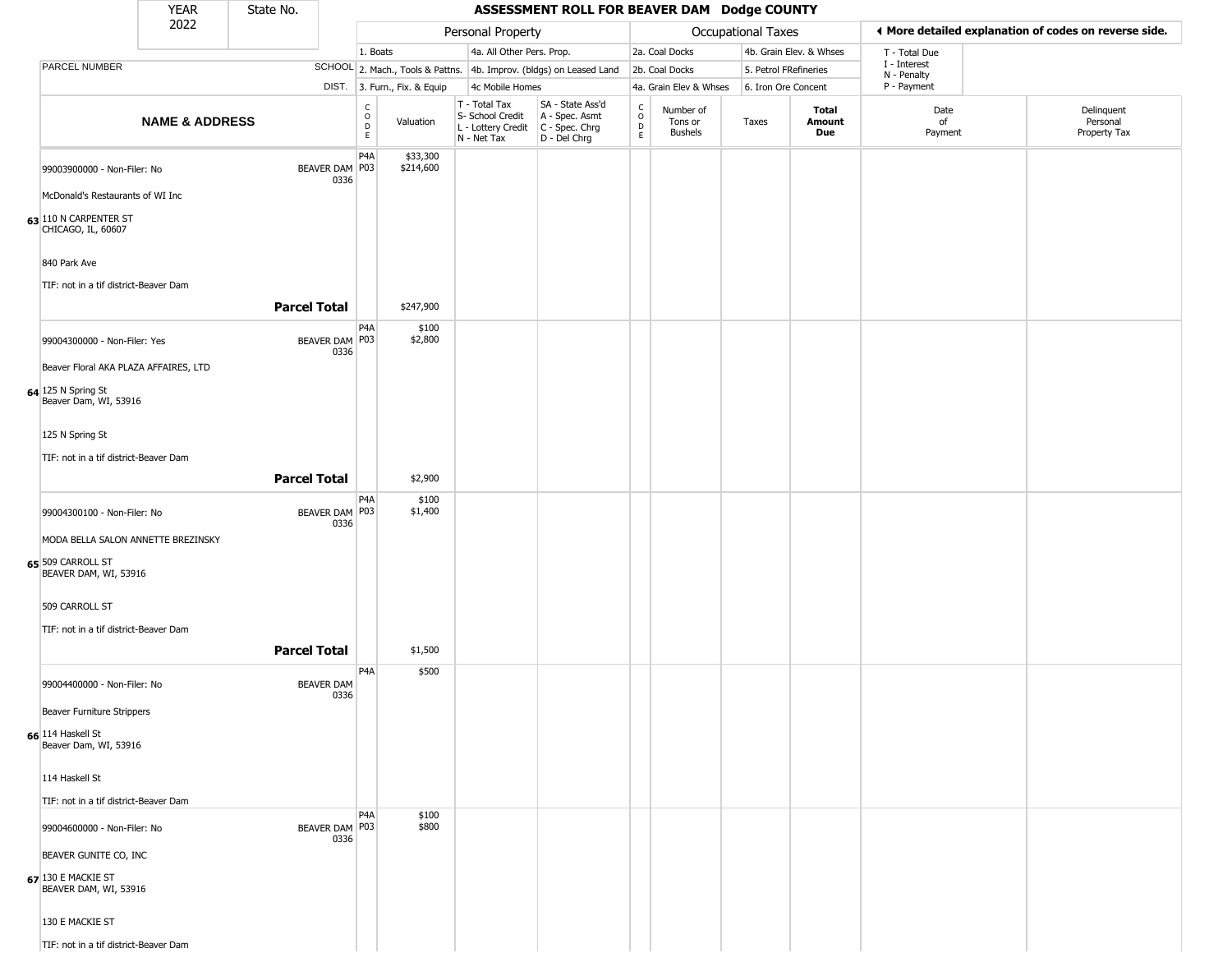# ASSESSMENT ROLL FOR BEAVER DAM Dodge COUNTY

YEAR 2022 | State No.

| | Personal Property | | | | Occupational Taxes | | | ◂ More detailed explanation of codes on reverse side. |
|---|---|---|---|---|---|---|---|---|
| | 1. Boats | 4a. All Other Pers. Prop. | | | 2a. Coal Docks | 4b. Grain Elev. & Whses | | T - Total Due |
| PARCEL NUMBER SCHOOL | 2. Mach., Tools & Pattns. | 4b. Improv. (bldgs) on Leased Land | | | 2b. Coal Docks | 5. Petrol FRefineries | | I - Interest, N - Penalty |
| DIST. | 3. Furn., Fix. & Equip | 4c Mobile Homes | | | 4a. Grain Elev & Whses | 6. Iron Ore Concent | | P - Payment |

| | NAME & ADDRESS | SCHOOL DIST. | CODE | Valuation | T - Total Tax, S- School Credit, L - Lottery Credit, N - Net Tax | SA - State Ass'd, A - Spec. Asmt, C - Spec. Chrg, D - Del Chrg | CODE | Number of Tons or Bushels | Taxes | Total Amount Due | Date of Payment | Delinquent Personal Property Tax |
|---|---|---|---|---|---|---|---|---|---|---|---|---|
| 63 | 99003900000 - Non-Filer: No<br>McDonald's Restaurants of WI Inc<br>110 N CARPENTER ST<br>CHICAGO, IL, 60607<br>840 Park Ave<br>TIF: not in a tif district-Beaver Dam | BEAVER DAM 0336 | P4A<br>P03 | $33,300<br>$214,600 | | | | | | | | |
| | **Parcel Total** | | | $247,900 | | | | | | | | |
| 64 | 99004300000 - Non-Filer: Yes<br>Beaver Floral AKA PLAZA AFFAIRES, LTD<br>125 N Spring St<br>Beaver Dam, WI, 53916<br>125 N Spring St<br>TIF: not in a tif district-Beaver Dam | BEAVER DAM 0336 | P4A<br>P03 | $100<br>$2,800 | | | | | | | | |
| | **Parcel Total** | | | $2,900 | | | | | | | | |
| 65 | 99004300100 - Non-Filer: No<br>MODA BELLA SALON ANNETTE BREZINSKY<br>509 CARROLL ST<br>BEAVER DAM, WI, 53916<br>509 CARROLL ST<br>TIF: not in a tif district-Beaver Dam | BEAVER DAM 0336 | P4A<br>P03 | $100<br>$1,400 | | | | | | | | |
| | **Parcel Total** | | | $1,500 | | | | | | | | |
| 66 | 99004400000 - Non-Filer: No<br>Beaver Furniture Strippers<br>114 Haskell St<br>Beaver Dam, WI, 53916<br>114 Haskell St<br>TIF: not in a tif district-Beaver Dam | BEAVER DAM 0336 | P4A | $500 | | | | | | | | |
| 67 | 99004600000 - Non-Filer: No<br>BEAVER GUNITE CO, INC<br>130 E MACKIE ST<br>BEAVER DAM, WI, 53916<br>130 E MACKIE ST<br>TIF: not in a tif district-Beaver Dam | BEAVER DAM 0336 | P4A<br>P03 | $100<br>$800 | | | | | | | | |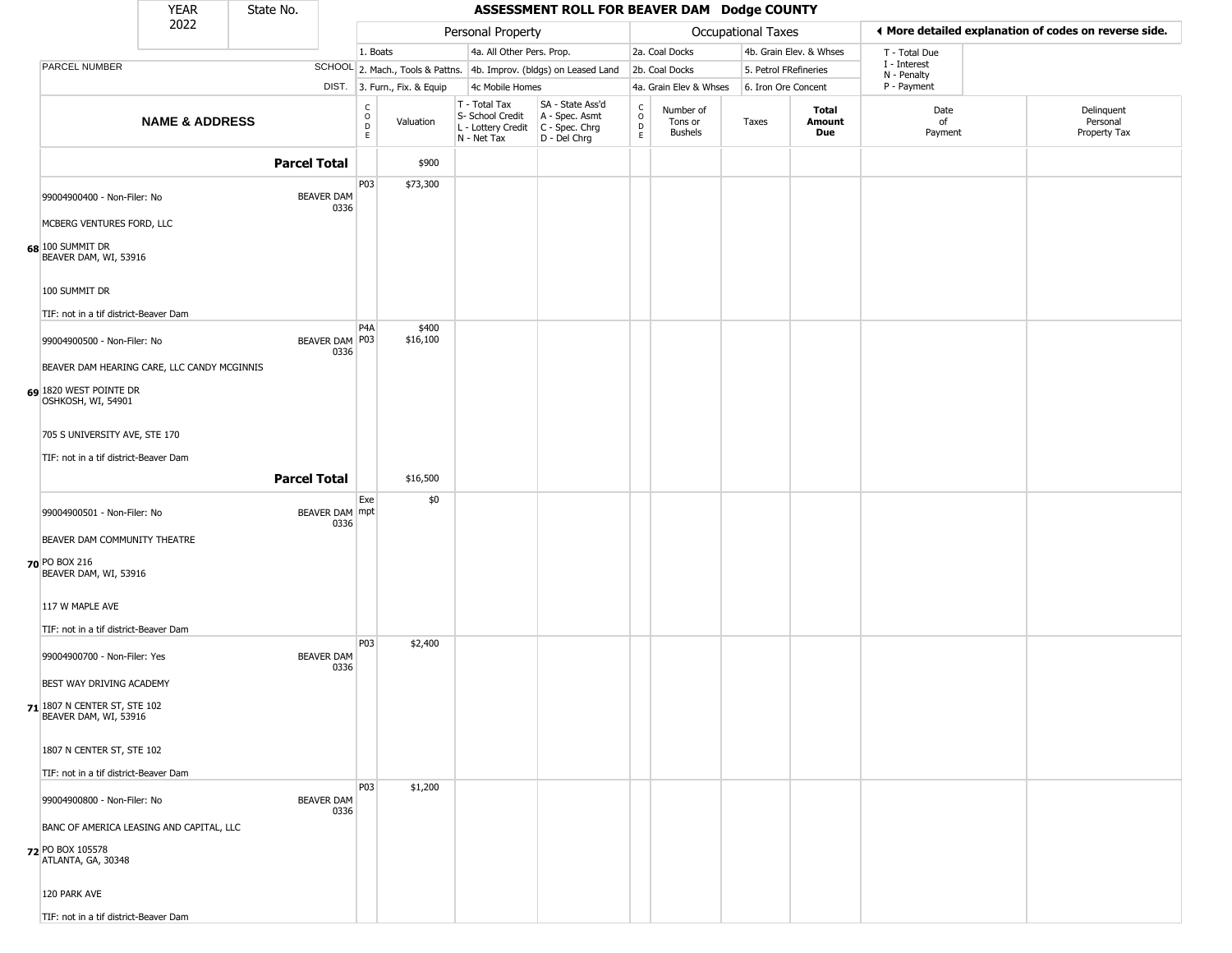# ASSESSMENT ROLL FOR BEAVER DAM Dodge COUNTY

YEAR 2022 | State No.

**Personal Property:** 1. Boats; 2. Mach., Tools & Pattns.; 3. Furn., Fix. & Equip; 4a. All Other Pers. Prop.; 4b. Improv. (bldgs) on Leased Land; 4c Mobile Homes

**Occupational Taxes:** 2a. Coal Docks; 2b. Coal Docks; 4a. Grain Elev & Whses; 4b. Grain Elev. & Whses; 5. Petrol FRefineries; 6. Iron Ore Concent

◄ More detailed explanation of codes on reverse side.
T - Total Due; I - Interest; N - Penalty; P - Payment

| | NAME & ADDRESS | SCHOOL DIST. | CODE | Valuation | T - Total Tax S- School Credit L - Lottery Credit N - Net Tax | SA - State Ass'd A - Spec. Asmt C - Spec. Chrg D - Del Chrg | CODE | Number of Tons or Bushels | Taxes | Total Amount Due | Date of Payment | Delinquent Personal Property Tax |
|---|---|---|---|---|---|---|---|---|---|---|---|---|
| | **Parcel Total** | | | $900 | | | | | | | | |
| 68 | 99004900400 - Non-Filer: No<br>MCBERG VENTURES FORD, LLC<br>100 SUMMIT DR<br>BEAVER DAM, WI, 53916<br>100 SUMMIT DR<br>TIF: not in a tif district-Beaver Dam | BEAVER DAM 0336 | P03 | $73,300 | | | | | | | | |
| 69 | 99004900500 - Non-Filer: No<br>BEAVER DAM HEARING CARE, LLC CANDY MCGINNIS<br>1820 WEST POINTE DR<br>OSHKOSH, WI, 54901<br>705 S UNIVERSITY AVE, STE 170<br>TIF: not in a tif district-Beaver Dam | BEAVER DAM 0336 | P4A<br>P03 | $400<br>$16,100 | | | | | | | | |
| | **Parcel Total** | | | $16,500 | | | | | | | | |
| 70 | 99004900501 - Non-Filer: No<br>BEAVER DAM COMMUNITY THEATRE<br>PO BOX 216<br>BEAVER DAM, WI, 53916<br>117 W MAPLE AVE<br>TIF: not in a tif district-Beaver Dam | BEAVER DAM 0336 | Exempt | $0 | | | | | | | | |
| 71 | 99004900700 - Non-Filer: Yes<br>BEST WAY DRIVING ACADEMY<br>1807 N CENTER ST, STE 102<br>BEAVER DAM, WI, 53916<br>1807 N CENTER ST, STE 102<br>TIF: not in a tif district-Beaver Dam | BEAVER DAM 0336 | P03 | $2,400 | | | | | | | | |
| 72 | 99004900800 - Non-Filer: No<br>BANC OF AMERICA LEASING AND CAPITAL, LLC<br>PO BOX 105578<br>ATLANTA, GA, 30348<br>120 PARK AVE<br>TIF: not in a tif district-Beaver Dam | BEAVER DAM 0336 | P03 | $1,200 | | | | | | | | |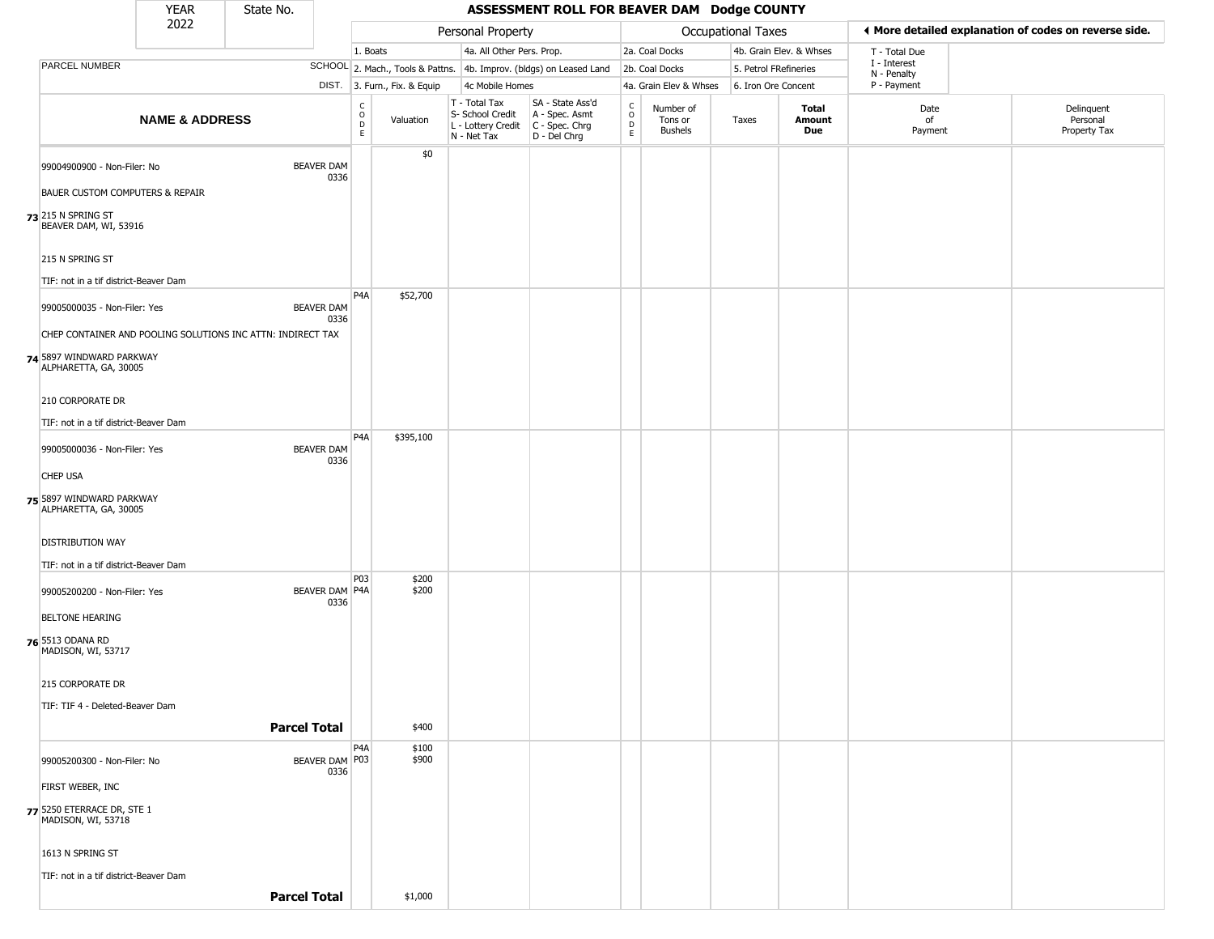| YEAR 2022 | State No. | | ASSESSMENT ROLL FOR BEAVER DAM Dodge COUNTY | | | | | | | | | |
|---|---|---|---|---|---|---|---|---|---|---|---|---|
| | | | Personal Property | | | | Occupational Taxes | | | | ◄ More detailed explanation of codes on reverse side. | |
| | | | 1. Boats | | 4a. All Other Pers. Prop. | | 2a. Coal Docks | | 4b. Grain Elev. & Whses | | T - Total Due | |
| PARCEL NUMBER | SCHOOL | | 2. Mach., Tools & Pattns. | | 4b. Improv. (bldgs) on Leased Land | | 2b. Coal Docks | | 5. Petrol FRefineries | | I - Interest N - Penalty | |
| | DIST. | | 3. Furn., Fix. & Equip | | 4c Mobile Homes | | 4a. Grain Elev & Whses | | 6. Iron Ore Concent | | P - Payment | |

| | NAME & ADDRESS | | CODE | Valuation | T - Total Tax S- School Credit L - Lottery Credit N - Net Tax | SA - State Ass'd A - Spec. Asmt C - Spec. Chrg D - Del Chrg | CODE | Number of Tons or Bushels | Taxes | Total Amount Due | Date of Payment | Delinquent Personal Property Tax |
|---|---|---|---|---|---|---|---|---|---|---|---|---|
| 73 | 99004900900 - Non-Filer: No<br>BAUER CUSTOM COMPUTERS & REPAIR<br>215 N SPRING ST<br>BEAVER DAM, WI, 53916<br><br>215 N SPRING ST<br><br>TIF: not in a tif district-Beaver Dam | BEAVER DAM 0336 | | $0 | | | | | | | | |
| 74 | 99005000035 - Non-Filer: Yes<br>CHEP CONTAINER AND POOLING SOLUTIONS INC ATTN: INDIRECT TAX<br>5897 WINDWARD PARKWAY<br>ALPHARETTA, GA, 30005<br><br>210 CORPORATE DR<br><br>TIF: not in a tif district-Beaver Dam | BEAVER DAM 0336 | P4A | $52,700 | | | | | | | | |
| 75 | 99005000036 - Non-Filer: Yes<br>CHEP USA<br>5897 WINDWARD PARKWAY<br>ALPHARETTA, GA, 30005<br><br>DISTRIBUTION WAY<br><br>TIF: not in a tif district-Beaver Dam | BEAVER DAM 0336 | P4A | $395,100 | | | | | | | | |
| 76 | 99005200200 - Non-Filer: Yes<br>BELTONE HEARING<br>5513 ODANA RD<br>MADISON, WI, 53717<br><br>215 CORPORATE DR<br><br>TIF: TIF 4 - Deleted-Beaver Dam | BEAVER DAM 0336 | P03<br>P4A | $200<br>$200 | | | | | | | | |
| | **Parcel Total** | | | $400 | | | | | | | | |
| 77 | 99005200300 - Non-Filer: No<br>FIRST WEBER, INC<br>5250 ETERRACE DR, STE 1<br>MADISON, WI, 53718<br><br>1613 N SPRING ST<br><br>TIF: not in a tif district-Beaver Dam | BEAVER DAM 0336 | P4A<br>P03 | $100<br>$900 | | | | | | | | |
| | **Parcel Total** | | | $1,000 | | | | | | | | |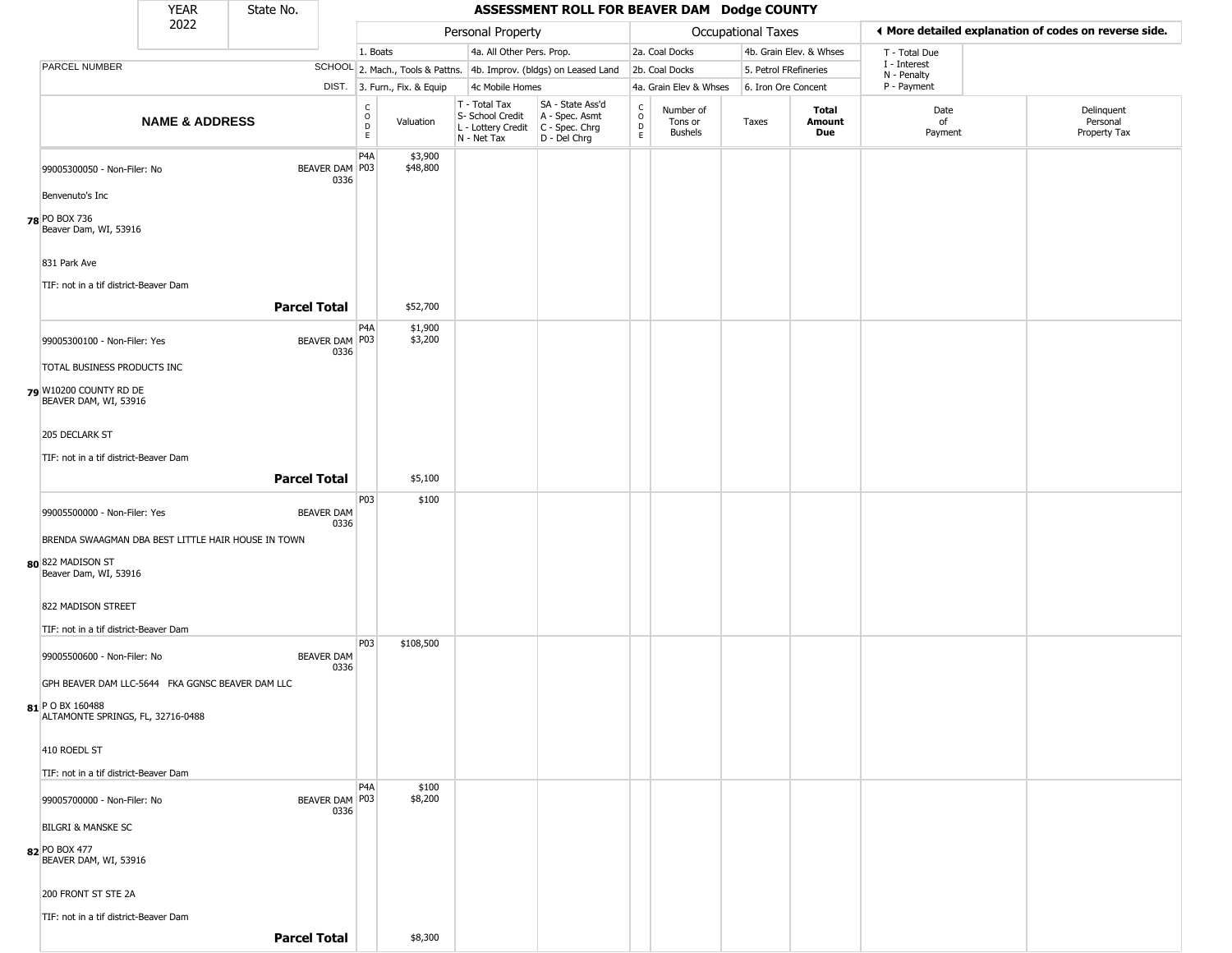| YEAR | State No. |
|---|---|
| 2022 | |

# ASSESSMENT ROLL FOR BEAVER DAM Dodge COUNTY

| | | Personal Property | | | | Occupational Taxes | | | | ◄ More detailed explanation of codes on reverse side. | |
|---|---|---|---|---|---|---|---|---|---|---|---|
| | | 1. Boats | | 4a. All Other Pers. Prop. | | 2a. Coal Docks | | 4b. Grain Elev. & Whses | | T - Total Due | |
| PARCEL NUMBER | SCHOOL | 2. Mach., Tools & Pattns. | | 4b. Improv. (bldgs) on Leased Land | | 2b. Coal Docks | | 5. Petrol FRefineries | | I - Interest<br>N - Penalty | |
| | DIST. | 3. Furn., Fix. & Equip | | 4c Mobile Homes | | 4a. Grain Elev & Whses | | 6. Iron Ore Concent | | P - Payment | |
| **NAME & ADDRESS** | | CODE | Valuation | T - Total Tax<br>S- School Credit<br>L - Lottery Credit<br>N - Net Tax | SA - State Ass'd<br>A - Spec. Asmt<br>C - Spec. Chrg<br>D - Del Chrg | CODE | Number of Tons or Bushels | Taxes | **Total Amount Due** | Date of Payment | Delinquent Personal Property Tax |
| 78 99005300050 - Non-Filer: No<br>Benvenuto's Inc<br>PO BOX 736<br>Beaver Dam, WI, 53916<br>831 Park Ave<br>TIF: not in a tif district-Beaver Dam | BEAVER DAM 0336 | P4A<br>P03 | $3,900<br>$48,800 | | | | | | | | |
| **Parcel Total** | | | $52,700 | | | | | | | | |
| 79 99005300100 - Non-Filer: Yes<br>TOTAL BUSINESS PRODUCTS INC<br>W10200 COUNTY RD DE<br>BEAVER DAM, WI, 53916<br>205 DECLARK ST<br>TIF: not in a tif district-Beaver Dam | BEAVER DAM 0336 | P4A<br>P03 | $1,900<br>$3,200 | | | | | | | | |
| **Parcel Total** | | | $5,100 | | | | | | | | |
| 80 99005500000 - Non-Filer: Yes<br>BRENDA SWAAGMAN DBA BEST LITTLE HAIR HOUSE IN TOWN<br>822 MADISON ST<br>Beaver Dam, WI, 53916<br>822 MADISON STREET<br>TIF: not in a tif district-Beaver Dam | BEAVER DAM 0336 | P03 | $100 | | | | | | | | |
| 81 99005500600 - Non-Filer: No<br>GPH BEAVER DAM LLC-5644 FKA GGNSC BEAVER DAM LLC<br>P O BX 160488<br>ALTAMONTE SPRINGS, FL, 32716-0488<br>410 ROEDL ST<br>TIF: not in a tif district-Beaver Dam | BEAVER DAM 0336 | P03 | $108,500 | | | | | | | | |
| 82 99005700000 - Non-Filer: No<br>BILGRI & MANSKE SC<br>PO BOX 477<br>BEAVER DAM, WI, 53916<br>200 FRONT ST STE 2A<br>TIF: not in a tif district-Beaver Dam | BEAVER DAM 0336 | P4A<br>P03 | $100<br>$8,200 | | | | | | | | |
| **Parcel Total** | | | $8,300 | | | | | | | | |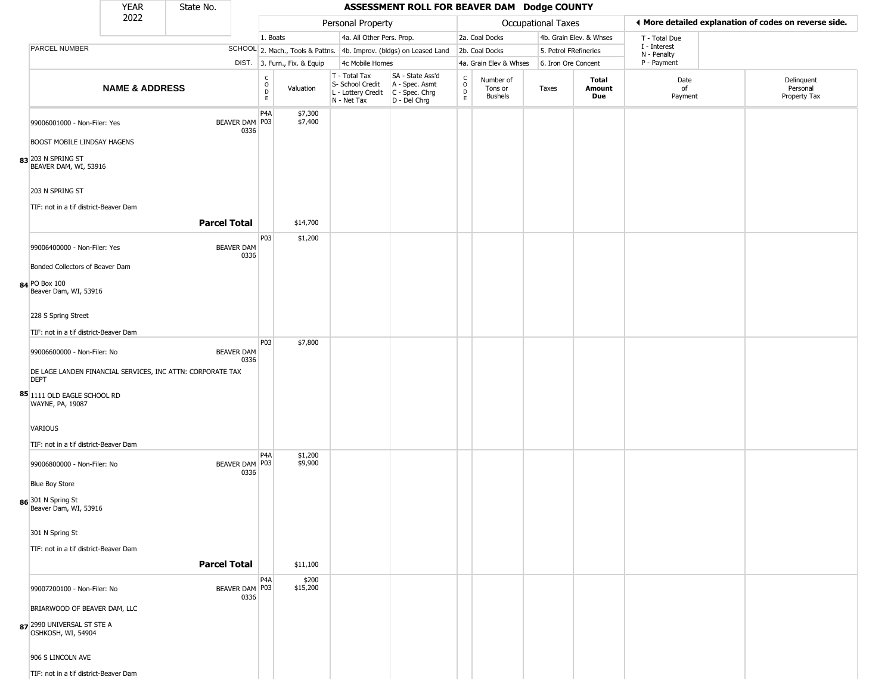**YEAR** 2022 | **State No.**

# ASSESSMENT ROLL FOR BEAVER DAM Dodge COUNTY

| | | Personal Property | | | | Occupational Taxes | | | | ◀ More detailed explanation of codes on reverse side. | |
|---|---|---|---|---|---|---|---|---|---|---|---|
| | | 1. Boats | | 4a. All Other Pers. Prop. | | 2a. Coal Docks | | 4b. Grain Elev. & Whses | | T - Total Due | |
| PARCEL NUMBER | SCHOOL | 2. Mach., Tools & Pattns. | | 4b. Improv. (bldgs) on Leased Land | | 2b. Coal Docks | | 5. Petrol FRefineries | | I - Interest, N - Penalty | |
| | DIST. | 3. Furn., Fix. & Equip | | 4c Mobile Homes | | 4a. Grain Elev & Whses | | 6. Iron Ore Concent | | P - Payment | |
| **NAME & ADDRESS** | | CODE | Valuation | T - Total Tax, S- School Credit, L - Lottery Credit, N - Net Tax | SA - State Ass'd, A - Spec. Asmt, C - Spec. Chrg, D - Del Chrg | CODE | Number of Tons or Bushels | Taxes | **Total Amount Due** | Date of Payment | Delinquent Personal Property Tax |
| 83 99006001000 - Non-Filer: Yes<br>BOOST MOBILE LINDSAY HAGENS<br>203 N SPRING ST<br>BEAVER DAM, WI, 53916<br>203 N SPRING ST<br>TIF: not in a tif district-Beaver Dam | BEAVER DAM 0336 | P4A<br>P03 | $7,300<br>$7,400 | | | | | | | | |
| **Parcel Total** | | | $14,700 | | | | | | | | |
| 84 99006400000 - Non-Filer: Yes<br>Bonded Collectors of Beaver Dam<br>PO Box 100<br>Beaver Dam, WI, 53916<br>228 S Spring Street<br>TIF: not in a tif district-Beaver Dam | BEAVER DAM 0336 | P03 | $1,200 | | | | | | | | |
| 85 99006600000 - Non-Filer: No<br>DE LAGE LANDEN FINANCIAL SERVICES, INC ATTN: CORPORATE TAX DEPT<br>1111 OLD EAGLE SCHOOL RD<br>WAYNE, PA, 19087<br>VARIOUS<br>TIF: not in a tif district-Beaver Dam | BEAVER DAM 0336 | P03 | $7,800 | | | | | | | | |
| 86 99006800000 - Non-Filer: No<br>Blue Boy Store<br>301 N Spring St<br>Beaver Dam, WI, 53916<br>301 N Spring St<br>TIF: not in a tif district-Beaver Dam | BEAVER DAM 0336 | P4A<br>P03 | $1,200<br>$9,900 | | | | | | | | |
| **Parcel Total** | | | $11,100 | | | | | | | | |
| 87 99007200100 - Non-Filer: No<br>BRIARWOOD OF BEAVER DAM, LLC<br>2990 UNIVERSAL ST STE A<br>OSHKOSH, WI, 54904<br>906 S LINCOLN AVE<br>TIF: not in a tif district-Beaver Dam | BEAVER DAM 0336 | P4A<br>P03 | $200<br>$15,200 | | | | | | | | |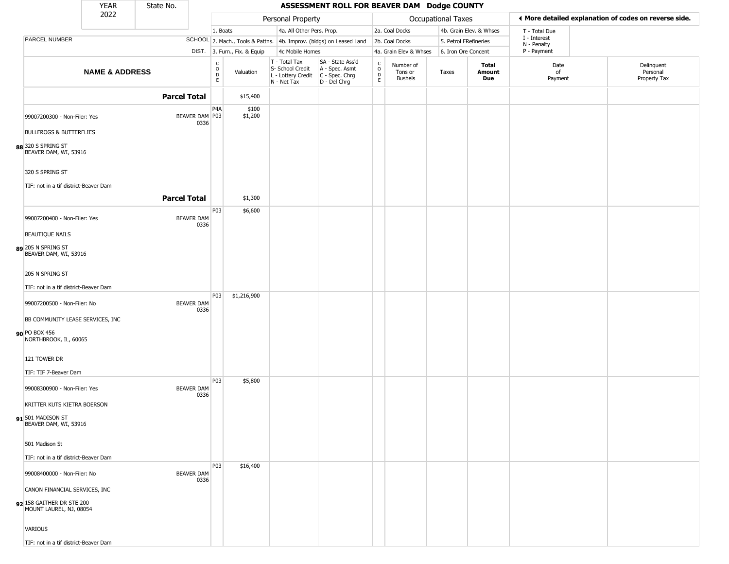| YEAR 2022 | State No. | ASSESSMENT ROLL FOR BEAVER DAM Dodge COUNTY | | | | | | | | | |
|---|---|---|---|---|---|---|---|---|---|---|---|

| | | Personal Property | | | | Occupational Taxes | | | | ◄ More detailed explanation of codes on reverse side. | |
|---|---|---|---|---|---|---|---|---|---|---|---|
| PARCEL NUMBER | SCHOOL DIST. | 1. Boats / 2. Mach., Tools & Pattns. / 3. Furn., Fix. & Equip | | 4a. All Other Pers. Prop. / 4b. Improv. (bldgs) on Leased Land / 4c Mobile Homes | | 2a. Coal Docks / 2b. Coal Docks / 4a. Grain Elev & Whses | | 4b. Grain Elev. & Whses / 5. Petrol FRefineries / 6. Iron Ore Concent | | T - Total Due / I - Interest / N - Penalty / P - Payment | |
| **NAME & ADDRESS** | | CODE | Valuation | T - Total Tax / S- School Credit / L - Lottery Credit / N - Net Tax | SA - State Ass'd / A - Spec. Asmt / C - Spec. Chrg / D - Del Chrg | CODE | Number of Tons or Bushels | Taxes | **Total Amount Due** | Date of Payment | Delinquent Personal Property Tax |
| **Parcel Total** | | | $15,400 | | | | | | | | |
| 99007200300 - Non-Filer: Yes<br>BULLFROGS & BUTTERFLIES<br>88 320 S SPRING ST<br>BEAVER DAM, WI, 53916<br>320 S SPRING ST<br>TIF: not in a tif district-Beaver Dam | BEAVER DAM 0336 | P4A<br>P03 | $100<br>$1,200 | | | | | | | | |
| **Parcel Total** | | | $1,300 | | | | | | | | |
| 99007200400 - Non-Filer: Yes<br>BEAUTIQUE NAILS<br>89 205 N SPRING ST<br>BEAVER DAM, WI, 53916<br>205 N SPRING ST<br>TIF: not in a tif district-Beaver Dam | BEAVER DAM 0336 | P03 | $6,600 | | | | | | | | |
| 99007200500 - Non-Filer: No<br>BB COMMUNITY LEASE SERVICES, INC<br>90 PO BOX 456<br>NORTHBROOK, IL, 60065<br>121 TOWER DR<br>TIF: TIF 7-Beaver Dam | BEAVER DAM 0336 | P03 | $1,216,900 | | | | | | | | |
| 99008300900 - Non-Filer: Yes<br>KRITTER KUTS KIETRA BOERSON<br>91 501 MADISON ST<br>BEAVER DAM, WI, 53916<br>501 Madison St<br>TIF: not in a tif district-Beaver Dam | BEAVER DAM 0336 | P03 | $5,800 | | | | | | | | |
| 99008400000 - Non-Filer: No<br>CANON FINANCIAL SERVICES, INC<br>92 158 GAITHER DR STE 200<br>MOUNT LAUREL, NJ, 08054<br>VARIOUS<br>TIF: not in a tif district-Beaver Dam | BEAVER DAM 0336 | P03 | $16,400 | | | | | | | | |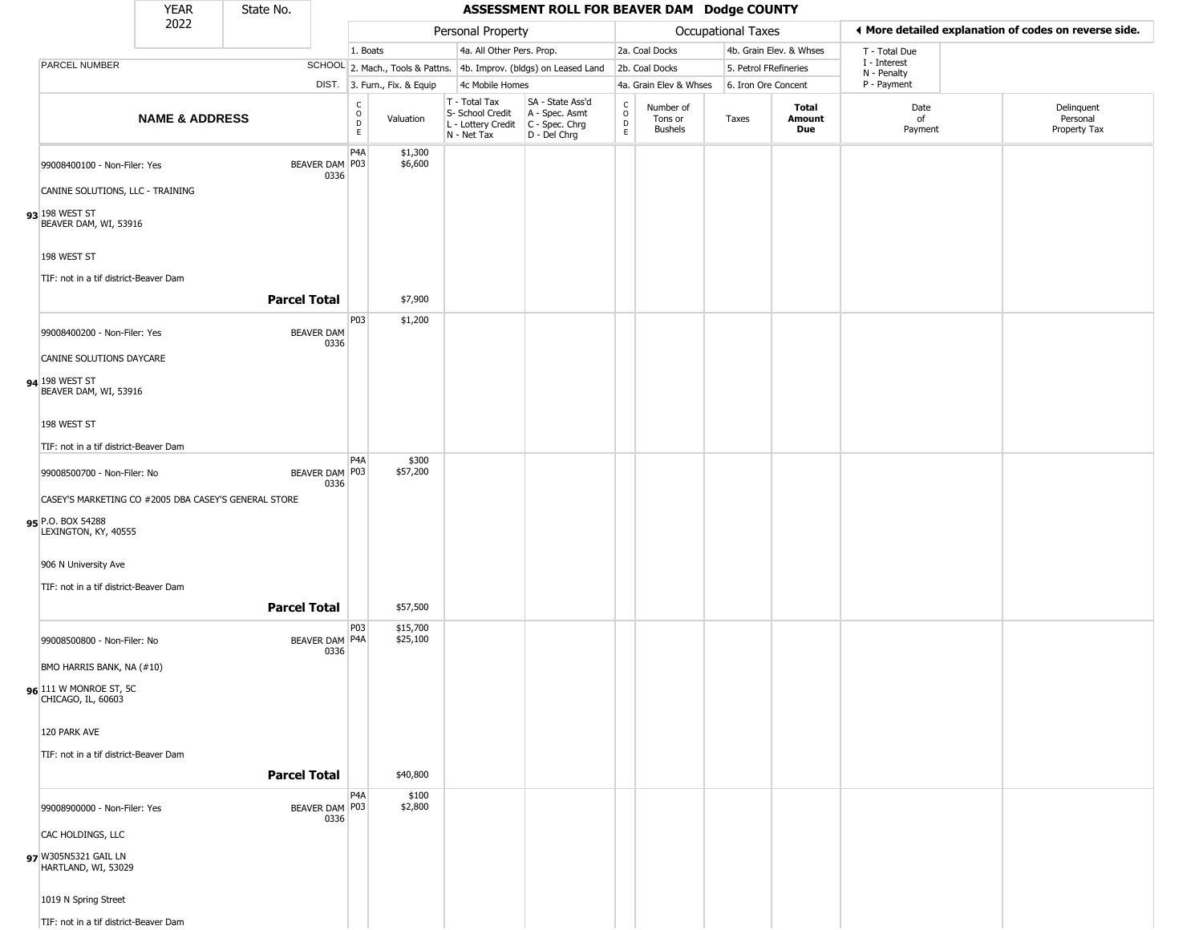| YEAR 2022 | State No. | ASSESSMENT ROLL FOR BEAVER DAM Dodge COUNTY |
|---|---|---|

| | | Personal Property | | | | Occupational Taxes | | | ◄ More detailed explanation of codes on reverse side. |
|---|---|---|---|---|---|---|---|---|---|
| | | 1. Boats | | 4a. All Other Pers. Prop. | | 2a. Coal Docks | | 4b. Grain Elev. & Whses | T - Total Due<br>I - Interest<br>N - Penalty<br>P - Payment |
| PARCEL NUMBER | SCHOOL | 2. Mach., Tools & Pattns. | | 4b. Improv. (bldgs) on Leased Land | | 2b. Coal Docks | | 5. Petrol FRefineries | |
| | DIST. | 3. Furn., Fix. & Equip | | 4c Mobile Homes | | 4a. Grain Elev & Whses | | 6. Iron Ore Concent | |

| | NAME & ADDRESS | SCHOOL DIST. | CODE | Valuation | T - Total Tax<br>S- School Credit<br>L - Lottery Credit<br>N - Net Tax | SA - State Ass'd<br>A - Spec. Asmt<br>C - Spec. Chrg<br>D - Del Chrg | CODE | Number of Tons or Bushels | Taxes | Total Amount Due | Date of Payment | Delinquent Personal Property Tax |
|---|---|---|---|---|---|---|---|---|---|---|---|---|
| 93 | 99008400100 - Non-Filer: Yes<br>CANINE SOLUTIONS, LLC - TRAINING<br>198 WEST ST<br>BEAVER DAM, WI, 53916<br>198 WEST ST<br>TIF: not in a tif district-Beaver Dam | BEAVER DAM 0336 | P4A<br>P03 | $1,300<br>$6,600 | | | | | | | | |
| | **Parcel Total** | | | $7,900 | | | | | | | | |
| 94 | 99008400200 - Non-Filer: Yes<br>CANINE SOLUTIONS DAYCARE<br>198 WEST ST<br>BEAVER DAM, WI, 53916<br>198 WEST ST<br>TIF: not in a tif district-Beaver Dam | BEAVER DAM 0336 | P03 | $1,200 | | | | | | | | |
| 95 | 99008500700 - Non-Filer: No<br>CASEY'S MARKETING CO #2005 DBA CASEY'S GENERAL STORE<br>P.O. BOX 54288<br>LEXINGTON, KY, 40555<br>906 N University Ave<br>TIF: not in a tif district-Beaver Dam | BEAVER DAM 0336 | P4A<br>P03 | $300<br>$57,200 | | | | | | | | |
| | **Parcel Total** | | | $57,500 | | | | | | | | |
| 96 | 99008500800 - Non-Filer: No<br>BMO HARRIS BANK, NA (#10)<br>111 W MONROE ST, 5C<br>CHICAGO, IL, 60603<br>120 PARK AVE<br>TIF: not in a tif district-Beaver Dam | BEAVER DAM 0336 | P03<br>P4A | $15,700<br>$25,100 | | | | | | | | |
| | **Parcel Total** | | | $40,800 | | | | | | | | |
| 97 | 99008900000 - Non-Filer: Yes<br>CAC HOLDINGS, LLC<br>W305N5321 GAIL LN<br>HARTLAND, WI, 53029<br>1019 N Spring Street<br>TIF: not in a tif district-Beaver Dam | BEAVER DAM 0336 | P4A<br>P03 | $100<br>$2,800 | | | | | | | | |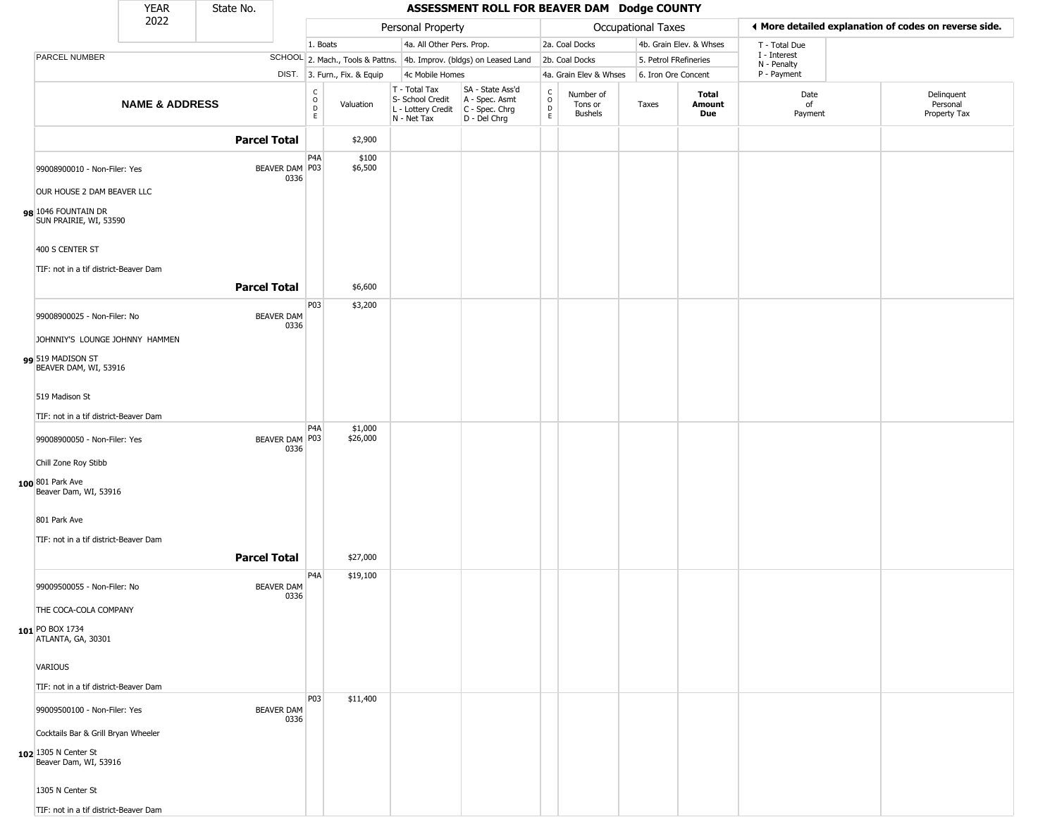| YEAR | State No. |
|---|---|
| 2022 | |

# ASSESSMENT ROLL FOR BEAVER DAM Dodge COUNTY

| | | Personal Property | | | | Occupational Taxes | | | | ◄ More detailed explanation of codes on reverse side. | |
|---|---|---|---|---|---|---|---|---|---|---|---|
| | | 1. Boats | | 4a. All Other Pers. Prop. | | 2a. Coal Docks | | 4b. Grain Elev. & Whses | | T - Total Due<br>I - Interest<br>N - Penalty<br>P - Payment | |
| PARCEL NUMBER | SCHOOL | 2. Mach., Tools & Pattns. | | 4b. Improv. (bldgs) on Leased Land | | 2b. Coal Docks | | 5. Petrol FRefineries | | | |
| | DIST. | 3. Furn., Fix. & Equip | | 4c Mobile Homes | | 4a. Grain Elev & Whses | | 6. Iron Ore Concent | | | |
| **NAME & ADDRESS** | | CODE | Valuation | T - Total Tax<br>S- School Credit<br>L - Lottery Credit<br>N - Net Tax | SA - State Ass'd<br>A - Spec. Asmt<br>C - Spec. Chrg<br>D - Del Chrg | CODE | Number of Tons or Bushels | Taxes | **Total Amount Due** | Date of Payment | Delinquent Personal Property Tax |
| **Parcel Total** | | | $2,900 | | | | | | | | |
| 98 99008900010 - Non-Filer: Yes<br>OUR HOUSE 2 DAM BEAVER LLC<br>1046 FOUNTAIN DR<br>SUN PRAIRIE, WI, 53590<br>400 S CENTER ST<br>TIF: not in a tif district-Beaver Dam | BEAVER DAM 0336 | P4A<br>P03 | $100<br>$6,500 | | | | | | | | |
| **Parcel Total** | | | $6,600 | | | | | | | | |
| 99 99008900025 - Non-Filer: No<br>JOHNNIY'S LOUNGE JOHNNY HAMMEN<br>519 MADISON ST<br>BEAVER DAM, WI, 53916<br>519 Madison St<br>TIF: not in a tif district-Beaver Dam | BEAVER DAM 0336 | P03 | $3,200 | | | | | | | | |
| 100 99008900050 - Non-Filer: Yes<br>Chill Zone Roy Stibb<br>801 Park Ave<br>Beaver Dam, WI, 53916<br>801 Park Ave<br>TIF: not in a tif district-Beaver Dam | BEAVER DAM 0336 | P4A<br>P03 | $1,000<br>$26,000 | | | | | | | | |
| **Parcel Total** | | | $27,000 | | | | | | | | |
| 101 99009500055 - Non-Filer: No<br>THE COCA-COLA COMPANY<br>PO BOX 1734<br>ATLANTA, GA, 30301<br>VARIOUS<br>TIF: not in a tif district-Beaver Dam | BEAVER DAM 0336 | P4A | $19,100 | | | | | | | | |
| 102 99009500100 - Non-Filer: Yes<br>Cocktails Bar & Grill Bryan Wheeler<br>1305 N Center St<br>Beaver Dam, WI, 53916<br>1305 N Center St<br>TIF: not in a tif district-Beaver Dam | BEAVER DAM 0336 | P03 | $11,400 | | | | | | | | |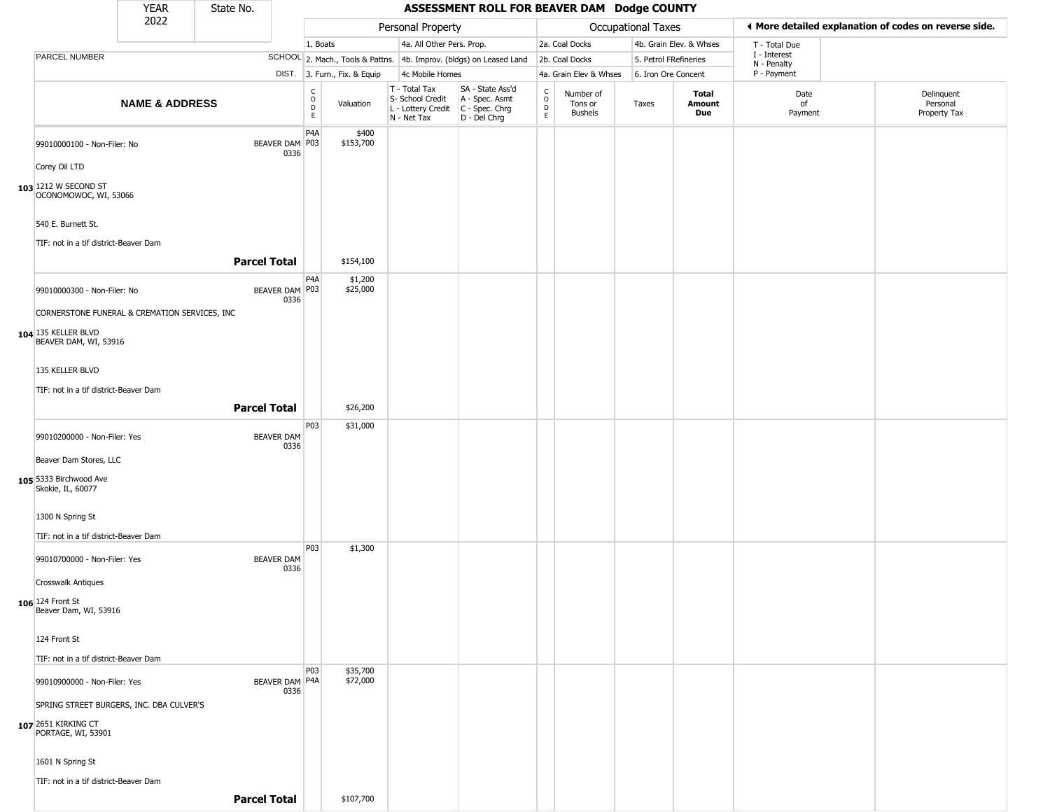| YEAR 2022 | State No. | ASSESSMENT ROLL FOR BEAVER DAM Dodge COUNTY | | | | | | | | | |
|---|---|---|---|---|---|---|---|---|---|---|---|

**Personal Property:** 1. Boats; 2. Mach., Tools & Pattns.; 3. Furn., Fix. & Equip; 4a. All Other Pers. Prop.; 4b. Improv. (bldgs) on Leased Land; 4c Mobile Homes

**Occupational Taxes:** 2a. Coal Docks; 2b. Coal Docks; 4a. Grain Elev & Whses; 4b. Grain Elev. & Whses; 5. Petrol FRefineries; 6. Iron Ore Concent

◄ More detailed explanation of codes on reverse side.

T - Total Due; I - Interest; N - Penalty; P - Payment

| | NAME & ADDRESS | SCHOOL DIST. | CODE | Valuation | T - Total Tax S- School Credit L - Lottery Credit N - Net Tax | SA - State Ass'd A - Spec. Asmt C - Spec. Chrg D - Del Chrg | CODE | Number of Tons or Bushels | Taxes | Total Amount Due | Date of Payment | Delinquent Personal Property Tax |
|---|---|---|---|---|---|---|---|---|---|---|---|---|
| 103 | 99010000100 - Non-Filer: No<br>Corey Oil LTD<br>1212 W SECOND ST<br>OCONOMOWOC, WI, 53066<br>540 E. Burnett St.<br>TIF: not in a tif district-Beaver Dam | BEAVER DAM 0336 | P4A<br>P03 | $400<br>$153,700 | | | | | | | | |
| | **Parcel Total** | | | $154,100 | | | | | | | | |
| 104 | 99010000300 - Non-Filer: No<br>CORNERSTONE FUNERAL & CREMATION SERVICES, INC<br>135 KELLER BLVD<br>BEAVER DAM, WI, 53916<br>135 KELLER BLVD<br>TIF: not in a tif district-Beaver Dam | BEAVER DAM 0336 | P4A<br>P03 | $1,200<br>$25,000 | | | | | | | | |
| | **Parcel Total** | | | $26,200 | | | | | | | | |
| 105 | 99010200000 - Non-Filer: Yes<br>Beaver Dam Stores, LLC<br>5333 Birchwood Ave<br>Skokie, IL, 60077<br>1300 N Spring St<br>TIF: not in a tif district-Beaver Dam | BEAVER DAM 0336 | P03 | $31,000 | | | | | | | | |
| 106 | 99010700000 - Non-Filer: Yes<br>Crosswalk Antiques<br>124 Front St<br>Beaver Dam, WI, 53916<br>124 Front St<br>TIF: not in a tif district-Beaver Dam | BEAVER DAM 0336 | P03 | $1,300 | | | | | | | | |
| 107 | 99010900000 - Non-Filer: Yes<br>SPRING STREET BURGERS, INC. DBA CULVER'S<br>2651 KIRKING CT<br>PORTAGE, WI, 53901<br>1601 N Spring St<br>TIF: not in a tif district-Beaver Dam | BEAVER DAM 0336 | P03<br>P4A | $35,700<br>$72,000 | | | | | | | | |
| | **Parcel Total** | | | $107,700 | | | | | | | | |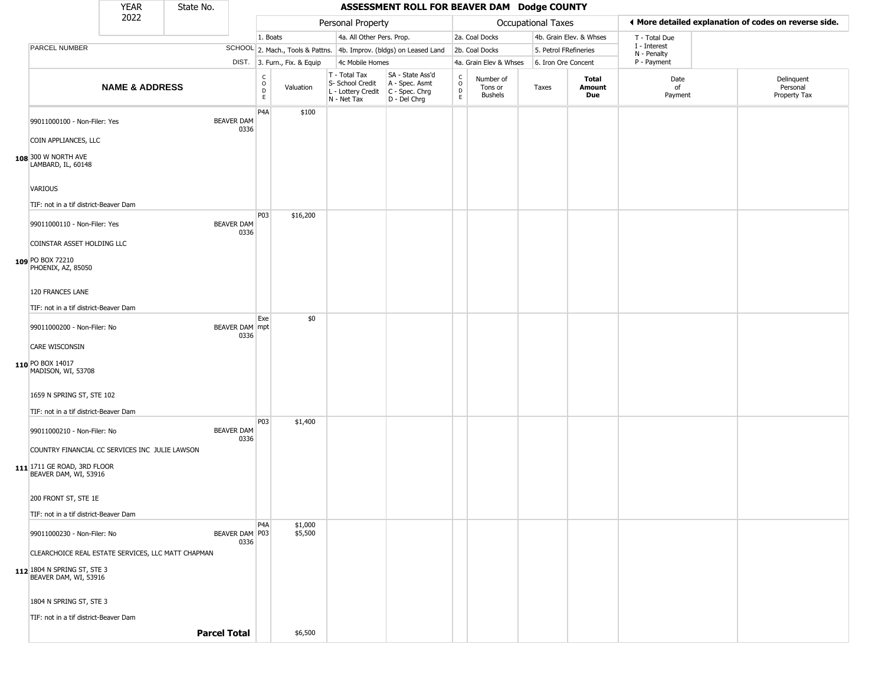| YEAR 2022 | State No. | ASSESSMENT ROLL FOR BEAVER DAM Dodge COUNTY | | | | | | | | | |
|---|---|---|---|---|---|---|---|---|---|---|---|

| | | Personal Property | | | | Occupational Taxes | | | | ◀ More detailed explanation of codes on reverse side. | |
|---|---|---|---|---|---|---|---|---|---|---|---|
| | | 1. Boats | | 4a. All Other Pers. Prop. | | 2a. Coal Docks | | 4b. Grain Elev. & Whses | | T - Total Due | |
| PARCEL NUMBER | SCHOOL | 2. Mach., Tools & Pattns. | | 4b. Improv. (bldgs) on Leased Land | | 2b. Coal Docks | | 5. Petrol FRefineries | | I - Interest N - Penalty | |
| | DIST. | 3. Furn., Fix. & Equip | | 4c Mobile Homes | | 4a. Grain Elev & Whses | | 6. Iron Ore Concent | | P - Payment | |
| **NAME & ADDRESS** | | CODE | Valuation | T - Total Tax S- School Credit L - Lottery Credit N - Net Tax | SA - State Ass'd A - Spec. Asmt C - Spec. Chrg D - Del Chrg | CODE | Number of Tons or Bushels | Taxes | **Total Amount Due** | Date of Payment | Delinquent Personal Property Tax |
| 108 99011000100 - Non-Filer: Yes<br>COIN APPLIANCES, LLC<br>300 W NORTH AVE<br>LAMBARD, IL, 60148<br>VARIOUS<br>TIF: not in a tif district-Beaver Dam | BEAVER DAM 0336 | P4A | $100 | | | | | | | | |
| 109 99011000110 - Non-Filer: Yes<br>COINSTAR ASSET HOLDING LLC<br>PO BOX 72210<br>PHOENIX, AZ, 85050<br>120 FRANCES LANE<br>TIF: not in a tif district-Beaver Dam | BEAVER DAM 0336 | P03 | $16,200 | | | | | | | | |
| 110 99011000200 - Non-Filer: No<br>CARE WISCONSIN<br>PO BOX 14017<br>MADISON, WI, 53708<br>1659 N SPRING ST, STE 102<br>TIF: not in a tif district-Beaver Dam | BEAVER DAM 0336 | Exempt | $0 | | | | | | | | |
| 111 99011000210 - Non-Filer: No<br>COUNTRY FINANCIAL CC SERVICES INC JULIE LAWSON<br>1711 GE ROAD, 3RD FLOOR<br>BEAVER DAM, WI, 53916<br>200 FRONT ST, STE 1E<br>TIF: not in a tif district-Beaver Dam | BEAVER DAM 0336 | P03 | $1,400 | | | | | | | | |
| 112 99011000230 - Non-Filer: No<br>CLEARCHOICE REAL ESTATE SERVICES, LLC MATT CHAPMAN<br>1804 N SPRING ST, STE 3<br>BEAVER DAM, WI, 53916<br>1804 N SPRING ST, STE 3<br>TIF: not in a tif district-Beaver Dam | BEAVER DAM 0336 | P4A<br>P03 | $1,000<br>$5,500 | | | | | | | | |
| **Parcel Total** | | | $6,500 | | | | | | | | |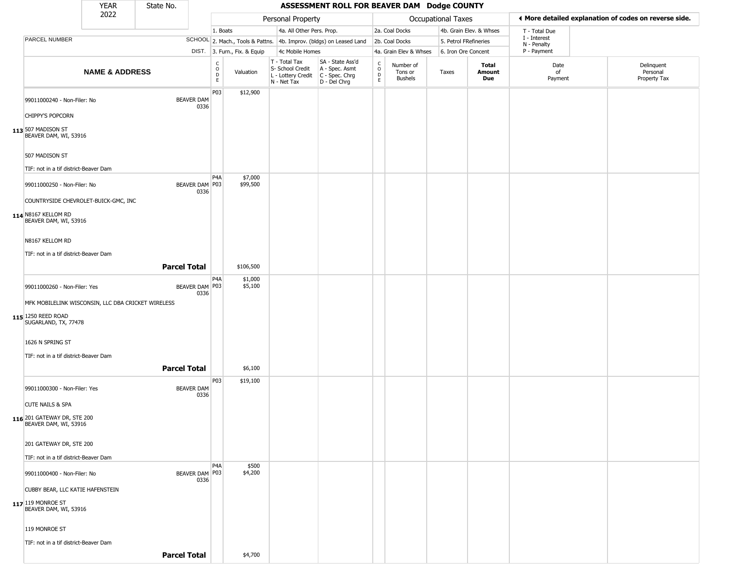# ASSESSMENT ROLL FOR BEAVER DAM Dodge COUNTY

YEAR 2022 | State No.

**Personal Property:** 1. Boats; 2. Mach., Tools & Pattns.; 3. Furn., Fix. & Equip; 4a. All Other Pers. Prop.; 4b. Improv. (bldgs) on Leased Land; 4c Mobile Homes

**Occupational Taxes:** 2a. Coal Docks; 2b. Coal Docks; 4a. Grain Elev & Whses; 4b. Grain Elev. & Whses; 5. Petrol FRefineries; 6. Iron Ore Concent

◄ More detailed explanation of codes on reverse side.

T - Total Due; I - Interest; N - Penalty; P - Payment

T - Total Tax; S- School Credit; L - Lottery Credit; N - Net Tax

SA - State Ass'd; A - Spec. Asmt; C - Spec. Chrg; D - Del Chrg

| | NAME & ADDRESS | SCHOOL DIST. | CODE | Valuation | T/S/L/N | SA/A/C/D | CODE | Number of Tons or Bushels | Taxes | Total Amount Due | Date of Payment | Delinquent Personal Property Tax |
|---|---|---|---|---|---|---|---|---|---|---|---|---|
| 113 | 99011000240 - Non-Filer: No<br>CHIPPY'S POPCORN<br>507 MADISON ST<br>BEAVER DAM, WI, 53916<br>507 MADISON ST<br>TIF: not in a tif district-Beaver Dam | BEAVER DAM 0336 | P03 | $12,900 | | | | | | | | |
| 114 | 99011000250 - Non-Filer: No<br>COUNTRYSIDE CHEVROLET-BUICK-GMC, INC<br>N8167 KELLOM RD<br>BEAVER DAM, WI, 53916<br>N8167 KELLOM RD<br>TIF: not in a tif district-Beaver Dam | BEAVER DAM 0336 | P4A<br>P03 | $7,000<br>$99,500 | | | | | | | | |
| | **Parcel Total** | | | $106,500 | | | | | | | | |
| 115 | 99011000260 - Non-Filer: Yes<br>MFK MOBILELINK WISCONSIN, LLC DBA CRICKET WIRELESS<br>1250 REED ROAD<br>SUGARLAND, TX, 77478<br>1626 N SPRING ST<br>TIF: not in a tif district-Beaver Dam | BEAVER DAM 0336 | P4A<br>P03 | $1,000<br>$5,100 | | | | | | | | |
| | **Parcel Total** | | | $6,100 | | | | | | | | |
| 116 | 99011000300 - Non-Filer: Yes<br>CUTE NAILS & SPA<br>201 GATEWAY DR, STE 200<br>BEAVER DAM, WI, 53916<br>201 GATEWAY DR, STE 200<br>TIF: not in a tif district-Beaver Dam | BEAVER DAM 0336 | P03 | $19,100 | | | | | | | | |
| 117 | 99011000400 - Non-Filer: No<br>CUBBY BEAR, LLC KATIE HAFENSTEIN<br>119 MONROE ST<br>BEAVER DAM, WI, 53916<br>119 MONROE ST<br>TIF: not in a tif district-Beaver Dam | BEAVER DAM 0336 | P4A<br>P03 | $500<br>$4,200 | | | | | | | | |
| | **Parcel Total** | | | $4,700 | | | | | | | | |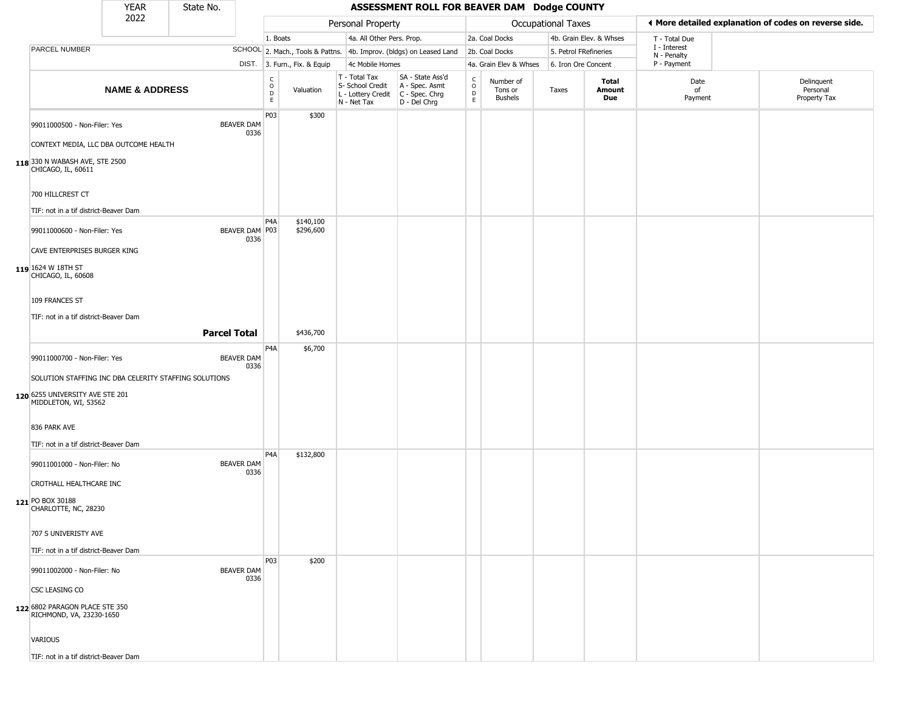| YEAR 2022 | State No. | ASSESSMENT ROLL FOR BEAVER DAM Dodge COUNTY | | | | | | | | | | |
|---|---|---|---|---|---|---|---|---|---|---|---|---|

**Personal Property:** 1. Boats; 2. Mach., Tools & Pattns.; 3. Furn., Fix. & Equip; 4a. All Other Pers. Prop.; 4b. Improv. (bldgs) on Leased Land; 4c Mobile Homes

**Occupational Taxes:** 2a. Coal Docks; 2b. Coal Docks; 4a. Grain Elev & Whses; 4b. Grain Elev. & Whses; 5. Petrol FRefineries; 6. Iron Ore Concent

◄ More detailed explanation of codes on reverse side. T - Total Due; I - Interest; N - Penalty; P - Payment

| | NAME & ADDRESS | SCHOOL DIST. | CODE | Valuation | T - Total Tax S- School Credit L - Lottery Credit N - Net Tax | SA - State Ass'd A - Spec. Asmt C - Spec. Chrg D - Del Chrg | CODE | Number of Tons or Bushels | Taxes | Total Amount Due | Date of Payment | Delinquent Personal Property Tax |
|---|---|---|---|---|---|---|---|---|---|---|---|---|
| 118 | 99011000500 - Non-Filer: Yes<br>CONTEXT MEDIA, LLC DBA OUTCOME HEALTH<br>330 N WABASH AVE, STE 2500<br>CHICAGO, IL, 60611<br>700 HILLCREST CT<br>TIF: not in a tif district-Beaver Dam | BEAVER DAM 0336 | P03 | $300 | | | | | | | | |
| 119 | 99011000600 - Non-Filer: Yes<br>CAVE ENTERPRISES BURGER KING<br>1624 W 18TH ST<br>CHICAGO, IL, 60608<br>109 FRANCES ST<br>TIF: not in a tif district-Beaver Dam | BEAVER DAM 0336 | P4A<br>P03 | $140,100<br>$296,600 | | | | | | | | |
| | **Parcel Total** | | | $436,700 | | | | | | | | |
| 120 | 99011000700 - Non-Filer: Yes<br>SOLUTION STAFFING INC DBA CELERITY STAFFING SOLUTIONS<br>6255 UNIVERSITY AVE STE 201<br>MIDDLETON, WI, 53562<br>836 PARK AVE<br>TIF: not in a tif district-Beaver Dam | BEAVER DAM 0336 | P4A | $6,700 | | | | | | | | |
| 121 | 99011001000 - Non-Filer: No<br>CROTHALL HEALTHCARE INC<br>PO BOX 30188<br>CHARLOTTE, NC, 28230<br>707 S UNIVERISTY AVE<br>TIF: not in a tif district-Beaver Dam | BEAVER DAM 0336 | P4A | $132,800 | | | | | | | | |
| 122 | 99011002000 - Non-Filer: No<br>CSC LEASING CO<br>6802 PARAGON PLACE STE 350<br>RICHMOND, VA, 23230-1650<br>VARIOUS<br>TIF: not in a tif district-Beaver Dam | BEAVER DAM 0336 | P03 | $200 | | | | | | | | |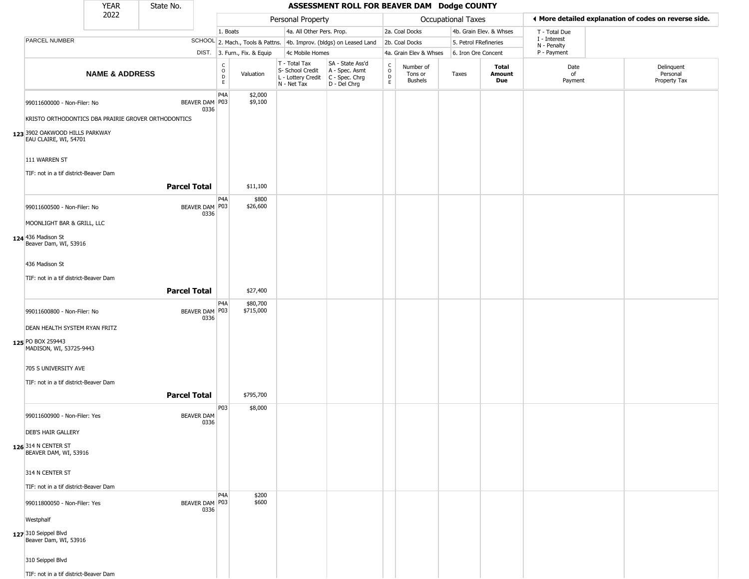| YEAR 2022 | State No. | ASSESSMENT ROLL FOR BEAVER DAM Dodge COUNTY | | | | | | | | | |
|---|---|---|---|---|---|---|---|---|---|---|---|

**Personal Property:** 1. Boats; 2. Mach., Tools & Pattns.; 3. Furn., Fix. & Equip; 4a. All Other Pers. Prop.; 4b. Improv. (bldgs) on Leased Land; 4c Mobile Homes

**Occupational Taxes:** 2a. Coal Docks; 2b. Coal Docks; 4a. Grain Elev & Whses; 4b. Grain Elev. & Whses; 5. Petrol FRefineries; 6. Iron Ore Concent

◀ More detailed explanation of codes on reverse side.

T - Total Due; I - Interest; N - Penalty; P - Payment

| | NAME & ADDRESS | SCHOOL DIST. | CODE | Valuation | T - Total Tax S- School Credit L - Lottery Credit N - Net Tax | SA - State Ass'd A - Spec. Asmt C - Spec. Chrg D - Del Chrg | CODE | Number of Tons or Bushels | Taxes | Total Amount Due | Date of Payment | Delinquent Personal Property Tax |
|---|---|---|---|---|---|---|---|---|---|---|---|---|
| 123 | 99011600000 - Non-Filer: No<br>KRISTO ORTHODONTICS DBA PRAIRIE GROVER ORTHODONTICS<br>3902 OAKWOOD HILLS PARKWAY<br>EAU CLAIRE, WI, 54701<br>111 WARREN ST<br>TIF: not in a tif district-Beaver Dam | BEAVER DAM 0336 | P4A<br>P03 | $2,000<br>$9,100 | | | | | | | | |
| | **Parcel Total** | | | $11,100 | | | | | | | | |
| 124 | 99011600500 - Non-Filer: No<br>MOONLIGHT BAR & GRILL, LLC<br>436 Madison St<br>Beaver Dam, WI, 53916<br>436 Madison St<br>TIF: not in a tif district-Beaver Dam | BEAVER DAM 0336 | P4A<br>P03 | $800<br>$26,600 | | | | | | | | |
| | **Parcel Total** | | | $27,400 | | | | | | | | |
| 125 | 99011600800 - Non-Filer: No<br>DEAN HEALTH SYSTEM RYAN FRITZ<br>PO BOX 259443<br>MADISON, WI, 53725-9443<br>705 S UNIVERSITY AVE<br>TIF: not in a tif district-Beaver Dam | BEAVER DAM 0336 | P4A<br>P03 | $80,700<br>$715,000 | | | | | | | | |
| | **Parcel Total** | | | $795,700 | | | | | | | | |
| 126 | 99011600900 - Non-Filer: Yes<br>DEB'S HAIR GALLERY<br>314 N CENTER ST<br>BEAVER DAM, WI, 53916<br>314 N CENTER ST<br>TIF: not in a tif district-Beaver Dam | BEAVER DAM 0336 | P03 | $8,000 | | | | | | | | |
| 127 | 99011800050 - Non-Filer: Yes<br>Westphalf<br>310 Seippel Blvd<br>Beaver Dam, WI, 53916<br>310 Seippel Blvd<br>TIF: not in a tif district-Beaver Dam | BEAVER DAM 0336 | P4A<br>P03 | $200<br>$600 | | | | | | | | |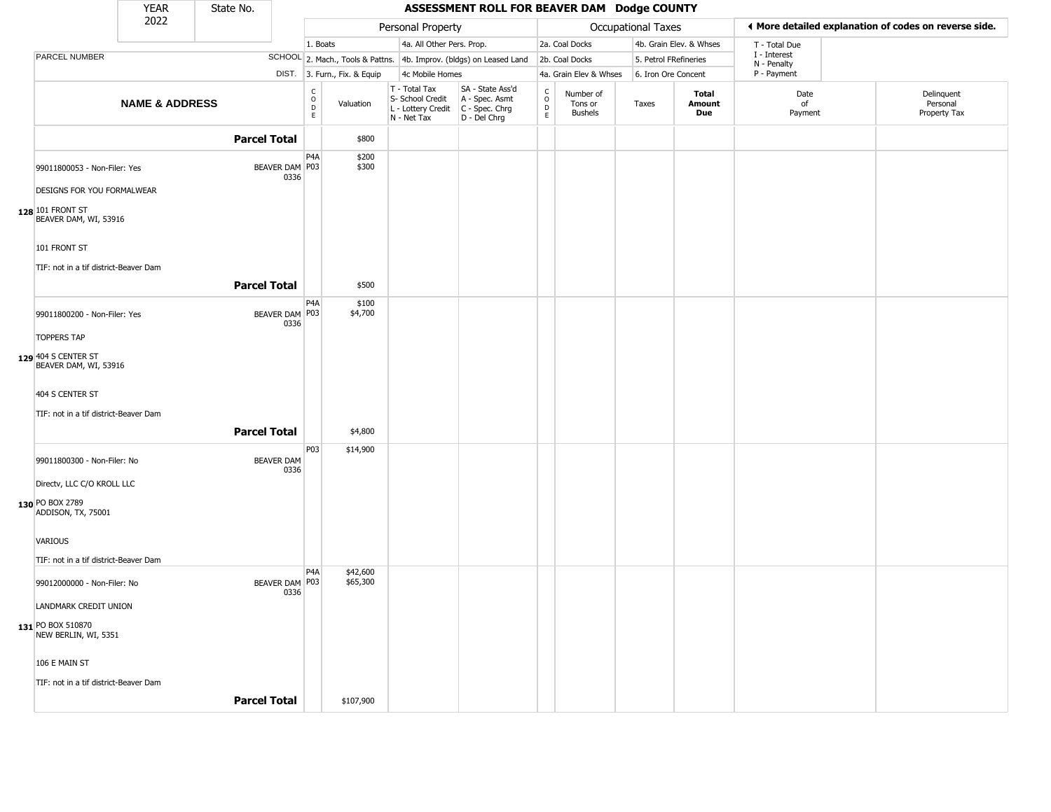| YEAR 2022 | State No. | ASSESSMENT ROLL FOR BEAVER DAM Dodge COUNTY | | | | | | | | | |
|---|---|---|---|---|---|---|---|---|---|---|---|

| | | Personal Property | | | | Occupational Taxes | | | | ◄ More detailed explanation of codes on reverse side. | |
|---|---|---|---|---|---|---|---|---|---|---|---|
| | | 1. Boats | | 4a. All Other Pers. Prop. | | 2a. Coal Docks | | 4b. Grain Elev. & Whses | | T - Total Due | |
| PARCEL NUMBER | SCHOOL | 2. Mach., Tools & Pattns. | | 4b. Improv. (bldgs) on Leased Land | | 2b. Coal Docks | | 5. Petrol FRefineries | | I - Interest N - Penalty | |
| | DIST. | 3. Furn., Fix. & Equip | | 4c Mobile Homes | | 4a. Grain Elev & Whses | | 6. Iron Ore Concent | | P - Payment | |
| **NAME & ADDRESS** | | CODE | Valuation | T - Total Tax S- School Credit L - Lottery Credit N - Net Tax | SA - State Ass'd A - Spec. Asmt C - Spec. Chrg D - Del Chrg | CODE | Number of Tons or Bushels | Taxes | **Total Amount Due** | Date of Payment | Delinquent Personal Property Tax |
| **Parcel Total** | | | $800 | | | | | | | | |
| 99011800053 - Non-Filer: Yes<br>DESIGNS FOR YOU FORMALWEAR<br>**128** 101 FRONT ST<br>BEAVER DAM, WI, 53916<br>101 FRONT ST<br>TIF: not in a tif district-Beaver Dam | BEAVER DAM 0336 | P4A<br>P03 | $200<br>$300 | | | | | | | | |
| **Parcel Total** | | | $500 | | | | | | | | |
| 99011800200 - Non-Filer: Yes<br>TOPPERS TAP<br>**129** 404 S CENTER ST<br>BEAVER DAM, WI, 53916<br>404 S CENTER ST<br>TIF: not in a tif district-Beaver Dam | BEAVER DAM 0336 | P4A<br>P03 | $100<br>$4,700 | | | | | | | | |
| **Parcel Total** | | | $4,800 | | | | | | | | |
| 99011800300 - Non-Filer: No<br>Directv, LLC C/O KROLL LLC<br>**130** PO BOX 2789<br>ADDISON, TX, 75001<br>VARIOUS<br>TIF: not in a tif district-Beaver Dam | BEAVER DAM 0336 | P03 | $14,900 | | | | | | | | |
| 99012000000 - Non-Filer: No<br>LANDMARK CREDIT UNION<br>**131** PO BOX 510870<br>NEW BERLIN, WI, 5351<br>106 E MAIN ST<br>TIF: not in a tif district-Beaver Dam | BEAVER DAM 0336 | P4A<br>P03 | $42,600<br>$65,300 | | | | | | | | |
| **Parcel Total** | | | $107,900 | | | | | | | | |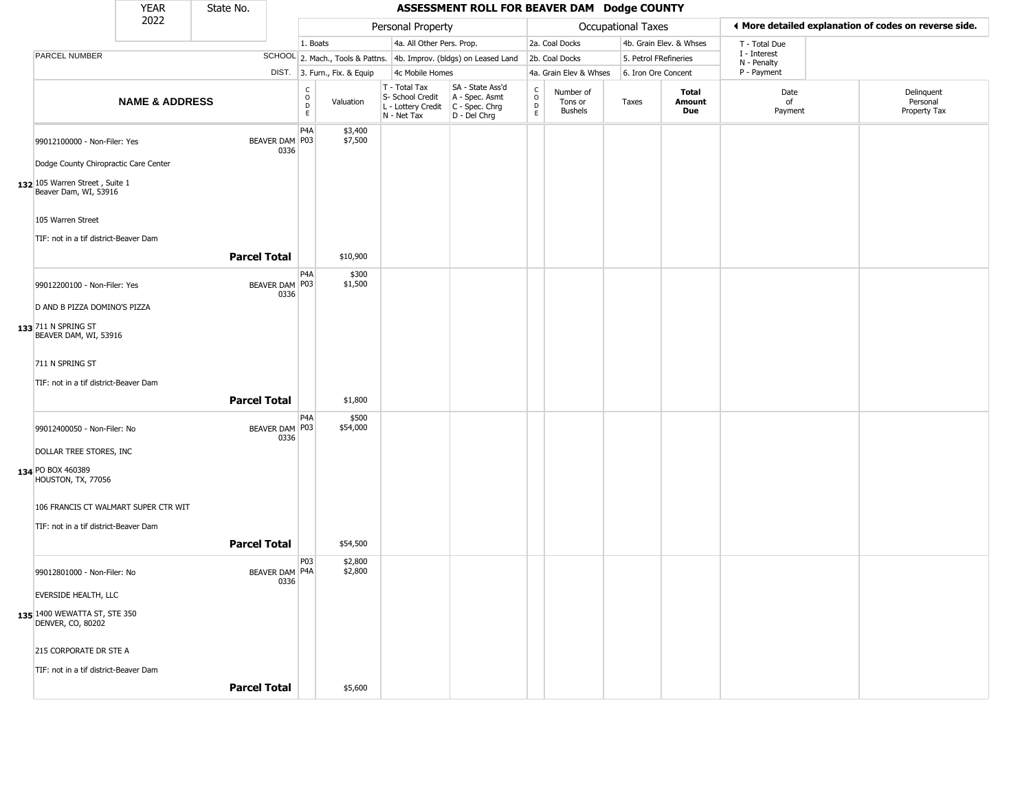# ASSESSMENT ROLL FOR BEAVER DAM Dodge COUNTY

YEAR 2022 | State No.

| | | Personal Property | | | | Occupational Taxes | | | | ◄ More detailed explanation of codes on reverse side. | |
|---|---|---|---|---|---|---|---|---|---|---|---|
| | | 1. Boats | | 4a. All Other Pers. Prop. | | 2a. Coal Docks | | 4b. Grain Elev. & Whses | | T - Total Due | |
| PARCEL NUMBER | SCHOOL | 2. Mach., Tools & Pattns. | | 4b. Improv. (bldgs) on Leased Land | | 2b. Coal Docks | | 5. Petrol FRefineries | | I - Interest N - Penalty | |
| | DIST. | 3. Furn., Fix. & Equip | | 4c Mobile Homes | | 4a. Grain Elev & Whses | | 6. Iron Ore Concent | | P - Payment | |
| **NAME & ADDRESS** | | CODE | Valuation | T - Total Tax S- School Credit L - Lottery Credit N - Net Tax | SA - State Ass'd A - Spec. Asmt C - Spec. Chrg D - Del Chrg | CODE | Number of Tons or Bushels | Taxes | **Total Amount Due** | Date of Payment | Delinquent Personal Property Tax |
| 132 99012100000 - Non-Filer: Yes<br>Dodge County Chiropractic Care Center<br>105 Warren Street , Suite 1<br>Beaver Dam, WI, 53916<br>105 Warren Street<br>TIF: not in a tif district-Beaver Dam | BEAVER DAM 0336 | P4A<br>P03 | \$3,400<br>\$7,500 | | | | | | | | |
| **Parcel Total** | | | \$10,900 | | | | | | | | |
| 133 99012200100 - Non-Filer: Yes<br>D AND B PIZZA DOMINO'S PIZZA<br>711 N SPRING ST<br>BEAVER DAM, WI, 53916<br>711 N SPRING ST<br>TIF: not in a tif district-Beaver Dam | BEAVER DAM 0336 | P4A<br>P03 | \$300<br>\$1,500 | | | | | | | | |
| **Parcel Total** | | | \$1,800 | | | | | | | | |
| 134 99012400050 - Non-Filer: No<br>DOLLAR TREE STORES, INC<br>PO BOX 460389<br>HOUSTON, TX, 77056<br>106 FRANCIS CT WALMART SUPER CTR WIT<br>TIF: not in a tif district-Beaver Dam | BEAVER DAM 0336 | P4A<br>P03 | \$500<br>\$54,000 | | | | | | | | |
| **Parcel Total** | | | \$54,500 | | | | | | | | |
| 135 99012801000 - Non-Filer: No<br>EVERSIDE HEALTH, LLC<br>1400 WEWATTA ST, STE 350<br>DENVER, CO, 80202<br>215 CORPORATE DR STE A<br>TIF: not in a tif district-Beaver Dam | BEAVER DAM 0336 | P03<br>P4A | \$2,800<br>\$2,800 | | | | | | | | |
| **Parcel Total** | | | \$5,600 | | | | | | | | |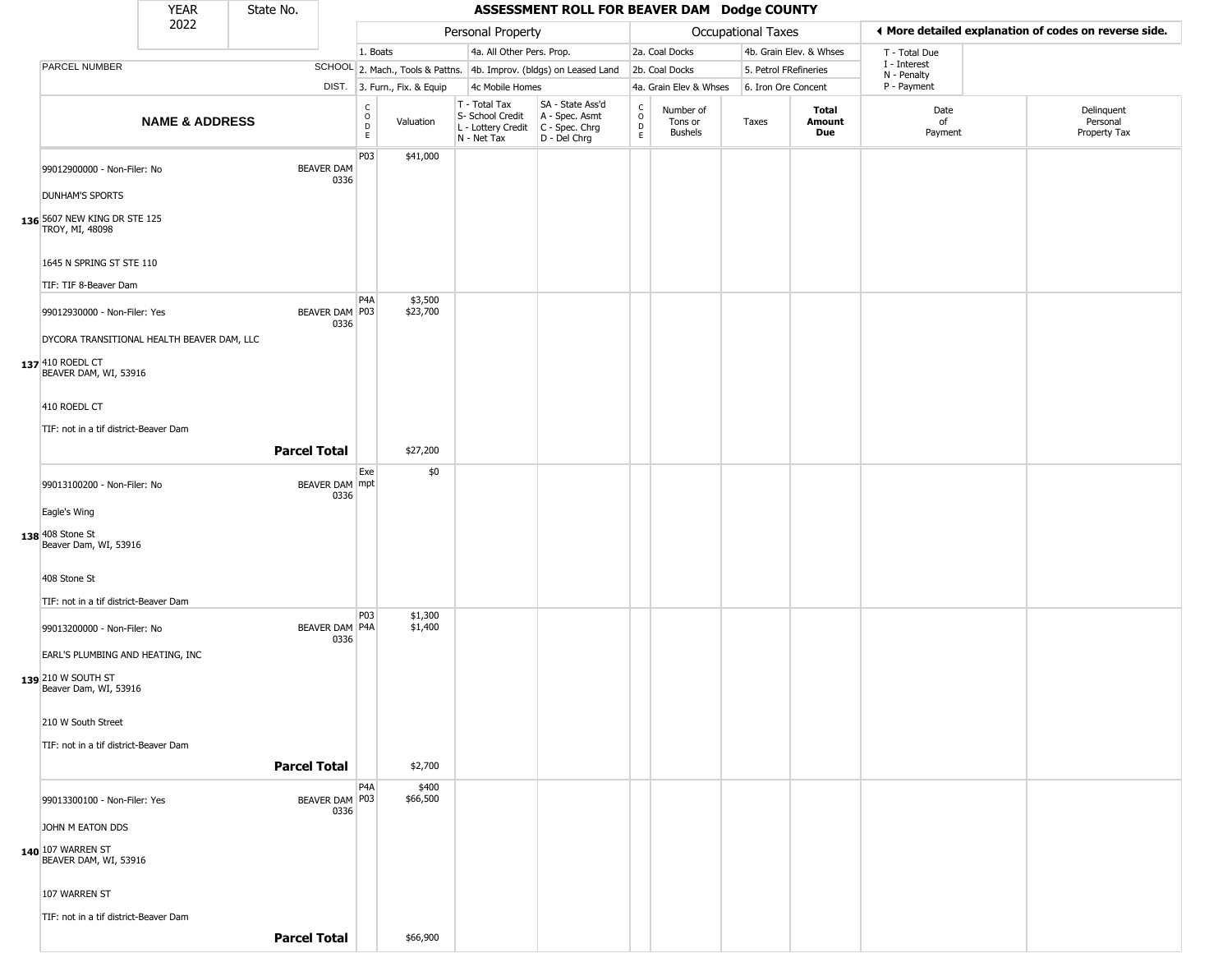| YEAR 2022 | State No. | ASSESSMENT ROLL FOR BEAVER DAM Dodge COUNTY | | | | | | | | | |
|---|---|---|---|---|---|---|---|---|---|---|---|

| | | Personal Property | | | | Occupational Taxes | | | | ◄ More detailed explanation of codes on reverse side. | |
|---|---|---|---|---|---|---|---|---|---|---|---|
| | | 1. Boats | | 4a. All Other Pers. Prop. | | 2a. Coal Docks | | 4b. Grain Elev. & Whses | | T - Total Due | |
| PARCEL NUMBER | SCHOOL | 2. Mach., Tools & Pattns. | | 4b. Improv. (bldgs) on Leased Land | | 2b. Coal Docks | | 5. Petrol FRefineries | | I - Interest<br>N - Penalty | |
| | DIST. | 3. Furn., Fix. & Equip | | 4c Mobile Homes | | 4a. Grain Elev & Whses | | 6. Iron Ore Concent | | P - Payment | |
| NAME & ADDRESS | | CODE | Valuation | T - Total Tax<br>S- School Credit<br>L - Lottery Credit<br>N - Net Tax | SA - State Ass'd<br>A - Spec. Asmt<br>C - Spec. Chrg<br>D - Del Chrg | CODE | Number of Tons or Bushels | Taxes | Total Amount Due | Date of Payment | Delinquent Personal Property Tax |
| **136** 99012900000 - Non-Filer: No<br>DUNHAM'S SPORTS<br>5607 NEW KING DR STE 125<br>TROY, MI, 48098<br>1645 N SPRING ST STE 110<br>TIF: TIF 8-Beaver Dam | BEAVER DAM 0336 | P03 | $41,000 | | | | | | | | |
| **137** 99012930000 - Non-Filer: Yes<br>DYCORA TRANSITIONAL HEALTH BEAVER DAM, LLC<br>410 ROEDL CT<br>BEAVER DAM, WI, 53916<br>410 ROEDL CT<br>TIF: not in a tif district-Beaver Dam | BEAVER DAM 0336 | P4A<br>P03 | $3,500<br>$23,700 | | | | | | | | |
| **Parcel Total** | | | $27,200 | | | | | | | | |
| **138** 99013100200 - Non-Filer: No<br>Eagle's Wing<br>408 Stone St<br>Beaver Dam, WI, 53916<br>408 Stone St<br>TIF: not in a tif district-Beaver Dam | BEAVER DAM 0336 | Exempt | $0 | | | | | | | | |
| **139** 99013200000 - Non-Filer: No<br>EARL'S PLUMBING AND HEATING, INC<br>210 W SOUTH ST<br>Beaver Dam, WI, 53916<br>210 W South Street<br>TIF: not in a tif district-Beaver Dam | BEAVER DAM 0336 | P03<br>P4A | $1,300<br>$1,400 | | | | | | | | |
| **Parcel Total** | | | $2,700 | | | | | | | | |
| **140** 99013300100 - Non-Filer: Yes<br>JOHN M EATON DDS<br>107 WARREN ST<br>BEAVER DAM, WI, 53916<br>107 WARREN ST<br>TIF: not in a tif district-Beaver Dam | BEAVER DAM 0336 | P4A<br>P03 | $400<br>$66,500 | | | | | | | | |
| **Parcel Total** | | | $66,900 | | | | | | | | |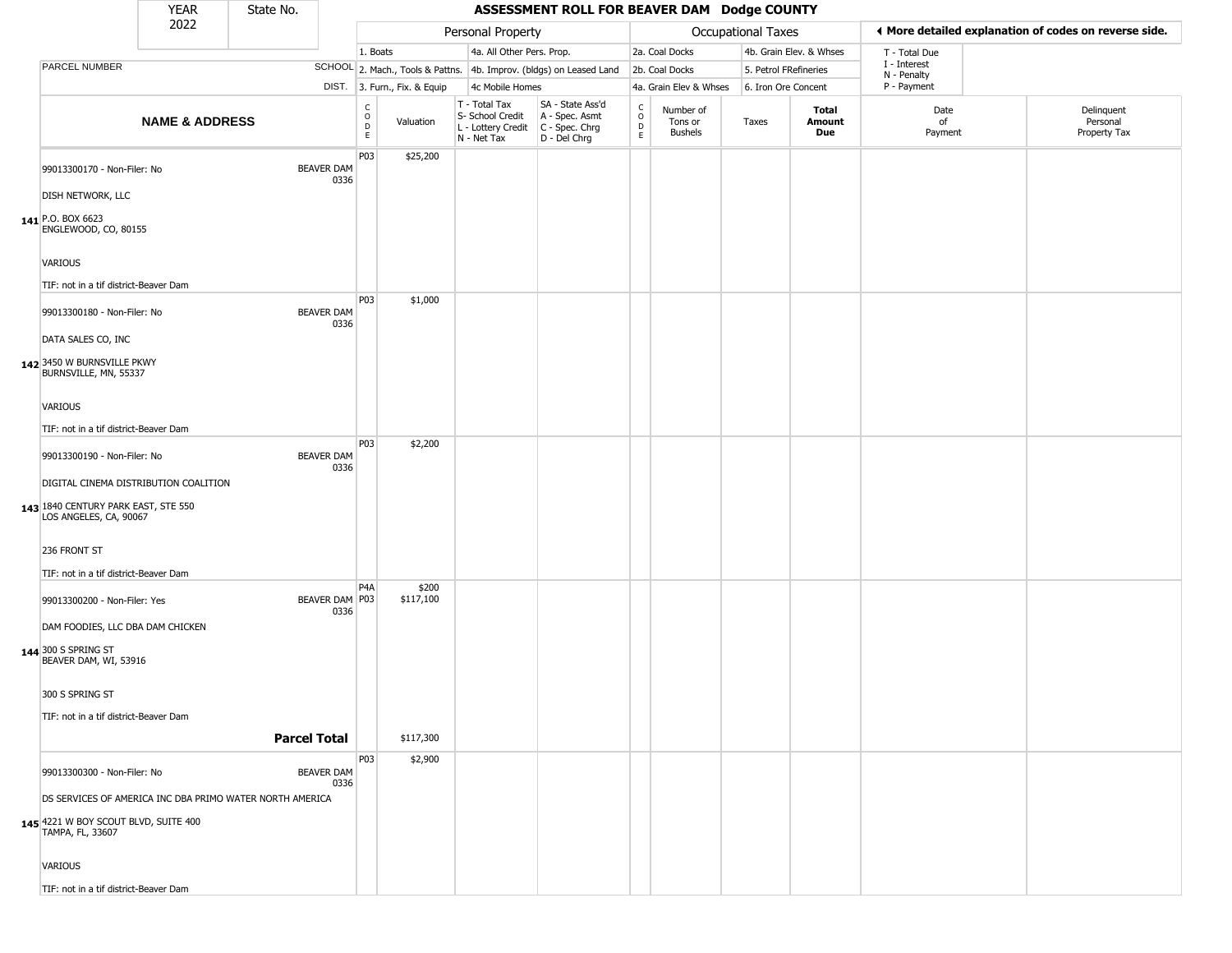| YEAR 2022 | State No. | ASSESSMENT ROLL FOR BEAVER DAM Dodge COUNTY |
|---|---|---|

| | | Personal Property | | | | Occupational Taxes | | | | ◄ More detailed explanation of codes on reverse side. | |
|---|---|---|---|---|---|---|---|---|---|---|---|
| | | 1. Boats | | 4a. All Other Pers. Prop. | | 2a. Coal Docks | | 4b. Grain Elev. & Whses | | T - Total Due | |
| PARCEL NUMBER | SCHOOL | 2. Mach., Tools & Pattns. | | 4b. Improv. (bldgs) on Leased Land | | 2b. Coal Docks | | 5. Petrol FRefineries | | I - Interest N - Penalty | |
| | DIST. | 3. Furn., Fix. & Equip | | 4c Mobile Homes | | 4a. Grain Elev & Whses | | 6. Iron Ore Concent | | P - Payment | |

| | NAME & ADDRESS | SCHOOL DIST. | CODE | Valuation | T - Total Tax S- School Credit L - Lottery Credit N - Net Tax | SA - State Ass'd A - Spec. Asmt C - Spec. Chrg D - Del Chrg | CODE | Number of Tons or Bushels | Taxes | Total Amount Due | Date of Payment | Delinquent Personal Property Tax |
|---|---|---|---|---|---|---|---|---|---|---|---|---|
| 141 | 99013300170 - Non-Filer: No<br>DISH NETWORK, LLC<br>P.O. BOX 6623<br>ENGLEWOOD, CO, 80155<br>VARIOUS<br>TIF: not in a tif district-Beaver Dam | BEAVER DAM 0336 | P03 | $25,200 | | | | | | | | |
| 142 | 99013300180 - Non-Filer: No<br>DATA SALES CO, INC<br>3450 W BURNSVILLE PKWY<br>BURNSVILLE, MN, 55337<br>VARIOUS<br>TIF: not in a tif district-Beaver Dam | BEAVER DAM 0336 | P03 | $1,000 | | | | | | | | |
| 143 | 99013300190 - Non-Filer: No<br>DIGITAL CINEMA DISTRIBUTION COALITION<br>1840 CENTURY PARK EAST, STE 550<br>LOS ANGELES, CA, 90067<br>236 FRONT ST<br>TIF: not in a tif district-Beaver Dam | BEAVER DAM 0336 | P03 | $2,200 | | | | | | | | |
| 144 | 99013300200 - Non-Filer: Yes<br>DAM FOODIES, LLC DBA DAM CHICKEN<br>300 S SPRING ST<br>BEAVER DAM, WI, 53916<br>300 S SPRING ST<br>TIF: not in a tif district-Beaver Dam | BEAVER DAM 0336 | P4A<br>P03 | $200<br>$117,100 | | | | | | | | |
| | **Parcel Total** | | | $117,300 | | | | | | | | |
| 145 | 99013300300 - Non-Filer: No<br>DS SERVICES OF AMERICA INC DBA PRIMO WATER NORTH AMERICA<br>4221 W BOY SCOUT BLVD, SUITE 400<br>TAMPA, FL, 33607<br>VARIOUS<br>TIF: not in a tif district-Beaver Dam | BEAVER DAM 0336 | P03 | $2,900 | | | | | | | | |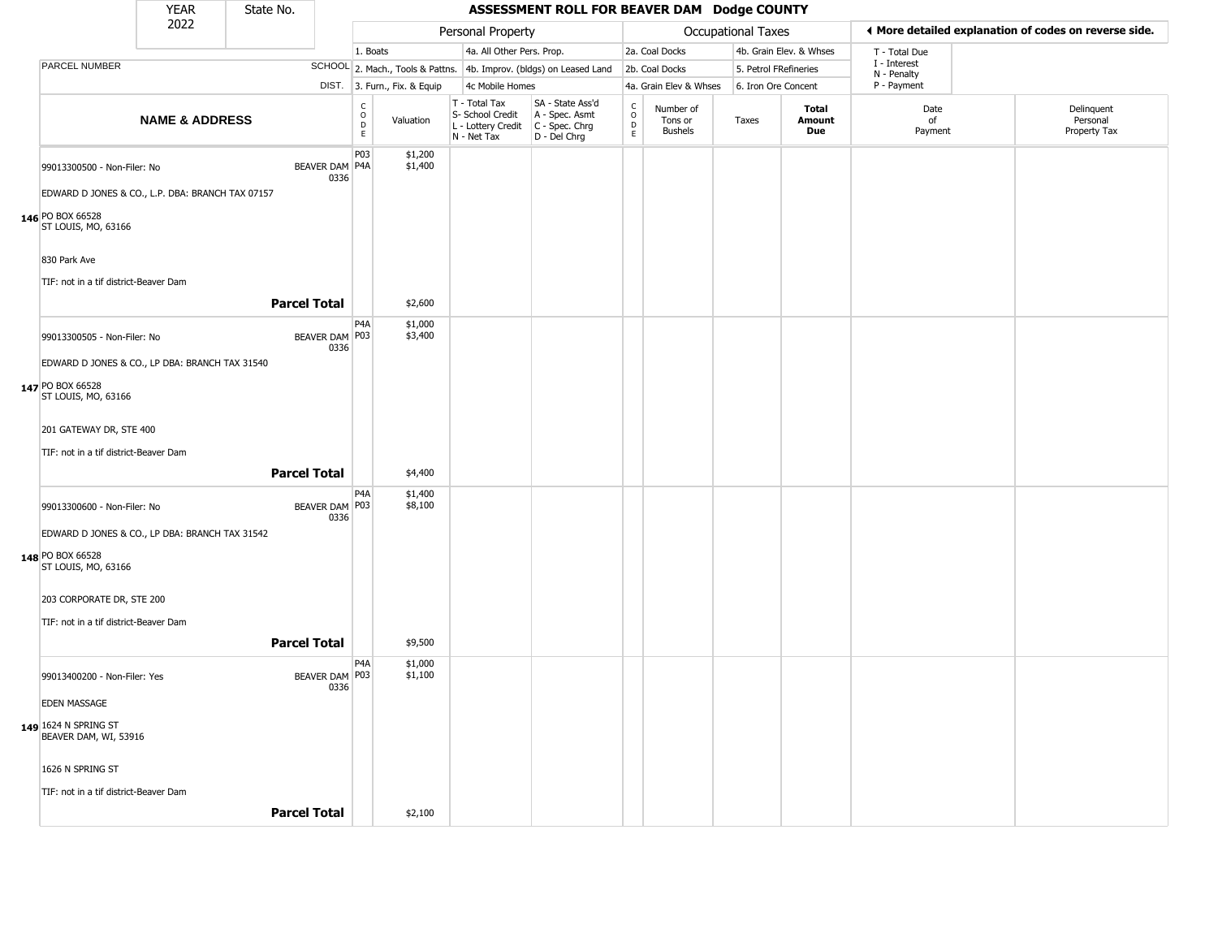# ASSESSMENT ROLL FOR BEAVER DAM Dodge COUNTY

YEAR 2022 | State No.

| Personal Property | | | |
|---|---|---|---|
| 1. Boats | 4a. All Other Pers. Prop. | | |
| 2. Mach., Tools & Pattns. | 4b. Improv. (bldgs) on Leased Land | | |
| 3. Furn., Fix. & Equip | 4c Mobile Homes | | |

| Occupational Taxes | |
|---|---|
| 2a. Coal Docks | 4b. Grain Elev. & Whses |
| 2b. Coal Docks | 5. Petrol FRefineries |
| 4a. Grain Elev & Whses | 6. Iron Ore Concent |

◄ More detailed explanation of codes on reverse side.

T - Total Due
I - Interest
N - Penalty
P - Payment

| | NAME & ADDRESS | SCHOOL DIST. | CODE | Valuation | T - Total Tax S- School Credit L - Lottery Credit N - Net Tax | SA - State Ass'd A - Spec. Asmt C - Spec. Chrg D - Del Chrg | CODE | Number of Tons or Bushels | Taxes | Total Amount Due | Date of Payment | Delinquent Personal Property Tax |
|---|---|---|---|---|---|---|---|---|---|---|---|---|
| 146 | 99013300500 - Non-Filer: No<br>EDWARD D JONES & CO., L.P. DBA: BRANCH TAX 07157<br>PO BOX 66528<br>ST LOUIS, MO, 63166<br>830 Park Ave<br>TIF: not in a tif district-Beaver Dam | BEAVER DAM 0336 | P03<br>P4A | $1,200<br>$1,400 | | | | | | | | |
| | **Parcel Total** | | | $2,600 | | | | | | | | |
| 147 | 99013300505 - Non-Filer: No<br>EDWARD D JONES & CO., LP DBA: BRANCH TAX 31540<br>PO BOX 66528<br>ST LOUIS, MO, 63166<br>201 GATEWAY DR, STE 400<br>TIF: not in a tif district-Beaver Dam | BEAVER DAM 0336 | P4A<br>P03 | $1,000<br>$3,400 | | | | | | | | |
| | **Parcel Total** | | | $4,400 | | | | | | | | |
| 148 | 99013300600 - Non-Filer: No<br>EDWARD D JONES & CO., LP DBA: BRANCH TAX 31542<br>PO BOX 66528<br>ST LOUIS, MO, 63166<br>203 CORPORATE DR, STE 200<br>TIF: not in a tif district-Beaver Dam | BEAVER DAM 0336 | P4A<br>P03 | $1,400<br>$8,100 | | | | | | | | |
| | **Parcel Total** | | | $9,500 | | | | | | | | |
| 149 | 99013400200 - Non-Filer: Yes<br>EDEN MASSAGE<br>1624 N SPRING ST<br>BEAVER DAM, WI, 53916<br>1626 N SPRING ST<br>TIF: not in a tif district-Beaver Dam | BEAVER DAM 0336 | P4A<br>P03 | $1,000<br>$1,100 | | | | | | | | |
| | **Parcel Total** | | | $2,100 | | | | | | | | |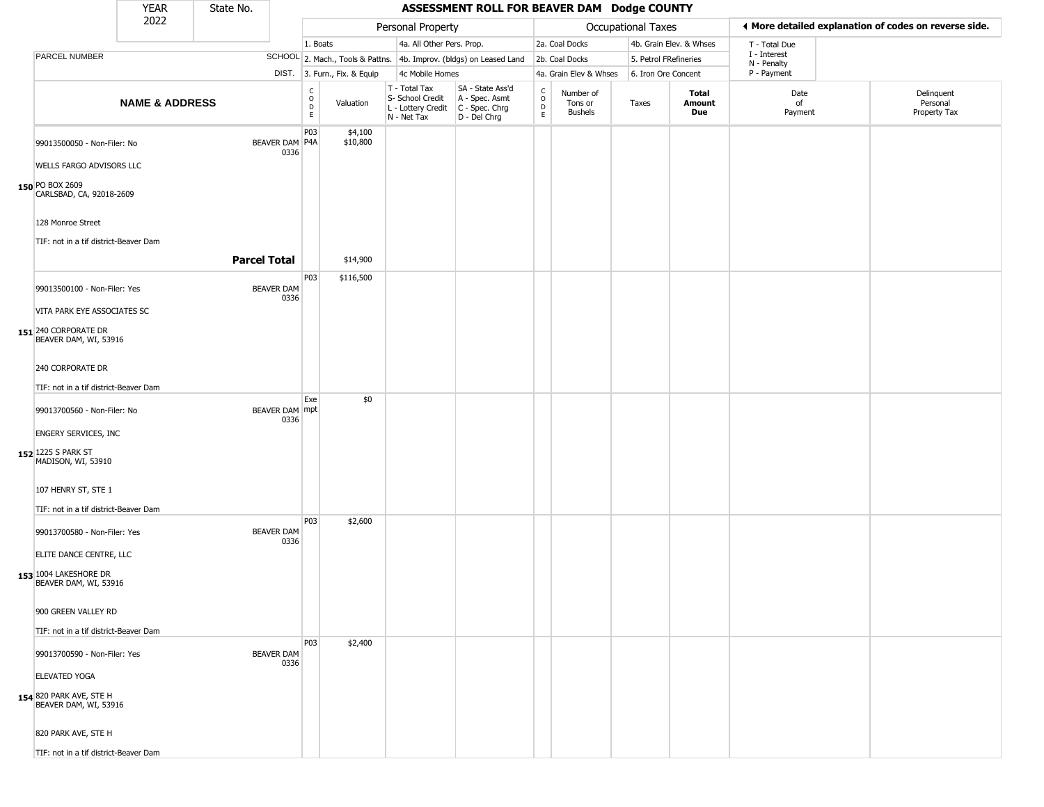| YEAR 2022 | State No. | ASSESSMENT ROLL FOR BEAVER DAM Dodge COUNTY | | | | | | | | | | |
|---|---|---|---|---|---|---|---|---|---|---|---|---|

| | | Personal Property | | | | Occupational Taxes | | | | ◀ More detailed explanation of codes on reverse side. | | |
|---|---|---|---|---|---|---|---|---|---|---|---|---|
| PARCEL NUMBER | SCHOOL DIST. | 1. Boats<br>2. Mach., Tools & Pattns.<br>3. Furn., Fix. & Equip | | 4a. All Other Pers. Prop.<br>4b. Improv. (bldgs) on Leased Land<br>4c Mobile Homes | | 2a. Coal Docks<br>2b. Coal Docks<br>4a. Grain Elev & Whses | | 4b. Grain Elev. & Whses<br>5. Petrol FRefineries<br>6. Iron Ore Concent | | T - Total Due<br>I - Interest<br>N - Penalty<br>P - Payment | | |
| NAME & ADDRESS | | CODE | Valuation | T - Total Tax<br>S- School Credit<br>L - Lottery Credit<br>N - Net Tax | SA - State Ass'd<br>A - Spec. Asmt<br>C - Spec. Chrg<br>D - Del Chrg | CODE | Number of Tons or Bushels | Taxes | Total Amount Due | Date of Payment | Delinquent Personal Property Tax | |
| **150** 99013500050 - Non-Filer: No<br>WELLS FARGO ADVISORS LLC<br>PO BOX 2609<br>CARLSBAD, CA, 92018-2609<br>128 Monroe Street<br>TIF: not in a tif district-Beaver Dam | BEAVER DAM 0336 | P03<br>P4A | $4,100<br>$10,800 | | | | | | | | | |
| | **Parcel Total** | | $14,900 | | | | | | | | | |
| **151** 99013500100 - Non-Filer: Yes<br>VITA PARK EYE ASSOCIATES SC<br>240 CORPORATE DR<br>BEAVER DAM, WI, 53916<br>240 CORPORATE DR<br>TIF: not in a tif district-Beaver Dam | BEAVER DAM 0336 | P03 | $116,500 | | | | | | | | | |
| **152** 99013700560 - Non-Filer: No<br>ENGERY SERVICES, INC<br>1225 S PARK ST<br>MADISON, WI, 53910<br>107 HENRY ST, STE 1<br>TIF: not in a tif district-Beaver Dam | BEAVER DAM 0336 | Exempt | $0 | | | | | | | | | |
| **153** 99013700580 - Non-Filer: Yes<br>ELITE DANCE CENTRE, LLC<br>1004 LAKESHORE DR<br>BEAVER DAM, WI, 53916<br>900 GREEN VALLEY RD<br>TIF: not in a tif district-Beaver Dam | BEAVER DAM 0336 | P03 | $2,600 | | | | | | | | | |
| **154** 99013700590 - Non-Filer: Yes<br>ELEVATED YOGA<br>820 PARK AVE, STE H<br>BEAVER DAM, WI, 53916<br>820 PARK AVE, STE H<br>TIF: not in a tif district-Beaver Dam | BEAVER DAM 0336 | P03 | $2,400 | | | | | | | | | |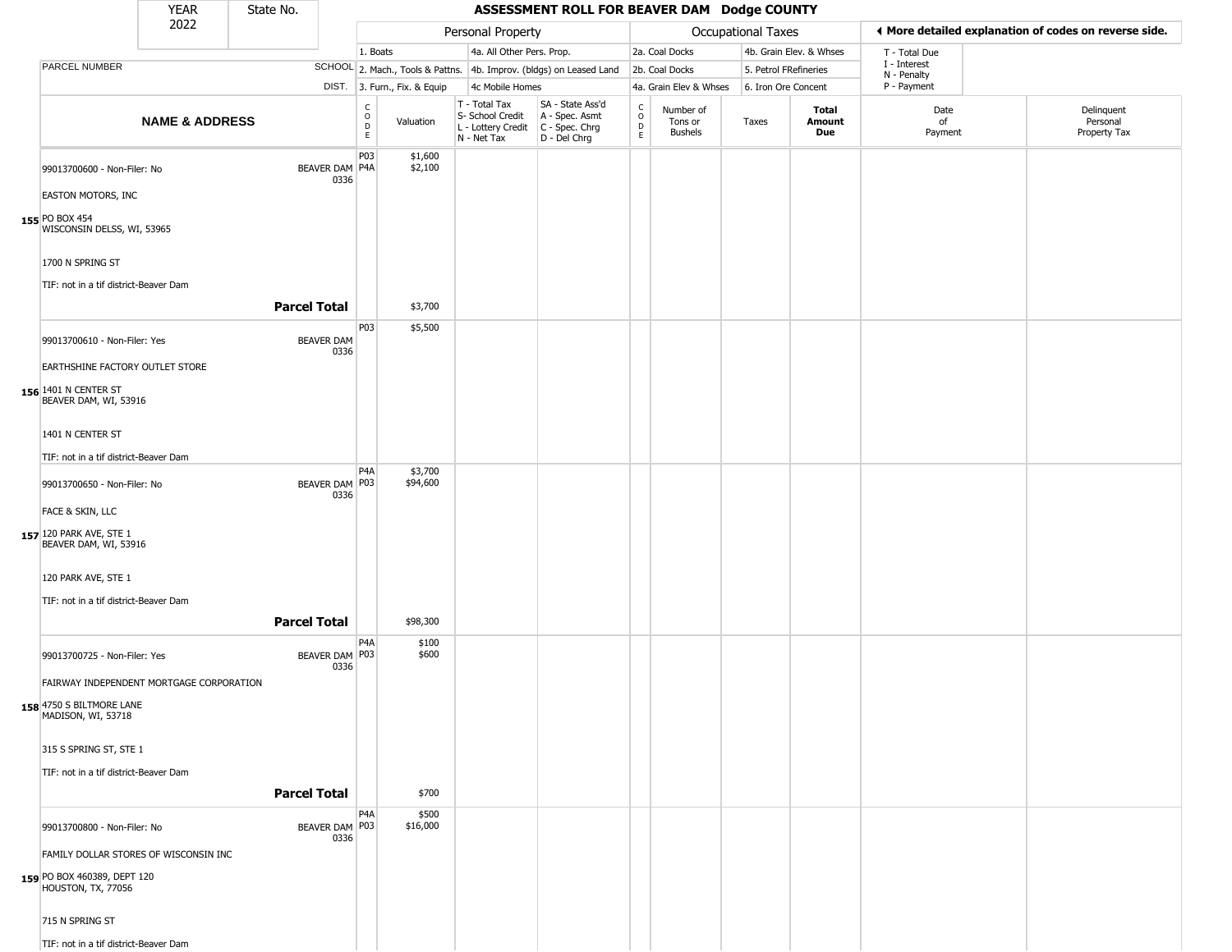# ASSESSMENT ROLL FOR BEAVER DAM Dodge COUNTY

YEAR 2022 | State No.

| | | Personal Property | | | | Occupational Taxes | | | | ◄ More detailed explanation of codes on reverse side. | |
|---|---|---|---|---|---|---|---|---|---|---|---|
| PARCEL NUMBER | SCHOOL DIST. | 1. Boats<br>2. Mach., Tools & Pattns.<br>3. Furn., Fix. & Equip | | 4a. All Other Pers. Prop.<br>4b. Improv. (bldgs) on Leased Land<br>4c Mobile Homes | | 2a. Coal Docks<br>2b. Coal Docks<br>4a. Grain Elev & Whses | | 4b. Grain Elev. & Whses<br>5. Petrol FRefineries<br>6. Iron Ore Concent | | T - Total Due<br>I - Interest<br>N - Penalty<br>P - Payment | |
| **NAME & ADDRESS** | | CODE | Valuation | T - Total Tax<br>S- School Credit<br>L - Lottery Credit<br>N - Net Tax | SA - State Ass'd<br>A - Spec. Asmt<br>C - Spec. Chrg<br>D - Del Chrg | CODE | Number of Tons or Bushels | Taxes | **Total Amount Due** | Date of Payment | Delinquent Personal Property Tax |
| 155 99013700600 - Non-Filer: No<br>EASTON MOTORS, INC<br>PO BOX 454<br>WISCONSIN DELSS, WI, 53965<br>1700 N SPRING ST<br>TIF: not in a tif district-Beaver Dam | BEAVER DAM 0336 | P03<br>P4A | $1,600<br>$2,100 | | | | | | | | |
| **Parcel Total** | | | $3,700 | | | | | | | | |
| 156 99013700610 - Non-Filer: Yes<br>EARTHSHINE FACTORY OUTLET STORE<br>1401 N CENTER ST<br>BEAVER DAM, WI, 53916<br>1401 N CENTER ST<br>TIF: not in a tif district-Beaver Dam | BEAVER DAM 0336 | P03 | $5,500 | | | | | | | | |
| 157 99013700650 - Non-Filer: No<br>FACE & SKIN, LLC<br>120 PARK AVE, STE 1<br>BEAVER DAM, WI, 53916<br>120 PARK AVE, STE 1<br>TIF: not in a tif district-Beaver Dam | BEAVER DAM 0336 | P4A<br>P03 | $3,700<br>$94,600 | | | | | | | | |
| **Parcel Total** | | | $98,300 | | | | | | | | |
| 158 99013700725 - Non-Filer: Yes<br>FAIRWAY INDEPENDENT MORTGAGE CORPORATION<br>4750 S BILTMORE LANE<br>MADISON, WI, 53718<br>315 S SPRING ST, STE 1<br>TIF: not in a tif district-Beaver Dam | BEAVER DAM 0336 | P4A<br>P03 | $100<br>$600 | | | | | | | | |
| **Parcel Total** | | | $700 | | | | | | | | |
| 159 99013700800 - Non-Filer: No<br>FAMILY DOLLAR STORES OF WISCONSIN INC<br>PO BOX 460389, DEPT 120<br>HOUSTON, TX, 77056<br>715 N SPRING ST<br>TIF: not in a tif district-Beaver Dam | BEAVER DAM 0336 | P4A<br>P03 | $500<br>$16,000 | | | | | | | | |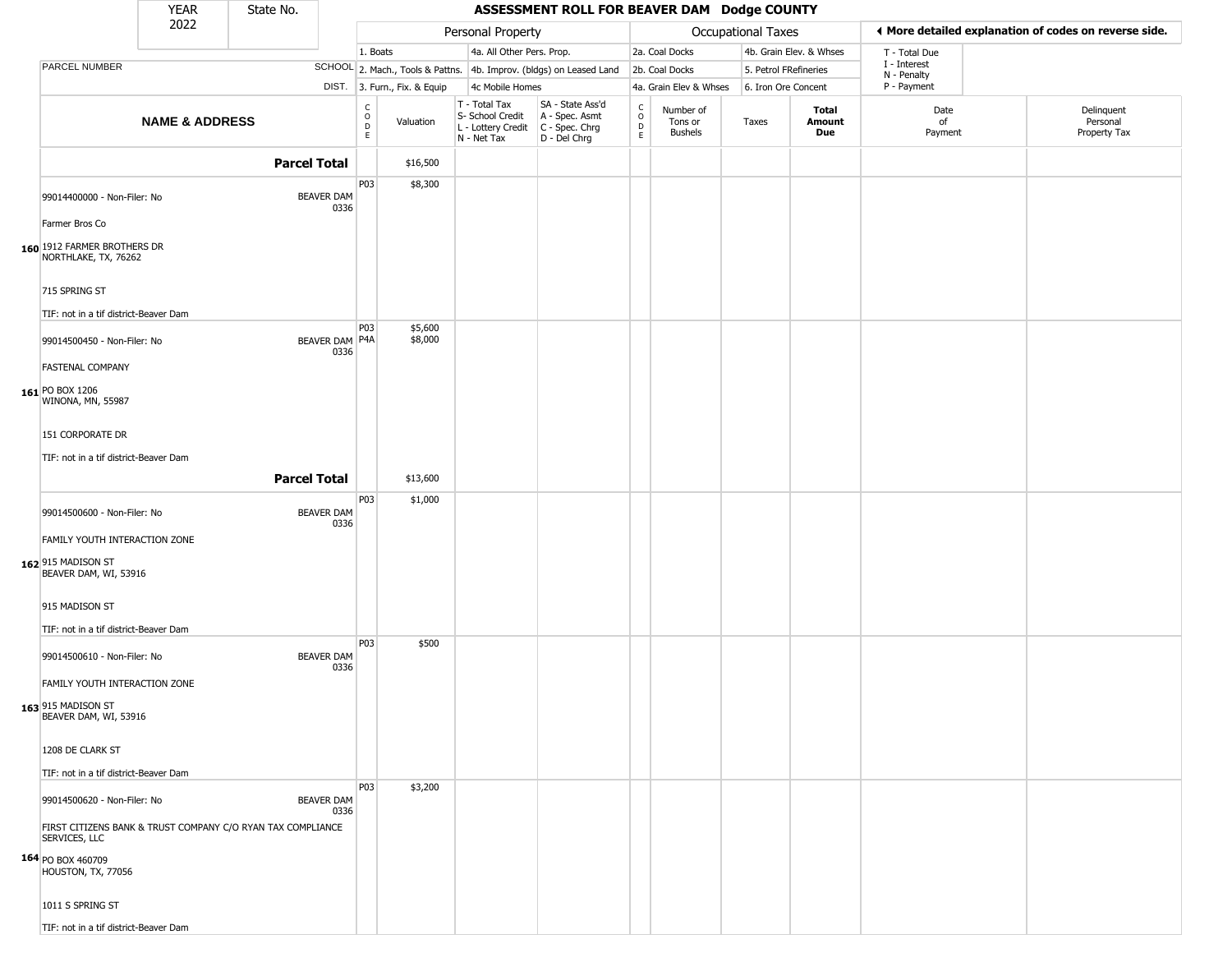| YEAR 2022 | State No. | ASSESSMENT ROLL FOR BEAVER DAM Dodge COUNTY |
|---|---|---|

| | | Personal Property | | | | Occupational Taxes | | | | ◄ More detailed explanation of codes on reverse side. | |
|---|---|---|---|---|---|---|---|---|---|---|---|
| PARCEL NUMBER | SCHOOL DIST. | 1. Boats<br>2. Mach., Tools & Pattns.<br>3. Furn., Fix. & Equip | | 4a. All Other Pers. Prop.<br>4b. Improv. (bldgs) on Leased Land<br>4c Mobile Homes | | 2a. Coal Docks<br>2b. Coal Docks<br>4a. Grain Elev & Whses | | 4b. Grain Elev. & Whses<br>5. Petrol FRefineries<br>6. Iron Ore Concent | | T - Total Due<br>I - Interest<br>N - Penalty<br>P - Payment | |
| **NAME & ADDRESS** | | CODE | Valuation | T - Total Tax<br>S- School Credit<br>L - Lottery Credit<br>N - Net Tax | SA - State Ass'd<br>A - Spec. Asmt<br>C - Spec. Chrg<br>D - Del Chrg | CODE | Number of Tons or Bushels | Taxes | **Total Amount Due** | Date of Payment | Delinquent Personal Property Tax |
| **Parcel Total** | | | $16,500 | | | | | | | | |
| 160 99014400000 - Non-Filer: No<br>Farmer Bros Co<br>1912 FARMER BROTHERS DR<br>NORTHLAKE, TX, 76262<br>715 SPRING ST<br>TIF: not in a tif district-Beaver Dam | BEAVER DAM 0336 | P03 | $8,300 | | | | | | | | |
| 161 99014500450 - Non-Filer: No<br>FASTENAL COMPANY<br>PO BOX 1206<br>WINONA, MN, 55987<br>151 CORPORATE DR<br>TIF: not in a tif district-Beaver Dam | BEAVER DAM 0336 | P03<br>P4A | $5,600<br>$8,000 | | | | | | | | |
| **Parcel Total** | | | $13,600 | | | | | | | | |
| 162 99014500600 - Non-Filer: No<br>FAMILY YOUTH INTERACTION ZONE<br>915 MADISON ST<br>BEAVER DAM, WI, 53916<br>915 MADISON ST<br>TIF: not in a tif district-Beaver Dam | BEAVER DAM 0336 | P03 | $1,000 | | | | | | | | |
| 163 99014500610 - Non-Filer: No<br>FAMILY YOUTH INTERACTION ZONE<br>915 MADISON ST<br>BEAVER DAM, WI, 53916<br>1208 DE CLARK ST<br>TIF: not in a tif district-Beaver Dam | BEAVER DAM 0336 | P03 | $500 | | | | | | | | |
| 164 99014500620 - Non-Filer: No<br>FIRST CITIZENS BANK & TRUST COMPANY C/O RYAN TAX COMPLIANCE SERVICES, LLC<br>PO BOX 460709<br>HOUSTON, TX, 77056<br>1011 S SPRING ST<br>TIF: not in a tif district-Beaver Dam | BEAVER DAM 0336 | P03 | $3,200 | | | | | | | | |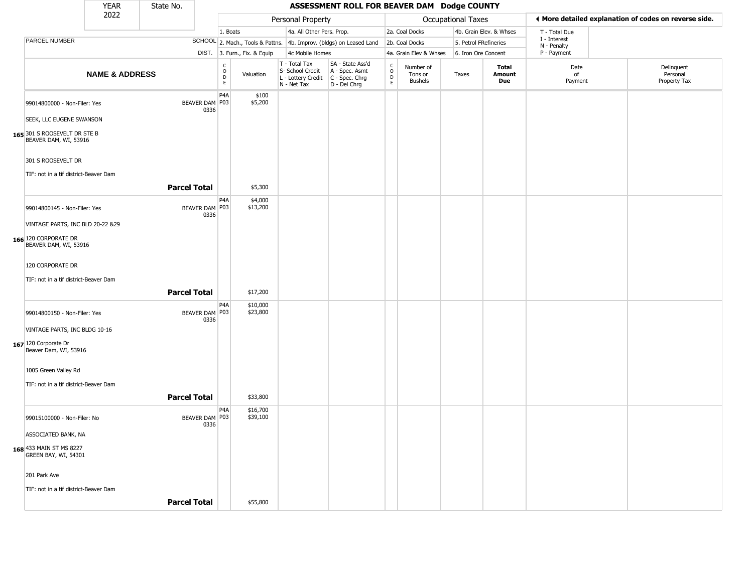| YEAR 2022 | State No. | ASSESSMENT ROLL FOR BEAVER DAM Dodge COUNTY |
|---|---|---|

| | | Personal Property | | | | Occupational Taxes | | | | ◄ More detailed explanation of codes on reverse side. | |
|---|---|---|---|---|---|---|---|---|---|---|---|
| PARCEL NUMBER | SCHOOL DIST. | 1. Boats<br>2. Mach., Tools & Pattns.<br>3. Furn., Fix. & Equip | | 4a. All Other Pers. Prop.<br>4b. Improv. (bldgs) on Leased Land<br>4c Mobile Homes | | 2a. Coal Docks<br>2b. Coal Docks<br>4a. Grain Elev & Whses | | 4b. Grain Elev. & Whses<br>5. Petrol FRefineries<br>6. Iron Ore Concent | | T - Total Due<br>I - Interest<br>N - Penalty<br>P - Payment | |
| **NAME & ADDRESS** | | CODE | Valuation | T - Total Tax<br>S- School Credit<br>L - Lottery Credit<br>N - Net Tax | SA - State Ass'd<br>A - Spec. Asmt<br>C - Spec. Chrg<br>D - Del Chrg | CODE | Number of Tons or Bushels | Taxes | **Total Amount Due** | Date of Payment | Delinquent Personal Property Tax |
| 99014800000 - Non-Filer: Yes<br><br>SEEK, LLC EUGENE SWANSON<br><br>165 301 S ROOSEVELT DR STE B<br>BEAVER DAM, WI, 53916<br><br>301 S ROOSEVELT DR<br><br>TIF: not in a tif district-Beaver Dam | BEAVER DAM 0336 | P4A<br>P03 | $100<br>$5,200 | | | | | | | | |
| | **Parcel Total** | | $5,300 | | | | | | | | |
| 99014800145 - Non-Filer: Yes<br><br>VINTAGE PARTS, INC BLD 20-22 &29<br><br>166 120 CORPORATE DR<br>BEAVER DAM, WI, 53916<br><br>120 CORPORATE DR<br><br>TIF: not in a tif district-Beaver Dam | BEAVER DAM 0336 | P4A<br>P03 | $4,000<br>$13,200 | | | | | | | | |
| | **Parcel Total** | | $17,200 | | | | | | | | |
| 99014800150 - Non-Filer: Yes<br><br>VINTAGE PARTS, INC BLDG 10-16<br><br>167 120 Corporate Dr<br>Beaver Dam, WI, 53916<br><br>1005 Green Valley Rd<br><br>TIF: not in a tif district-Beaver Dam | BEAVER DAM 0336 | P4A<br>P03 | $10,000<br>$23,800 | | | | | | | | |
| | **Parcel Total** | | $33,800 | | | | | | | | |
| 99015100000 - Non-Filer: No<br><br>ASSOCIATED BANK, NA<br><br>168 433 MAIN ST MS 8227<br>GREEN BAY, WI, 54301<br><br>201 Park Ave<br><br>TIF: not in a tif district-Beaver Dam | BEAVER DAM 0336 | P4A<br>P03 | $16,700<br>$39,100 | | | | | | | | |
| | **Parcel Total** | | $55,800 | | | | | | | | |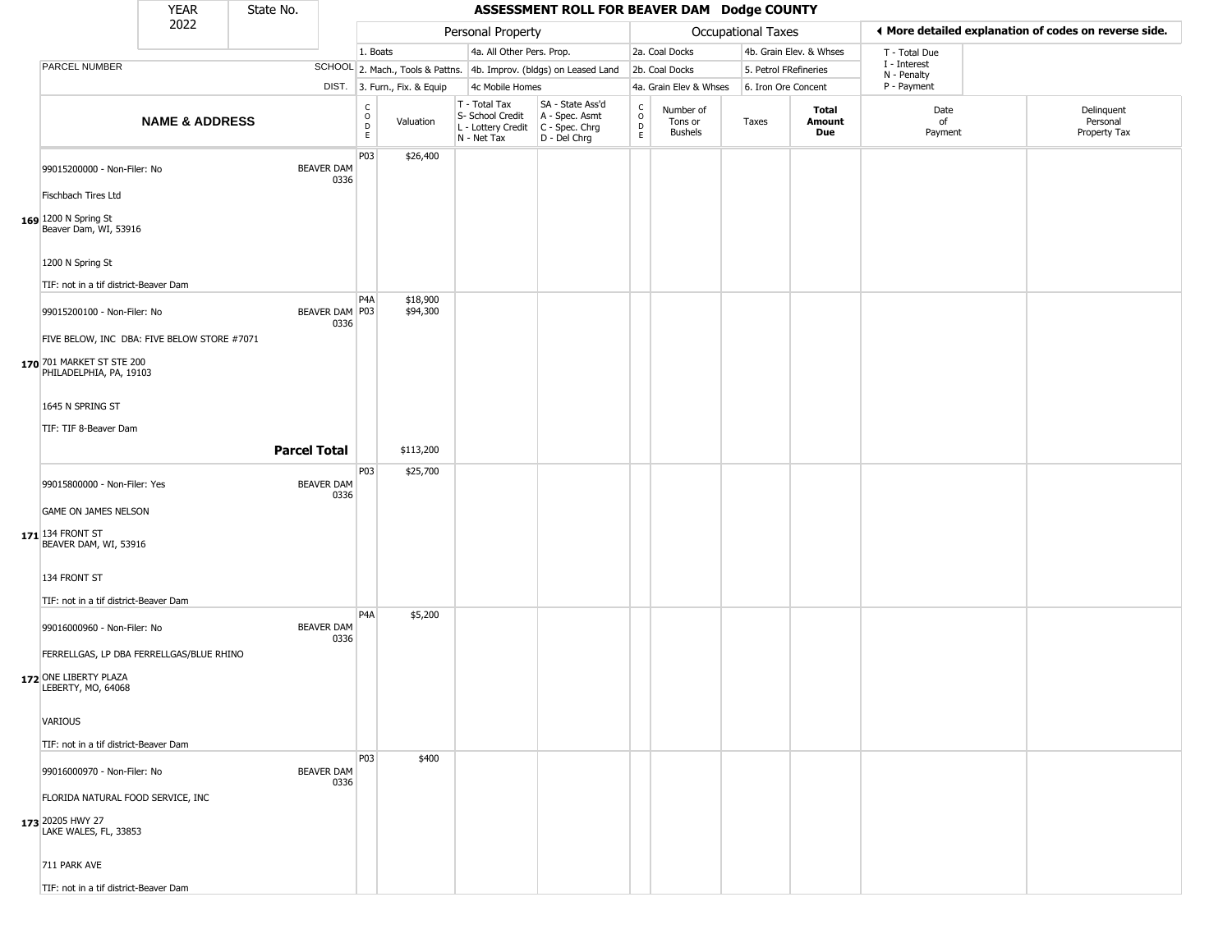| YEAR 2022 | State No. | | | | | | | | | | | |
|---|---|---|---|---|---|---|---|---|---|---|---|---|

# ASSESSMENT ROLL FOR BEAVER DAM Dodge COUNTY

◄ More detailed explanation of codes on reverse side.

| | | Personal Property | | | | Occupational Taxes | | | | | | |
|---|---|---|---|---|---|---|---|---|---|---|---|---|
| PARCEL NUMBER | SCHOOL DIST. | 1. Boats / 2. Mach., Tools & Pattns. / 3. Furn., Fix. & Equip | | 4a. All Other Pers. Prop. / 4b. Improv. (bldgs) on Leased Land / 4c Mobile Homes | | 2a. Coal Docks / 2b. Coal Docks / 4a. Grain Elev & Whses | | 4b. Grain Elev. & Whses / 5. Petrol FRefineries / 6. Iron Ore Concent | | T - Total Due / I - Interest / N - Penalty / P - Payment | | |
| **NAME & ADDRESS** | | CODE | Valuation | T - Total Tax / S- School Credit / L - Lottery Credit / N - Net Tax | SA - State Ass'd / A - Spec. Asmt / C - Spec. Chrg / D - Del Chrg | CODE | Number of Tons or Bushels | Taxes | **Total Amount Due** | Date of Payment | Delinquent Personal Property Tax |
| 169 99015200000 - Non-Filer: No<br>Fischbach Tires Ltd<br>1200 N Spring St<br>Beaver Dam, WI, 53916<br>1200 N Spring St<br>TIF: not in a tif district-Beaver Dam | BEAVER DAM 0336 | P03 | $26,400 | | | | | | | | |
| 170 99015200100 - Non-Filer: No<br>FIVE BELOW, INC DBA: FIVE BELOW STORE #7071<br>701 MARKET ST STE 200<br>PHILADELPHIA, PA, 19103<br>1645 N SPRING ST<br>TIF: TIF 8-Beaver Dam | BEAVER DAM 0336 | P4A<br>P03 | $18,900<br>$94,300 | | | | | | | | |
| | **Parcel Total** | | $113,200 | | | | | | | | |
| 171 99015800000 - Non-Filer: Yes<br>GAME ON JAMES NELSON<br>134 FRONT ST<br>BEAVER DAM, WI, 53916<br>134 FRONT ST<br>TIF: not in a tif district-Beaver Dam | BEAVER DAM 0336 | P03 | $25,700 | | | | | | | | |
| 172 99016000960 - Non-Filer: No<br>FERRELLGAS, LP DBA FERRELLGAS/BLUE RHINO<br>ONE LIBERTY PLAZA<br>LEBERTY, MO, 64068<br>VARIOUS<br>TIF: not in a tif district-Beaver Dam | BEAVER DAM 0336 | P4A | $5,200 | | | | | | | | |
| 173 99016000970 - Non-Filer: No<br>FLORIDA NATURAL FOOD SERVICE, INC<br>20205 HWY 27<br>LAKE WALES, FL, 33853<br>711 PARK AVE<br>TIF: not in a tif district-Beaver Dam | BEAVER DAM 0336 | P03 | $400 | | | | | | | | |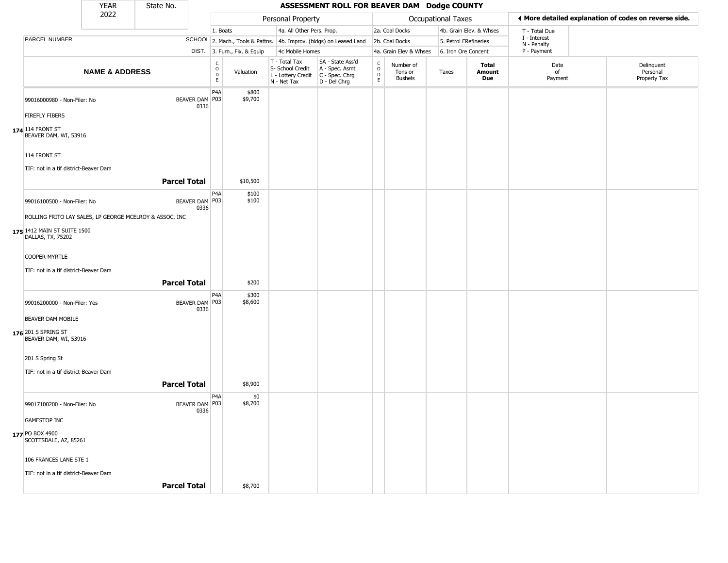| YEAR 2022 | State No. | | | ASSESSMENT ROLL FOR BEAVER DAM Dodge COUNTY | | | | | | | | |
|---|---|---|---|---|---|---|---|---|---|---|---|---|

| | | Personal Property | | | | Occupational Taxes | | | | ◂ More detailed explanation of codes on reverse side. | |
|---|---|---|---|---|---|---|---|---|---|---|---|
| PARCEL NUMBER | SCHOOL DIST. | 1. Boats<br>2. Mach., Tools & Pattns.<br>3. Furn., Fix. & Equip | | 4a. All Other Pers. Prop.<br>4b. Improv. (bldgs) on Leased Land<br>4c Mobile Homes | | 2a. Coal Docks<br>2b. Coal Docks<br>4a. Grain Elev & Whses | | 4b. Grain Elev. & Whses<br>5. Petrol FRefineries<br>6. Iron Ore Concent | | T - Total Due<br>I - Interest<br>N - Penalty<br>P - Payment | |
| **NAME & ADDRESS** | | CODE | Valuation | T - Total Tax<br>S- School Credit<br>L - Lottery Credit<br>N - Net Tax | SA - State Ass'd<br>A - Spec. Asmt<br>C - Spec. Chrg<br>D - Del Chrg | CODE | Number of Tons or Bushels | Taxes | **Total Amount Due** | Date of Payment | Delinquent Personal Property Tax |
| 174 99016000980 - Non-Filer: No<br>FIREFLY FIBERS<br>114 FRONT ST<br>BEAVER DAM, WI, 53916<br><br>114 FRONT ST<br>TIF: not in a tif district-Beaver Dam | BEAVER DAM 0336 | P4A<br>P03 | $800<br>$9,700 | | | | | | | | |
| | **Parcel Total** | | $10,500 | | | | | | | | |
| 175 99016100500 - Non-Filer: No<br>ROLLING FRITO LAY SALES, LP GEORGE MCELROY & ASSOC, INC<br>1412 MAIN ST SUITE 1500<br>DALLAS, TX, 75202<br><br>COOPER-MYRTLE<br>TIF: not in a tif district-Beaver Dam | BEAVER DAM 0336 | P4A<br>P03 | $100<br>$100 | | | | | | | | |
| | **Parcel Total** | | $200 | | | | | | | | |
| 176 99016200000 - Non-Filer: Yes<br>BEAVER DAM MOBILE<br>201 S SPRING ST<br>BEAVER DAM, WI, 53916<br><br>201 S Spring St<br>TIF: not in a tif district-Beaver Dam | BEAVER DAM 0336 | P4A<br>P03 | $300<br>$8,600 | | | | | | | | |
| | **Parcel Total** | | $8,900 | | | | | | | | |
| 177 99017100200 - Non-Filer: No<br>GAMESTOP INC<br>PO BOX 4900<br>SCOTTSDALE, AZ, 85261<br><br>106 FRANCES LANE STE 1<br>TIF: not in a tif district-Beaver Dam | BEAVER DAM 0336 | P4A<br>P03 | $0<br>$8,700 | | | | | | | | |
| | **Parcel Total** | | $8,700 | | | | | | | | |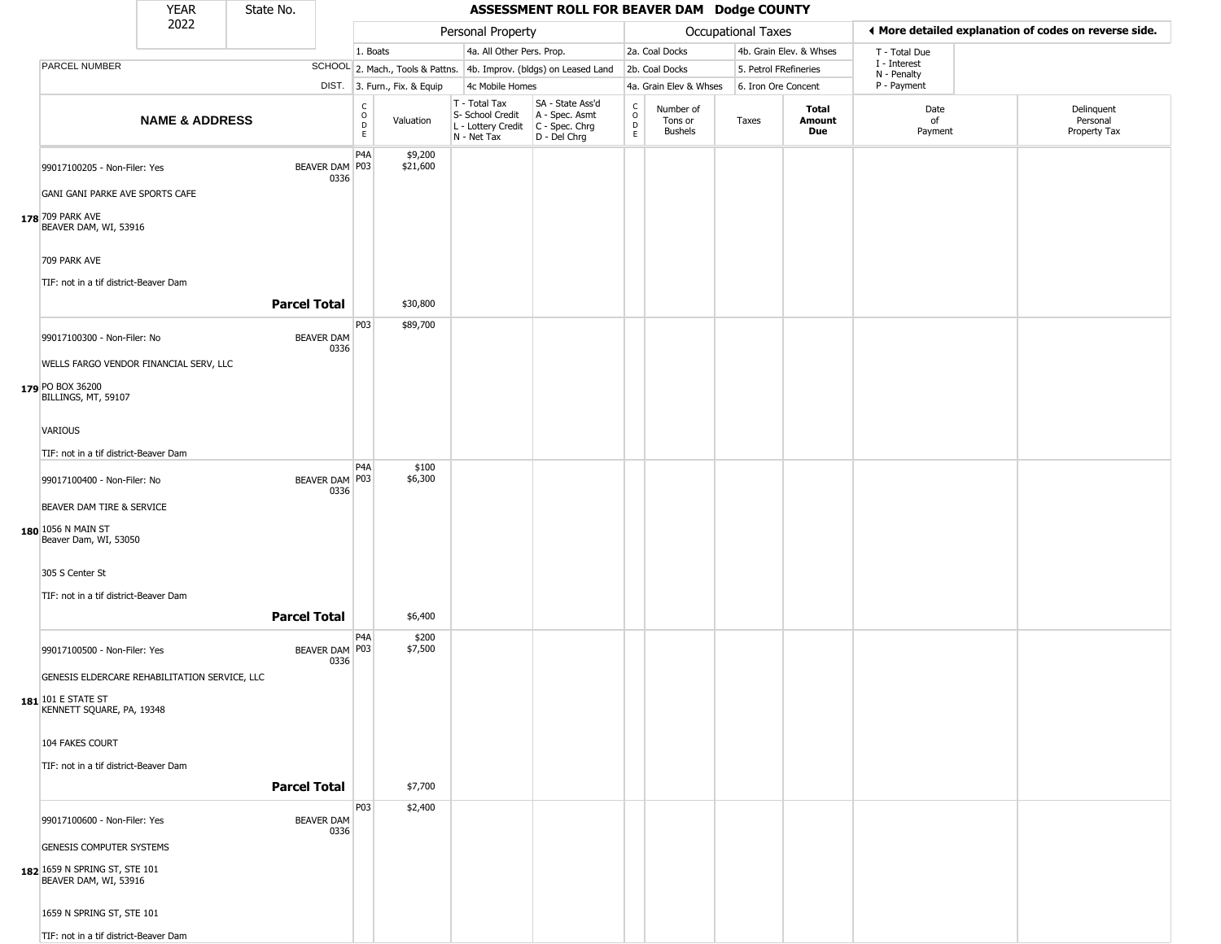| YEAR 2022 | State No. |
|---|---|

# ASSESSMENT ROLL FOR BEAVER DAM Dodge COUNTY

| | | Personal Property | | | | Occupational Taxes | | | | ◄ More detailed explanation of codes on reverse side. | |
|---|---|---|---|---|---|---|---|---|---|---|---|
| PARCEL NUMBER | SCHOOL DIST. | 1. Boats<br>2. Mach., Tools & Pattns.<br>3. Furn., Fix. & Equip | | 4a. All Other Pers. Prop.<br>4b. Improv. (bldgs) on Leased Land<br>4c Mobile Homes | | 2a. Coal Docks<br>2b. Coal Docks<br>4a. Grain Elev & Whses | | 4b. Grain Elev. & Whses<br>5. Petrol FRefineries<br>6. Iron Ore Concent | | T - Total Due<br>I - Interest<br>N - Penalty<br>P - Payment | |
| **NAME & ADDRESS** | | CODE | Valuation | T - Total Tax<br>S- School Credit<br>L - Lottery Credit<br>N - Net Tax | SA - State Ass'd<br>A - Spec. Asmt<br>C - Spec. Chrg<br>D - Del Chrg | CODE | Number of Tons or Bushels | Taxes | **Total Amount Due** | Date of Payment | Delinquent Personal Property Tax |
| **178** 99017100205 - Non-Filer: Yes<br>GANI GANI PARKE AVE SPORTS CAFE<br>709 PARK AVE<br>BEAVER DAM, WI, 53916<br>709 PARK AVE<br>TIF: not in a tif district-Beaver Dam | BEAVER DAM 0336 | P4A<br>P03 | $9,200<br>$21,600 | | | | | | | | |
| **Parcel Total** | | | $30,800 | | | | | | | | |
| **179** 99017100300 - Non-Filer: No<br>WELLS FARGO VENDOR FINANCIAL SERV, LLC<br>PO BOX 36200<br>BILLINGS, MT, 59107<br>VARIOUS<br>TIF: not in a tif district-Beaver Dam | BEAVER DAM 0336 | P03 | $89,700 | | | | | | | | |
| **180** 99017100400 - Non-Filer: No<br>BEAVER DAM TIRE & SERVICE<br>1056 N MAIN ST<br>Beaver Dam, WI, 53050<br>305 S Center St<br>TIF: not in a tif district-Beaver Dam | BEAVER DAM 0336 | P4A<br>P03 | $100<br>$6,300 | | | | | | | | |
| **Parcel Total** | | | $6,400 | | | | | | | | |
| **181** 99017100500 - Non-Filer: Yes<br>GENESIS ELDERCARE REHABILITATION SERVICE, LLC<br>101 E STATE ST<br>KENNETT SQUARE, PA, 19348<br>104 FAKES COURT<br>TIF: not in a tif district-Beaver Dam | BEAVER DAM 0336 | P4A<br>P03 | $200<br>$7,500 | | | | | | | | |
| **Parcel Total** | | | $7,700 | | | | | | | | |
| **182** 99017100600 - Non-Filer: Yes<br>GENESIS COMPUTER SYSTEMS<br>1659 N SPRING ST, STE 101<br>BEAVER DAM, WI, 53916<br>1659 N SPRING ST, STE 101<br>TIF: not in a tif district-Beaver Dam | BEAVER DAM 0336 | P03 | $2,400 | | | | | | | | |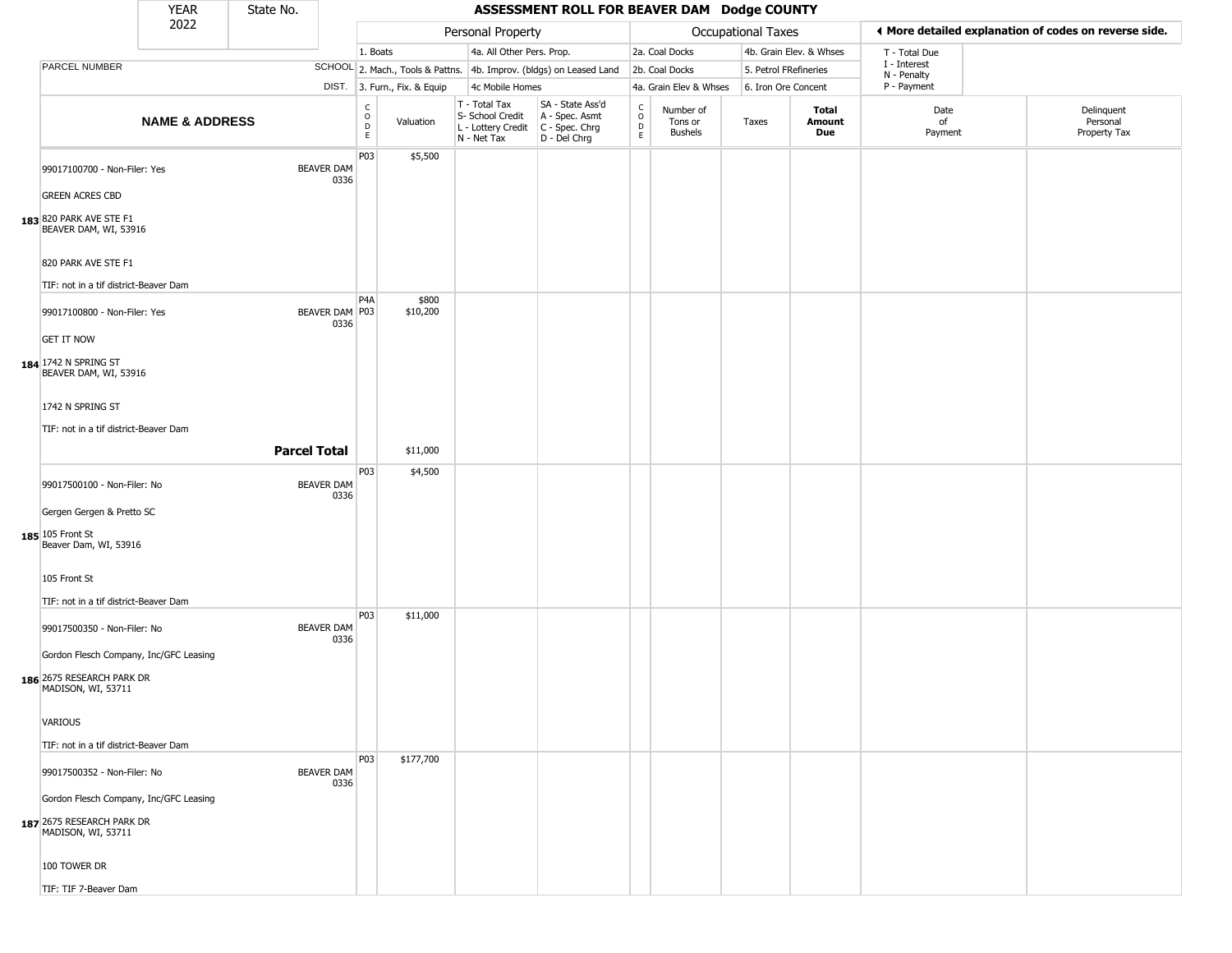| YEAR 2022 | State No. | | ASSESSMENT ROLL FOR BEAVER DAM Dodge COUNTY | | | | | | | | | |
|---|---|---|---|---|---|---|---|---|---|---|---|---|

| | | Personal Property | | | | Occupational Taxes | | | | ◂ More detailed explanation of codes on reverse side. | |
|---|---|---|---|---|---|---|---|---|---|---|---|
| PARCEL NUMBER | SCHOOL DIST. | 1. Boats<br>2. Mach., Tools & Pattns.<br>3. Furn., Fix. & Equip | | 4a. All Other Pers. Prop.<br>4b. Improv. (bldgs) on Leased Land<br>4c Mobile Homes | | 2a. Coal Docks<br>2b. Coal Docks<br>4a. Grain Elev & Whses | | 4b. Grain Elev. & Whses<br>5. Petrol FRefineries<br>6. Iron Ore Concent | | T - Total Due<br>I - Interest<br>N - Penalty<br>P - Payment | |
| **NAME & ADDRESS** | | CODE | Valuation | T - Total Tax<br>S- School Credit<br>L - Lottery Credit<br>N - Net Tax | SA - State Ass'd<br>A - Spec. Asmt<br>C - Spec. Chrg<br>D - Del Chrg | CODE | Number of Tons or Bushels | Taxes | **Total Amount Due** | Date of Payment | Delinquent Personal Property Tax |
| **183** 99017100700 - Non-Filer: Yes<br>GREEN ACRES CBD<br>820 PARK AVE STE F1<br>BEAVER DAM, WI, 53916<br>820 PARK AVE STE F1<br>TIF: not in a tif district-Beaver Dam | BEAVER DAM 0336 | P03 | $5,500 | | | | | | | | |
| **184** 99017100800 - Non-Filer: Yes<br>GET IT NOW<br>1742 N SPRING ST<br>BEAVER DAM, WI, 53916<br>1742 N SPRING ST<br>TIF: not in a tif district-Beaver Dam | BEAVER DAM 0336 | P4A<br>P03 | $800<br>$10,200 | | | | | | | | |
| **Parcel Total** | | | $11,000 | | | | | | | | |
| **185** 99017500100 - Non-Filer: No<br>Gergen Gergen & Pretto SC<br>105 Front St<br>Beaver Dam, WI, 53916<br>105 Front St<br>TIF: not in a tif district-Beaver Dam | BEAVER DAM 0336 | P03 | $4,500 | | | | | | | | |
| **186** 99017500350 - Non-Filer: No<br>Gordon Flesch Company, Inc/GFC Leasing<br>2675 RESEARCH PARK DR<br>MADISON, WI, 53711<br>VARIOUS<br>TIF: not in a tif district-Beaver Dam | BEAVER DAM 0336 | P03 | $11,000 | | | | | | | | |
| **187** 99017500352 - Non-Filer: No<br>Gordon Flesch Company, Inc/GFC Leasing<br>2675 RESEARCH PARK DR<br>MADISON, WI, 53711<br>100 TOWER DR<br>TIF: TIF 7-Beaver Dam | BEAVER DAM 0336 | P03 | $177,700 | | | | | | | | |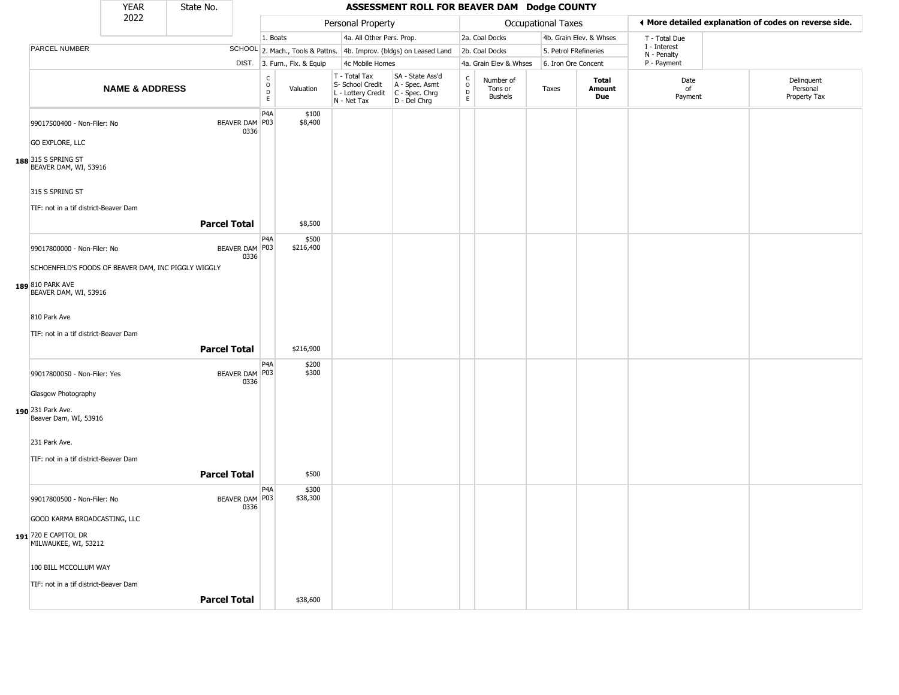# ASSESSMENT ROLL FOR BEAVER DAM Dodge COUNTY

| YEAR | State No. |
|---|---|
| 2022 | |

| | | Personal Property | | Occupational Taxes | | ◄ More detailed explanation of codes on reverse side. |
|---|---|---|---|---|---|---|
| PARCEL NUMBER | SCHOOL | 1. Boats | 4a. All Other Pers. Prop. | 2a. Coal Docks | 4b. Grain Elev. & Whses | T - Total Due |
| | DIST. | 2. Mach., Tools & Pattns. | 4b. Improv. (bldgs) on Leased Land | 2b. Coal Docks | 5. Petrol FRefineries | I - Interest |
| | | 3. Furn., Fix. & Equip | 4c Mobile Homes | 4a. Grain Elev & Whses | 6. Iron Ore Concent | N - Penalty<br>P - Payment |

| | NAME & ADDRESS | | CODE | Valuation | T - Total Tax<br>S- School Credit<br>L - Lottery Credit<br>N - Net Tax | SA - State Ass'd<br>A - Spec. Asmt<br>C - Spec. Chrg<br>D - Del Chrg | CODE | Number of Tons or Bushels | Taxes | Total Amount Due | Date of Payment | Delinquent Personal Property Tax |
|---|---|---|---|---|---|---|---|---|---|---|---|---|
| 188 | 99017500400 - Non-Filer: No<br>GO EXPLORE, LLC<br>315 S SPRING ST<br>BEAVER DAM, WI, 53916<br>315 S SPRING ST<br>TIF: not in a tif district-Beaver Dam | BEAVER DAM 0336 | P4A<br>P03 | $100<br>$8,400 | | | | | | | | |
| | **Parcel Total** | | | $8,500 | | | | | | | | |
| 189 | 99017800000 - Non-Filer: No<br>SCHOENFELD'S FOODS OF BEAVER DAM, INC PIGGLY WIGGLY<br>810 PARK AVE<br>BEAVER DAM, WI, 53916<br>810 Park Ave<br>TIF: not in a tif district-Beaver Dam | BEAVER DAM 0336 | P4A<br>P03 | $500<br>$216,400 | | | | | | | | |
| | **Parcel Total** | | | $216,900 | | | | | | | | |
| 190 | 99017800050 - Non-Filer: Yes<br>Glasgow Photography<br>231 Park Ave.<br>Beaver Dam, WI, 53916<br>231 Park Ave.<br>TIF: not in a tif district-Beaver Dam | BEAVER DAM 0336 | P4A<br>P03 | $200<br>$300 | | | | | | | | |
| | **Parcel Total** | | | $500 | | | | | | | | |
| 191 | 99017800500 - Non-Filer: No<br>GOOD KARMA BROADCASTING, LLC<br>720 E CAPITOL DR<br>MILWAUKEE, WI, 53212<br>100 BILL MCCOLLUM WAY<br>TIF: not in a tif district-Beaver Dam | BEAVER DAM 0336 | P4A<br>P03 | $300<br>$38,300 | | | | | | | | |
| | **Parcel Total** | | | $38,600 | | | | | | | | |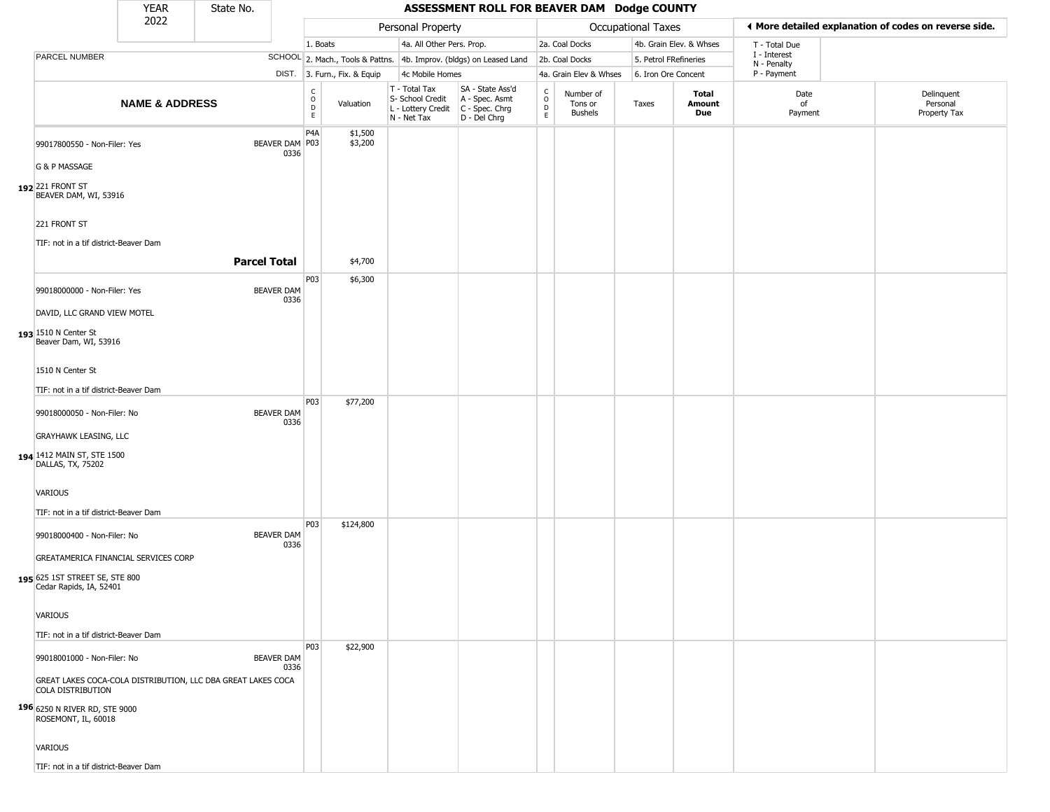YEAR 2022 | State No.

# ASSESSMENT ROLL FOR BEAVER DAM Dodge COUNTY

| | | Personal Property | | | | Occupational Taxes | | | | ◂ More detailed explanation of codes on reverse side. | |
|---|---|---|---|---|---|---|---|---|---|---|---|
| PARCEL NUMBER | SCHOOL DIST. | 1. Boats<br>2. Mach., Tools & Pattns.<br>3. Furn., Fix. & Equip | | 4a. All Other Pers. Prop.<br>4b. Improv. (bldgs) on Leased Land<br>4c Mobile Homes | | 2a. Coal Docks<br>2b. Coal Docks<br>4a. Grain Elev & Whses | | 4b. Grain Elev. & Whses<br>5. Petrol FRefineries<br>6. Iron Ore Concent | | T - Total Due<br>I - Interest<br>N - Penalty<br>P - Payment | |
| **NAME & ADDRESS** | | CODE | Valuation | T - Total Tax<br>S- School Credit<br>L - Lottery Credit<br>N - Net Tax | SA - State Ass'd<br>A - Spec. Asmt<br>C - Spec. Chrg<br>D - Del Chrg | CODE | Number of Tons or Bushels | Taxes | **Total Amount Due** | Date of Payment | Delinquent Personal Property Tax |
| **192** 99017800550 - Non-Filer: Yes<br>G & P MASSAGE<br>221 FRONT ST<br>BEAVER DAM, WI, 53916<br>221 FRONT ST<br>TIF: not in a tif district-Beaver Dam | BEAVER DAM 0336 | P4A<br>P03 | $1,500<br>$3,200 | | | | | | | | |
| | **Parcel Total** | | $4,700 | | | | | | | | |
| **193** 99018000000 - Non-Filer: Yes<br>DAVID, LLC GRAND VIEW MOTEL<br>1510 N Center St<br>Beaver Dam, WI, 53916<br>1510 N Center St<br>TIF: not in a tif district-Beaver Dam | BEAVER DAM 0336 | P03 | $6,300 | | | | | | | | |
| **194** 99018000050 - Non-Filer: No<br>GRAYHAWK LEASING, LLC<br>1412 MAIN ST, STE 1500<br>DALLAS, TX, 75202<br>VARIOUS<br>TIF: not in a tif district-Beaver Dam | BEAVER DAM 0336 | P03 | $77,200 | | | | | | | | |
| **195** 99018000400 - Non-Filer: No<br>GREATAMERICA FINANCIAL SERVICES CORP<br>625 1ST STREET SE, STE 800<br>Cedar Rapids, IA, 52401<br>VARIOUS<br>TIF: not in a tif district-Beaver Dam | BEAVER DAM 0336 | P03 | $124,800 | | | | | | | | |
| **196** 99018001000 - Non-Filer: No<br>GREAT LAKES COCA-COLA DISTRIBUTION, LLC DBA GREAT LAKES COCA COLA DISTRIBUTION<br>6250 N RIVER RD, STE 9000<br>ROSEMONT, IL, 60018<br>VARIOUS<br>TIF: not in a tif district-Beaver Dam | BEAVER DAM 0336 | P03 | $22,900 | | | | | | | | |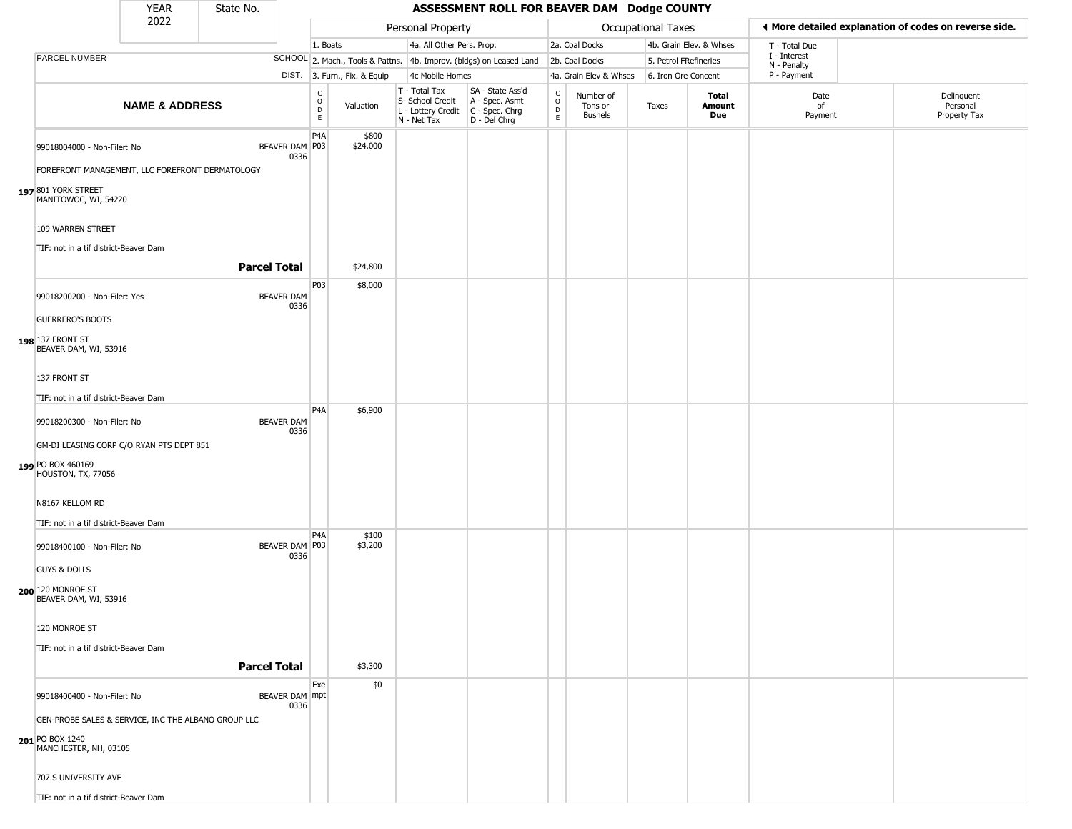# ASSESSMENT ROLL FOR BEAVER DAM Dodge COUNTY

YEAR 2022 | State No.

| | | Personal Property | | | | Occupational Taxes | | | | ◂ More detailed explanation of codes on reverse side. | |
|---|---|---|---|---|---|---|---|---|---|---|---|
| | | 1. Boats | | 4a. All Other Pers. Prop. | | 2a. Coal Docks | | 4b. Grain Elev. & Whses | | T - Total Due | |
| PARCEL NUMBER | SCHOOL | 2. Mach., Tools & Pattns. | | 4b. Improv. (bldgs) on Leased Land | | 2b. Coal Docks | | 5. Petrol FRefineries | | I - Interest, N - Penalty | |
| | DIST. | 3. Furn., Fix. & Equip | | 4c Mobile Homes | | 4a. Grain Elev & Whses | | 6. Iron Ore Concent | | P - Payment | |
| **NAME & ADDRESS** | | CODE | Valuation | T - Total Tax, S- School Credit, L - Lottery Credit, N - Net Tax | SA - State Ass'd, A - Spec. Asmt, C - Spec. Chrg, D - Del Chrg | CODE | Number of Tons or Bushels | Taxes | **Total Amount Due** | Date of Payment | Delinquent Personal Property Tax |
| 99018004000 - Non-Filer: No | BEAVER DAM 0336 | P4A | $800 | | | | | | | | |
| FOREFRONT MANAGEMENT, LLC FOREFRONT DERMATOLOGY | | P03 | $24,000 | | | | | | | | |
| 197 801 YORK STREET MANITOWOC, WI, 54220 | | | | | | | | | | | |
| 109 WARREN STREET | | | | | | | | | | | |
| TIF: not in a tif district-Beaver Dam | | | | | | | | | | | |
| **Parcel Total** | | | $24,800 | | | | | | | | |
| 99018200200 - Non-Filer: Yes | BEAVER DAM 0336 | P03 | $8,000 | | | | | | | | |
| GUERRERO'S BOOTS | | | | | | | | | | | |
| 198 137 FRONT ST BEAVER DAM, WI, 53916 | | | | | | | | | | | |
| 137 FRONT ST | | | | | | | | | | | |
| TIF: not in a tif district-Beaver Dam | | | | | | | | | | | |
| 99018200300 - Non-Filer: No | BEAVER DAM 0336 | P4A | $6,900 | | | | | | | | |
| GM-DI LEASING CORP C/O RYAN PTS DEPT 851 | | | | | | | | | | | |
| 199 PO BOX 460169 HOUSTON, TX, 77056 | | | | | | | | | | | |
| N8167 KELLOM RD | | | | | | | | | | | |
| TIF: not in a tif district-Beaver Dam | | | | | | | | | | | |
| 99018400100 - Non-Filer: No | BEAVER DAM 0336 | P4A | $100 | | | | | | | | |
| GUYS & DOLLS | | P03 | $3,200 | | | | | | | | |
| 200 120 MONROE ST BEAVER DAM, WI, 53916 | | | | | | | | | | | |
| 120 MONROE ST | | | | | | | | | | | |
| TIF: not in a tif district-Beaver Dam | | | | | | | | | | | |
| **Parcel Total** | | | $3,300 | | | | | | | | |
| 99018400400 - Non-Filer: No | BEAVER DAM 0336 | Exempt | $0 | | | | | | | | |
| GEN-PROBE SALES & SERVICE, INC THE ALBANO GROUP LLC | | | | | | | | | | | |
| 201 PO BOX 1240 MANCHESTER, NH, 03105 | | | | | | | | | | | |
| 707 S UNIVERSITY AVE | | | | | | | | | | | |
| TIF: not in a tif district-Beaver Dam | | | | | | | | | | | |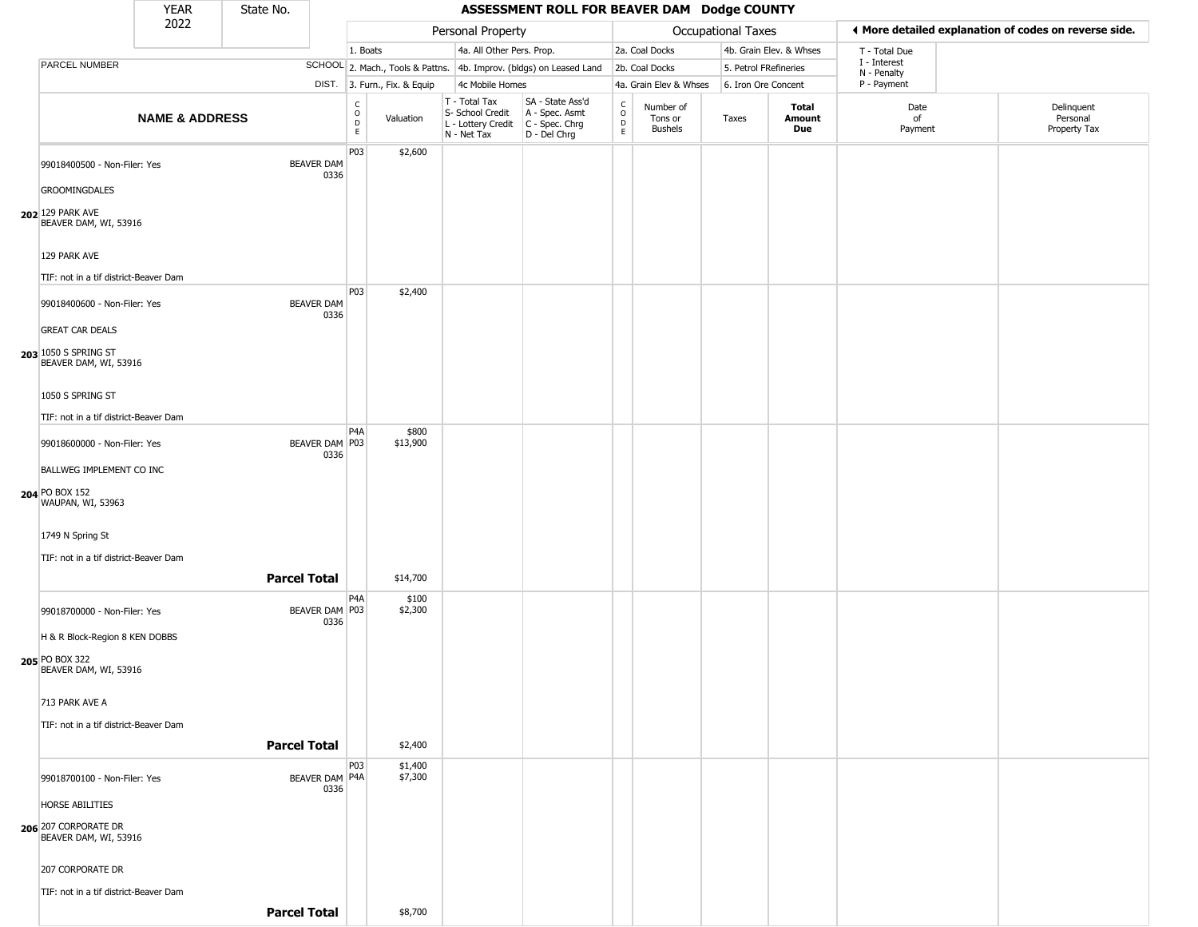| YEAR 2022 | State No. | ASSESSMENT ROLL FOR BEAVER DAM Dodge COUNTY |
|---|---|---|

| | | Personal Property | | | | Occupational Taxes | | | | ◄ More detailed explanation of codes on reverse side. | |
|---|---|---|---|---|---|---|---|---|---|---|---|
| PARCEL NUMBER | SCHOOL DIST. | 1. Boats / 2. Mach., Tools & Pattns. / 3. Furn., Fix. & Equip | | 4a. All Other Pers. Prop. / 4b. Improv. (bldgs) on Leased Land / 4c Mobile Homes | | 2a. Coal Docks / 2b. Coal Docks / 4a. Grain Elev & Whses | | 4b. Grain Elev. & Whses / 5. Petrol FRefineries / 6. Iron Ore Concent | | T - Total Due / I - Interest / N - Penalty / P - Payment | |
| **NAME & ADDRESS** | | CODE | Valuation | T - Total Tax / S- School Credit / L - Lottery Credit / N - Net Tax | SA - State Ass'd / A - Spec. Asmt / C - Spec. Chrg / D - Del Chrg | CODE | Number of Tons or Bushels | Taxes | **Total Amount Due** | Date of Payment | Delinquent Personal Property Tax |
| 202 99018400500 - Non-Filer: Yes<br>GROOMINGDALES<br>129 PARK AVE<br>BEAVER DAM, WI, 53916<br>129 PARK AVE<br>TIF: not in a tif district-Beaver Dam | BEAVER DAM 0336 | P03 | $2,600 | | | | | | | | |
| 203 99018400600 - Non-Filer: Yes<br>GREAT CAR DEALS<br>1050 S SPRING ST<br>BEAVER DAM, WI, 53916<br>1050 S SPRING ST<br>TIF: not in a tif district-Beaver Dam | BEAVER DAM 0336 | P03 | $2,400 | | | | | | | | |
| 204 99018600000 - Non-Filer: Yes<br>BALLWEG IMPLEMENT CO INC<br>PO BOX 152<br>WAUPAN, WI, 53963<br>1749 N Spring St<br>TIF: not in a tif district-Beaver Dam | BEAVER DAM 0336 | P4A<br>P03 | $800<br>$13,900 | | | | | | | | |
| **Parcel Total** | | | $14,700 | | | | | | | | |
| 205 99018700000 - Non-Filer: Yes<br>H & R Block-Region 8 KEN DOBBS<br>PO BOX 322<br>BEAVER DAM, WI, 53916<br>713 PARK AVE A<br>TIF: not in a tif district-Beaver Dam | BEAVER DAM 0336 | P4A<br>P03 | $100<br>$2,300 | | | | | | | | |
| **Parcel Total** | | | $2,400 | | | | | | | | |
| 206 99018700100 - Non-Filer: Yes<br>HORSE ABILITIES<br>207 CORPORATE DR<br>BEAVER DAM, WI, 53916<br>207 CORPORATE DR<br>TIF: not in a tif district-Beaver Dam | BEAVER DAM 0336 | P03<br>P4A | $1,400<br>$7,300 | | | | | | | | |
| **Parcel Total** | | | $8,700 | | | | | | | | |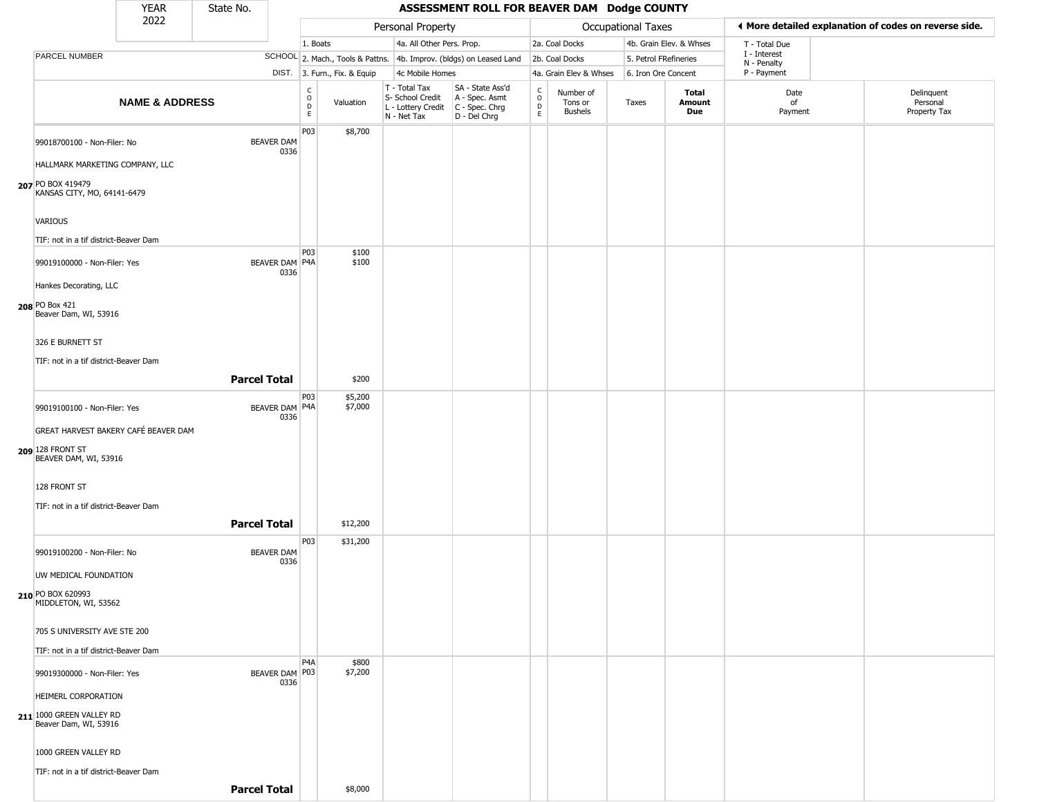| YEAR 2022 | State No. | ASSESSMENT ROLL FOR BEAVER DAM Dodge COUNTY | | | | | | | | | | |
|---|---|---|---|---|---|---|---|---|---|---|---|---|

**Personal Property:** 1. Boats; 2. Mach., Tools & Pattns.; 3. Furn., Fix. & Equip; 4a. All Other Pers. Prop.; 4b. Improv. (bldgs) on Leased Land; 4c Mobile Homes

**Occupational Taxes:** 2a. Coal Docks; 2b. Coal Docks; 4a. Grain Elev & Whses; 4b. Grain Elev. & Whses; 5. Petrol FRefineries; 6. Iron Ore Concent

◀ More detailed explanation of codes on reverse side.

T - Total Due; I - Interest; N - Penalty; P - Payment

| | NAME & ADDRESS | PARCEL NUMBER SCHOOL DIST. | CODE | Valuation | T - Total Tax S- School Credit L - Lottery Credit N - Net Tax | SA - State Ass'd A - Spec. Asmt C - Spec. Chrg D - Del Chrg | CODE | Number of Tons or Bushels | Taxes | Total Amount Due | Date of Payment | Delinquent Personal Property Tax |
|---|---|---|---|---|---|---|---|---|---|---|---|---|
| 207 | 99018700100 - Non-Filer: No<br>HALLMARK MARKETING COMPANY, LLC<br>PO BOX 419479<br>KANSAS CITY, MO, 64141-6479<br>VARIOUS<br>TIF: not in a tif district-Beaver Dam | BEAVER DAM 0336 | P03 | $8,700 | | | | | | | | |
| 208 | 99019100000 - Non-Filer: Yes<br>Hankes Decorating, LLC<br>PO Box 421<br>Beaver Dam, WI, 53916<br>326 E BURNETT ST<br>TIF: not in a tif district-Beaver Dam | BEAVER DAM 0336 | P03<br>P4A | $100<br>$100 | | | | | | | | |
| | **Parcel Total** | | | $200 | | | | | | | | |
| 209 | 99019100100 - Non-Filer: Yes<br>GREAT HARVEST BAKERY CAFÉ BEAVER DAM<br>128 FRONT ST<br>BEAVER DAM, WI, 53916<br>128 FRONT ST<br>TIF: not in a tif district-Beaver Dam | BEAVER DAM 0336 | P03<br>P4A | $5,200<br>$7,000 | | | | | | | | |
| | **Parcel Total** | | | $12,200 | | | | | | | | |
| 210 | 99019100200 - Non-Filer: No<br>UW MEDICAL FOUNDATION<br>PO BOX 620993<br>MIDDLETON, WI, 53562<br>705 S UNIVERSITY AVE STE 200<br>TIF: not in a tif district-Beaver Dam | BEAVER DAM 0336 | P03 | $31,200 | | | | | | | | |
| 211 | 99019300000 - Non-Filer: Yes<br>HEIMERL CORPORATION<br>1000 GREEN VALLEY RD<br>Beaver Dam, WI, 53916<br>1000 GREEN VALLEY RD<br>TIF: not in a tif district-Beaver Dam | BEAVER DAM 0336 | P4A<br>P03 | $800<br>$7,200 | | | | | | | | |
| | **Parcel Total** | | | $8,000 | | | | | | | | |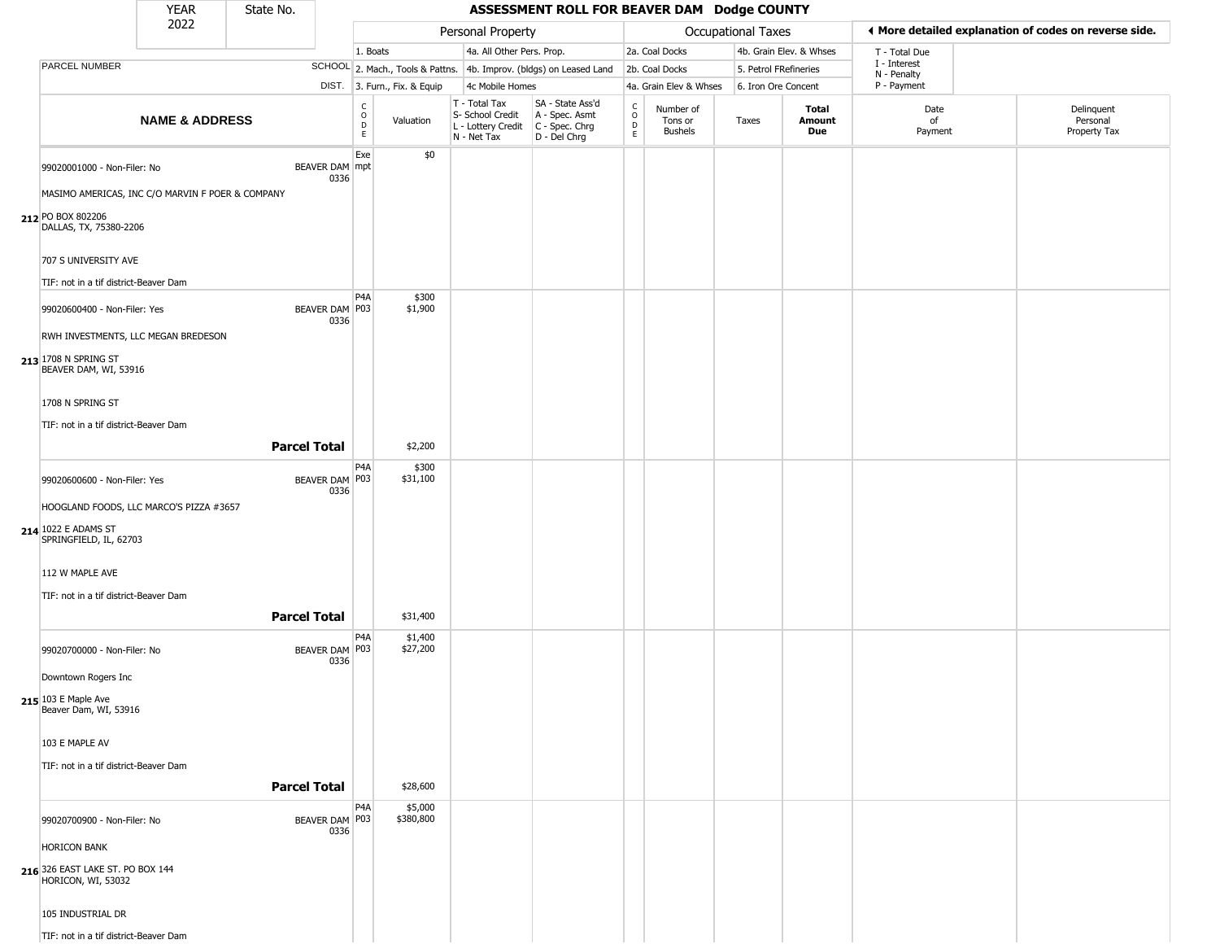| YEAR 2022 | State No. | ASSESSMENT ROLL FOR BEAVER DAM Dodge COUNTY | | | | | | | | | |
|---|---|---|---|---|---|---|---|---|---|---|---|

**Personal Property:** 1. Boats; 2. Mach., Tools & Pattns.; 3. Furn., Fix. & Equip; 4a. All Other Pers. Prop.; 4b. Improv. (bldgs) on Leased Land; 4c Mobile Homes

**Occupational Taxes:** 2a. Coal Docks; 2b. Coal Docks; 4a. Grain Elev & Whses; 4b. Grain Elev. & Whses; 5. Petrol FRefineries; 6. Iron Ore Concent

◀ More detailed explanation of codes on reverse side.

T - Total Due; I - Interest; N - Penalty; P - Payment

| | NAME & ADDRESS | SCHOOL DIST. | CODE | Valuation | T - Total Tax S- School Credit L - Lottery Credit N - Net Tax | SA - State Ass'd A - Spec. Asmt C - Spec. Chrg D - Del Chrg | CODE | Number of Tons or Bushels | Taxes | Total Amount Due | Date of Payment | Delinquent Personal Property Tax |
|---|---|---|---|---|---|---|---|---|---|---|---|---|
| 212 | 99020001000 - Non-Filer: No<br>MASIMO AMERICAS, INC C/O MARVIN F POER & COMPANY<br>PO BOX 802206<br>DALLAS, TX, 75380-2206<br>707 S UNIVERSITY AVE<br>TIF: not in a tif district-Beaver Dam | BEAVER DAM 0336 | Exempt | $0 | | | | | | | | |
| 213 | 99020600400 - Non-Filer: Yes<br>RWH INVESTMENTS, LLC MEGAN BREDESON<br>1708 N SPRING ST<br>BEAVER DAM, WI, 53916<br>1708 N SPRING ST<br>TIF: not in a tif district-Beaver Dam | BEAVER DAM 0336 | P4A<br>P03 | $300<br>$1,900 | | | | | | | | |
| | **Parcel Total** | | | $2,200 | | | | | | | | |
| 214 | 99020600600 - Non-Filer: Yes<br>HOOGLAND FOODS, LLC MARCO'S PIZZA #3657<br>1022 E ADAMS ST<br>SPRINGFIELD, IL, 62703<br>112 W MAPLE AVE<br>TIF: not in a tif district-Beaver Dam | BEAVER DAM 0336 | P4A<br>P03 | $300<br>$31,100 | | | | | | | | |
| | **Parcel Total** | | | $31,400 | | | | | | | | |
| 215 | 99020700000 - Non-Filer: No<br>Downtown Rogers Inc<br>103 E Maple Ave<br>Beaver Dam, WI, 53916<br>103 E MAPLE AV<br>TIF: not in a tif district-Beaver Dam | BEAVER DAM 0336 | P4A<br>P03 | $1,400<br>$27,200 | | | | | | | | |
| | **Parcel Total** | | | $28,600 | | | | | | | | |
| 216 | 99020700900 - Non-Filer: No<br>HORICON BANK<br>326 EAST LAKE ST. PO BOX 144<br>HORICON, WI, 53032<br>105 INDUSTRIAL DR<br>TIF: not in a tif district-Beaver Dam | BEAVER DAM 0336 | P4A<br>P03 | $5,000<br>$380,800 | | | | | | | | |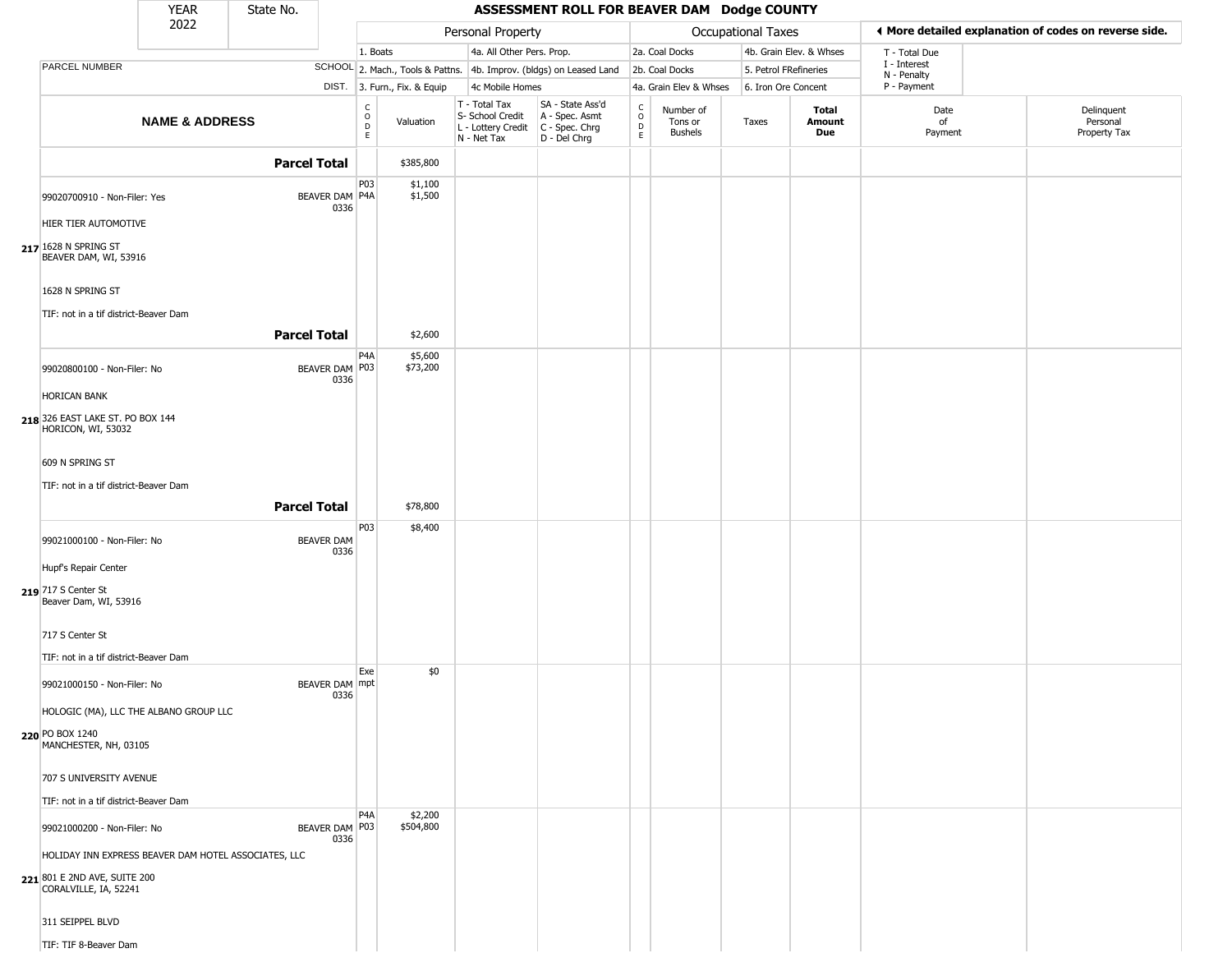# ASSESSMENT ROLL FOR BEAVER DAM Dodge COUNTY

YEAR 2022 | State No.

| | | Personal Property | | | | Occupational Taxes | | | | ◄ More detailed explanation of codes on reverse side. | |
|---|---|---|---|---|---|---|---|---|---|---|---|
| | | 1. Boats | | 4a. All Other Pers. Prop. | | 2a. Coal Docks | | 4b. Grain Elev. & Whses | | T - Total Due | |
| PARCEL NUMBER | SCHOOL | 2. Mach., Tools & Pattns. | | 4b. Improv. (bldgs) on Leased Land | | 2b. Coal Docks | | 5. Petrol FRefineries | | I - Interest N - Penalty | |
| | DIST. | 3. Furn., Fix. & Equip | | 4c Mobile Homes | | 4a. Grain Elev & Whses | | 6. Iron Ore Concent | | P - Payment | |
| **NAME & ADDRESS** | | CODE | Valuation | T - Total Tax S- School Credit L - Lottery Credit N - Net Tax | SA - State Ass'd A - Spec. Asmt C - Spec. Chrg D - Del Chrg | CODE | Number of Tons or Bushels | Taxes | **Total Amount Due** | Date of Payment | Delinquent Personal Property Tax |
| **Parcel Total** | | | $385,800 | | | | | | | | |
| 217 99020700910 - Non-Filer: Yes<br>HIER TIER AUTOMOTIVE<br>1628 N SPRING ST<br>BEAVER DAM, WI, 53916<br>1628 N SPRING ST<br>TIF: not in a tif district-Beaver Dam | BEAVER DAM 0336 | P03<br>P4A | $1,100<br>$1,500 | | | | | | | | |
| **Parcel Total** | | | $2,600 | | | | | | | | |
| 218 99020800100 - Non-Filer: No<br>HORICAN BANK<br>326 EAST LAKE ST. PO BOX 144<br>HORICON, WI, 53032<br>609 N SPRING ST<br>TIF: not in a tif district-Beaver Dam | BEAVER DAM 0336 | P4A<br>P03 | $5,600<br>$73,200 | | | | | | | | |
| **Parcel Total** | | | $78,800 | | | | | | | | |
| 219 99021000100 - Non-Filer: No<br>Hupf's Repair Center<br>717 S Center St<br>Beaver Dam, WI, 53916<br>717 S Center St<br>TIF: not in a tif district-Beaver Dam | BEAVER DAM 0336 | P03 | $8,400 | | | | | | | | |
| 220 99021000150 - Non-Filer: No<br>HOLOGIC (MA), LLC THE ALBANO GROUP LLC<br>PO BOX 1240<br>MANCHESTER, NH, 03105<br>707 S UNIVERSITY AVENUE<br>TIF: not in a tif district-Beaver Dam | BEAVER DAM 0336 | Exempt | $0 | | | | | | | | |
| 221 99021000200 - Non-Filer: No<br>HOLIDAY INN EXPRESS BEAVER DAM HOTEL ASSOCIATES, LLC<br>801 E 2ND AVE, SUITE 200<br>CORALVILLE, IA, 52241<br>311 SEIPPEL BLVD<br>TIF: TIF 8-Beaver Dam | BEAVER DAM 0336 | P4A<br>P03 | $2,200<br>$504,800 | | | | | | | | |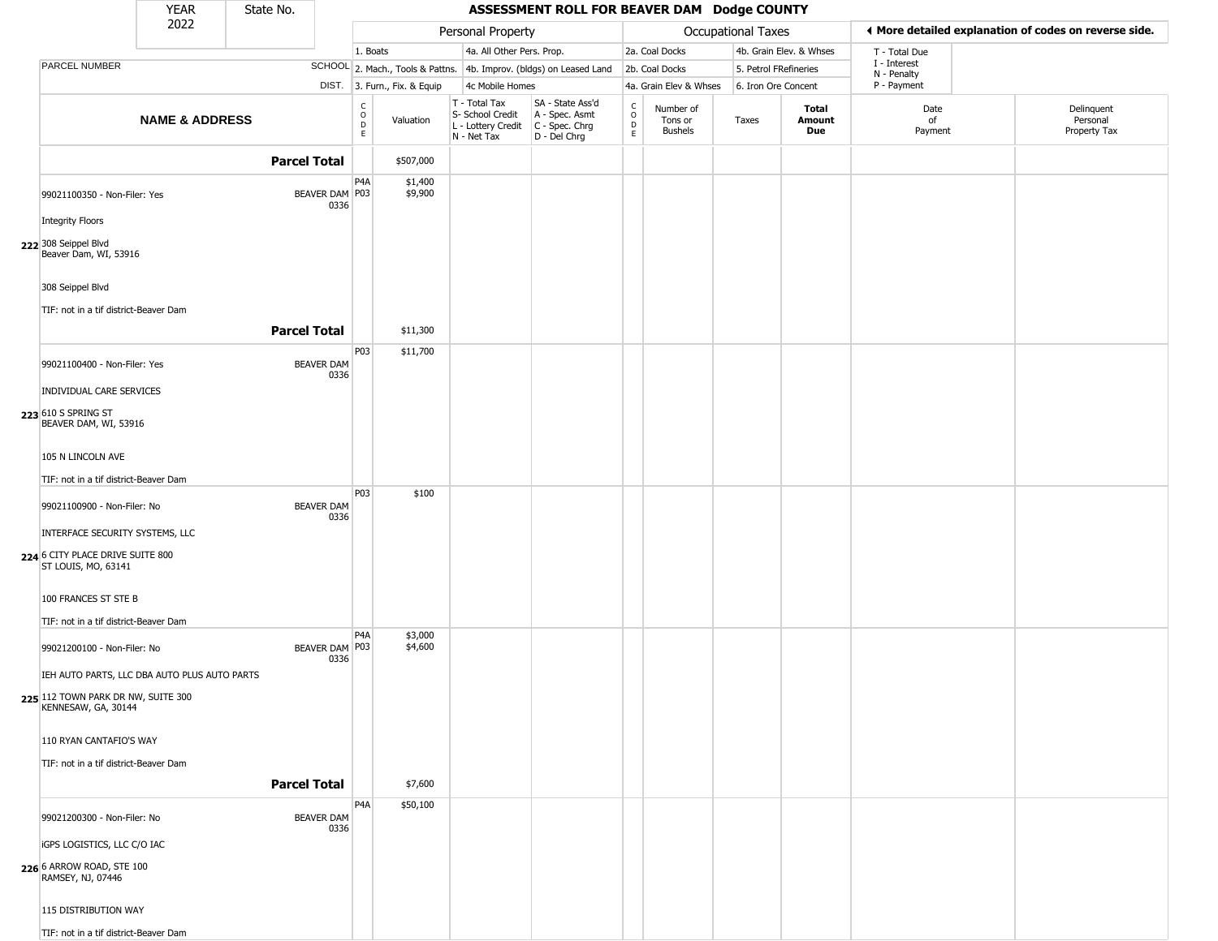| YEAR 2022 | State No. | | ASSESSMENT ROLL FOR BEAVER DAM Dodge COUNTY | | | | | | | | | |
|---|---|---|---|---|---|---|---|---|---|---|---|---|
| | | | Personal Property | | | | Occupational Taxes | | | | ◀ More detailed explanation of codes on reverse side. | |
| | | | 1. Boats | | 4a. All Other Pers. Prop. | | 2a. Coal Docks | | 4b. Grain Elev. & Whses | | T - Total Due | |
| PARCEL NUMBER | SCHOOL | | 2. Mach., Tools & Pattns. | | 4b. Improv. (bldgs) on Leased Land | | 2b. Coal Docks | | 5. Petrol FRefineries | | I - Interest; N - Penalty | |
| | DIST. | | 3. Furn., Fix. & Equip | | 4c Mobile Homes | | 4a. Grain Elev & Whses | | 6. Iron Ore Concent | | P - Payment | |

| NAME & ADDRESS | | CODE | Valuation | T - Total Tax; S- School Credit; L - Lottery Credit; N - Net Tax | SA - State Ass'd; A - Spec. Asmt; C - Spec. Chrg; D - Del Chrg | CODE | Number of Tons or Bushels | Taxes | Total Amount Due | Date of Payment | Delinquent Personal Property Tax |
|---|---|---|---|---|---|---|---|---|---|---|---|
| **Parcel Total** | | | $507,000 | | | | | | | | |
| 99021100350 - Non-Filer: Yes<br>Integrity Floors<br>222 308 Seippel Blvd<br>Beaver Dam, WI, 53916<br>308 Seippel Blvd<br>TIF: not in a tif district-Beaver Dam | BEAVER DAM 0336 | P4A<br>P03 | $1,400<br>$9,900 | | | | | | | | |
| **Parcel Total** | | | $11,300 | | | | | | | | |
| 99021100400 - Non-Filer: Yes<br>INDIVIDUAL CARE SERVICES<br>223 610 S SPRING ST<br>BEAVER DAM, WI, 53916<br>105 N LINCOLN AVE<br>TIF: not in a tif district-Beaver Dam | BEAVER DAM 0336 | P03 | $11,700 | | | | | | | | |
| 99021100900 - Non-Filer: No<br>INTERFACE SECURITY SYSTEMS, LLC<br>224 6 CITY PLACE DRIVE SUITE 800<br>ST LOUIS, MO, 63141<br>100 FRANCES ST STE B<br>TIF: not in a tif district-Beaver Dam | BEAVER DAM 0336 | P03 | $100 | | | | | | | | |
| 99021200100 - Non-Filer: No<br>IEH AUTO PARTS, LLC DBA AUTO PLUS AUTO PARTS<br>225 112 TOWN PARK DR NW, SUITE 300<br>KENNESAW, GA, 30144<br>110 RYAN CANTAFIO'S WAY<br>TIF: not in a tif district-Beaver Dam | BEAVER DAM 0336 | P4A<br>P03 | $3,000<br>$4,600 | | | | | | | | |
| **Parcel Total** | | | $7,600 | | | | | | | | |
| 99021200300 - Non-Filer: No<br>iGPS LOGISTICS, LLC C/O IAC<br>226 6 ARROW ROAD, STE 100<br>RAMSEY, NJ, 07446<br>115 DISTRIBUTION WAY<br>TIF: not in a tif district-Beaver Dam | BEAVER DAM 0336 | P4A | $50,100 | | | | | | | | |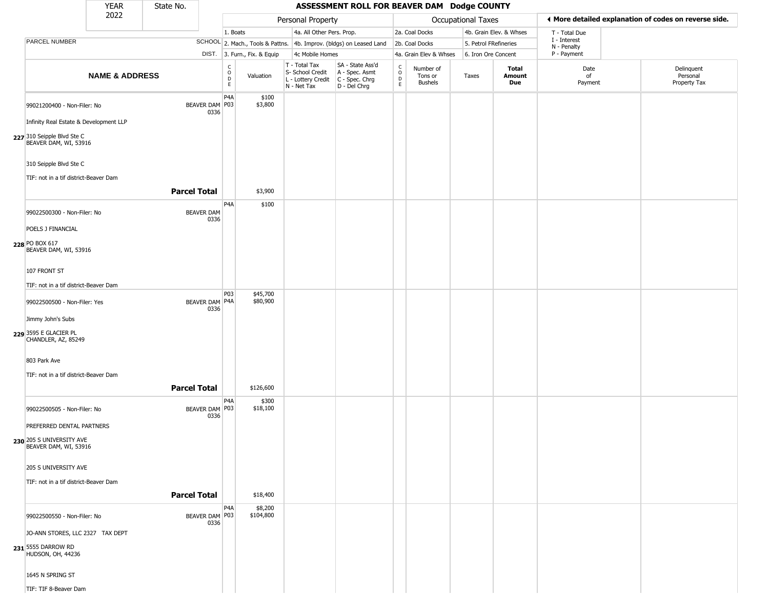| YEAR 2022 | State No. | ASSESSMENT ROLL FOR BEAVER DAM Dodge COUNTY | | | | | | | | | |
|---|---|---|---|---|---|---|---|---|---|---|---|

| | | Personal Property | | | | Occupational Taxes | | | | ◄ More detailed explanation of codes on reverse side. | |
|---|---|---|---|---|---|---|---|---|---|---|---|
| PARCEL NUMBER | SCHOOL DIST. | 1. Boats<br>2. Mach., Tools & Pattns.<br>3. Furn., Fix. & Equip | | 4a. All Other Pers. Prop.<br>4b. Improv. (bldgs) on Leased Land<br>4c Mobile Homes | | 2a. Coal Docks<br>2b. Coal Docks<br>4a. Grain Elev & Whses | | 4b. Grain Elev. & Whses<br>5. Petrol FRefineries<br>6. Iron Ore Concent | | T - Total Due<br>I - Interest<br>N - Penalty<br>P - Payment | |
| NAME & ADDRESS | | CODE | Valuation | T - Total Tax<br>S- School Credit<br>L - Lottery Credit<br>N - Net Tax | SA - State Ass'd<br>A - Spec. Asmt<br>C - Spec. Chrg<br>D - Del Chrg | CODE | Number of Tons or Bushels | Taxes | Total Amount Due | Date of Payment | Delinquent Personal Property Tax |
| 227 99021200400 - Non-Filer: No<br>Infinity Real Estate & Development LLP<br>310 Seipple Blvd Ste C<br>BEAVER DAM, WI, 53916<br>310 Seipple Blvd Ste C<br>TIF: not in a tif district-Beaver Dam | BEAVER DAM 0336 | P4A<br>P03 | $100<br>$3,800 | | | | | | | | |
| **Parcel Total** | | | $3,900 | | | | | | | | |
| 228 99022500300 - Non-Filer: No<br>POELS J FINANCIAL<br>PO BOX 617<br>BEAVER DAM, WI, 53916<br>107 FRONT ST<br>TIF: not in a tif district-Beaver Dam | BEAVER DAM 0336 | P4A | $100 | | | | | | | | |
| 229 99022500500 - Non-Filer: Yes<br>Jimmy John's Subs<br>3595 E GLACIER PL<br>CHANDLER, AZ, 85249<br>803 Park Ave<br>TIF: not in a tif district-Beaver Dam | BEAVER DAM 0336 | P03<br>P4A | $45,700<br>$80,900 | | | | | | | | |
| **Parcel Total** | | | $126,600 | | | | | | | | |
| 230 99022500505 - Non-Filer: No<br>PREFERRED DENTAL PARTNERS<br>205 S UNIVERSITY AVE<br>BEAVER DAM, WI, 53916<br>205 S UNIVERSITY AVE<br>TIF: not in a tif district-Beaver Dam | BEAVER DAM 0336 | P4A<br>P03 | $300<br>$18,100 | | | | | | | | |
| **Parcel Total** | | | $18,400 | | | | | | | | |
| 231 99022500550 - Non-Filer: No<br>JO-ANN STORES, LLC 2327 TAX DEPT<br>5555 DARROW RD<br>HUDSON, OH, 44236<br>1645 N SPRING ST<br>TIF: TIF 8-Beaver Dam | BEAVER DAM 0336 | P4A<br>P03 | $8,200<br>$104,800 | | | | | | | | |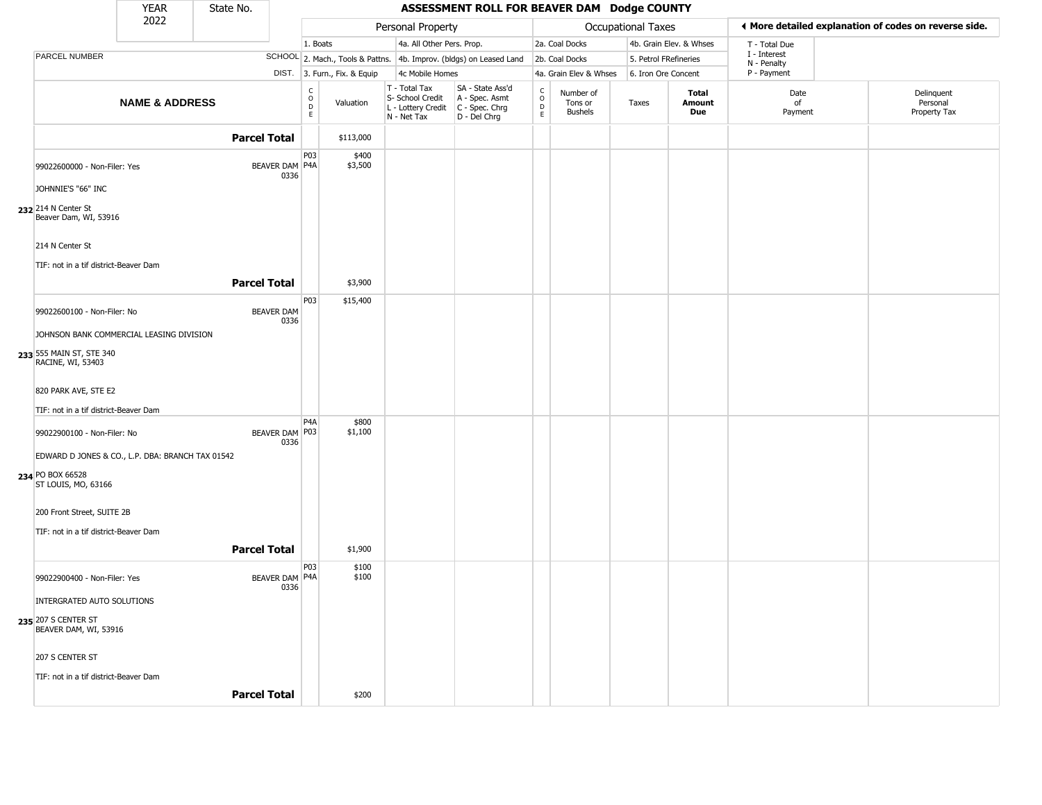| YEAR 2022 | State No. | ASSESSMENT ROLL FOR BEAVER DAM Dodge COUNTY | | | | | | | | | |
|---|---|---|---|---|---|---|---|---|---|---|---|

| | | Personal Property | | | | Occupational Taxes | | | | ◄ More detailed explanation of codes on reverse side. | |
|---|---|---|---|---|---|---|---|---|---|---|---|
| PARCEL NUMBER | SCHOOL DIST. | 1. Boats<br>2. Mach., Tools & Pattns.<br>3. Furn., Fix. & Equip | | 4a. All Other Pers. Prop.<br>4b. Improv. (bldgs) on Leased Land<br>4c Mobile Homes | | 2a. Coal Docks<br>2b. Coal Docks<br>4a. Grain Elev & Whses | | 4b. Grain Elev. & Whses<br>5. Petrol FRefineries<br>6. Iron Ore Concent | | T - Total Due<br>I - Interest<br>N - Penalty<br>P - Payment | |
| **NAME & ADDRESS** | | CODE | Valuation | T - Total Tax<br>S- School Credit<br>L - Lottery Credit<br>N - Net Tax | SA - State Ass'd<br>A - Spec. Asmt<br>C - Spec. Chrg<br>D - Del Chrg | CODE | Number of Tons or Bushels | Taxes | **Total Amount Due** | Date of Payment | Delinquent Personal Property Tax |
| | **Parcel Total** | | $113,000 | | | | | | | | |
| 232 99022600000 - Non-Filer: Yes<br>JOHNNIE'S "66" INC<br>214 N Center St<br>Beaver Dam, WI, 53916<br><br>214 N Center St<br><br>TIF: not in a tif district-Beaver Dam | BEAVER DAM 0336 | P03<br>P4A | $400<br>$3,500 | | | | | | | | |
| | **Parcel Total** | | $3,900 | | | | | | | | |
| 233 99022600100 - Non-Filer: No<br>JOHNSON BANK COMMERCIAL LEASING DIVISION<br>555 MAIN ST, STE 340<br>RACINE, WI, 53403<br><br>820 PARK AVE, STE E2<br><br>TIF: not in a tif district-Beaver Dam | BEAVER DAM 0336 | P03 | $15,400 | | | | | | | | |
| 234 99022900100 - Non-Filer: No<br>EDWARD D JONES & CO., L.P. DBA: BRANCH TAX 01542<br>PO BOX 66528<br>ST LOUIS, MO, 63166<br><br>200 Front Street, SUITE 2B<br><br>TIF: not in a tif district-Beaver Dam | BEAVER DAM 0336 | P4A<br>P03 | $800<br>$1,100 | | | | | | | | |
| | **Parcel Total** | | $1,900 | | | | | | | | |
| 235 99022900400 - Non-Filer: Yes<br>INTERGRATED AUTO SOLUTIONS<br>207 S CENTER ST<br>BEAVER DAM, WI, 53916<br><br>207 S CENTER ST<br><br>TIF: not in a tif district-Beaver Dam | BEAVER DAM 0336 | P03<br>P4A | $100<br>$100 | | | | | | | | |
| | **Parcel Total** | | $200 | | | | | | | | |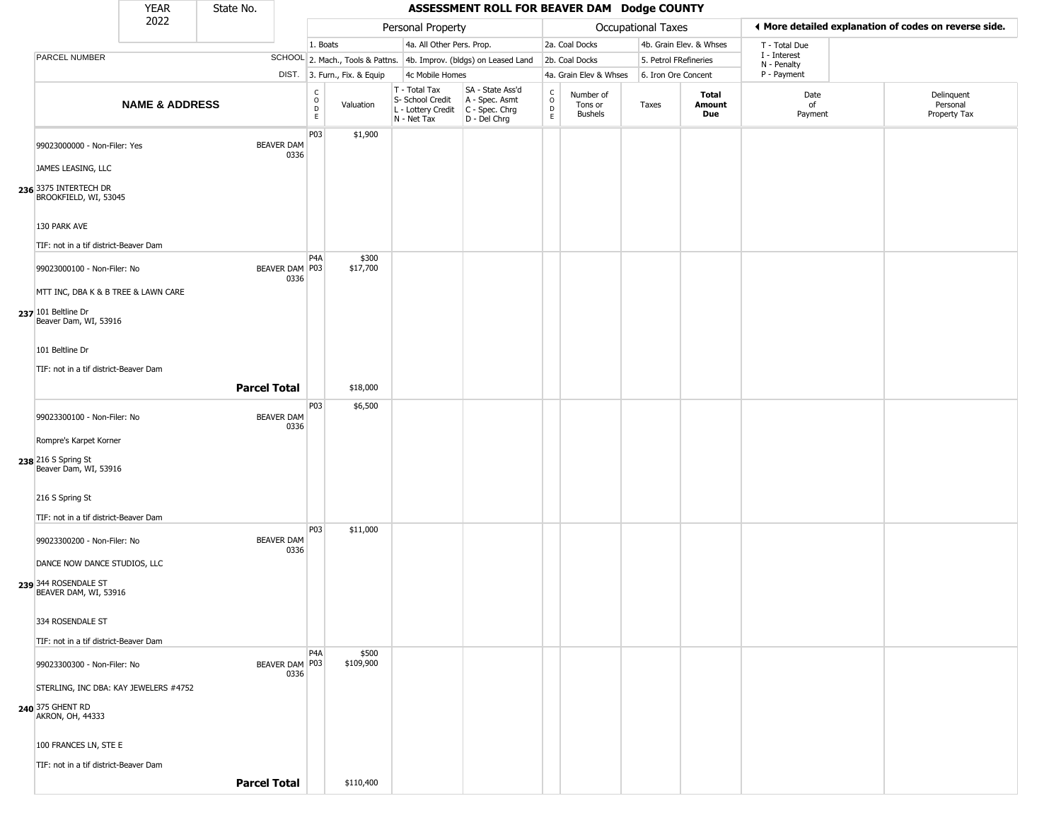# ASSESSMENT ROLL FOR BEAVER DAM Dodge COUNTY

YEAR 2022 | State No.

| | | Personal Property | | | | Occupational Taxes | | | | More detailed explanation of codes on reverse side. | |
|---|---|---|---|---|---|---|---|---|---|---|---|
| PARCEL NUMBER | SCHOOL DIST. | 1. Boats<br>2. Mach., Tools & Pattns.<br>3. Furn., Fix. & Equip | | 4a. All Other Pers. Prop.<br>4b. Improv. (bldgs) on Leased Land<br>4c Mobile Homes | | 2a. Coal Docks<br>2b. Coal Docks<br>4a. Grain Elev & Whses | | 4b. Grain Elev. & Whses<br>5. Petrol FRefineries<br>6. Iron Ore Concent | | T - Total Due<br>I - Interest<br>N - Penalty<br>P - Payment | |
| **NAME & ADDRESS** | | CODE | Valuation | T - Total Tax<br>S- School Credit<br>L - Lottery Credit<br>N - Net Tax | SA - State Ass'd<br>A - Spec. Asmt<br>C - Spec. Chrg<br>D - Del Chrg | CODE | Number of Tons or Bushels | Taxes | **Total Amount Due** | Date of Payment | Delinquent Personal Property Tax |
| 236 99023000000 - Non-Filer: Yes<br>JAMES LEASING, LLC<br>3375 INTERTECH DR<br>BROOKFIELD, WI, 53045<br>130 PARK AVE<br>TIF: not in a tif district-Beaver Dam | BEAVER DAM 0336 | P03 | $1,900 | | | | | | | | |
| 237 99023000100 - Non-Filer: No<br>MTT INC, DBA K & B TREE & LAWN CARE<br>101 Beltline Dr<br>Beaver Dam, WI, 53916<br>101 Beltline Dr<br>TIF: not in a tif district-Beaver Dam | BEAVER DAM 0336 | P4A<br>P03 | $300<br>$17,700 | | | | | | | | |
| **Parcel Total** | | | $18,000 | | | | | | | | |
| 238 99023300100 - Non-Filer: No<br>Rompre's Karpet Korner<br>216 S Spring St<br>Beaver Dam, WI, 53916<br>216 S Spring St<br>TIF: not in a tif district-Beaver Dam | BEAVER DAM 0336 | P03 | $6,500 | | | | | | | | |
| 239 99023300200 - Non-Filer: No<br>DANCE NOW DANCE STUDIOS, LLC<br>344 ROSENDALE ST<br>BEAVER DAM, WI, 53916<br>334 ROSENDALE ST<br>TIF: not in a tif district-Beaver Dam | BEAVER DAM 0336 | P03 | $11,000 | | | | | | | | |
| 240 99023300300 - Non-Filer: No<br>STERLING, INC DBA: KAY JEWELERS #4752<br>375 GHENT RD<br>AKRON, OH, 44333<br>100 FRANCES LN, STE E<br>TIF: not in a tif district-Beaver Dam | BEAVER DAM 0336 | P4A<br>P03 | $500<br>$109,900 | | | | | | | | |
| **Parcel Total** | | | $110,400 | | | | | | | | |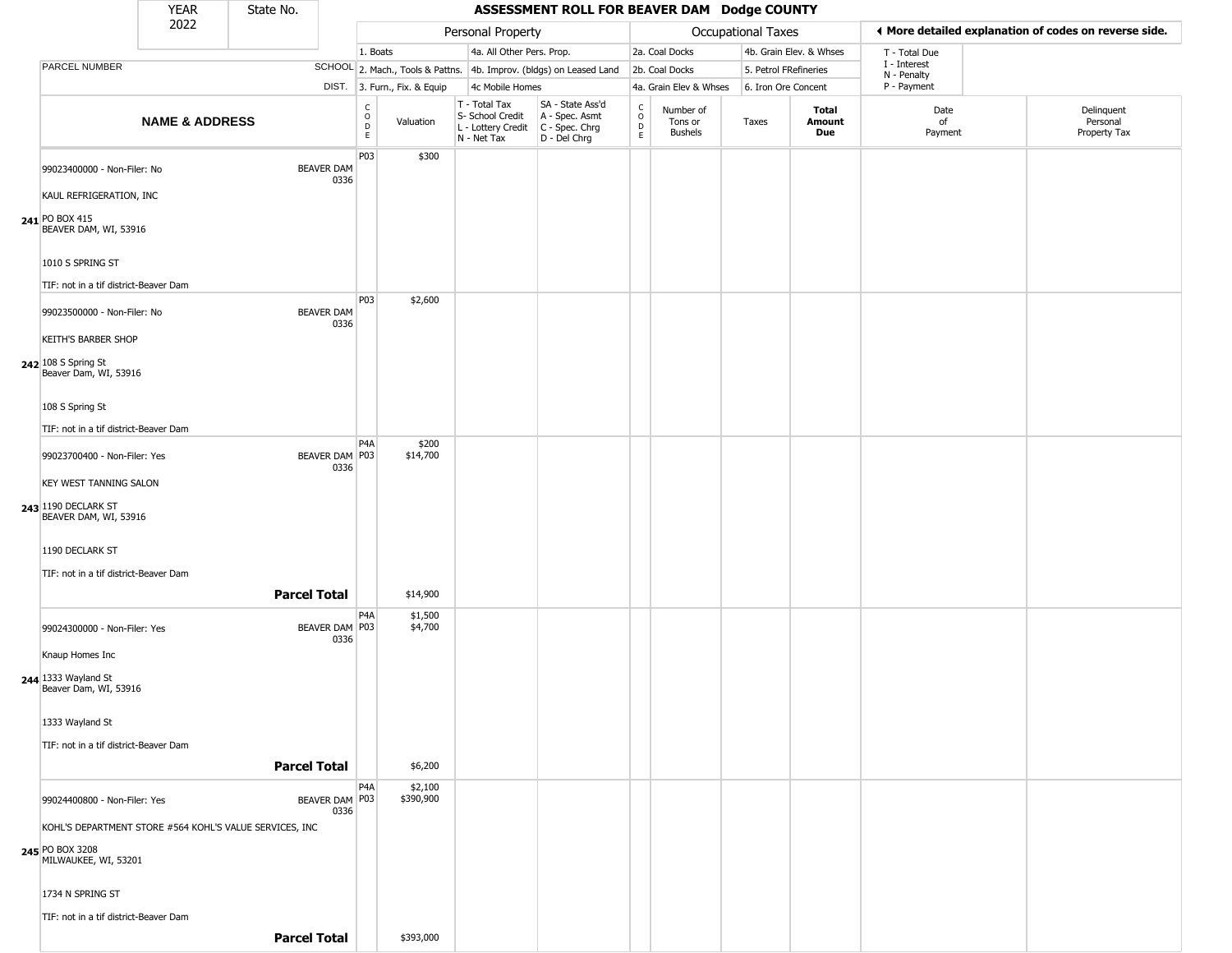| YEAR 2022 | State No. | ASSESSMENT ROLL FOR BEAVER DAM Dodge COUNTY | | | | | | | | | |
|---|---|---|---|---|---|---|---|---|---|---|---|

| PARCEL NUMBER | SCHOOL DIST. | Personal Property | | | | Occupational Taxes | | | | ◄ More detailed explanation of codes on reverse side. | |
|---|---|---|---|---|---|---|---|---|---|---|---|
| | | 1. Boats | | 4a. All Other Pers. Prop. | | 2a. Coal Docks | | 4b. Grain Elev. & Whses | | T - Total Due<br>I - Interest<br>N - Penalty<br>P - Payment | |
| | | 2. Mach., Tools & Pattns. | | 4b. Improv. (bldgs) on Leased Land | | 2b. Coal Docks | | 5. Petrol FRefineries | | | |
| | | 3. Furn., Fix. & Equip | | 4c Mobile Homes | | 4a. Grain Elev & Whses | | 6. Iron Ore Concent | | | |
| **NAME & ADDRESS** | | CODE | Valuation | T - Total Tax<br>S- School Credit<br>L - Lottery Credit<br>N - Net Tax | SA - State Ass'd<br>A - Spec. Asmt<br>C - Spec. Chrg<br>D - Del Chrg | CODE | Number of Tons or Bushels | Taxes | **Total Amount Due** | Date of Payment | Delinquent Personal Property Tax |
| 99023400000 - Non-Filer: No<br>KAUL REFRIGERATION, INC<br>241 PO BOX 415<br>BEAVER DAM, WI, 53916<br>1010 S SPRING ST<br>TIF: not in a tif district-Beaver Dam | BEAVER DAM 0336 | P03 | $300 | | | | | | | | |
| 99023500000 - Non-Filer: No<br>KEITH'S BARBER SHOP<br>242 108 S Spring St<br>Beaver Dam, WI, 53916<br>108 S Spring St<br>TIF: not in a tif district-Beaver Dam | BEAVER DAM 0336 | P03 | $2,600 | | | | | | | | |
| 99023700400 - Non-Filer: Yes<br>KEY WEST TANNING SALON<br>243 1190 DECLARK ST<br>BEAVER DAM, WI, 53916<br>1190 DECLARK ST<br>TIF: not in a tif district-Beaver Dam | BEAVER DAM 0336 | P4A<br>P03 | $200<br>$14,700 | | | | | | | | |
| | **Parcel Total** | | $14,900 | | | | | | | | |
| 99024300000 - Non-Filer: Yes<br>Knaup Homes Inc<br>244 1333 Wayland St<br>Beaver Dam, WI, 53916<br>1333 Wayland St<br>TIF: not in a tif district-Beaver Dam | BEAVER DAM 0336 | P4A<br>P03 | $1,500<br>$4,700 | | | | | | | | |
| | **Parcel Total** | | $6,200 | | | | | | | | |
| 99024400800 - Non-Filer: Yes<br>KOHL'S DEPARTMENT STORE #564 KOHL'S VALUE SERVICES, INC<br>245 PO BOX 3208<br>MILWAUKEE, WI, 53201<br>1734 N SPRING ST<br>TIF: not in a tif district-Beaver Dam | BEAVER DAM 0336 | P4A<br>P03 | $2,100<br>$390,900 | | | | | | | | |
| | **Parcel Total** | | $393,000 | | | | | | | | |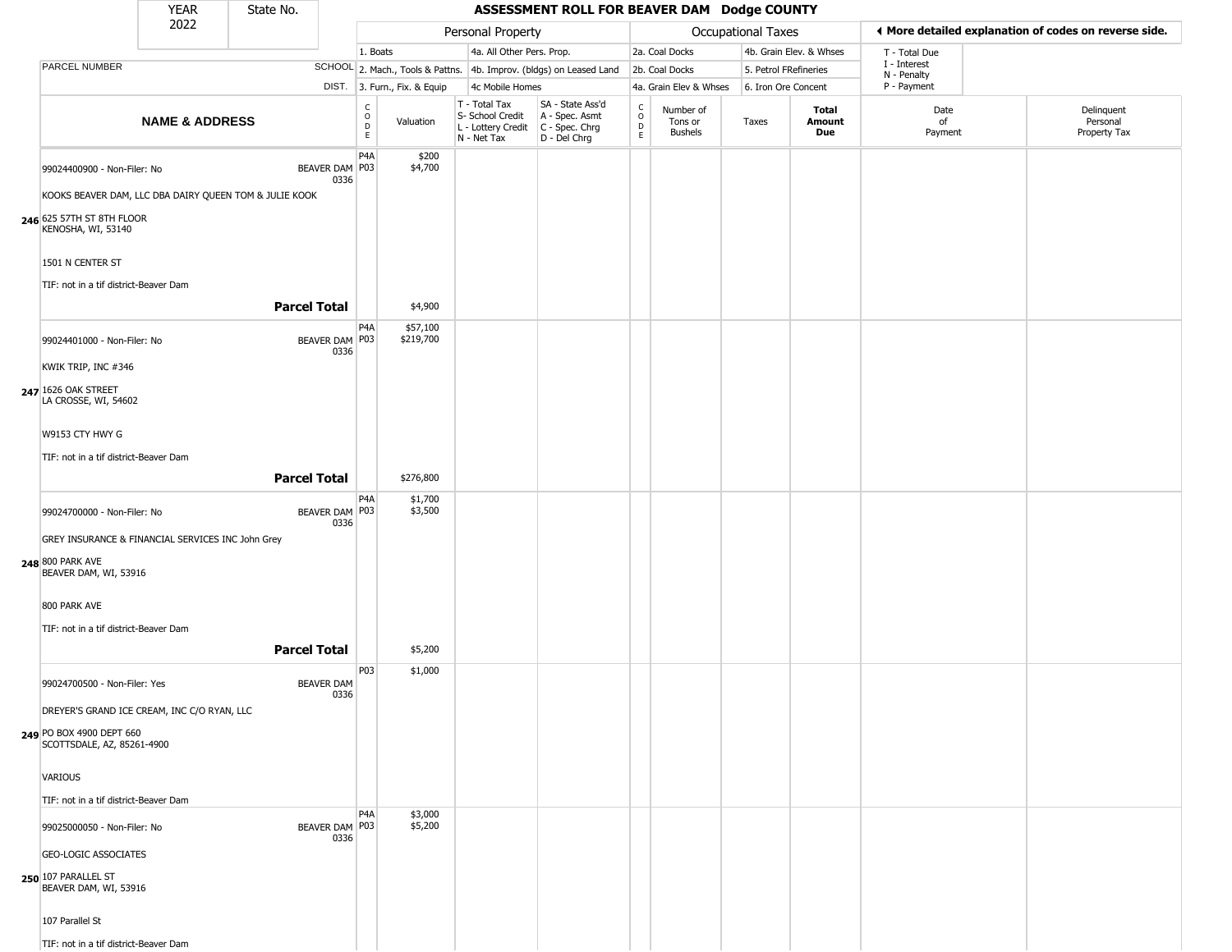| YEAR 2022 | State No. | ASSESSMENT ROLL FOR BEAVER DAM Dodge COUNTY | | | | | | | | | |
|---|---|---|---|---|---|---|---|---|---|---|---|

| | | Personal Property | | | | | Occupational Taxes | | | | ◀ More detailed explanation of codes on reverse side. | |
|---|---|---|---|---|---|---|---|---|---|---|---|---|
| | | 1. Boats | | 4a. All Other Pers. Prop. | | | 2a. Coal Docks | | 4b. Grain Elev. & Whses | | T - Total Due<br>I - Interest<br>N - Penalty<br>P - Payment | |
| PARCEL NUMBER | SCHOOL | 2. Mach., Tools & Pattns. | | 4b. Improv. (bldgs) on Leased Land | | | 2b. Coal Docks | | 5. Petrol FRefineries | | | |
| | DIST. | 3. Furn., Fix. & Equip | | 4c Mobile Homes | | | 4a. Grain Elev & Whses | | 6. Iron Ore Concent | | | |
| **NAME & ADDRESS** | | CODE | Valuation | T - Total Tax<br>S- School Credit<br>L - Lottery Credit<br>N - Net Tax | SA - State Ass'd<br>A - Spec. Asmt<br>C - Spec. Chrg<br>D - Del Chrg | CODE | Number of Tons or Bushels | Taxes | **Total Amount Due** | Date of Payment | Delinquent Personal Property Tax | |
| 246 99024400900 - Non-Filer: No<br>KOOKS BEAVER DAM, LLC DBA DAIRY QUEEN TOM & JULIE KOOK<br>625 57TH ST 8TH FLOOR<br>KENOSHA, WI, 53140<br>1501 N CENTER ST<br>TIF: not in a tif district-Beaver Dam | BEAVER DAM 0336 | P4A<br>P03 | $200<br>$4,700 | | | | | | | | | |
| **Parcel Total** | | | $4,900 | | | | | | | | | |
| 247 99024401000 - Non-Filer: No<br>KWIK TRIP, INC #346<br>1626 OAK STREET<br>LA CROSSE, WI, 54602<br>W9153 CTY HWY G<br>TIF: not in a tif district-Beaver Dam | BEAVER DAM 0336 | P4A<br>P03 | $57,100<br>$219,700 | | | | | | | | | |
| **Parcel Total** | | | $276,800 | | | | | | | | | |
| 248 99024700000 - Non-Filer: No<br>GREY INSURANCE & FINANCIAL SERVICES INC John Grey<br>800 PARK AVE<br>BEAVER DAM, WI, 53916<br>800 PARK AVE<br>TIF: not in a tif district-Beaver Dam | BEAVER DAM 0336 | P4A<br>P03 | $1,700<br>$3,500 | | | | | | | | | |
| **Parcel Total** | | | $5,200 | | | | | | | | | |
| 249 99024700500 - Non-Filer: Yes<br>DREYER'S GRAND ICE CREAM, INC C/O RYAN, LLC<br>PO BOX 4900 DEPT 660<br>SCOTTSDALE, AZ, 85261-4900<br>VARIOUS<br>TIF: not in a tif district-Beaver Dam | BEAVER DAM 0336 | P03 | $1,000 | | | | | | | | | |
| 250 99025000050 - Non-Filer: No<br>GEO-LOGIC ASSOCIATES<br>107 PARALLEL ST<br>BEAVER DAM, WI, 53916<br>107 Parallel St<br>TIF: not in a tif district-Beaver Dam | BEAVER DAM 0336 | P4A<br>P03 | $3,000<br>$5,200 | | | | | | | | | |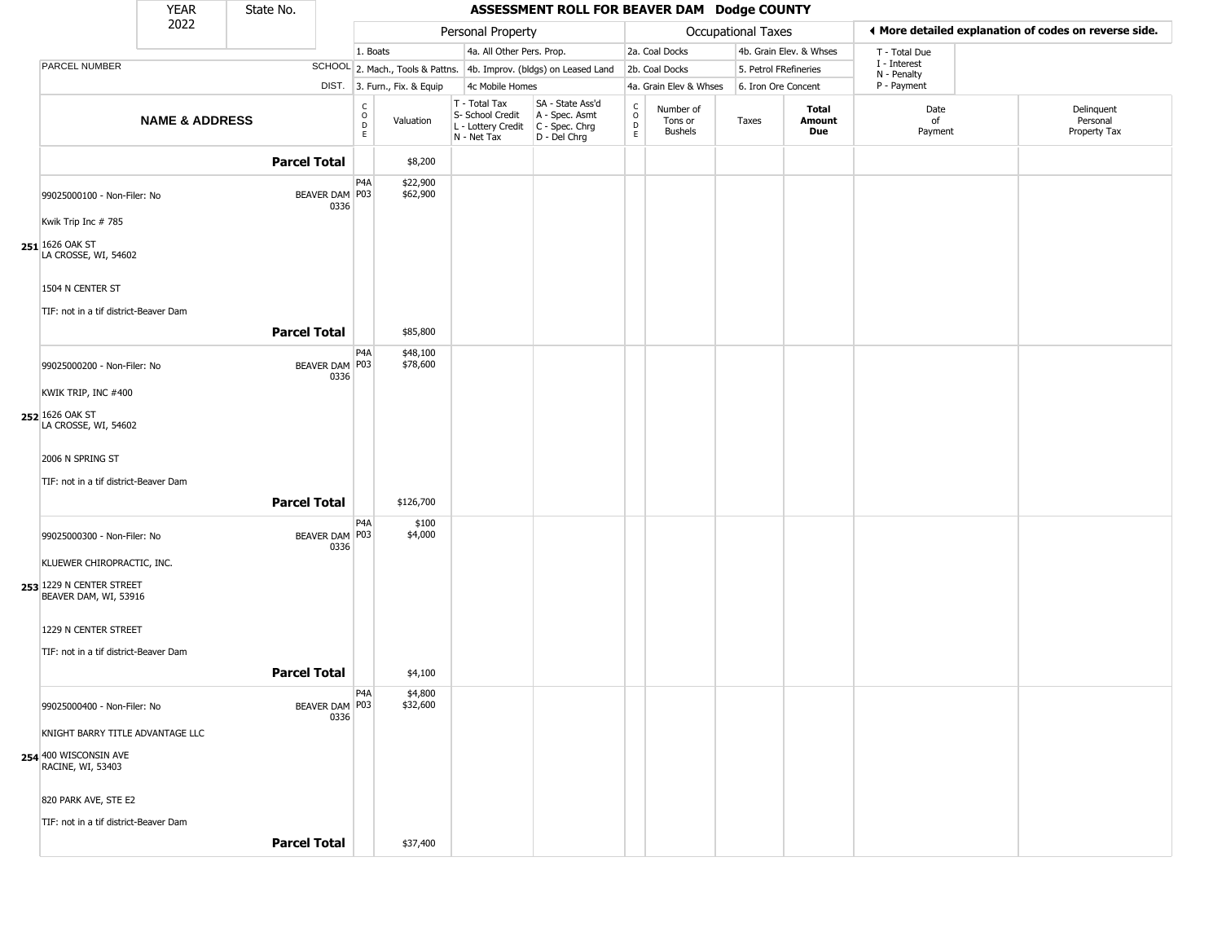# ASSESSMENT ROLL FOR BEAVER DAM Dodge COUNTY

| YEAR | State No. |
|---|---|
| 2022 | |

| | Personal Property | | Occupational Taxes | | ◄ More detailed explanation of codes on reverse side. |
|---|---|---|---|---|---|
| | 1. Boats | 4a. All Other Pers. Prop. | 2a. Coal Docks | 4b. Grain Elev. & Whses | T - Total Due |
| PARCEL NUMBER SCHOOL | 2. Mach., Tools & Pattns. | 4b. Improv. (bldgs) on Leased Land | 2b. Coal Docks | 5. Petrol FRefineries | I - Interest, N - Penalty |
| DIST. | 3. Furn., Fix. & Equip | 4c Mobile Homes | 4a. Grain Elev & Whses | 6. Iron Ore Concent | P - Payment |

| | NAME & ADDRESS | | CODE | Valuation | T - Total Tax, S- School Credit, L - Lottery Credit, N - Net Tax | SA - State Ass'd, A - Spec. Asmt, C - Spec. Chrg, D - Del Chrg | CODE | Number of Tons or Bushels | Taxes | Total Amount Due | Date of Payment | Delinquent Personal Property Tax |
|---|---|---|---|---|---|---|---|---|---|---|---|---|
| | | **Parcel Total** | | $8,200 | | | | | | | | |
| 251 | 99025000100 - Non-Filer: No<br>Kwik Trip Inc # 785<br>1626 OAK ST<br>LA CROSSE, WI, 54602<br>1504 N CENTER ST<br>TIF: not in a tif district-Beaver Dam | BEAVER DAM 0336 | P4A<br>P03 | $22,900<br>$62,900 | | | | | | | | |
| | | **Parcel Total** | | $85,800 | | | | | | | | |
| 252 | 99025000200 - Non-Filer: No<br>KWIK TRIP, INC #400<br>1626 OAK ST<br>LA CROSSE, WI, 54602<br>2006 N SPRING ST<br>TIF: not in a tif district-Beaver Dam | BEAVER DAM 0336 | P4A<br>P03 | $48,100<br>$78,600 | | | | | | | | |
| | | **Parcel Total** | | $126,700 | | | | | | | | |
| 253 | 99025000300 - Non-Filer: No<br>KLUEWER CHIROPRACTIC, INC.<br>1229 N CENTER STREET<br>BEAVER DAM, WI, 53916<br>1229 N CENTER STREET<br>TIF: not in a tif district-Beaver Dam | BEAVER DAM 0336 | P4A<br>P03 | $100<br>$4,000 | | | | | | | | |
| | | **Parcel Total** | | $4,100 | | | | | | | | |
| 254 | 99025000400 - Non-Filer: No<br>KNIGHT BARRY TITLE ADVANTAGE LLC<br>400 WISCONSIN AVE<br>RACINE, WI, 53403<br>820 PARK AVE, STE E2<br>TIF: not in a tif district-Beaver Dam | BEAVER DAM 0336 | P4A<br>P03 | $4,800<br>$32,600 | | | | | | | | |
| | | **Parcel Total** | | $37,400 | | | | | | | | |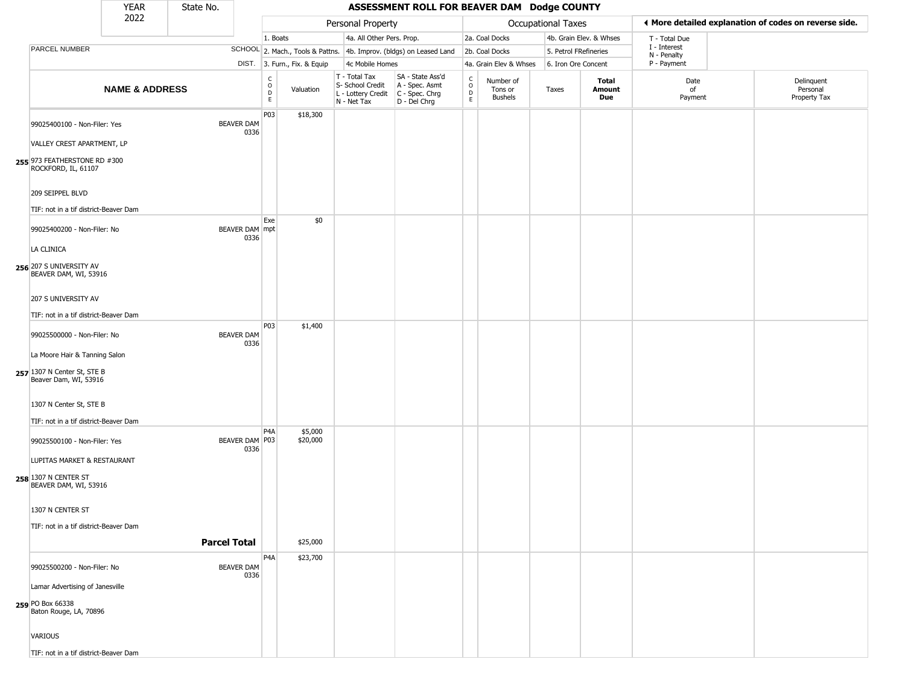# ASSESSMENT ROLL FOR BEAVER DAM Dodge COUNTY

YEAR 2022 | State No.

| PARCEL NUMBER / NAME & ADDRESS | SCHOOL DIST. | CODE | Valuation | T - Total Tax / S- School Credit / L - Lottery Credit / N - Net Tax | SA - State Ass'd / A - Spec. Asmt / C - Spec. Chrg / D - Del Chrg | CODE | Number of Tons or Bushels | Taxes | Total Amount Due | Date of Payment | Delinquent Personal Property Tax |
|---|---|---|---|---|---|---|---|---|---|---|---|
| 255 99025400100 - Non-Filer: Yes<br>VALLEY CREST APARTMENT, LP<br>973 FEATHERSTONE RD #300<br>ROCKFORD, IL, 61107<br>209 SEIPPEL BLVD<br>TIF: not in a tif district-Beaver Dam | BEAVER DAM 0336 | P03 | $18,300 | | | | | | | | |
| 256 99025400200 - Non-Filer: No<br>LA CLINICA<br>207 S UNIVERSITY AV<br>BEAVER DAM, WI, 53916<br>207 S UNIVERSITY AV<br>TIF: not in a tif district-Beaver Dam | BEAVER DAM 0336 | Exempt | $0 | | | | | | | | |
| 257 99025500000 - Non-Filer: No<br>La Moore Hair & Tanning Salon<br>1307 N Center St, STE B<br>Beaver Dam, WI, 53916<br>1307 N Center St, STE B<br>TIF: not in a tif district-Beaver Dam | BEAVER DAM 0336 | P03 | $1,400 | | | | | | | | |
| 258 99025500100 - Non-Filer: Yes<br>LUPITAS MARKET & RESTAURANT<br>1307 N CENTER ST<br>BEAVER DAM, WI, 53916<br>1307 N CENTER ST<br>TIF: not in a tif district-Beaver Dam | BEAVER DAM 0336 | P4A<br>P03 | $5,000<br>$20,000 | | | | | | | | |
| **Parcel Total** | | | $25,000 | | | | | | | | |
| 259 99025500200 - Non-Filer: No<br>Lamar Advertising of Janesville<br>PO Box 66338<br>Baton Rouge, LA, 70896<br>VARIOUS<br>TIF: not in a tif district-Beaver Dam | BEAVER DAM 0336 | P4A | $23,700 | | | | | | | | |

Personal Property codes: 1. Boats; 2. Mach., Tools & Pattns.; 3. Furn., Fix. & Equip; 4a. All Other Pers. Prop.; 4b. Improv. (bldgs) on Leased Land; 4c Mobile Homes

Occupational Taxes codes: 2a. Coal Docks; 2b. Coal Docks; 4a. Grain Elev & Whses; 4b. Grain Elev. & Whses; 5. Petrol FRefineries; 6. Iron Ore Concent

◄ More detailed explanation of codes on reverse side.

T - Total Due; I - Interest; N - Penalty; P - Payment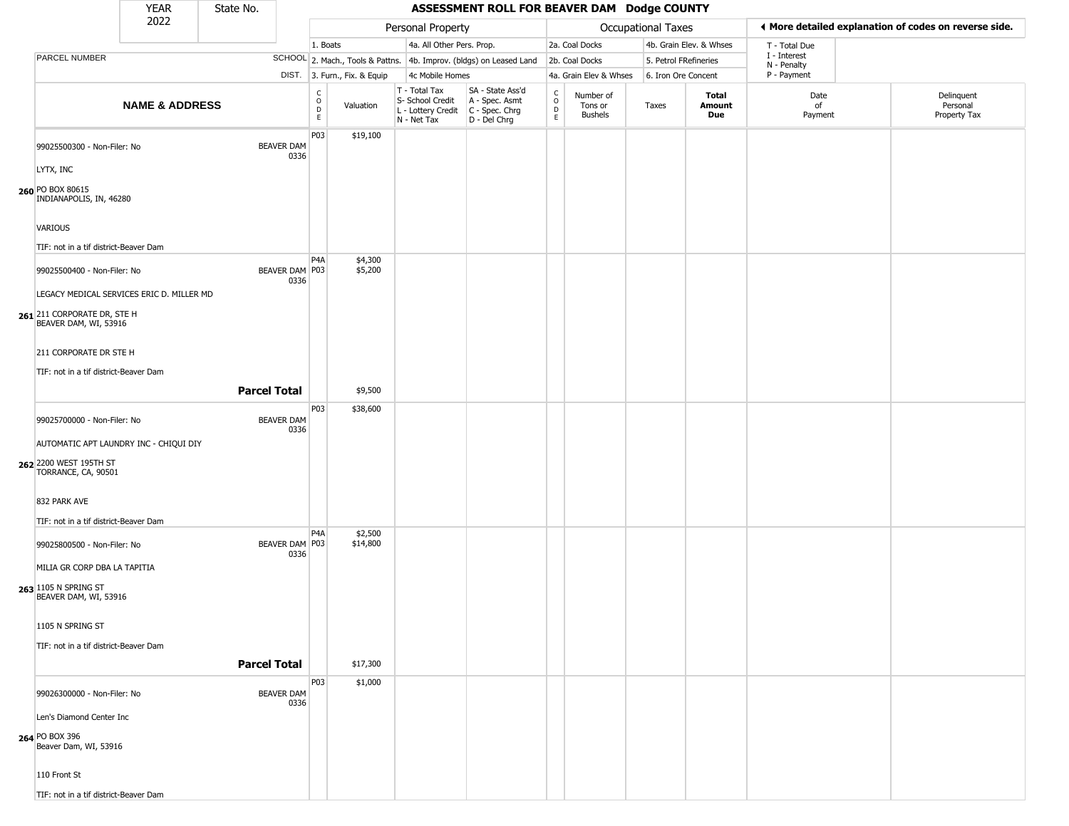| YEAR 2022 | State No. | ASSESSMENT ROLL FOR BEAVER DAM Dodge COUNTY |
|---|---|---|

| PARCEL NUMBER | SCHOOL DIST. | Personal Property: 1. Boats; 2. Mach., Tools & Pattns.; 3. Furn., Fix. & Equip; 4a. All Other Pers. Prop.; 4b. Improv. (bldgs) on Leased Land; 4c Mobile Homes | | | | Occupational Taxes: 2a. Coal Docks; 2b. Coal Docks; 4a. Grain Elev & Whses; 4b. Grain Elev. & Whses; 5. Petrol FRefineries; 6. Iron Ore Concent | | | | ◄ More detailed explanation of codes on reverse side. T - Total Due; I - Interest; N - Penalty; P - Payment | |
|---|---|---|---|---|---|---|---|---|---|---|---|
| **NAME & ADDRESS** | | CODE | Valuation | T - Total Tax S- School Credit L - Lottery Credit N - Net Tax | SA - State Ass'd A - Spec. Asmt C - Spec. Chrg D - Del Chrg | CODE | Number of Tons or Bushels | Taxes | **Total Amount Due** | Date of Payment | Delinquent Personal Property Tax |
| **260** 99025500300 - Non-Filer: No<br>LYTX, INC<br>PO BOX 80615<br>INDIANAPOLIS, IN, 46280<br>VARIOUS<br>TIF: not in a tif district-Beaver Dam | BEAVER DAM 0336 | P03 | $19,100 | | | | | | | | |
| **261** 99025500400 - Non-Filer: No<br>LEGACY MEDICAL SERVICES ERIC D. MILLER MD<br>211 CORPORATE DR, STE H<br>BEAVER DAM, WI, 53916<br>211 CORPORATE DR STE H<br>TIF: not in a tif district-Beaver Dam | BEAVER DAM 0336 | P4A<br>P03 | $4,300<br>$5,200 | | | | | | | | |
| | **Parcel Total** | | $9,500 | | | | | | | | |
| **262** 99025700000 - Non-Filer: No<br>AUTOMATIC APT LAUNDRY INC - CHIQUI DIY<br>2200 WEST 195TH ST<br>TORRANCE, CA, 90501<br>832 PARK AVE<br>TIF: not in a tif district-Beaver Dam | BEAVER DAM 0336 | P03 | $38,600 | | | | | | | | |
| **263** 99025800500 - Non-Filer: No<br>MILIA GR CORP DBA LA TAPITIA<br>1105 N SPRING ST<br>BEAVER DAM, WI, 53916<br>1105 N SPRING ST<br>TIF: not in a tif district-Beaver Dam | BEAVER DAM 0336 | P4A<br>P03 | $2,500<br>$14,800 | | | | | | | | |
| | **Parcel Total** | | $17,300 | | | | | | | | |
| **264** 99026300000 - Non-Filer: No<br>Len's Diamond Center Inc<br>PO BOX 396<br>Beaver Dam, WI, 53916<br>110 Front St<br>TIF: not in a tif district-Beaver Dam | BEAVER DAM 0336 | P03 | $1,000 | | | | | | | | |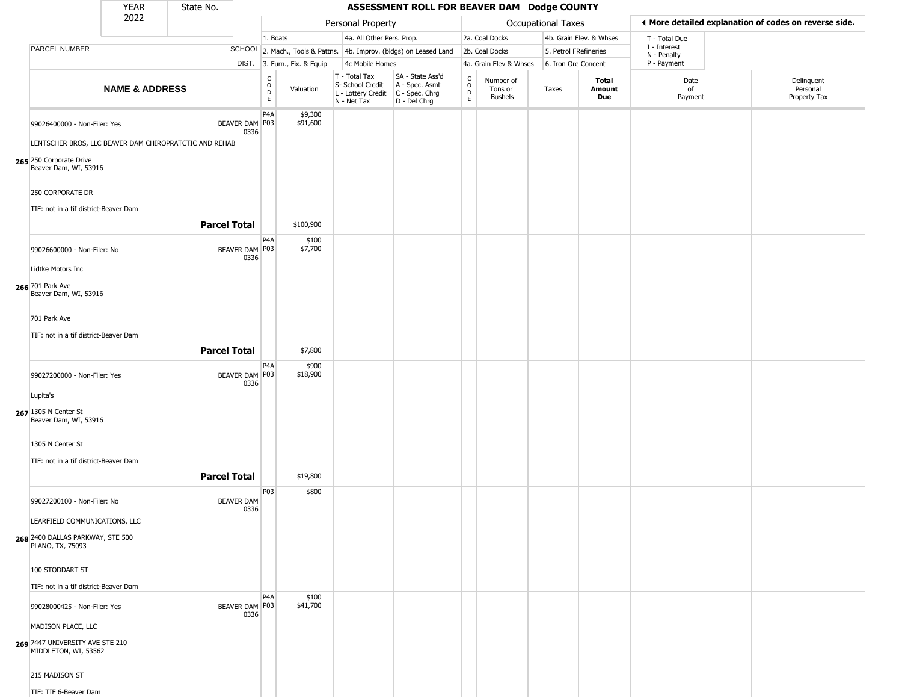| YEAR | State No. | ASSESSMENT ROLL FOR BEAVER DAM Dodge COUNTY |
|---|---|---|
| 2022 | | |

| | | Personal Property | | | | Occupational Taxes | | | | ◄ More detailed explanation of codes on reverse side. | |
|---|---|---|---|---|---|---|---|---|---|---|---|
| PARCEL NUMBER | SCHOOL DIST. | 1. Boats 2. Mach., Tools & Pattns. 3. Furn., Fix. & Equip | | 4a. All Other Pers. Prop. 4b. Improv. (bldgs) on Leased Land 4c Mobile Homes | | 2a. Coal Docks 2b. Coal Docks 4a. Grain Elev & Whses | | 4b. Grain Elev. & Whses 5. Petrol FRefineries 6. Iron Ore Concent | | T - Total Due I - Interest N - Penalty P - Payment | |
| **NAME & ADDRESS** | | CODE | Valuation | T - Total Tax S- School Credit L - Lottery Credit N - Net Tax | SA - State Ass'd A - Spec. Asmt C - Spec. Chrg D - Del Chrg | CODE | Number of Tons or Bushels | Taxes | **Total Amount Due** | Date of Payment | Delinquent Personal Property Tax |
| 265 99026400000 - Non-Filer: Yes<br>LENTSCHER BROS, LLC BEAVER DAM CHIROPRATCTIC AND REHAB<br>250 Corporate Drive<br>Beaver Dam, WI, 53916<br>250 CORPORATE DR<br>TIF: not in a tif district-Beaver Dam | BEAVER DAM 0336 | P4A<br>P03 | $9,300<br>$91,600 | | | | | | | | |
| **Parcel Total** | | | $100,900 | | | | | | | | |
| 266 99026600000 - Non-Filer: No<br>Lidtke Motors Inc<br>701 Park Ave<br>Beaver Dam, WI, 53916<br>701 Park Ave<br>TIF: not in a tif district-Beaver Dam | BEAVER DAM 0336 | P4A<br>P03 | $100<br>$7,700 | | | | | | | | |
| **Parcel Total** | | | $7,800 | | | | | | | | |
| 267 99027200000 - Non-Filer: Yes<br>Lupita's<br>1305 N Center St<br>Beaver Dam, WI, 53916<br>1305 N Center St<br>TIF: not in a tif district-Beaver Dam | BEAVER DAM 0336 | P4A<br>P03 | $900<br>$18,900 | | | | | | | | |
| **Parcel Total** | | | $19,800 | | | | | | | | |
| 268 99027200100 - Non-Filer: No<br>LEARFIELD COMMUNICATIONS, LLC<br>2400 DALLAS PARKWAY, STE 500<br>PLANO, TX, 75093<br>100 STODDART ST<br>TIF: not in a tif district-Beaver Dam | BEAVER DAM 0336 | P03 | $800 | | | | | | | | |
| 269 99028000425 - Non-Filer: Yes<br>MADISON PLACE, LLC<br>7447 UNIVERSITY AVE STE 210<br>MIDDLETON, WI, 53562<br>215 MADISON ST<br>TIF: TIF 6-Beaver Dam | BEAVER DAM 0336 | P4A<br>P03 | $100<br>$41,700 | | | | | | | | |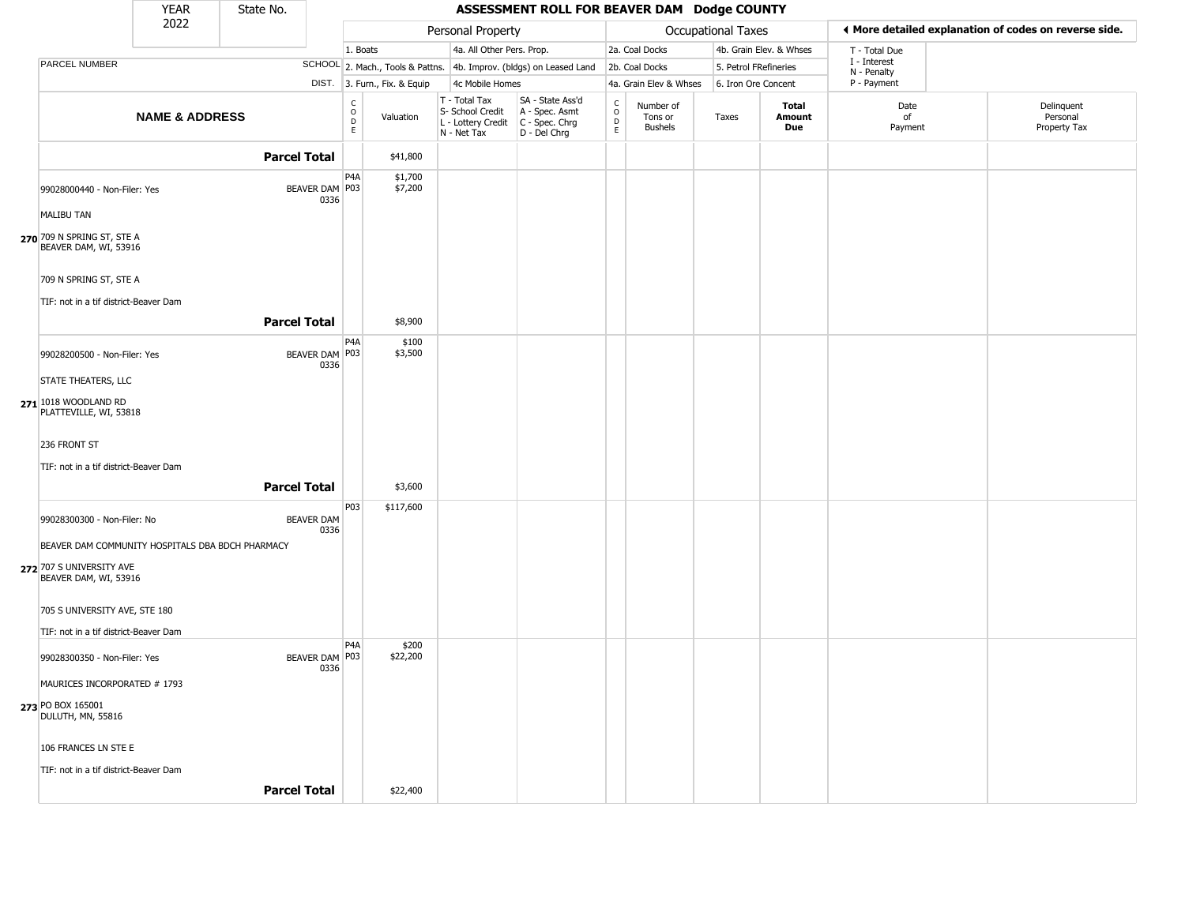| YEAR 2022 | State No. | ASSESSMENT ROLL FOR BEAVER DAM Dodge COUNTY | | | | | | | | | |
|---|---|---|---|---|---|---|---|---|---|---|---|

| | | Personal Property | | | | Occupational Taxes | | | | ◄ More detailed explanation of codes on reverse side. | |
|---|---|---|---|---|---|---|---|---|---|---|---|
| | | 1. Boats | | 4a. All Other Pers. Prop. | | 2a. Coal Docks | | 4b. Grain Elev. & Whses | | T - Total Due | |
| PARCEL NUMBER | SCHOOL | 2. Mach., Tools & Pattns. | | 4b. Improv. (bldgs) on Leased Land | | 2b. Coal Docks | | 5. Petrol FRefineries | | I - Interest<br>N - Penalty | |
| | DIST. | 3. Furn., Fix. & Equip | | 4c Mobile Homes | | 4a. Grain Elev & Whses | | 6. Iron Ore Concent | | P - Payment | |

| NAME & ADDRESS | | CODE | Valuation | T - Total Tax<br>S- School Credit<br>L - Lottery Credit<br>N - Net Tax | SA - State Ass'd<br>A - Spec. Asmt<br>C - Spec. Chrg<br>D - Del Chrg | CODE | Number of Tons or Bushels | Taxes | Total Amount Due | Date of Payment | Delinquent Personal Property Tax |
|---|---|---|---|---|---|---|---|---|---|---|---|
| **Parcel Total** | | | $41,800 | | | | | | | | |
| 99028000440 - Non-Filer: Yes<br>MALIBU TAN<br>**270** 709 N SPRING ST, STE A<br>BEAVER DAM, WI, 53916<br>709 N SPRING ST, STE A<br>TIF: not in a tif district-Beaver Dam | BEAVER DAM 0336 | P4A<br>P03 | $1,700<br>$7,200 | | | | | | | | |
| **Parcel Total** | | | $8,900 | | | | | | | | |
| 99028200500 - Non-Filer: Yes<br>STATE THEATERS, LLC<br>**271** 1018 WOODLAND RD<br>PLATTEVILLE, WI, 53818<br>236 FRONT ST<br>TIF: not in a tif district-Beaver Dam | BEAVER DAM 0336 | P4A<br>P03 | $100<br>$3,500 | | | | | | | | |
| **Parcel Total** | | | $3,600 | | | | | | | | |
| 99028300300 - Non-Filer: No<br>BEAVER DAM COMMUNITY HOSPITALS DBA BDCH PHARMACY<br>**272** 707 S UNIVERSITY AVE<br>BEAVER DAM, WI, 53916<br>705 S UNIVERSITY AVE, STE 180<br>TIF: not in a tif district-Beaver Dam | BEAVER DAM 0336 | P03 | $117,600 | | | | | | | | |
| 99028300350 - Non-Filer: Yes<br>MAURICES INCORPORATED # 1793<br>**273** PO BOX 165001<br>DULUTH, MN, 55816<br>106 FRANCES LN STE E<br>TIF: not in a tif district-Beaver Dam | BEAVER DAM 0336 | P4A<br>P03 | $200<br>$22,200 | | | | | | | | |
| **Parcel Total** | | | $22,400 | | | | | | | | |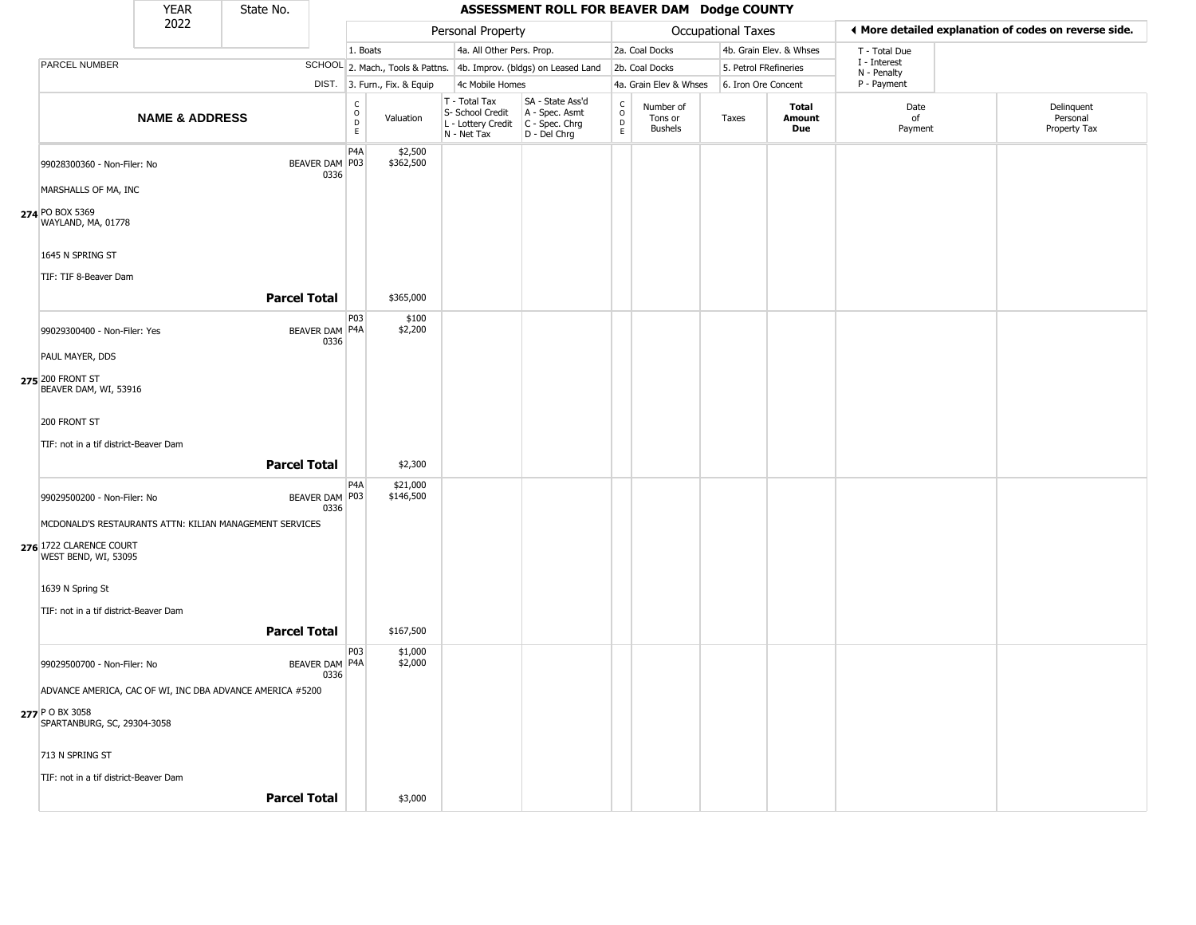| YEAR 2022 | State No. | ASSESSMENT ROLL FOR BEAVER DAM Dodge COUNTY |
|---|---|---|

| | | Personal Property | | | | Occupational Taxes | | | | ◀ More detailed explanation of codes on reverse side. |
|---|---|---|---|---|---|---|---|---|---|---|
| | | 1. Boats | | 4a. All Other Pers. Prop. | | 2a. Coal Docks | | 4b. Grain Elev. & Whses | | T - Total Due |
| PARCEL NUMBER | SCHOOL | 2. Mach., Tools & Pattns. | | 4b. Improv. (bldgs) on Leased Land | | 2b. Coal Docks | | 5. Petrol FRefineries | | I - Interest, N - Penalty |
| | DIST. | 3. Furn., Fix. & Equip | | 4c Mobile Homes | | 4a. Grain Elev & Whses | | 6. Iron Ore Concent | | P - Payment |

| | NAME & ADDRESS | | CODE | Valuation | T - Total Tax, S- School Credit, L - Lottery Credit, N - Net Tax | SA - State Ass'd, A - Spec. Asmt, C - Spec. Chrg, D - Del Chrg | CODE | Number of Tons or Bushels | Taxes | Total Amount Due | Date of Payment | Delinquent Personal Property Tax |
|---|---|---|---|---|---|---|---|---|---|---|---|---|
| 274 | 99028300360 - Non-Filer: No<br>MARSHALLS OF MA, INC<br>PO BOX 5369<br>WAYLAND, MA, 01778<br>1645 N SPRING ST<br>TIF: TIF 8-Beaver Dam | BEAVER DAM 0336 | P4A<br>P03 | \$2,500<br>\$362,500 | | | | | | | | |
| | **Parcel Total** | | | \$365,000 | | | | | | | | |
| 275 | 99029300400 - Non-Filer: Yes<br>PAUL MAYER, DDS<br>200 FRONT ST<br>BEAVER DAM, WI, 53916<br>200 FRONT ST<br>TIF: not in a tif district-Beaver Dam | BEAVER DAM 0336 | P03<br>P4A | \$100<br>\$2,200 | | | | | | | | |
| | **Parcel Total** | | | \$2,300 | | | | | | | | |
| 276 | 99029500200 - Non-Filer: No<br>MCDONALD'S RESTAURANTS ATTN: KILIAN MANAGEMENT SERVICES<br>1722 CLARENCE COURT<br>WEST BEND, WI, 53095<br>1639 N Spring St<br>TIF: not in a tif district-Beaver Dam | BEAVER DAM 0336 | P4A<br>P03 | \$21,000<br>\$146,500 | | | | | | | | |
| | **Parcel Total** | | | \$167,500 | | | | | | | | |
| 277 | 99029500700 - Non-Filer: No<br>ADVANCE AMERICA, CAC OF WI, INC DBA ADVANCE AMERICA #5200<br>P O BX 3058<br>SPARTANBURG, SC, 29304-3058<br>713 N SPRING ST<br>TIF: not in a tif district-Beaver Dam | BEAVER DAM 0336 | P03<br>P4A | \$1,000<br>\$2,000 | | | | | | | | |
| | **Parcel Total** | | | \$3,000 | | | | | | | | |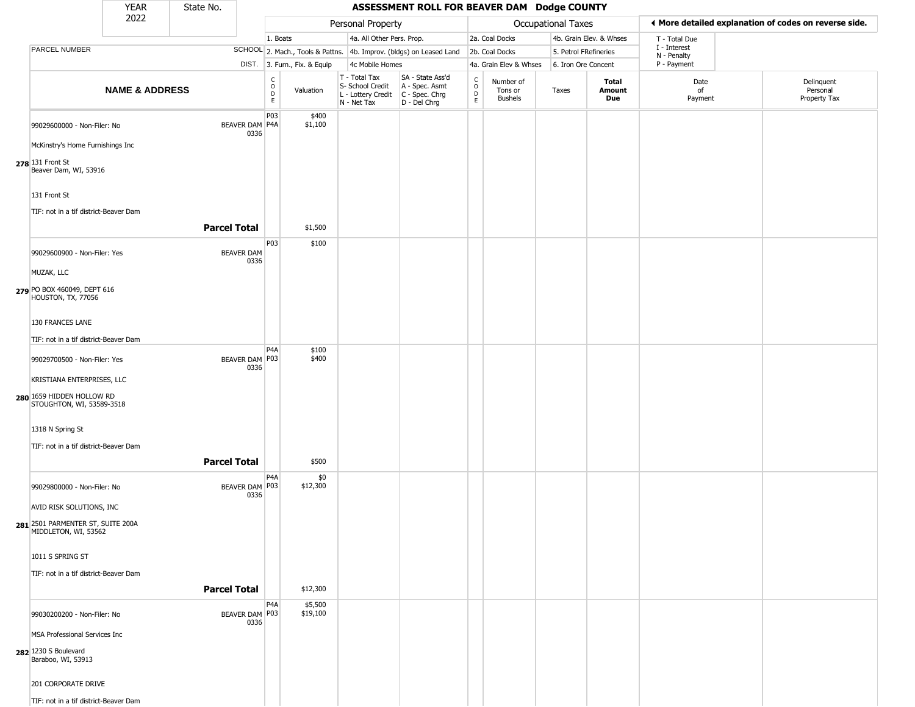# ASSESSMENT ROLL FOR BEAVER DAM Dodge COUNTY

| YEAR | State No. |
|---|---|
| 2022 | |

**Personal Property:** 1. Boats; 2. Mach., Tools & Pattns.; 3. Furn., Fix. & Equip; 4a. All Other Pers. Prop.; 4b. Improv. (bldgs) on Leased Land; 4c Mobile Homes

**Occupational Taxes:** 2a. Coal Docks; 2b. Coal Docks; 4a. Grain Elev & Whses; 4b. Grain Elev. & Whses; 5. Petrol FRefineries; 6. Iron Ore Concent

◄ More detailed explanation of codes on reverse side.

T - Total Due; I - Interest; N - Penalty; P - Payment

| | NAME & ADDRESS | SCHOOL DIST. | CODE | Valuation | T - Total Tax S- School Credit L - Lottery Credit N - Net Tax | SA - State Ass'd A - Spec. Asmt C - Spec. Chrg D - Del Chrg | CODE | Number of Tons or Bushels | Taxes | Total Amount Due | Date of Payment | Delinquent Personal Property Tax |
|---|---|---|---|---|---|---|---|---|---|---|---|---|
| 278 | 99029600000 - Non-Filer: No<br>McKinstry's Home Furnishings Inc<br>131 Front St<br>Beaver Dam, WI, 53916<br>131 Front St<br>TIF: not in a tif district-Beaver Dam | BEAVER DAM 0336 | P03<br>P4A | $400<br>$1,100 | | | | | | | | |
| | **Parcel Total** | | | $1,500 | | | | | | | | |
| 279 | 99029600900 - Non-Filer: Yes<br>MUZAK, LLC<br>PO BOX 460049, DEPT 616<br>HOUSTON, TX, 77056<br>130 FRANCES LANE<br>TIF: not in a tif district-Beaver Dam | BEAVER DAM 0336 | P03 | $100 | | | | | | | | |
| 280 | 99029700500 - Non-Filer: Yes<br>KRISTIANA ENTERPRISES, LLC<br>1659 HIDDEN HOLLOW RD<br>STOUGHTON, WI, 53589-3518<br>1318 N Spring St<br>TIF: not in a tif district-Beaver Dam | BEAVER DAM 0336 | P4A<br>P03 | $100<br>$400 | | | | | | | | |
| | **Parcel Total** | | | $500 | | | | | | | | |
| 281 | 99029800000 - Non-Filer: No<br>AVID RISK SOLUTIONS, INC<br>2501 PARMENTER ST, SUITE 200A<br>MIDDLETON, WI, 53562<br>1011 S SPRING ST<br>TIF: not in a tif district-Beaver Dam | BEAVER DAM 0336 | P4A<br>P03 | $0<br>$12,300 | | | | | | | | |
| | **Parcel Total** | | | $12,300 | | | | | | | | |
| 282 | 99030200200 - Non-Filer: No<br>MSA Professional Services Inc<br>1230 S Boulevard<br>Baraboo, WI, 53913<br>201 CORPORATE DRIVE<br>TIF: not in a tif district-Beaver Dam | BEAVER DAM 0336 | P4A<br>P03 | $5,500<br>$19,100 | | | | | | | | |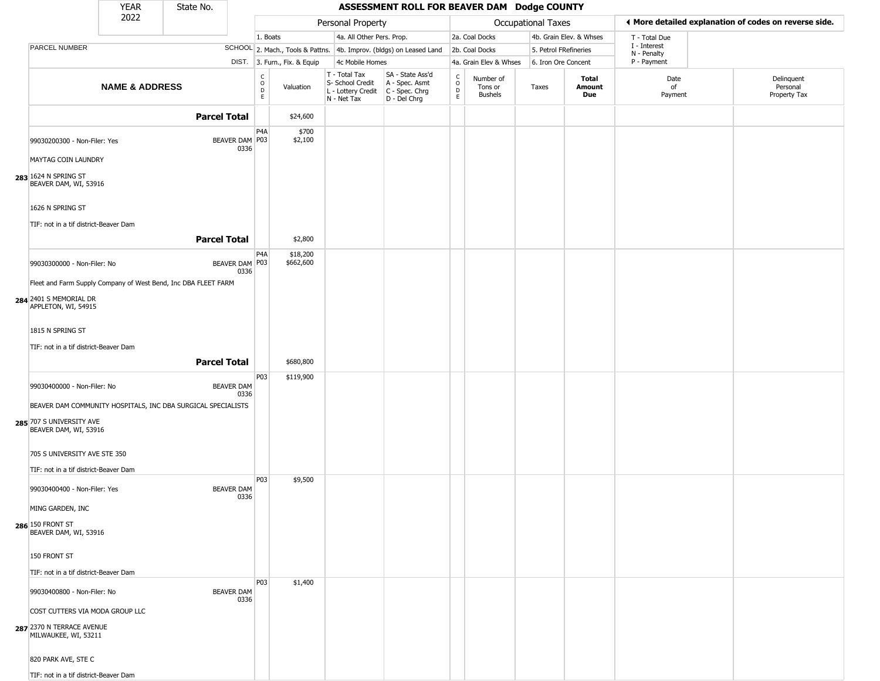| YEAR 2022 | State No. | ASSESSMENT ROLL FOR BEAVER DAM Dodge COUNTY |
|---|---|---|

| | | Personal Property | | | | Occupational Taxes | | | | ◀ More detailed explanation of codes on reverse side. | |
|---|---|---|---|---|---|---|---|---|---|---|---|
| PARCEL NUMBER | SCHOOL DIST. | 1. Boats<br>2. Mach., Tools & Pattns.<br>3. Furn., Fix. & Equip | | 4a. All Other Pers. Prop.<br>4b. Improv. (bldgs) on Leased Land<br>4c Mobile Homes | | 2a. Coal Docks<br>2b. Coal Docks<br>4a. Grain Elev & Whses | | 4b. Grain Elev. & Whses<br>5. Petrol FRefineries<br>6. Iron Ore Concent | | T - Total Due<br>I - Interest<br>N - Penalty<br>P - Payment | |
| **NAME & ADDRESS** | | CODE | Valuation | T - Total Tax<br>S- School Credit<br>L - Lottery Credit<br>N - Net Tax | SA - State Ass'd<br>A - Spec. Asmt<br>C - Spec. Chrg<br>D - Del Chrg | CODE | Number of Tons or Bushels | Taxes | **Total Amount Due** | Date of Payment | Delinquent Personal Property Tax |
| **Parcel Total** | | | $24,600 | | | | | | | | |
| 283 99030200300 - Non-Filer: Yes<br>MAYTAG COIN LAUNDRY<br>1624 N SPRING ST<br>BEAVER DAM, WI, 53916<br>1626 N SPRING ST<br>TIF: not in a tif district-Beaver Dam | BEAVER DAM 0336 | P4A<br>P03 | $700<br>$2,100 | | | | | | | | |
| **Parcel Total** | | | $2,800 | | | | | | | | |
| 284 99030300000 - Non-Filer: No<br>Fleet and Farm Supply Company of West Bend, Inc DBA FLEET FARM<br>2401 S MEMORIAL DR<br>APPLETON, WI, 54915<br>1815 N SPRING ST<br>TIF: not in a tif district-Beaver Dam | BEAVER DAM 0336 | P4A<br>P03 | $18,200<br>$662,600 | | | | | | | | |
| **Parcel Total** | | | $680,800 | | | | | | | | |
| 285 99030400000 - Non-Filer: No<br>BEAVER DAM COMMUNITY HOSPITALS, INC DBA SURGICAL SPECIALISTS<br>707 S UNIVERSITY AVE<br>BEAVER DAM, WI, 53916<br>705 S UNIVERSITY AVE STE 350<br>TIF: not in a tif district-Beaver Dam | BEAVER DAM 0336 | P03 | $119,900 | | | | | | | | |
| 286 99030400400 - Non-Filer: Yes<br>MING GARDEN, INC<br>150 FRONT ST<br>BEAVER DAM, WI, 53916<br>150 FRONT ST<br>TIF: not in a tif district-Beaver Dam | BEAVER DAM 0336 | P03 | $9,500 | | | | | | | | |
| 287 99030400800 - Non-Filer: No<br>COST CUTTERS VIA MODA GROUP LLC<br>2370 N TERRACE AVENUE<br>MILWAUKEE, WI, 53211<br>820 PARK AVE, STE C<br>TIF: not in a tif district-Beaver Dam | BEAVER DAM 0336 | P03 | $1,400 | | | | | | | | |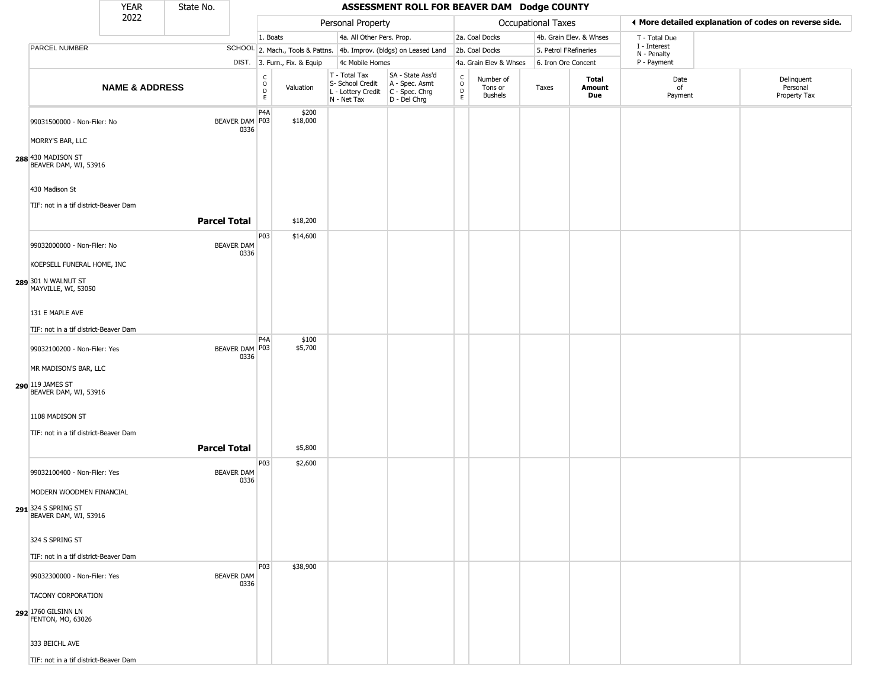| YEAR 2022 | State No. | | ASSESSMENT ROLL FOR BEAVER DAM Dodge COUNTY | | | | | | | | | |
|---|---|---|---|---|---|---|---|---|---|---|---|---|

| | | Personal Property | | | | | Occupational Taxes | | | | ◀ More detailed explanation of codes on reverse side. | |
|---|---|---|---|---|---|---|---|---|---|---|---|---|
| | | 1. Boats | | 4a. All Other Pers. Prop. | | | 2a. Coal Docks | | 4b. Grain Elev. & Whses | | T - Total Due | |
| PARCEL NUMBER | SCHOOL | 2. Mach., Tools & Pattns. | | 4b. Improv. (bldgs) on Leased Land | | | 2b. Coal Docks | | 5. Petrol FRefineries | | I - Interest<br>N - Penalty | |
| | DIST. | 3. Furn., Fix. & Equip | | 4c Mobile Homes | | | 4a. Grain Elev & Whses | | 6. Iron Ore Concent | | P - Payment | |
| **NAME & ADDRESS** | | CODE | Valuation | T - Total Tax<br>S- School Credit<br>L - Lottery Credit<br>N - Net Tax | SA - State Ass'd<br>A - Spec. Asmt<br>C - Spec. Chrg<br>D - Del Chrg | CODE | Number of Tons or Bushels | Taxes | **Total Amount Due** | | Date of Payment | Delinquent Personal Property Tax |
| 99031500000 - Non-Filer: No<br>MORRY'S BAR, LLC<br>288 430 MADISON ST<br>BEAVER DAM, WI, 53916<br>430 Madison St<br>TIF: not in a tif district-Beaver Dam | BEAVER DAM 0336 | P4A<br>P03 | $200<br>$18,000 | | | | | | | | | |
| | **Parcel Total** | | $18,200 | | | | | | | | | |
| 99032000000 - Non-Filer: No<br>KOEPSELL FUNERAL HOME, INC<br>289 301 N WALNUT ST<br>MAYVILLE, WI, 53050<br>131 E MAPLE AVE<br>TIF: not in a tif district-Beaver Dam | BEAVER DAM 0336 | P03 | $14,600 | | | | | | | | | |
| 99032100200 - Non-Filer: Yes<br>MR MADISON'S BAR, LLC<br>290 119 JAMES ST<br>BEAVER DAM, WI, 53916<br>1108 MADISON ST<br>TIF: not in a tif district-Beaver Dam | BEAVER DAM 0336 | P4A<br>P03 | $100<br>$5,700 | | | | | | | | | |
| | **Parcel Total** | | $5,800 | | | | | | | | | |
| 99032100400 - Non-Filer: Yes<br>MODERN WOODMEN FINANCIAL<br>291 324 S SPRING ST<br>BEAVER DAM, WI, 53916<br>324 S SPRING ST<br>TIF: not in a tif district-Beaver Dam | BEAVER DAM 0336 | P03 | $2,600 | | | | | | | | | |
| 99032300000 - Non-Filer: Yes<br>TACONY CORPORATION<br>292 1760 GILSINN LN<br>FENTON, MO, 63026<br>333 BEICHL AVE<br>TIF: not in a tif district-Beaver Dam | BEAVER DAM 0336 | P03 | $38,900 | | | | | | | | | |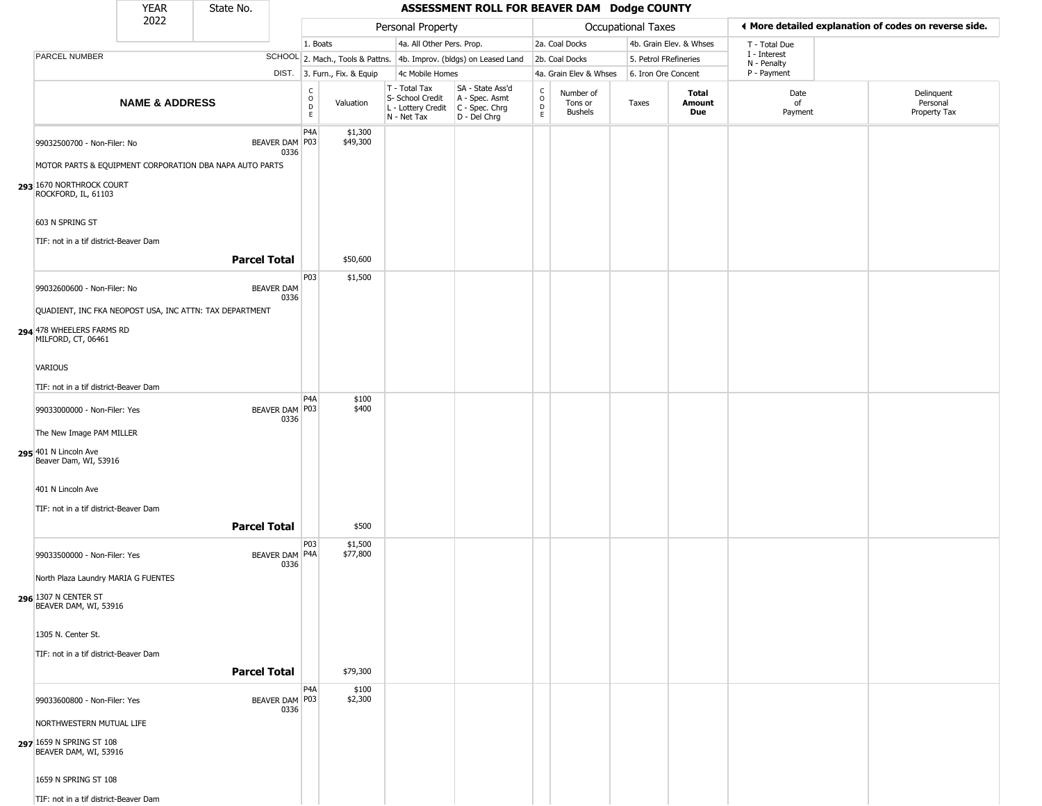| YEAR 2022 | State No. | | | | | | | | | | | |
|---|---|---|---|---|---|---|---|---|---|---|---|---|

## ASSESSMENT ROLL FOR BEAVER DAM Dodge COUNTY

| | | Personal Property | | | | Occupational Taxes | | | | More detailed explanation of codes on reverse side. | |
|---|---|---|---|---|---|---|---|---|---|---|---|
| PARCEL NUMBER | SCHOOL DIST. | 1. Boats<br>2. Mach., Tools & Pattns.<br>3. Furn., Fix. & Equip | | 4a. All Other Pers. Prop.<br>4b. Improv. (bldgs) on Leased Land<br>4c Mobile Homes | | 2a. Coal Docks<br>2b. Coal Docks<br>4a. Grain Elev & Whses | | 4b. Grain Elev. & Whses<br>5. Petrol FRefineries<br>6. Iron Ore Concent | | T - Total Due<br>I - Interest<br>N - Penalty<br>P - Payment | |
| **NAME & ADDRESS** | | CODE | Valuation | T - Total Tax<br>S- School Credit<br>L - Lottery Credit<br>N - Net Tax | SA - State Ass'd<br>A - Spec. Asmt<br>C - Spec. Chrg<br>D - Del Chrg | CODE | Number of Tons or Bushels | Taxes | **Total Amount Due** | Date of Payment | Delinquent Personal Property Tax |
| **293** 99032500700 - Non-Filer: No<br>MOTOR PARTS & EQUIPMENT CORPORATION DBA NAPA AUTO PARTS<br>1670 NORTHROCK COURT<br>ROCKFORD, IL, 61103<br>603 N SPRING ST<br>TIF: not in a tif district-Beaver Dam | BEAVER DAM 0336 | P4A<br>P03 | $1,300<br>$49,300 | | | | | | | | |
| **Parcel Total** | | | $50,600 | | | | | | | | |
| **294** 99032600600 - Non-Filer: No<br>QUADIENT, INC FKA NEOPOST USA, INC ATTN: TAX DEPARTMENT<br>478 WHEELERS FARMS RD<br>MILFORD, CT, 06461<br>VARIOUS<br>TIF: not in a tif district-Beaver Dam | BEAVER DAM 0336 | P03 | $1,500 | | | | | | | | |
| **295** 99033000000 - Non-Filer: Yes<br>The New Image PAM MILLER<br>401 N Lincoln Ave<br>Beaver Dam, WI, 53916<br>401 N Lincoln Ave<br>TIF: not in a tif district-Beaver Dam | BEAVER DAM 0336 | P4A<br>P03 | $100<br>$400 | | | | | | | | |
| **Parcel Total** | | | $500 | | | | | | | | |
| **296** 99033500000 - Non-Filer: Yes<br>North Plaza Laundry MARIA G FUENTES<br>1307 N CENTER ST<br>BEAVER DAM, WI, 53916<br>1305 N. Center St.<br>TIF: not in a tif district-Beaver Dam | BEAVER DAM 0336 | P03<br>P4A | $1,500<br>$77,800 | | | | | | | | |
| **Parcel Total** | | | $79,300 | | | | | | | | |
| **297** 99033600800 - Non-Filer: Yes<br>NORTHWESTERN MUTUAL LIFE<br>1659 N SPRING ST 108<br>BEAVER DAM, WI, 53916<br>1659 N SPRING ST 108<br>TIF: not in a tif district-Beaver Dam | BEAVER DAM 0336 | P4A<br>P03 | $100<br>$2,300 | | | | | | | | |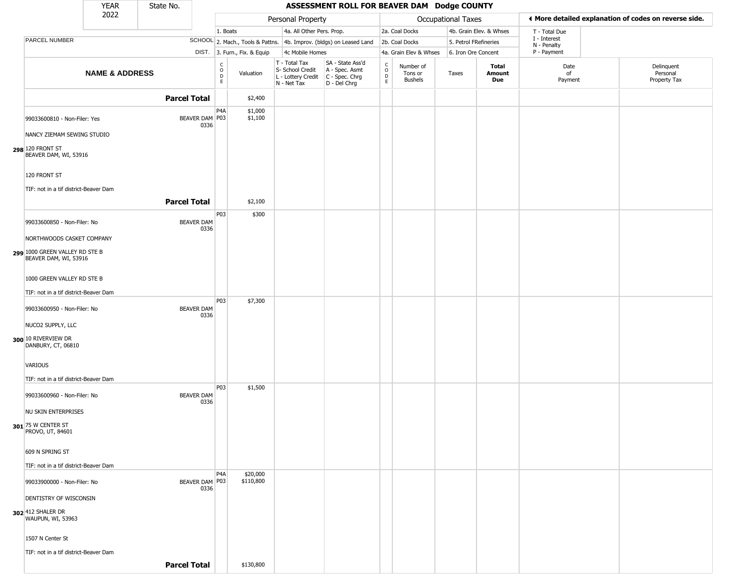| YEAR 2022 | State No. |
|---|---|

## ASSESSMENT ROLL FOR BEAVER DAM Dodge COUNTY

| | | Personal Property | | | | Occupational Taxes | | | | ◂ More detailed explanation of codes on reverse side. | |
|---|---|---|---|---|---|---|---|---|---|---|---|
| PARCEL NUMBER | SCHOOL DIST. | 1. Boats<br>2. Mach., Tools & Pattns.<br>3. Furn., Fix. & Equip | | 4a. All Other Pers. Prop.<br>4b. Improv. (bldgs) on Leased Land<br>4c Mobile Homes | | 2a. Coal Docks<br>2b. Coal Docks<br>4a. Grain Elev & Whses | | 4b. Grain Elev. & Whses<br>5. Petrol FRefineries<br>6. Iron Ore Concent | | T - Total Due<br>I - Interest<br>N - Penalty<br>P - Payment | |
| NAME & ADDRESS | | CODE | Valuation | T - Total Tax<br>S- School Credit<br>L - Lottery Credit<br>N - Net Tax | SA - State Ass'd<br>A - Spec. Asmt<br>C - Spec. Chrg<br>D - Del Chrg | CODE | Number of Tons or Bushels | Taxes | Total Amount Due | Date of Payment | Delinquent Personal Property Tax |
| **Parcel Total** | | | $2,400 | | | | | | | | |
| 298 99033600810 - Non-Filer: Yes<br>NANCY ZIEMAM SEWING STUDIO<br>120 FRONT ST<br>BEAVER DAM, WI, 53916<br><br>120 FRONT ST<br><br>TIF: not in a tif district-Beaver Dam | BEAVER DAM 0336 | P4A<br>P03 | $1,000<br>$1,100 | | | | | | | | |
| **Parcel Total** | | | $2,100 | | | | | | | | |
| 299 99033600850 - Non-Filer: No<br>NORTHWOODS CASKET COMPANY<br>1000 GREEN VALLEY RD STE B<br>BEAVER DAM, WI, 53916<br><br>1000 GREEN VALLEY RD STE B<br><br>TIF: not in a tif district-Beaver Dam | BEAVER DAM 0336 | P03 | $300 | | | | | | | | |
| 300 99033600950 - Non-Filer: No<br>NUCO2 SUPPLY, LLC<br>10 RIVERVIEW DR<br>DANBURY, CT, 06810<br><br>VARIOUS<br><br>TIF: not in a tif district-Beaver Dam | BEAVER DAM 0336 | P03 | $7,300 | | | | | | | | |
| 301 99033600960 - Non-Filer: No<br>NU SKIN ENTERPRISES<br>75 W CENTER ST<br>PROVO, UT, 84601<br><br>609 N SPRING ST<br><br>TIF: not in a tif district-Beaver Dam | BEAVER DAM 0336 | P03 | $1,500 | | | | | | | | |
| 302 99033900000 - Non-Filer: No<br>DENTISTRY OF WISCONSIN<br>412 SHALER DR<br>WAUPUN, WI, 53963<br><br>1507 N Center St<br><br>TIF: not in a tif district-Beaver Dam | BEAVER DAM 0336 | P4A<br>P03 | $20,000<br>$110,800 | | | | | | | | |
| **Parcel Total** | | | $130,800 | | | | | | | | |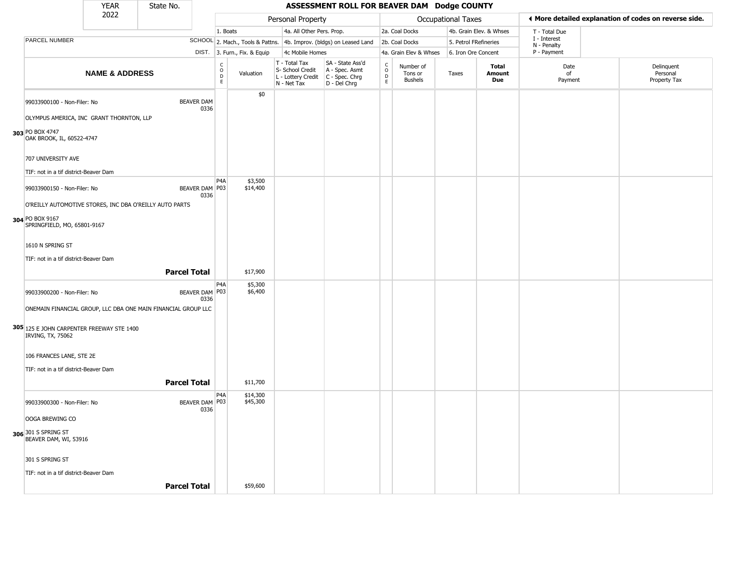| YEAR 2022 | State No. | **ASSESSMENT ROLL FOR BEAVER DAM Dodge COUNTY** | | | | | | | | | | |
|---|---|---|---|---|---|---|---|---|---|---|---|---|

| | | Personal Property | | | | Occupational Taxes | | | | ◀ More detailed explanation of codes on reverse side. | | |
|---|---|---|---|---|---|---|---|---|---|---|---|---|
| | | 1. Boats | | 4a. All Other Pers. Prop. | | 2a. Coal Docks | | 4b. Grain Elev. & Whses | | T - Total Due | | |
| PARCEL NUMBER | SCHOOL | 2. Mach., Tools & Pattns. | | 4b. Improv. (bldgs) on Leased Land | | 2b. Coal Docks | | 5. Petrol FRefineries | | I - Interest, N - Penalty | | |
| | DIST. | 3. Furn., Fix. & Equip | | 4c Mobile Homes | | 4a. Grain Elev & Whses | | 6. Iron Ore Concent | | P - Payment | | |
| **NAME & ADDRESS** | | CODE | Valuation | T - Total Tax, S- School Credit, L - Lottery Credit, N - Net Tax | SA - State Ass'd, A - Spec. Asmt, C - Spec. Chrg, D - Del Chrg | CODE | Number of Tons or Bushels | Taxes | **Total Amount Due** | Date of Payment | Delinquent Personal Property Tax |
| 99033900100 - Non-Filer: No<br>OLYMPUS AMERICA, INC GRANT THORNTON, LLP<br>**303** PO BOX 4747<br>OAK BROOK, IL, 60522-4747<br>707 UNIVERSITY AVE<br>TIF: not in a tif district-Beaver Dam | BEAVER DAM 0336 | | $0 | | | | | | | | |
| 99033900150 - Non-Filer: No<br>O'REILLY AUTOMOTIVE STORES, INC DBA O'REILLY AUTO PARTS<br>**304** PO BOX 9167<br>SPRINGFIELD, MO, 65801-9167<br>1610 N SPRING ST<br>TIF: not in a tif district-Beaver Dam | BEAVER DAM 0336 | P4A<br>P03 | $3,500<br>$14,400 | | | | | | | | |
| **Parcel Total** | | | $17,900 | | | | | | | | |
| 99033900200 - Non-Filer: No<br>ONEMAIN FINANCIAL GROUP, LLC DBA ONE MAIN FINANCIAL GROUP LLC<br>**305** 125 E JOHN CARPENTER FREEWAY STE 1400<br>IRVING, TX, 75062<br>106 FRANCES LANE, STE 2E<br>TIF: not in a tif district-Beaver Dam | BEAVER DAM 0336 | P4A<br>P03 | $5,300<br>$6,400 | | | | | | | | |
| **Parcel Total** | | | $11,700 | | | | | | | | |
| 99033900300 - Non-Filer: No<br>OOGA BREWING CO<br>**306** 301 S SPRING ST<br>BEAVER DAM, WI, 53916<br>301 S SPRING ST<br>TIF: not in a tif district-Beaver Dam | BEAVER DAM 0336 | P4A<br>P03 | $14,300<br>$45,300 | | | | | | | | |
| **Parcel Total** | | | $59,600 | | | | | | | | |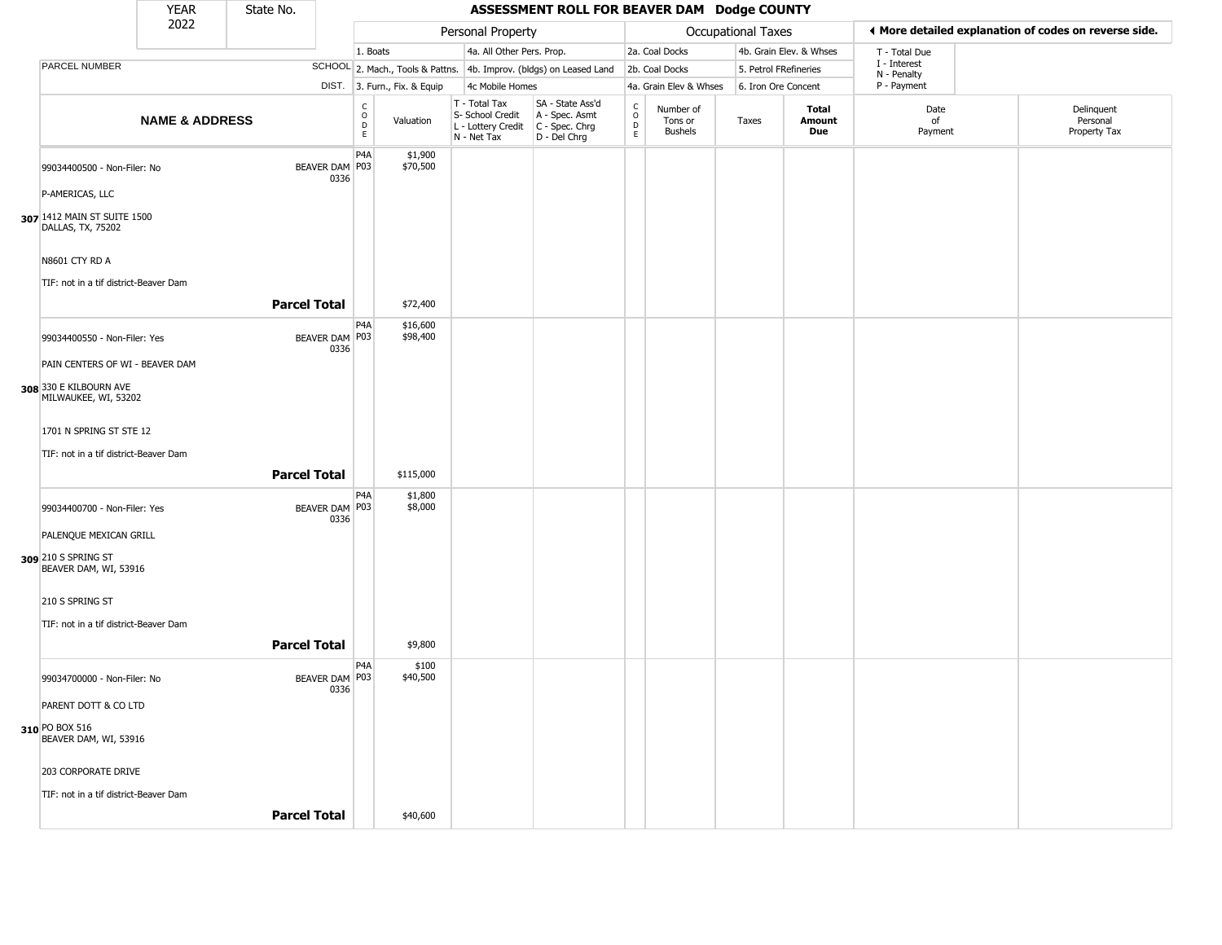| YEAR 2022 | State No. | ASSESSMENT ROLL FOR BEAVER DAM Dodge COUNTY | | | | | | | | | |
|---|---|---|---|---|---|---|---|---|---|---|---|

| | | Personal Property | | | | Occupational Taxes | | | | ◄ More detailed explanation of codes on reverse side. | |
|---|---|---|---|---|---|---|---|---|---|---|---|
| | | 1. Boats | | 4a. All Other Pers. Prop. | | 2a. Coal Docks | | 4b. Grain Elev. & Whses | | T - Total Due | |
| PARCEL NUMBER | SCHOOL | 2. Mach., Tools & Pattns. | | 4b. Improv. (bldgs) on Leased Land | | 2b. Coal Docks | | 5. Petrol FRefineries | | I - Interest<br>N - Penalty | |
| | DIST. | 3. Furn., Fix. & Equip | | 4c Mobile Homes | | 4a. Grain Elev & Whses | | 6. Iron Ore Concent | | P - Payment | |
| **NAME & ADDRESS** | | CODE | Valuation | T - Total Tax<br>S- School Credit<br>L - Lottery Credit<br>N - Net Tax | SA - State Ass'd<br>A - Spec. Asmt<br>C - Spec. Chrg<br>D - Del Chrg | CODE | Number of Tons or Bushels | Taxes | **Total Amount Due** | Date of Payment | Delinquent Personal Property Tax |
| 99034400500 - Non-Filer: No<br>P-AMERICAS, LLC<br>**307** 1412 MAIN ST SUITE 1500<br>DALLAS, TX, 75202<br>N8601 CTY RD A<br>TIF: not in a tif district-Beaver Dam | BEAVER DAM 0336 | P4A<br>P03 | $1,900<br>$70,500 | | | | | | | | |
| | **Parcel Total** | | $72,400 | | | | | | | | |
| 99034400550 - Non-Filer: Yes<br>PAIN CENTERS OF WI - BEAVER DAM<br>**308** 330 E KILBOURN AVE<br>MILWAUKEE, WI, 53202<br>1701 N SPRING ST STE 12<br>TIF: not in a tif district-Beaver Dam | BEAVER DAM 0336 | P4A<br>P03 | $16,600<br>$98,400 | | | | | | | | |
| | **Parcel Total** | | $115,000 | | | | | | | | |
| 99034400700 - Non-Filer: Yes<br>PALENQUE MEXICAN GRILL<br>**309** 210 S SPRING ST<br>BEAVER DAM, WI, 53916<br>210 S SPRING ST<br>TIF: not in a tif district-Beaver Dam | BEAVER DAM 0336 | P4A<br>P03 | $1,800<br>$8,000 | | | | | | | | |
| | **Parcel Total** | | $9,800 | | | | | | | | |
| 99034700000 - Non-Filer: No<br>PARENT DOTT & CO LTD<br>**310** PO BOX 516<br>BEAVER DAM, WI, 53916<br>203 CORPORATE DRIVE<br>TIF: not in a tif district-Beaver Dam | BEAVER DAM 0336 | P4A<br>P03 | $100<br>$40,500 | | | | | | | | |
| | **Parcel Total** | | $40,600 | | | | | | | | |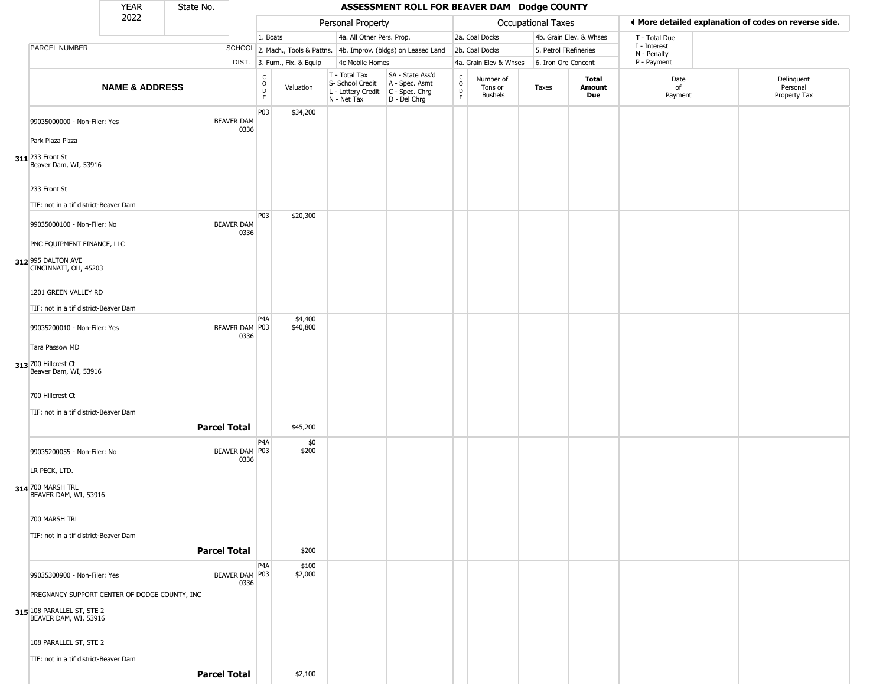| YEAR 2022 | State No. | ASSESSMENT ROLL FOR BEAVER DAM Dodge COUNTY | | | | | | | | | | |
|---|---|---|---|---|---|---|---|---|---|---|---|---|

| | | Personal Property | | | | Occupational Taxes | | | | | ◄ More detailed explanation of codes on reverse side. | |
|---|---|---|---|---|---|---|---|---|---|---|---|---|
| | | 1. Boats | | 4a. All Other Pers. Prop. | | 2a. Coal Docks | | 4b. Grain Elev. & Whses | | | T - Total Due | |
| PARCEL NUMBER | SCHOOL | 2. Mach., Tools & Pattns. | | 4b. Improv. (bldgs) on Leased Land | | 2b. Coal Docks | | 5. Petrol FRefineries | | | I - Interest N - Penalty | |
| | DIST. | 3. Furn., Fix. & Equip | | 4c Mobile Homes | | 4a. Grain Elev & Whses | | 6. Iron Ore Concent | | | P - Payment | |
| NAME & ADDRESS | | CODE | Valuation | T - Total Tax S- School Credit L - Lottery Credit N - Net Tax | SA - State Ass'd A - Spec. Asmt C - Spec. Chrg D - Del Chrg | CODE | Number of Tons or Bushels | Taxes | Total Amount Due | | Date of Payment | Delinquent Personal Property Tax |
| 311 99035000000 - Non-Filer: Yes<br>Park Plaza Pizza<br>233 Front St<br>Beaver Dam, WI, 53916<br>233 Front St<br>TIF: not in a tif district-Beaver Dam | BEAVER DAM 0336 | P03 | $34,200 | | | | | | | | | |
| 312 99035000100 - Non-Filer: No<br>PNC EQUIPMENT FINANCE, LLC<br>995 DALTON AVE<br>CINCINNATI, OH, 45203<br>1201 GREEN VALLEY RD<br>TIF: not in a tif district-Beaver Dam | BEAVER DAM 0336 | P03 | $20,300 | | | | | | | | | |
| 313 99035200010 - Non-Filer: Yes<br>Tara Passow MD<br>700 Hillcrest Ct<br>Beaver Dam, WI, 53916<br>700 Hillcrest Ct<br>TIF: not in a tif district-Beaver Dam | BEAVER DAM 0336 | P4A<br>P03 | $4,400<br>$40,800 | | | | | | | | | |
| | **Parcel Total** | | $45,200 | | | | | | | | | |
| 314 99035200055 - Non-Filer: No<br>LR PECK, LTD.<br>700 MARSH TRL<br>BEAVER DAM, WI, 53916<br>700 MARSH TRL<br>TIF: not in a tif district-Beaver Dam | BEAVER DAM 0336 | P4A<br>P03 | $0<br>$200 | | | | | | | | | |
| | **Parcel Total** | | $200 | | | | | | | | | |
| 315 99035300900 - Non-Filer: Yes<br>PREGNANCY SUPPORT CENTER OF DODGE COUNTY, INC<br>108 PARALLEL ST, STE 2<br>BEAVER DAM, WI, 53916<br>108 PARALLEL ST, STE 2<br>TIF: not in a tif district-Beaver Dam | BEAVER DAM 0336 | P4A<br>P03 | $100<br>$2,000 | | | | | | | | | |
| | **Parcel Total** | | $2,100 | | | | | | | | | |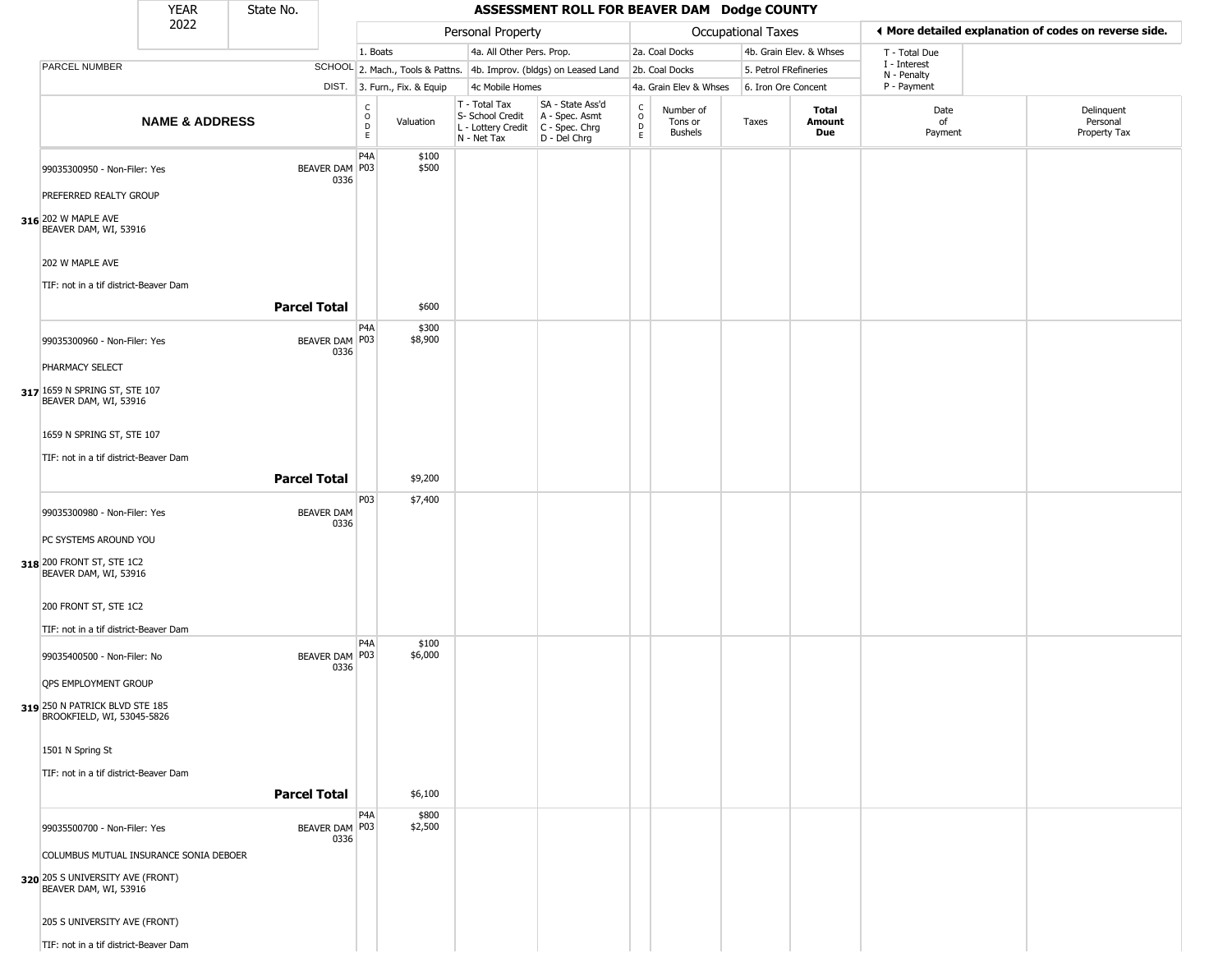| YEAR 2022 | State No. | ASSESSMENT ROLL FOR BEAVER DAM Dodge COUNTY | | | | | | | | | |
|---|---|---|---|---|---|---|---|---|---|---|---|

**Personal Property:** 1. Boats; 2. Mach., Tools & Pattns.; 3. Furn., Fix. & Equip; 4a. All Other Pers. Prop.; 4b. Improv. (bldgs) on Leased Land; 4c Mobile Homes

**Occupational Taxes:** 2a. Coal Docks; 2b. Coal Docks; 4a. Grain Elev & Whses; 4b. Grain Elev. & Whses; 5. Petrol FRefineries; 6. Iron Ore Concent

◀ More detailed explanation of codes on reverse side.

T - Total Due; I - Interest; N - Penalty; P - Payment

| | NAME & ADDRESS | SCHOOL DIST. | CODE | Valuation | T - Total Tax S- School Credit L - Lottery Credit N - Net Tax | SA - State Ass'd A - Spec. Asmt C - Spec. Chrg D - Del Chrg | CODE | Number of Tons or Bushels | Taxes | Total Amount Due | Date of Payment | Delinquent Personal Property Tax |
|---|---|---|---|---|---|---|---|---|---|---|---|---|
| 316 | 99035300950 - Non-Filer: Yes<br>PREFERRED REALTY GROUP<br>202 W MAPLE AVE<br>BEAVER DAM, WI, 53916<br><br>202 W MAPLE AVE<br>TIF: not in a tif district-Beaver Dam | BEAVER DAM 0336 | P4A<br>P03 | $100<br>$500 | | | | | | | | |
| | **Parcel Total** | | | $600 | | | | | | | | |
| 317 | 99035300960 - Non-Filer: Yes<br>PHARMACY SELECT<br>1659 N SPRING ST, STE 107<br>BEAVER DAM, WI, 53916<br><br>1659 N SPRING ST, STE 107<br>TIF: not in a tif district-Beaver Dam | BEAVER DAM 0336 | P4A<br>P03 | $300<br>$8,900 | | | | | | | | |
| | **Parcel Total** | | | $9,200 | | | | | | | | |
| 318 | 99035300980 - Non-Filer: Yes<br>PC SYSTEMS AROUND YOU<br>200 FRONT ST, STE 1C2<br>BEAVER DAM, WI, 53916<br><br>200 FRONT ST, STE 1C2<br>TIF: not in a tif district-Beaver Dam | BEAVER DAM 0336 | P03 | $7,400 | | | | | | | | |
| 319 | 99035400500 - Non-Filer: No<br>QPS EMPLOYMENT GROUP<br>250 N PATRICK BLVD STE 185<br>BROOKFIELD, WI, 53045-5826<br><br>1501 N Spring St<br>TIF: not in a tif district-Beaver Dam | BEAVER DAM 0336 | P4A<br>P03 | $100<br>$6,000 | | | | | | | | |
| | **Parcel Total** | | | $6,100 | | | | | | | | |
| 320 | 99035500700 - Non-Filer: Yes<br>COLUMBUS MUTUAL INSURANCE SONIA DEBOER<br>205 S UNIVERSITY AVE (FRONT)<br>BEAVER DAM, WI, 53916<br><br>205 S UNIVERSITY AVE (FRONT)<br>TIF: not in a tif district-Beaver Dam | BEAVER DAM 0336 | P4A<br>P03 | $800<br>$2,500 | | | | | | | | |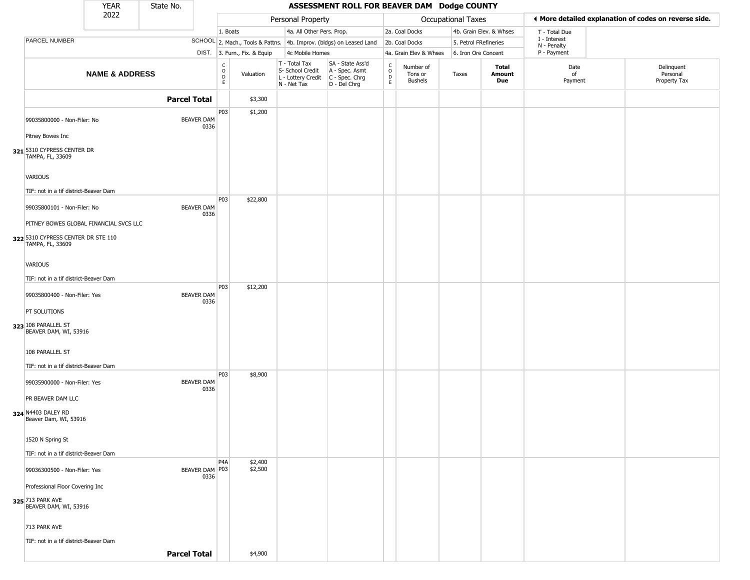# ASSESSMENT ROLL FOR BEAVER DAM Dodge COUNTY

YEAR 2022 | State No.

| | | Personal Property | | | | Occupational Taxes | | | | ◂ More detailed explanation of codes on reverse side. | |
|---|---|---|---|---|---|---|---|---|---|---|---|
| PARCEL NUMBER | SCHOOL DIST. | 1. Boats<br>2. Mach., Tools & Pattns.<br>3. Furn., Fix. & Equip | | 4a. All Other Pers. Prop.<br>4b. Improv. (bldgs) on Leased Land<br>4c Mobile Homes | | 2a. Coal Docks<br>2b. Coal Docks<br>4a. Grain Elev & Whses | | 4b. Grain Elev. & Whses<br>5. Petrol FRefineries<br>6. Iron Ore Concent | | T - Total Due<br>I - Interest<br>N - Penalty<br>P - Payment | |
| **NAME & ADDRESS** | | CODE | Valuation | T - Total Tax<br>S- School Credit<br>L - Lottery Credit<br>N - Net Tax | SA - State Ass'd<br>A - Spec. Asmt<br>C - Spec. Chrg<br>D - Del Chrg | CODE | Number of Tons or Bushels | Taxes | **Total Amount Due** | Date of Payment | Delinquent Personal Property Tax |
| **Parcel Total** | | | $3,300 | | | | | | | | |
| 99035800000 - Non-Filer: No<br>Pitney Bowes Inc<br>**321** 5310 CYPRESS CENTER DR<br>TAMPA, FL, 33609<br>VARIOUS<br>TIF: not in a tif district-Beaver Dam | BEAVER DAM 0336 | P03 | $1,200 | | | | | | | | |
| 99035800101 - Non-Filer: No<br>PITNEY BOWES GLOBAL FINANCIAL SVCS LLC<br>**322** 5310 CYPRESS CENTER DR STE 110<br>TAMPA, FL, 33609<br>VARIOUS<br>TIF: not in a tif district-Beaver Dam | BEAVER DAM 0336 | P03 | $22,800 | | | | | | | | |
| 99035800400 - Non-Filer: Yes<br>PT SOLUTIONS<br>**323** 108 PARALLEL ST<br>BEAVER DAM, WI, 53916<br>108 PARALLEL ST<br>TIF: not in a tif district-Beaver Dam | BEAVER DAM 0336 | P03 | $12,200 | | | | | | | | |
| 99035900000 - Non-Filer: Yes<br>PR BEAVER DAM LLC<br>**324** N4403 DALEY RD<br>Beaver Dam, WI, 53916<br>1520 N Spring St<br>TIF: not in a tif district-Beaver Dam | BEAVER DAM 0336 | P03 | $8,900 | | | | | | | | |
| 99036300500 - Non-Filer: Yes<br>Professional Floor Covering Inc<br>**325** 713 PARK AVE<br>BEAVER DAM, WI, 53916<br>713 PARK AVE<br>TIF: not in a tif district-Beaver Dam | BEAVER DAM 0336 | P4A<br>P03 | $2,400<br>$2,500 | | | | | | | | |
| **Parcel Total** | | | $4,900 | | | | | | | | |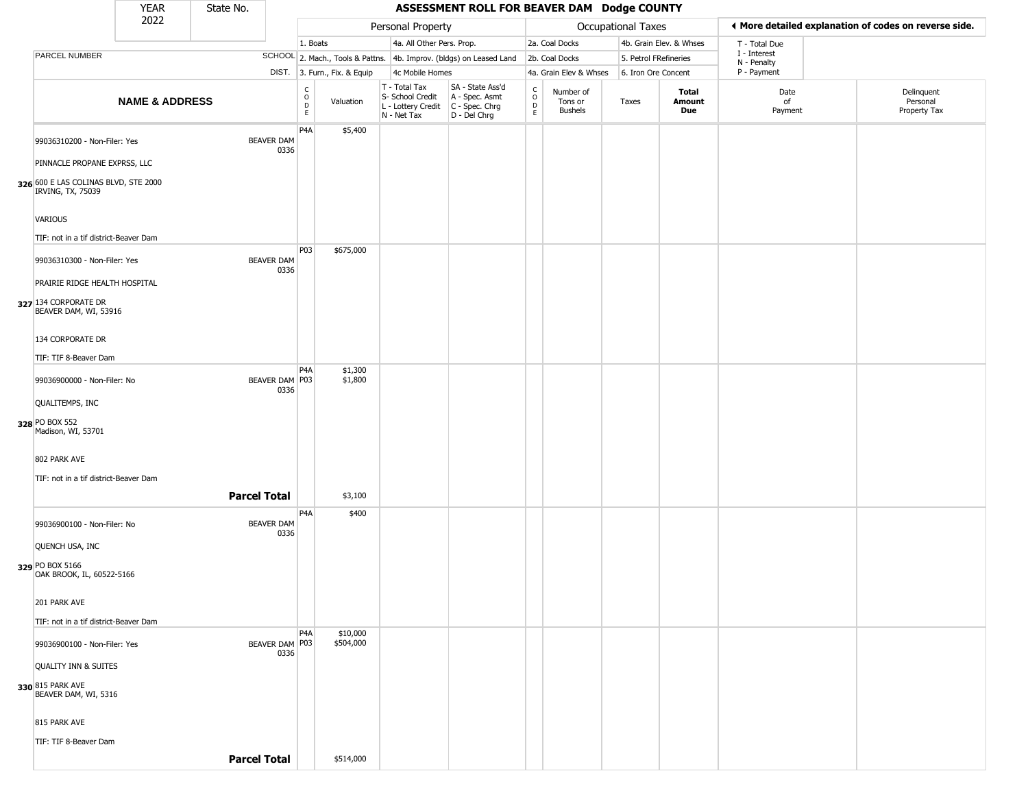# ASSESSMENT ROLL FOR BEAVER DAM Dodge COUNTY

YEAR 2022 | State No.

| | | Personal Property | | | | Occupational Taxes | | | | ◄ More detailed explanation of codes on reverse side. | |
|---|---|---|---|---|---|---|---|---|---|---|---|
| | | 1. Boats | | 4a. All Other Pers. Prop. | | 2a. Coal Docks | | 4b. Grain Elev. & Whses | | T - Total Due | |
| PARCEL NUMBER | SCHOOL | 2. Mach., Tools & Pattns. | | 4b. Improv. (bldgs) on Leased Land | | 2b. Coal Docks | | 5. Petrol FRefineries | | I - Interest<br>N - Penalty | |
| | DIST. | 3. Furn., Fix. & Equip | | 4c Mobile Homes | | 4a. Grain Elev & Whses | | 6. Iron Ore Concent | | P - Payment | |
| **NAME & ADDRESS** | | CODE | Valuation | T - Total Tax<br>S- School Credit<br>L - Lottery Credit<br>N - Net Tax | SA - State Ass'd<br>A - Spec. Asmt<br>C - Spec. Chrg<br>D - Del Chrg | CODE | Number of Tons or Bushels | Taxes | **Total Amount Due** | Date of Payment | Delinquent Personal Property Tax |
| 326 99036310200 - Non-Filer: Yes<br>PINNACLE PROPANE EXPRSS, LLC<br>600 E LAS COLINAS BLVD, STE 2000<br>IRVING, TX, 75039<br>VARIOUS<br>TIF: not in a tif district-Beaver Dam | BEAVER DAM 0336 | P4A | $5,400 | | | | | | | | |
| 327 99036310300 - Non-Filer: Yes<br>PRAIRIE RIDGE HEALTH HOSPITAL<br>134 CORPORATE DR<br>BEAVER DAM, WI, 53916<br>134 CORPORATE DR<br>TIF: TIF 8-Beaver Dam | BEAVER DAM 0336 | P03 | $675,000 | | | | | | | | |
| 328 99036900000 - Non-Filer: No<br>QUALITEMPS, INC<br>PO BOX 552<br>Madison, WI, 53701<br>802 PARK AVE<br>TIF: not in a tif district-Beaver Dam | BEAVER DAM 0336 | P4A<br>P03 | $1,300<br>$1,800 | | | | | | | | |
| | **Parcel Total** | | $3,100 | | | | | | | | |
| 329 99036900100 - Non-Filer: No<br>QUENCH USA, INC<br>PO BOX 5166<br>OAK BROOK, IL, 60522-5166<br>201 PARK AVE<br>TIF: not in a tif district-Beaver Dam | BEAVER DAM 0336 | P4A | $400 | | | | | | | | |
| 330 99036900100 - Non-Filer: Yes<br>QUALITY INN & SUITES<br>815 PARK AVE<br>BEAVER DAM, WI, 5316<br>815 PARK AVE<br>TIF: TIF 8-Beaver Dam | BEAVER DAM 0336 | P4A<br>P03 | $10,000<br>$504,000 | | | | | | | | |
| | **Parcel Total** | | $514,000 | | | | | | | | |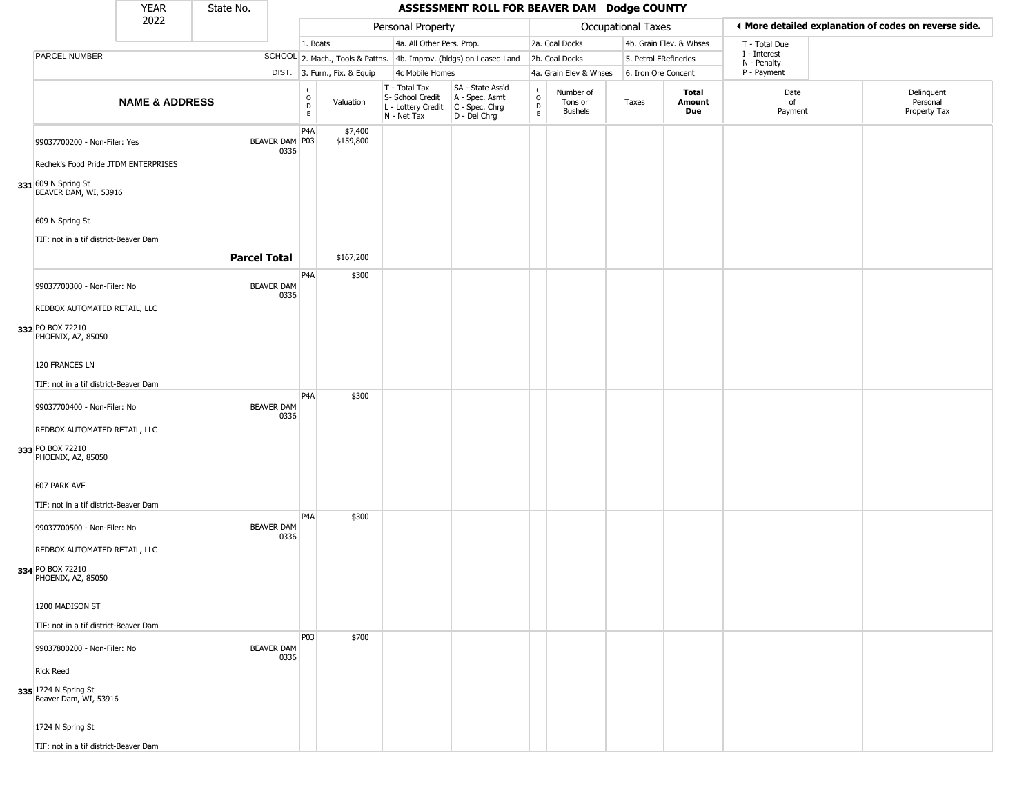# ASSESSMENT ROLL FOR BEAVER DAM Dodge COUNTY

| YEAR | State No. |
|---|---|
| 2022 | |

**Personal Property:** 1. Boats; 2. Mach., Tools & Pattns.; 3. Furn., Fix. & Equip; 4a. All Other Pers. Prop.; 4b. Improv. (bldgs) on Leased Land; 4c Mobile Homes

**Occupational Taxes:** 2a. Coal Docks; 2b. Coal Docks; 4a. Grain Elev & Whses; 4b. Grain Elev. & Whses; 5. Petrol FRefineries; 6. Iron Ore Concent

◄ More detailed explanation of codes on reverse side.

T - Total Due; I - Interest; N - Penalty; P - Payment

| | NAME & ADDRESS | SCHOOL DIST. | CODE | Valuation | T - Total Tax S- School Credit L - Lottery Credit N - Net Tax | SA - State Ass'd A - Spec. Asmt C - Spec. Chrg D - Del Chrg | CODE | Number of Tons or Bushels | Taxes | Total Amount Due | Date of Payment | Delinquent Personal Property Tax |
|---|---|---|---|---|---|---|---|---|---|---|---|---|
| 331 | 99037700200 - Non-Filer: Yes<br>Rechek's Food Pride JTDM ENTERPRISES<br>609 N Spring St<br>BEAVER DAM, WI, 53916<br><br>609 N Spring St<br><br>TIF: not in a tif district-Beaver Dam | BEAVER DAM 0336 | P4A<br>P03 | \$7,400<br>\$159,800 | | | | | | | | |
| | **Parcel Total** | | | \$167,200 | | | | | | | | |
| 332 | 99037700300 - Non-Filer: No<br>REDBOX AUTOMATED RETAIL, LLC<br>PO BOX 72210<br>PHOENIX, AZ, 85050<br><br>120 FRANCES LN<br><br>TIF: not in a tif district-Beaver Dam | BEAVER DAM 0336 | P4A | \$300 | | | | | | | | |
| 333 | 99037700400 - Non-Filer: No<br>REDBOX AUTOMATED RETAIL, LLC<br>PO BOX 72210<br>PHOENIX, AZ, 85050<br><br>607 PARK AVE<br><br>TIF: not in a tif district-Beaver Dam | BEAVER DAM 0336 | P4A | \$300 | | | | | | | | |
| 334 | 99037700500 - Non-Filer: No<br>REDBOX AUTOMATED RETAIL, LLC<br>PO BOX 72210<br>PHOENIX, AZ, 85050<br><br>1200 MADISON ST<br><br>TIF: not in a tif district-Beaver Dam | BEAVER DAM 0336 | P4A | \$300 | | | | | | | | |
| 335 | 99037800200 - Non-Filer: No<br>Rick Reed<br>1724 N Spring St<br>Beaver Dam, WI, 53916<br><br>1724 N Spring St<br><br>TIF: not in a tif district-Beaver Dam | BEAVER DAM 0336 | P03 | \$700 | | | | | | | | |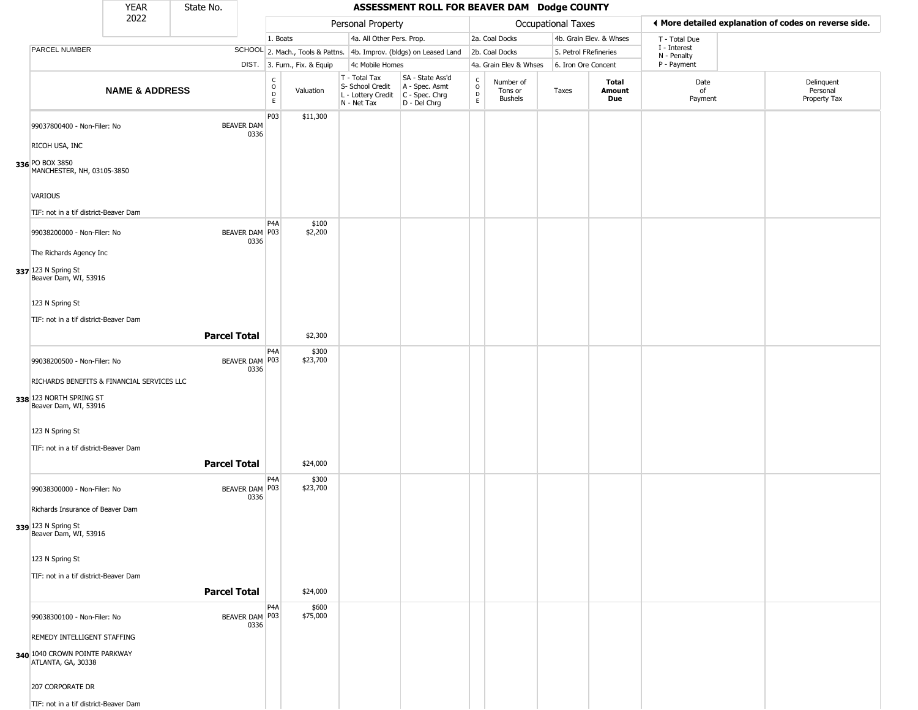| YEAR 2022 | State No. | ASSESSMENT ROLL FOR BEAVER DAM Dodge COUNTY | | | | | | | | | |
|---|---|---|---|---|---|---|---|---|---|---|---|
| | | Personal Property | | | | Occupational Taxes | | | | ◄ More detailed explanation of codes on reverse side. | |
| | | 1. Boats | | 4a. All Other Pers. Prop. | | 2a. Coal Docks | | 4b. Grain Elev. & Whses | | T - Total Due | |
| PARCEL NUMBER | SCHOOL | 2. Mach., Tools & Pattns. | | 4b. Improv. (bldgs) on Leased Land | | 2b. Coal Docks | | 5. Petrol FRefineries | | I - Interest N - Penalty | |
| | DIST. | 3. Furn., Fix. & Equip | | 4c Mobile Homes | | 4a. Grain Elev & Whses | | 6. Iron Ore Concent | | P - Payment | |
| NAME & ADDRESS | | CODE | Valuation | T - Total Tax S- School Credit L - Lottery Credit N - Net Tax | SA - State Ass'd A - Spec. Asmt C - Spec. Chrg D - Del Chrg | CODE | Number of Tons or Bushels | Taxes | Total Amount Due | Date of Payment | Delinquent Personal Property Tax |
| 336 99037800400 - Non-Filer: No<br>RICOH USA, INC<br>PO BOX 3850<br>MANCHESTER, NH, 03105-3850<br>VARIOUS<br>TIF: not in a tif district-Beaver Dam | BEAVER DAM 0336 | P03 | $11,300 | | | | | | | | |
| 337 99038200000 - Non-Filer: No<br>The Richards Agency Inc<br>123 N Spring St<br>Beaver Dam, WI, 53916<br>123 N Spring St<br>TIF: not in a tif district-Beaver Dam | BEAVER DAM 0336 | P4A<br>P03 | $100<br>$2,200 | | | | | | | | |
| | **Parcel Total** | | $2,300 | | | | | | | | |
| 338 99038200500 - Non-Filer: No<br>RICHARDS BENEFITS & FINANCIAL SERVICES LLC<br>123 NORTH SPRING ST<br>Beaver Dam, WI, 53916<br>123 N Spring St<br>TIF: not in a tif district-Beaver Dam | BEAVER DAM 0336 | P4A<br>P03 | $300<br>$23,700 | | | | | | | | |
| | **Parcel Total** | | $24,000 | | | | | | | | |
| 339 99038300000 - Non-Filer: No<br>Richards Insurance of Beaver Dam<br>123 N Spring St<br>Beaver Dam, WI, 53916<br>123 N Spring St<br>TIF: not in a tif district-Beaver Dam | BEAVER DAM 0336 | P4A<br>P03 | $300<br>$23,700 | | | | | | | | |
| | **Parcel Total** | | $24,000 | | | | | | | | |
| 340 99038300100 - Non-Filer: No<br>REMEDY INTELLIGENT STAFFING<br>1040 CROWN POINTE PARKWAY<br>ATLANTA, GA, 30338<br>207 CORPORATE DR<br>TIF: not in a tif district-Beaver Dam | BEAVER DAM 0336 | P4A<br>P03 | $600<br>$75,000 | | | | | | | | |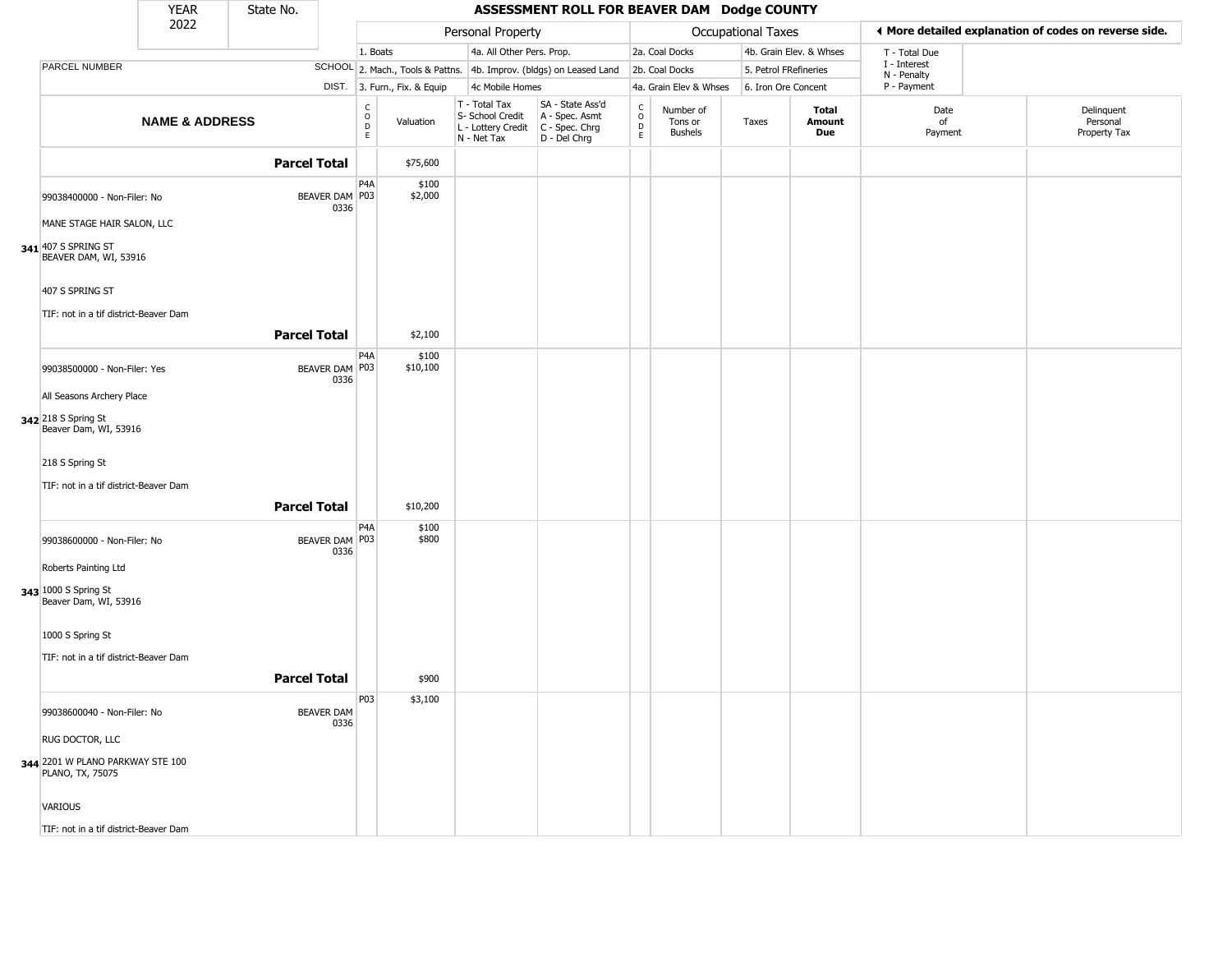| YEAR 2022 | State No. | | ASSESSMENT ROLL FOR BEAVER DAM Dodge COUNTY | | | | | | | | | |
|---|---|---|---|---|---|---|---|---|---|---|---|---|

| | | Personal Property | | | | Occupational Taxes | | | | ◄ More detailed explanation of codes on reverse side. | |
|---|---|---|---|---|---|---|---|---|---|---|---|
| | | 1. Boats | | 4a. All Other Pers. Prop. | | 2a. Coal Docks | | 4b. Grain Elev. & Whses | | T - Total Due | |
| PARCEL NUMBER | SCHOOL | 2. Mach., Tools & Pattns. | | 4b. Improv. (bldgs) on Leased Land | | 2b. Coal Docks | | 5. Petrol FRefineries | | I - Interest N - Penalty | |
| | DIST. | 3. Furn., Fix. & Equip | | 4c Mobile Homes | | 4a. Grain Elev & Whses | | 6. Iron Ore Concent | | P - Payment | |

| NAME & ADDRESS | | CODE | Valuation | T - Total Tax S- School Credit L - Lottery Credit N - Net Tax | SA - State Ass'd A - Spec. Asmt C - Spec. Chrg D - Del Chrg | CODE | Number of Tons or Bushels | Taxes | Total Amount Due | Date of Payment | Delinquent Personal Property Tax |
|---|---|---|---|---|---|---|---|---|---|---|---|
| | **Parcel Total** | | $75,600 | | | | | | | | |
| 99038400000 - Non-Filer: No | BEAVER DAM 0336 | P4A | $100 | | | | | | | | |
| | | P03 | $2,000 | | | | | | | | |
| MANE STAGE HAIR SALON, LLC | | | | | | | | | | | |
| **341** 407 S SPRING ST BEAVER DAM, WI, 53916 | | | | | | | | | | | |
| 407 S SPRING ST | | | | | | | | | | | |
| TIF: not in a tif district-Beaver Dam | | | | | | | | | | | |
| | **Parcel Total** | | $2,100 | | | | | | | | |
| 99038500000 - Non-Filer: Yes | BEAVER DAM 0336 | P4A | $100 | | | | | | | | |
| | | P03 | $10,100 | | | | | | | | |
| All Seasons Archery Place | | | | | | | | | | | |
| **342** 218 S Spring St Beaver Dam, WI, 53916 | | | | | | | | | | | |
| 218 S Spring St | | | | | | | | | | | |
| TIF: not in a tif district-Beaver Dam | | | | | | | | | | | |
| | **Parcel Total** | | $10,200 | | | | | | | | |
| 99038600000 - Non-Filer: No | BEAVER DAM 0336 | P4A | $100 | | | | | | | | |
| | | P03 | $800 | | | | | | | | |
| Roberts Painting Ltd | | | | | | | | | | | |
| **343** 1000 S Spring St Beaver Dam, WI, 53916 | | | | | | | | | | | |
| 1000 S Spring St | | | | | | | | | | | |
| TIF: not in a tif district-Beaver Dam | | | | | | | | | | | |
| | **Parcel Total** | | $900 | | | | | | | | |
| 99038600040 - Non-Filer: No | BEAVER DAM 0336 | P03 | $3,100 | | | | | | | | |
| RUG DOCTOR, LLC | | | | | | | | | | | |
| **344** 2201 W PLANO PARKWAY STE 100 PLANO, TX, 75075 | | | | | | | | | | | |
| VARIOUS | | | | | | | | | | | |
| TIF: not in a tif district-Beaver Dam | | | | | | | | | | | |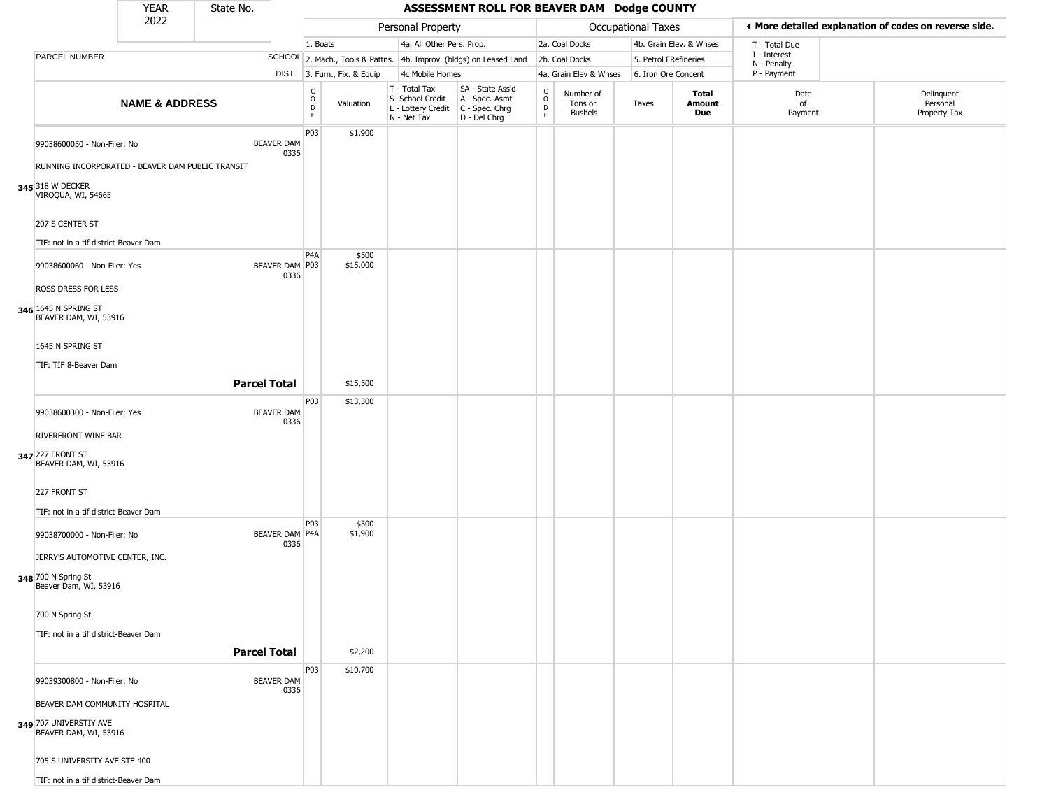# ASSESSMENT ROLL FOR BEAVER DAM Dodge COUNTY

YEAR 2022 | State No.

| PARCEL NUMBER / NAME & ADDRESS | SCHOOL DIST. | CODE | Valuation | T - Total Tax / S- School Credit / L - Lottery Credit / N - Net Tax | SA - State Ass'd / A - Spec. Asmt / C - Spec. Chrg / D - Del Chrg | CODE | Number of Tons or Bushels | Taxes | Total Amount Due | Date of Payment | Delinquent Personal Property Tax |
|---|---|---|---|---|---|---|---|---|---|---|---|
| 345 99038600050 - Non-Filer: No<br>RUNNING INCORPORATED - BEAVER DAM PUBLIC TRANSIT<br>318 W DECKER<br>VIROQUA, WI, 54665<br>207 S CENTER ST<br>TIF: not in a tif district-Beaver Dam | BEAVER DAM 0336 | P03 | $1,900 | | | | | | | | |
| 346 99038600060 - Non-Filer: Yes<br>ROSS DRESS FOR LESS<br>1645 N SPRING ST<br>BEAVER DAM, WI, 53916<br>1645 N SPRING ST<br>TIF: TIF 8-Beaver Dam | BEAVER DAM 0336 | P4A<br>P03 | $500<br>$15,000 | | | | | | | | |
| **Parcel Total** | | | $15,500 | | | | | | | | |
| 347 99038600300 - Non-Filer: Yes<br>RIVERFRONT WINE BAR<br>227 FRONT ST<br>BEAVER DAM, WI, 53916<br>227 FRONT ST<br>TIF: not in a tif district-Beaver Dam | BEAVER DAM 0336 | P03 | $13,300 | | | | | | | | |
| 348 99038700000 - Non-Filer: No<br>JERRY'S AUTOMOTIVE CENTER, INC.<br>700 N Spring St<br>Beaver Dam, WI, 53916<br>700 N Spring St<br>TIF: not in a tif district-Beaver Dam | BEAVER DAM 0336 | P03<br>P4A | $300<br>$1,900 | | | | | | | | |
| **Parcel Total** | | | $2,200 | | | | | | | | |
| 349 99039300800 - Non-Filer: No<br>BEAVER DAM COMMUNITY HOSPITAL<br>707 UNIVERSTIY AVE<br>BEAVER DAM, WI, 53916<br>705 S UNIVERSITY AVE STE 400<br>TIF: not in a tif district-Beaver Dam | BEAVER DAM 0336 | P03 | $10,700 | | | | | | | | |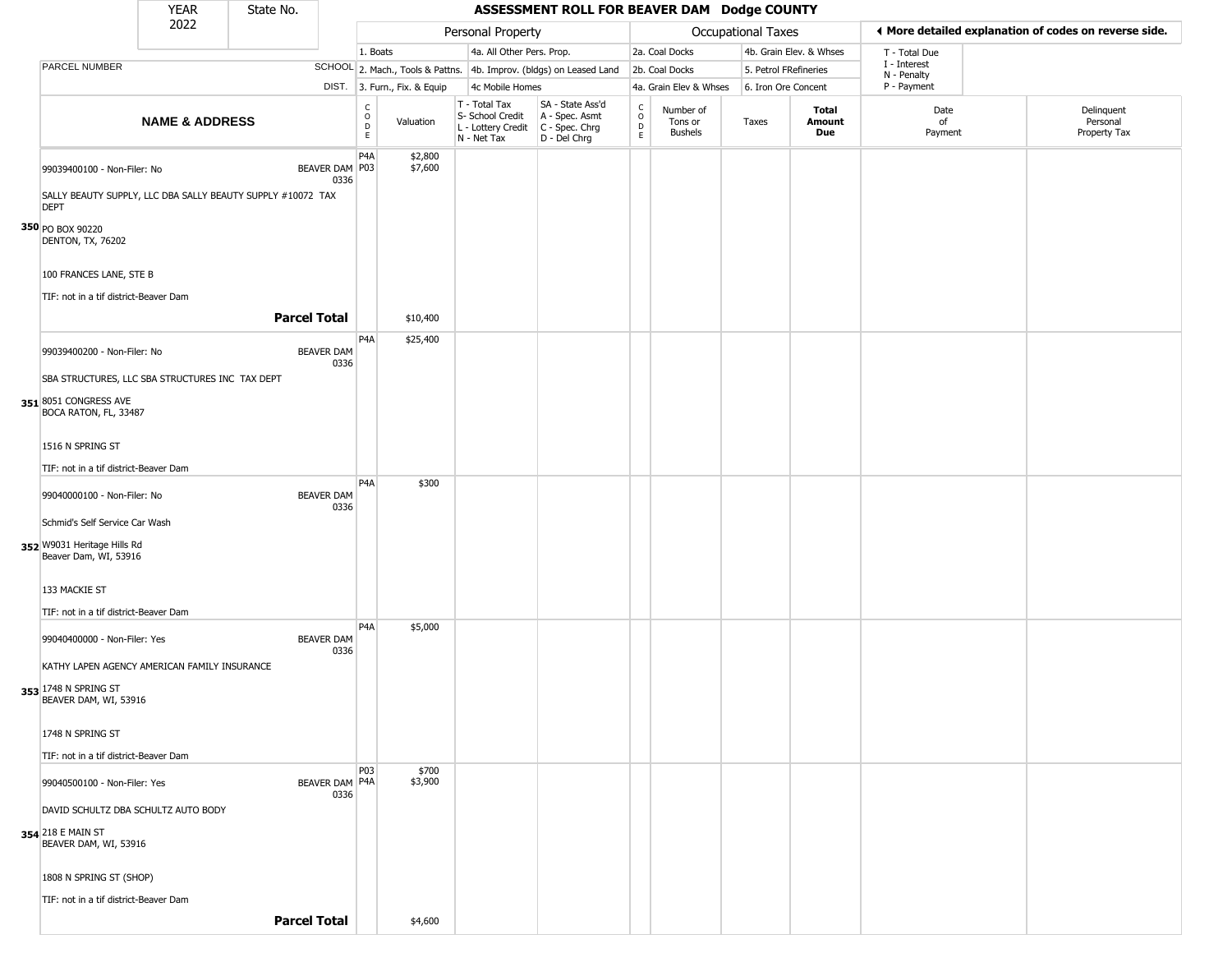| YEAR 2022 | State No. | ASSESSMENT ROLL FOR BEAVER DAM Dodge COUNTY |
|---|---|---|

| | | Personal Property | | | | Occupational Taxes | | | | ◄ More detailed explanation of codes on reverse side. | |
|---|---|---|---|---|---|---|---|---|---|---|---|
| PARCEL NUMBER | SCHOOL DIST. | 1. Boats<br>2. Mach., Tools & Pattns.<br>3. Furn., Fix. & Equip | | 4a. All Other Pers. Prop.<br>4b. Improv. (bldgs) on Leased Land<br>4c Mobile Homes | | 2a. Coal Docks<br>2b. Coal Docks<br>4a. Grain Elev & Whses | | 4b. Grain Elev. & Whses<br>5. Petrol FRefineries<br>6. Iron Ore Concent | | T - Total Due<br>I - Interest<br>N - Penalty<br>P - Payment | |
| **NAME & ADDRESS** | | CODE | Valuation | T - Total Tax<br>S- School Credit<br>L - Lottery Credit<br>N - Net Tax | SA - State Ass'd<br>A - Spec. Asmt<br>C - Spec. Chrg<br>D - Del Chrg | CODE | Number of Tons or Bushels | Taxes | **Total Amount Due** | Date of Payment | Delinquent Personal Property Tax |
| 350 99039400100 - Non-Filer: No<br>SALLY BEAUTY SUPPLY, LLC DBA SALLY BEAUTY SUPPLY #10072 TAX DEPT<br>PO BOX 90220<br>DENTON, TX, 76202<br>100 FRANCES LANE, STE B<br>TIF: not in a tif district-Beaver Dam | BEAVER DAM 0336 | P4A<br>P03 | $2,800<br>$7,600 | | | | | | | | |
| **Parcel Total** | | | $10,400 | | | | | | | | |
| 351 99039400200 - Non-Filer: No<br>SBA STRUCTURES, LLC SBA STRUCTURES INC TAX DEPT<br>8051 CONGRESS AVE<br>BOCA RATON, FL, 33487<br>1516 N SPRING ST<br>TIF: not in a tif district-Beaver Dam | BEAVER DAM 0336 | P4A | $25,400 | | | | | | | | |
| 352 99040000100 - Non-Filer: No<br>Schmid's Self Service Car Wash<br>W9031 Heritage Hills Rd<br>Beaver Dam, WI, 53916<br>133 MACKIE ST<br>TIF: not in a tif district-Beaver Dam | BEAVER DAM 0336 | P4A | $300 | | | | | | | | |
| 353 99040400000 - Non-Filer: Yes<br>KATHY LAPEN AGENCY AMERICAN FAMILY INSURANCE<br>1748 N SPRING ST<br>BEAVER DAM, WI, 53916<br>1748 N SPRING ST<br>TIF: not in a tif district-Beaver Dam | BEAVER DAM 0336 | P4A | $5,000 | | | | | | | | |
| 354 99040500100 - Non-Filer: Yes<br>DAVID SCHULTZ DBA SCHULTZ AUTO BODY<br>218 E MAIN ST<br>BEAVER DAM, WI, 53916<br>1808 N SPRING ST (SHOP)<br>TIF: not in a tif district-Beaver Dam | BEAVER DAM 0336 | P03<br>P4A | $700<br>$3,900 | | | | | | | | |
| **Parcel Total** | | | $4,600 | | | | | | | | |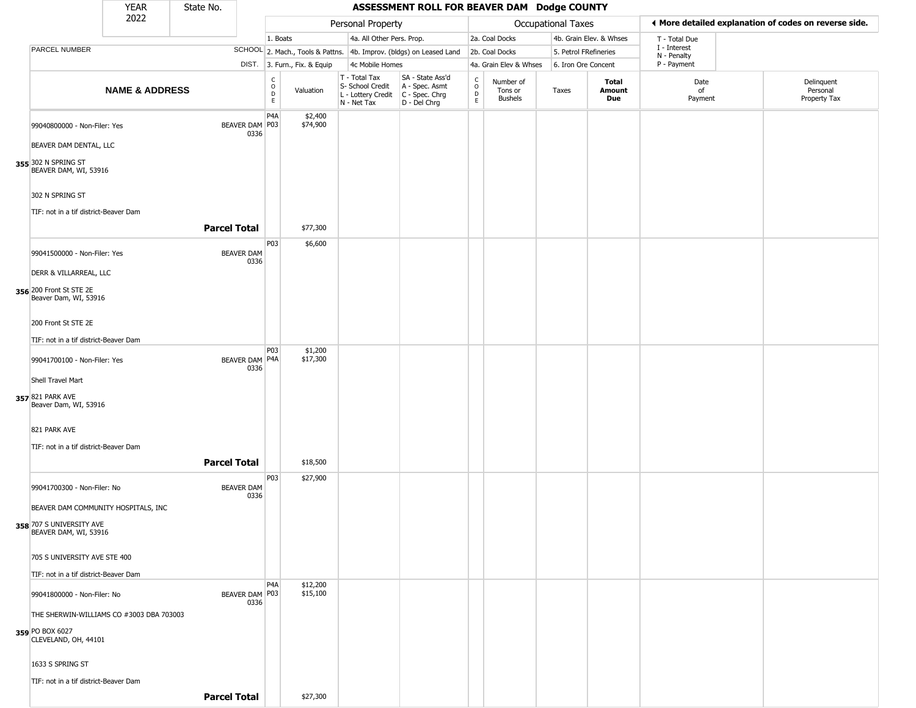# ASSESSMENT ROLL FOR BEAVER DAM Dodge COUNTY

YEAR 2022 | State No.

| | | Personal Property | | | | Occupational Taxes | | | | ◄ More detailed explanation of codes on reverse side. | |
|---|---|---|---|---|---|---|---|---|---|---|---|
| | | 1. Boats | | 4a. All Other Pers. Prop. | | 2a. Coal Docks | | 4b. Grain Elev. & Whses | | T - Total Due | |
| PARCEL NUMBER | SCHOOL | 2. Mach., Tools & Pattns. | | 4b. Improv. (bldgs) on Leased Land | | 2b. Coal Docks | | 5. Petrol FRefineries | | I - Interest N - Penalty | |
| | DIST. | 3. Furn., Fix. & Equip | | 4c Mobile Homes | | 4a. Grain Elev & Whses | | 6. Iron Ore Concent | | P - Payment | |
| **NAME & ADDRESS** | | CODE | Valuation | T - Total Tax S- School Credit L - Lottery Credit N - Net Tax | SA - State Ass'd A - Spec. Asmt C - Spec. Chrg D - Del Chrg | CODE | Number of Tons or Bushels | Taxes | **Total Amount Due** | Date of Payment | Delinquent Personal Property Tax |
| 355 99040800000 - Non-Filer: Yes<br>BEAVER DAM DENTAL, LLC<br>302 N SPRING ST<br>BEAVER DAM, WI, 53916<br>302 N SPRING ST<br>TIF: not in a tif district-Beaver Dam | BEAVER DAM 0336 | P4A<br>P03 | $2,400<br>$74,900 | | | | | | | | |
| **Parcel Total** | | | $77,300 | | | | | | | | |
| 356 99041500000 - Non-Filer: Yes<br>DERR & VILLARREAL, LLC<br>200 Front St STE 2E<br>Beaver Dam, WI, 53916<br>200 Front St STE 2E<br>TIF: not in a tif district-Beaver Dam | BEAVER DAM 0336 | P03 | $6,600 | | | | | | | | |
| 357 99041700100 - Non-Filer: Yes<br>Shell Travel Mart<br>821 PARK AVE<br>Beaver Dam, WI, 53916<br>821 PARK AVE<br>TIF: not in a tif district-Beaver Dam | BEAVER DAM 0336 | P03<br>P4A | $1,200<br>$17,300 | | | | | | | | |
| **Parcel Total** | | | $18,500 | | | | | | | | |
| 358 99041700300 - Non-Filer: No<br>BEAVER DAM COMMUNITY HOSPITALS, INC<br>707 S UNIVERSITY AVE<br>BEAVER DAM, WI, 53916<br>705 S UNIVERSITY AVE STE 400<br>TIF: not in a tif district-Beaver Dam | BEAVER DAM 0336 | P03 | $27,900 | | | | | | | | |
| 359 99041800000 - Non-Filer: No<br>THE SHERWIN-WILLIAMS CO #3003 DBA 703003<br>PO BOX 6027<br>CLEVELAND, OH, 44101<br>1633 S SPRING ST<br>TIF: not in a tif district-Beaver Dam | BEAVER DAM 0336 | P4A<br>P03 | $12,200<br>$15,100 | | | | | | | | |
| **Parcel Total** | | | $27,300 | | | | | | | | |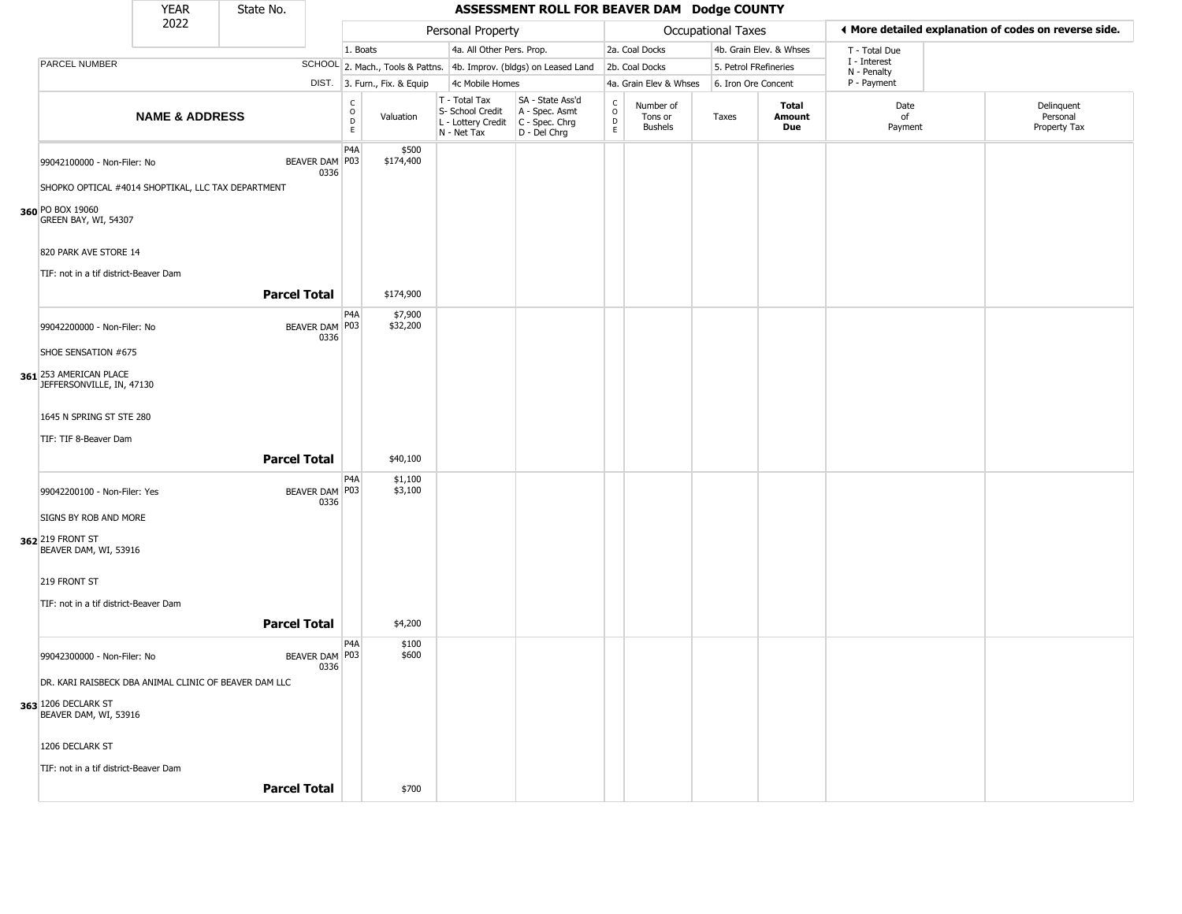| YEAR | State No. | ASSESSMENT ROLL FOR BEAVER DAM Dodge COUNTY |
|---|---|---|
| 2022 | | |

| | | Personal Property | | | | Occupational Taxes | | | | ◀ More detailed explanation of codes on reverse side. | |
|---|---|---|---|---|---|---|---|---|---|---|---|
| | | 1. Boats | | 4a. All Other Pers. Prop. | | 2a. Coal Docks | | 4b. Grain Elev. & Whses | | T - Total Due | |
| PARCEL NUMBER | SCHOOL | 2. Mach., Tools & Pattns. | | 4b. Improv. (bldgs) on Leased Land | | 2b. Coal Docks | | 5. Petrol FRefineries | | I - Interest N - Penalty | |
| | DIST. | 3. Furn., Fix. & Equip | | 4c Mobile Homes | | 4a. Grain Elev & Whses | | 6. Iron Ore Concent | | P - Payment | |

| NAME & ADDRESS | | CODE | Valuation | T - Total Tax S- School Credit L - Lottery Credit N - Net Tax | SA - State Ass'd A - Spec. Asmt C - Spec. Chrg D - Del Chrg | CODE | Number of Tons or Bushels | Taxes | Total Amount Due | Date of Payment | Delinquent Personal Property Tax |
|---|---|---|---|---|---|---|---|---|---|---|---|
| 99042100000 - Non-Filer: No | BEAVER DAM 0336 | P4A<br>P03 | $500<br>$174,400 | | | | | | | | |
| SHOPKO OPTICAL #4014 SHOPTIKAL, LLC TAX DEPARTMENT | | | | | | | | | | | |
| **360** PO BOX 19060<br>GREEN BAY, WI, 54307 | | | | | | | | | | | |
| 820 PARK AVE STORE 14 | | | | | | | | | | | |
| TIF: not in a tif district-Beaver Dam | | | | | | | | | | | |
| | **Parcel Total** | | $174,900 | | | | | | | | |
| 99042200000 - Non-Filer: No | BEAVER DAM 0336 | P4A<br>P03 | $7,900<br>$32,200 | | | | | | | | |
| SHOE SENSATION #675 | | | | | | | | | | | |
| **361** 253 AMERICAN PLACE<br>JEFFERSONVILLE, IN, 47130 | | | | | | | | | | | |
| 1645 N SPRING ST STE 280 | | | | | | | | | | | |
| TIF: TIF 8-Beaver Dam | | | | | | | | | | | |
| | **Parcel Total** | | $40,100 | | | | | | | | |
| 99042200100 - Non-Filer: Yes | BEAVER DAM 0336 | P4A<br>P03 | $1,100<br>$3,100 | | | | | | | | |
| SIGNS BY ROB AND MORE | | | | | | | | | | | |
| **362** 219 FRONT ST<br>BEAVER DAM, WI, 53916 | | | | | | | | | | | |
| 219 FRONT ST | | | | | | | | | | | |
| TIF: not in a tif district-Beaver Dam | | | | | | | | | | | |
| | **Parcel Total** | | $4,200 | | | | | | | | |
| 99042300000 - Non-Filer: No | BEAVER DAM 0336 | P4A<br>P03 | $100<br>$600 | | | | | | | | |
| DR. KARI RAISBECK DBA ANIMAL CLINIC OF BEAVER DAM LLC | | | | | | | | | | | |
| **363** 1206 DECLARK ST<br>BEAVER DAM, WI, 53916 | | | | | | | | | | | |
| 1206 DECLARK ST | | | | | | | | | | | |
| TIF: not in a tif district-Beaver Dam | | | | | | | | | | | |
| | **Parcel Total** | | $700 | | | | | | | | |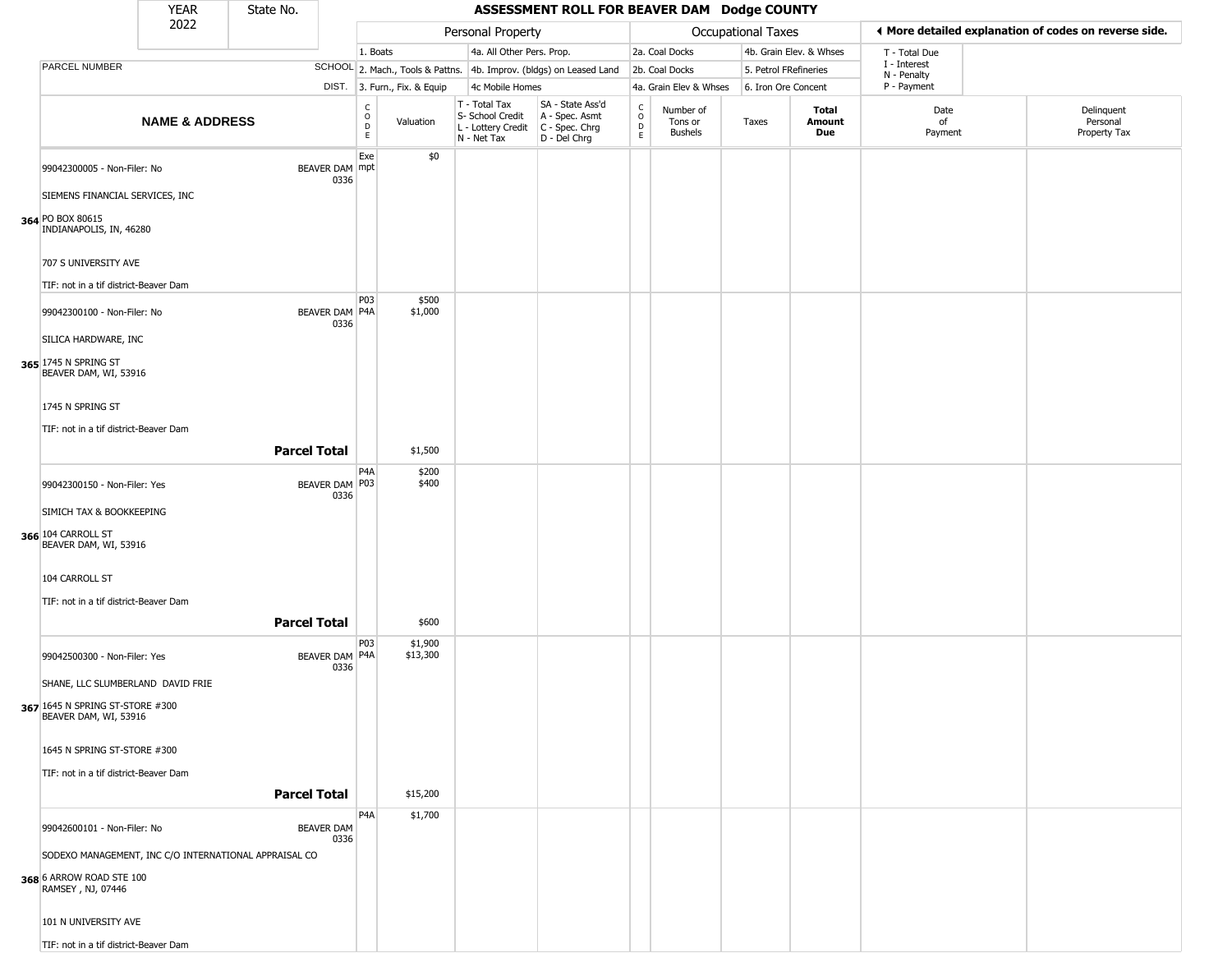| YEAR 2022 | State No. | ASSESSMENT ROLL FOR BEAVER DAM Dodge COUNTY |
|---|---|---|

| | | Personal Property | | | | Occupational Taxes | | | | ◀ More detailed explanation of codes on reverse side. |
|---|---|---|---|---|---|---|---|---|---|---|
| | | 1. Boats | | 4a. All Other Pers. Prop. | | 2a. Coal Docks | | 4b. Grain Elev. & Whses | | T - Total Due |
| PARCEL NUMBER | SCHOOL | 2. Mach., Tools & Pattns. | | 4b. Improv. (bldgs) on Leased Land | | 2b. Coal Docks | | 5. Petrol FRefineries | | I - Interest<br>N - Penalty |
| | DIST. | 3. Furn., Fix. & Equip | | 4c Mobile Homes | | 4a. Grain Elev & Whses | | 6. Iron Ore Concent | | P - Payment |

| NAME & ADDRESS | | CODE | Valuation | T - Total Tax<br>S- School Credit<br>L - Lottery Credit<br>N - Net Tax | SA - State Ass'd<br>A - Spec. Asmt<br>C - Spec. Chrg<br>D - Del Chrg | CODE | Number of Tons or Bushels | Taxes | Total Amount Due | Date of Payment | Delinquent Personal Property Tax |
|---|---|---|---|---|---|---|---|---|---|---|---|
| 99042300005 - Non-Filer: No<br>SIEMENS FINANCIAL SERVICES, INC<br>364 PO BOX 80615<br>INDIANAPOLIS, IN, 46280<br>707 S UNIVERSITY AVE<br>TIF: not in a tif district-Beaver Dam | BEAVER DAM 0336 | Exempt | $0 | | | | | | | | |
| 99042300100 - Non-Filer: No<br>SILICA HARDWARE, INC<br>365 1745 N SPRING ST<br>BEAVER DAM, WI, 53916<br>1745 N SPRING ST<br>TIF: not in a tif district-Beaver Dam | BEAVER DAM 0336 | P03<br>P4A | $500<br>$1,000 | | | | | | | | |
| | **Parcel Total** | | $1,500 | | | | | | | | |
| 99042300150 - Non-Filer: Yes<br>SIMICH TAX & BOOKKEEPING<br>366 104 CARROLL ST<br>BEAVER DAM, WI, 53916<br>104 CARROLL ST<br>TIF: not in a tif district-Beaver Dam | BEAVER DAM 0336 | P4A<br>P03 | $200<br>$400 | | | | | | | | |
| | **Parcel Total** | | $600 | | | | | | | | |
| 99042500300 - Non-Filer: Yes<br>SHANE, LLC SLUMBERLAND DAVID FRIE<br>367 1645 N SPRING ST-STORE #300<br>BEAVER DAM, WI, 53916<br>1645 N SPRING ST-STORE #300<br>TIF: not in a tif district-Beaver Dam | BEAVER DAM 0336 | P03<br>P4A | $1,900<br>$13,300 | | | | | | | | |
| | **Parcel Total** | | $15,200 | | | | | | | | |
| 99042600101 - Non-Filer: No<br>SODEXO MANAGEMENT, INC C/O INTERNATIONAL APPRAISAL CO<br>368 6 ARROW ROAD STE 100<br>RAMSEY , NJ, 07446<br>101 N UNIVERSITY AVE<br>TIF: not in a tif district-Beaver Dam | BEAVER DAM 0336 | P4A | $1,700 | | | | | | | | |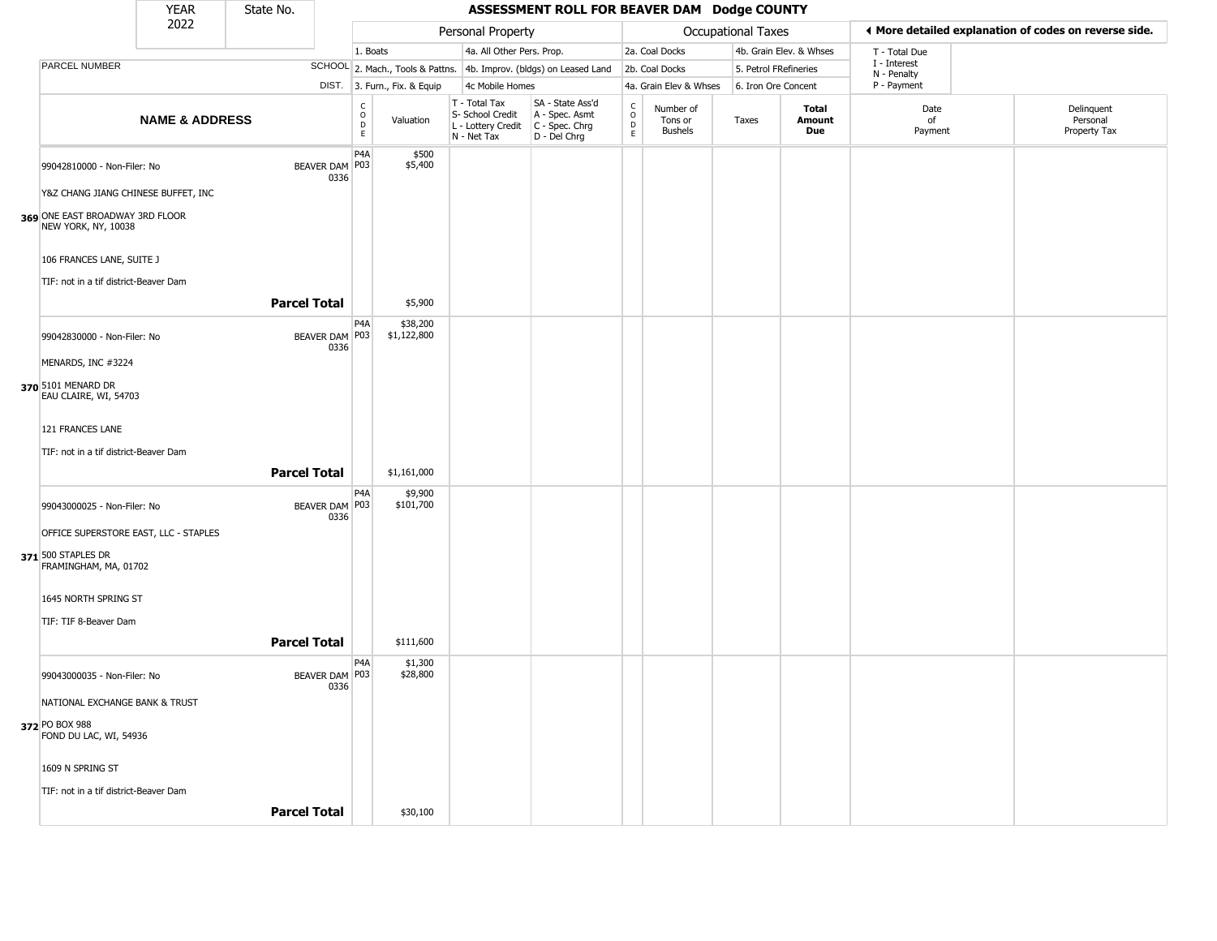| YEAR 2022 | State No. | ASSESSMENT ROLL FOR BEAVER DAM Dodge COUNTY | | | | | | | | | |
|---|---|---|---|---|---|---|---|---|---|---|---|

| | | Personal Property | | | | Occupational Taxes | | | | ◀ More detailed explanation of codes on reverse side. | |
|---|---|---|---|---|---|---|---|---|---|---|---|
| | | 1. Boats | | 4a. All Other Pers. Prop. | | 2a. Coal Docks | | 4b. Grain Elev. & Whses | | T - Total Due | |
| PARCEL NUMBER | SCHOOL | 2. Mach., Tools & Pattns. | | 4b. Improv. (bldgs) on Leased Land | | 2b. Coal Docks | | 5. Petrol FRefineries | | I - Interest N - Penalty | |
| | DIST. | 3. Furn., Fix. & Equip | | 4c Mobile Homes | | 4a. Grain Elev & Whses | | 6. Iron Ore Concent | | P - Payment | |
| **NAME & ADDRESS** | | CODE | Valuation | T - Total Tax S- School Credit L - Lottery Credit N - Net Tax | SA - State Ass'd A - Spec. Asmt C - Spec. Chrg D - Del Chrg | CODE | Number of Tons or Bushels | Taxes | **Total Amount Due** | Date of Payment | Delinquent Personal Property Tax |
| 99042810000 - Non-Filer: No | BEAVER DAM 0336 | P4A P03 | $500 $5,400 | | | | | | | | |
| Y&Z CHANG JIANG CHINESE BUFFET, INC | | | | | | | | | | | |
| 369 ONE EAST BROADWAY 3RD FLOOR NEW YORK, NY, 10038 | | | | | | | | | | | |
| 106 FRANCES LANE, SUITE J | | | | | | | | | | | |
| TIF: not in a tif district-Beaver Dam | | | | | | | | | | | |
| | **Parcel Total** | | $5,900 | | | | | | | | |
| 99042830000 - Non-Filer: No | BEAVER DAM 0336 | P4A P03 | $38,200 $1,122,800 | | | | | | | | |
| MENARDS, INC #3224 | | | | | | | | | | | |
| 370 5101 MENARD DR EAU CLAIRE, WI, 54703 | | | | | | | | | | | |
| 121 FRANCES LANE | | | | | | | | | | | |
| TIF: not in a tif district-Beaver Dam | | | | | | | | | | | |
| | **Parcel Total** | | $1,161,000 | | | | | | | | |
| 99043000025 - Non-Filer: No | BEAVER DAM 0336 | P4A P03 | $9,900 $101,700 | | | | | | | | |
| OFFICE SUPERSTORE EAST, LLC - STAPLES | | | | | | | | | | | |
| 371 500 STAPLES DR FRAMINGHAM, MA, 01702 | | | | | | | | | | | |
| 1645 NORTH SPRING ST | | | | | | | | | | | |
| TIF: TIF 8-Beaver Dam | | | | | | | | | | | |
| | **Parcel Total** | | $111,600 | | | | | | | | |
| 99043000035 - Non-Filer: No | BEAVER DAM 0336 | P4A P03 | $1,300 $28,800 | | | | | | | | |
| NATIONAL EXCHANGE BANK & TRUST | | | | | | | | | | | |
| 372 PO BOX 988 FOND DU LAC, WI, 54936 | | | | | | | | | | | |
| 1609 N SPRING ST | | | | | | | | | | | |
| TIF: not in a tif district-Beaver Dam | | | | | | | | | | | |
| | **Parcel Total** | | $30,100 | | | | | | | | |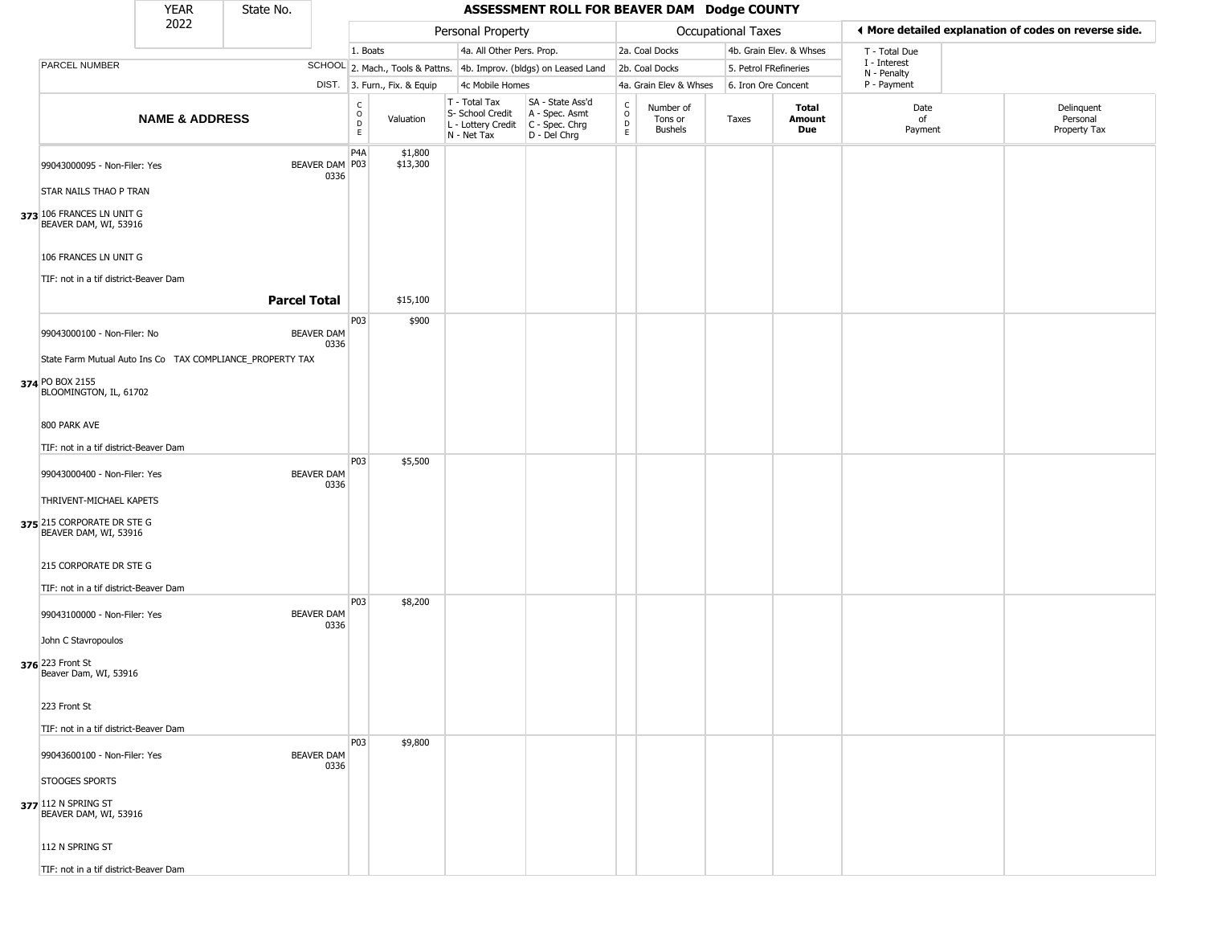# ASSESSMENT ROLL FOR BEAVER DAM Dodge COUNTY

| YEAR 2022 | State No. |
|---|---|

| | | Personal Property | | | | Occupational Taxes | | | | ◄ More detailed explanation of codes on reverse side. | |
|---|---|---|---|---|---|---|---|---|---|---|---|
| PARCEL NUMBER | SCHOOL DIST. | 1. Boats<br>2. Mach., Tools & Pattns.<br>3. Furn., Fix. & Equip | | 4a. All Other Pers. Prop.<br>4b. Improv. (bldgs) on Leased Land<br>4c Mobile Homes | | 2a. Coal Docks<br>2b. Coal Docks<br>4a. Grain Elev & Whses | | 4b. Grain Elev. & Whses<br>5. Petrol FRefineries<br>6. Iron Ore Concent | | T - Total Due<br>I - Interest<br>N - Penalty<br>P - Payment | |
| **NAME & ADDRESS** | | CODE | Valuation | T - Total Tax<br>S- School Credit<br>L - Lottery Credit<br>N - Net Tax | SA - State Ass'd<br>A - Spec. Asmt<br>C - Spec. Chrg<br>D - Del Chrg | CODE | Number of Tons or Bushels | Taxes | **Total Amount Due** | Date of Payment | Delinquent Personal Property Tax |
| **373** 99043000095 - Non-Filer: Yes<br>STAR NAILS THAO P TRAN<br>106 FRANCES LN UNIT G<br>BEAVER DAM, WI, 53916<br>106 FRANCES LN UNIT G<br>TIF: not in a tif district-Beaver Dam | BEAVER DAM 0336 | P4A<br>P03 | $1,800<br>$13,300 | | | | | | | | |
| **Parcel Total** | | | $15,100 | | | | | | | | |
| **374** 99043000100 - Non-Filer: No<br>State Farm Mutual Auto Ins Co TAX COMPLIANCE_PROPERTY TAX<br>PO BOX 2155<br>BLOOMINGTON, IL, 61702<br>800 PARK AVE<br>TIF: not in a tif district-Beaver Dam | BEAVER DAM 0336 | P03 | $900 | | | | | | | | |
| **375** 99043000400 - Non-Filer: Yes<br>THRIVENT-MICHAEL KAPETS<br>215 CORPORATE DR STE G<br>BEAVER DAM, WI, 53916<br>215 CORPORATE DR STE G<br>TIF: not in a tif district-Beaver Dam | BEAVER DAM 0336 | P03 | $5,500 | | | | | | | | |
| **376** 99043100000 - Non-Filer: Yes<br>John C Stavropoulos<br>223 Front St<br>Beaver Dam, WI, 53916<br>223 Front St<br>TIF: not in a tif district-Beaver Dam | BEAVER DAM 0336 | P03 | $8,200 | | | | | | | | |
| **377** 99043600100 - Non-Filer: Yes<br>STOOGES SPORTS<br>112 N SPRING ST<br>BEAVER DAM, WI, 53916<br>112 N SPRING ST<br>TIF: not in a tif district-Beaver Dam | BEAVER DAM 0336 | P03 | $9,800 | | | | | | | | |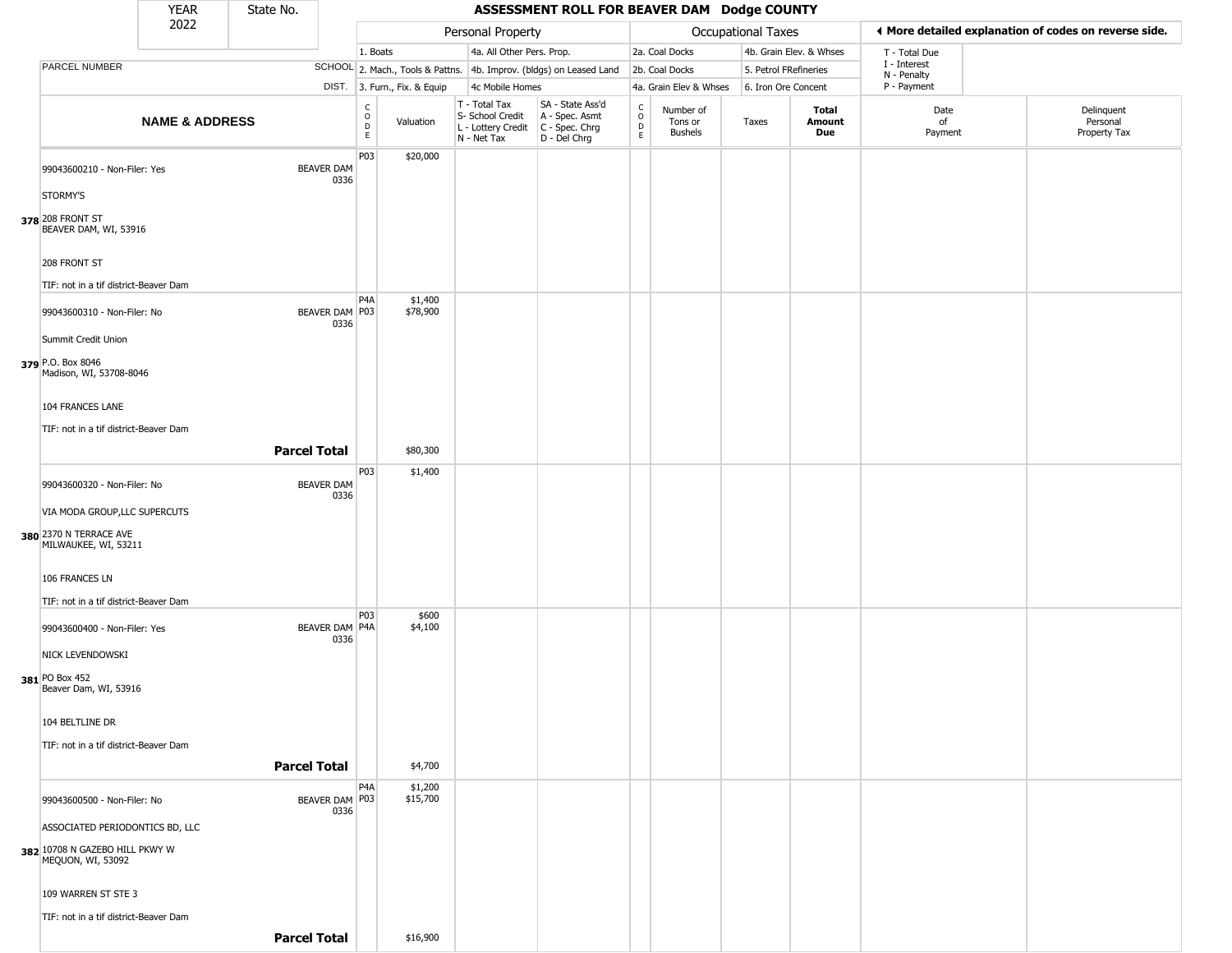| YEAR 2022 | State No. | ASSESSMENT ROLL FOR BEAVER DAM Dodge COUNTY | | | | | | | | | | |
|---|---|---|---|---|---|---|---|---|---|---|---|---|

| | | Personal Property | | | | Occupational Taxes | | | | ◀ More detailed explanation of codes on reverse side. | |
|---|---|---|---|---|---|---|---|---|---|---|---|
| | | 1. Boats | | 4a. All Other Pers. Prop. | | 2a. Coal Docks | | 4b. Grain Elev. & Whses | | T - Total Due | |
| PARCEL NUMBER | SCHOOL | 2. Mach., Tools & Pattns. | | 4b. Improv. (bldgs) on Leased Land | | 2b. Coal Docks | | 5. Petrol FRefineries | | I - Interest N - Penalty | |
| | DIST. | 3. Furn., Fix. & Equip | | 4c Mobile Homes | | 4a. Grain Elev & Whses | | 6. Iron Ore Concent | | P - Payment | |

| NAME & ADDRESS | | CODE | Valuation | T - Total Tax S- School Credit L - Lottery Credit N - Net Tax | SA - State Ass'd A - Spec. Asmt C - Spec. Chrg D - Del Chrg | CODE | Number of Tons or Bushels | Taxes | Total Amount Due | Date of Payment | Delinquent Personal Property Tax |
|---|---|---|---|---|---|---|---|---|---|---|---|
| 378 | 99043600210 - Non-Filer: Yes<br>STORMY'S<br>208 FRONT ST<br>BEAVER DAM, WI, 53916<br>208 FRONT ST<br>TIF: not in a tif district-Beaver Dam | BEAVER DAM 0336 | P03 | $20,000 | | | | | | | |
| 379 | 99043600310 - Non-Filer: No<br>Summit Credit Union<br>P.O. Box 8046<br>Madison, WI, 53708-8046<br>104 FRANCES LANE<br>TIF: not in a tif district-Beaver Dam | BEAVER DAM 0336 | P4A<br>P03 | $1,400<br>$78,900 | | | | | | | |
| | **Parcel Total** | | | $80,300 | | | | | | | |
| 380 | 99043600320 - Non-Filer: No<br>VIA MODA GROUP,LLC SUPERCUTS<br>2370 N TERRACE AVE<br>MILWAUKEE, WI, 53211<br>106 FRANCES LN<br>TIF: not in a tif district-Beaver Dam | BEAVER DAM 0336 | P03 | $1,400 | | | | | | | |
| 381 | 99043600400 - Non-Filer: Yes<br>NICK LEVENDOWSKI<br>PO Box 452<br>Beaver Dam, WI, 53916<br>104 BELTLINE DR<br>TIF: not in a tif district-Beaver Dam | BEAVER DAM 0336 | P03<br>P4A | $600<br>$4,100 | | | | | | | |
| | **Parcel Total** | | | $4,700 | | | | | | | |
| 382 | 99043600500 - Non-Filer: No<br>ASSOCIATED PERIODONTICS BD, LLC<br>10708 N GAZEBO HILL PKWY W<br>MEQUON, WI, 53092<br>109 WARREN ST STE 3<br>TIF: not in a tif district-Beaver Dam | BEAVER DAM 0336 | P4A<br>P03 | $1,200<br>$15,700 | | | | | | | |
| | **Parcel Total** | | | $16,900 | | | | | | | |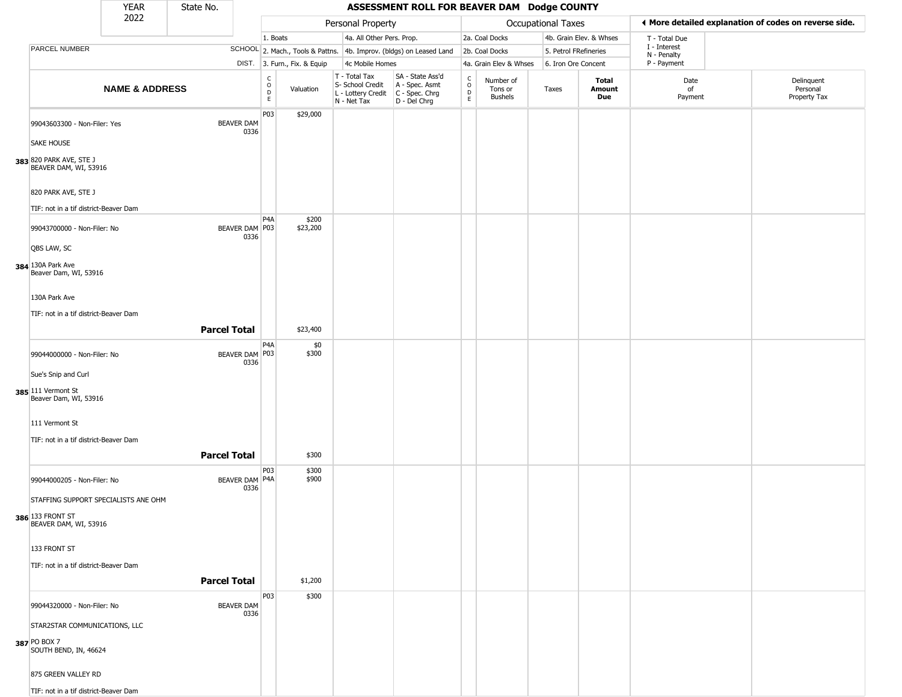| YEAR 2022 | State No. | ASSESSMENT ROLL FOR BEAVER DAM Dodge COUNTY |
|---|---|---|

| | | Personal Property | | | | Occupational Taxes | | | | ◄ More detailed explanation of codes on reverse side. | |
|---|---|---|---|---|---|---|---|---|---|---|---|
| | | 1. Boats | | 4a. All Other Pers. Prop. | | 2a. Coal Docks | | 4b. Grain Elev. & Whses | | T - Total Due | |
| PARCEL NUMBER | SCHOOL | 2. Mach., Tools & Pattns. | | 4b. Improv. (bldgs) on Leased Land | | 2b. Coal Docks | | 5. Petrol FRefineries | | I - Interest, N - Penalty | |
| | DIST. | 3. Furn., Fix. & Equip | | 4c Mobile Homes | | 4a. Grain Elev & Whses | | 6. Iron Ore Concent | | P - Payment | |

| | NAME & ADDRESS | | CODE | Valuation | T - Total Tax, S- School Credit, L - Lottery Credit, N - Net Tax | SA - State Ass'd, A - Spec. Asmt, C - Spec. Chrg, D - Del Chrg | CODE | Number of Tons or Bushels | Taxes | Total Amount Due | Date of Payment | Delinquent Personal Property Tax |
|---|---|---|---|---|---|---|---|---|---|---|---|---|
| 383 | 99043603300 - Non-Filer: Yes<br>SAKE HOUSE<br>820 PARK AVE, STE J<br>BEAVER DAM, WI, 53916<br>820 PARK AVE, STE J<br>TIF: not in a tif district-Beaver Dam | BEAVER DAM 0336 | P03 | $29,000 | | | | | | | | |
| 384 | 99043700000 - Non-Filer: No<br>QBS LAW, SC<br>130A Park Ave<br>Beaver Dam, WI, 53916<br>130A Park Ave<br>TIF: not in a tif district-Beaver Dam | BEAVER DAM 0336 | P4A<br>P03 | $200<br>$23,200 | | | | | | | | |
| | **Parcel Total** | | | $23,400 | | | | | | | | |
| 385 | 99044000000 - Non-Filer: No<br>Sue's Snip and Curl<br>111 Vermont St<br>Beaver Dam, WI, 53916<br>111 Vermont St<br>TIF: not in a tif district-Beaver Dam | BEAVER DAM 0336 | P4A<br>P03 | $0<br>$300 | | | | | | | | |
| | **Parcel Total** | | | $300 | | | | | | | | |
| 386 | 99044000205 - Non-Filer: No<br>STAFFING SUPPORT SPECIALISTS ANE OHM<br>133 FRONT ST<br>BEAVER DAM, WI, 53916<br>133 FRONT ST<br>TIF: not in a tif district-Beaver Dam | BEAVER DAM 0336 | P03<br>P4A | $300<br>$900 | | | | | | | | |
| | **Parcel Total** | | | $1,200 | | | | | | | | |
| 387 | 99044320000 - Non-Filer: No<br>STAR2STAR COMMUNICATIONS, LLC<br>PO BOX 7<br>SOUTH BEND, IN, 46624<br>875 GREEN VALLEY RD<br>TIF: not in a tif district-Beaver Dam | BEAVER DAM 0336 | P03 | $300 | | | | | | | | |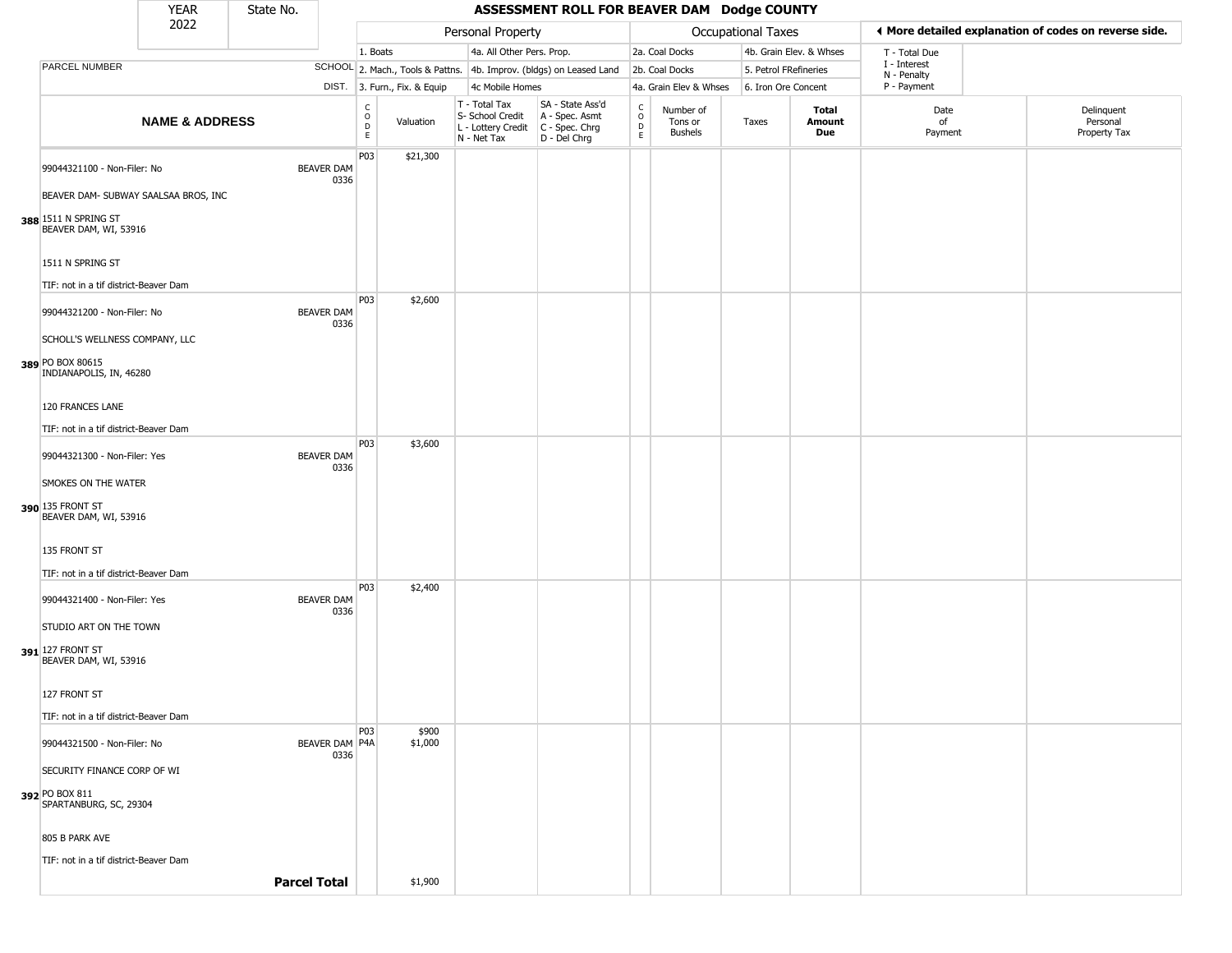| YEAR 2022 | State No. | | ASSESSMENT ROLL FOR BEAVER DAM Dodge COUNTY | | | | | | | | |
|---|---|---|---|---|---|---|---|---|---|---|---|

| | | Personal Property | | | | Occupational Taxes | | | | ◀ More detailed explanation of codes on reverse side. | |
|---|---|---|---|---|---|---|---|---|---|---|---|
| PARCEL NUMBER | SCHOOL DIST. | 1. Boats<br>2. Mach., Tools & Pattns.<br>3. Furn., Fix. & Equip | | 4a. All Other Pers. Prop.<br>4b. Improv. (bldgs) on Leased Land<br>4c Mobile Homes | | 2a. Coal Docks<br>2b. Coal Docks<br>4a. Grain Elev & Whses | | 4b. Grain Elev. & Whses<br>5. Petrol FRefineries<br>6. Iron Ore Concent | | T - Total Due<br>I - Interest<br>N - Penalty<br>P - Payment | |
| **NAME & ADDRESS** | | CODE | Valuation | T - Total Tax<br>S- School Credit<br>L - Lottery Credit<br>N - Net Tax | SA - State Ass'd<br>A - Spec. Asmt<br>C - Spec. Chrg<br>D - Del Chrg | CODE | Number of Tons or Bushels | Taxes | **Total Amount Due** | Date of Payment | Delinquent Personal Property Tax |
| 388 99044321100 - Non-Filer: No<br>BEAVER DAM- SUBWAY SAALSAA BROS, INC<br>1511 N SPRING ST<br>BEAVER DAM, WI, 53916<br>1511 N SPRING ST<br>TIF: not in a tif district-Beaver Dam | BEAVER DAM 0336 | P03 | $21,300 | | | | | | | | |
| 389 99044321200 - Non-Filer: No<br>SCHOLL'S WELLNESS COMPANY, LLC<br>PO BOX 80615<br>INDIANAPOLIS, IN, 46280<br>120 FRANCES LANE<br>TIF: not in a tif district-Beaver Dam | BEAVER DAM 0336 | P03 | $2,600 | | | | | | | | |
| 390 99044321300 - Non-Filer: Yes<br>SMOKES ON THE WATER<br>135 FRONT ST<br>BEAVER DAM, WI, 53916<br>135 FRONT ST<br>TIF: not in a tif district-Beaver Dam | BEAVER DAM 0336 | P03 | $3,600 | | | | | | | | |
| 391 99044321400 - Non-Filer: Yes<br>STUDIO ART ON THE TOWN<br>127 FRONT ST<br>BEAVER DAM, WI, 53916<br>127 FRONT ST<br>TIF: not in a tif district-Beaver Dam | BEAVER DAM 0336 | P03 | $2,400 | | | | | | | | |
| 392 99044321500 - Non-Filer: No<br>SECURITY FINANCE CORP OF WI<br>PO BOX 811<br>SPARTANBURG, SC, 29304<br>805 B PARK AVE<br>TIF: not in a tif district-Beaver Dam | BEAVER DAM 0336 | P03<br>P4A | $900<br>$1,000 | | | | | | | | |
| | **Parcel Total** | | $1,900 | | | | | | | | |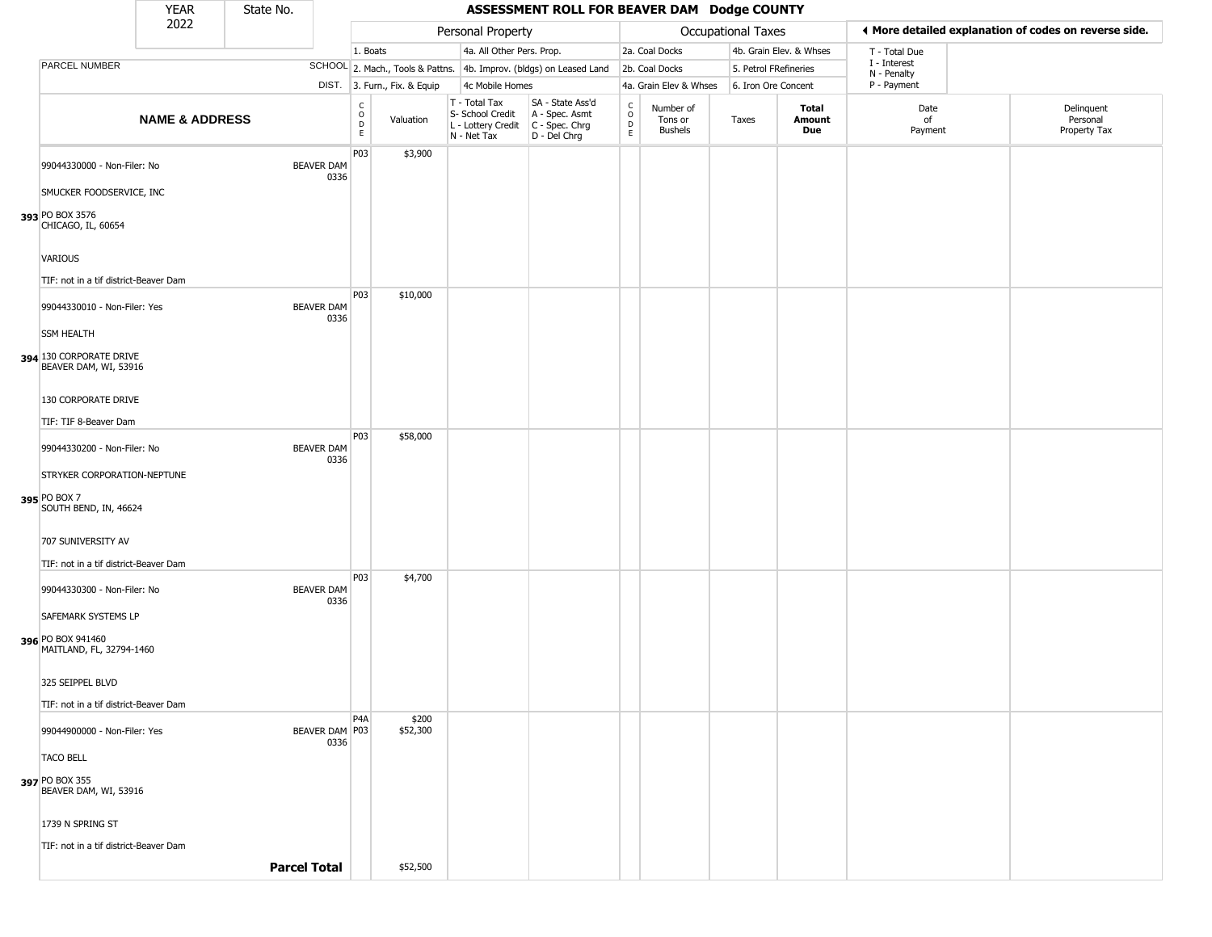| YEAR 2022 | State No. | ASSESSMENT ROLL FOR BEAVER DAM Dodge COUNTY |
|---|---|---|

**Personal Property:** 1. Boats; 2. Mach., Tools & Pattns.; 3. Furn., Fix. & Equip; 4a. All Other Pers. Prop.; 4b. Improv. (bldgs) on Leased Land; 4c Mobile Homes

**Occupational Taxes:** 2a. Coal Docks; 2b. Coal Docks; 4a. Grain Elev & Whses; 4b. Grain Elev. & Whses; 5. Petrol FRefineries; 6. Iron Ore Concent

◄ More detailed explanation of codes on reverse side.

T - Total Due; I - Interest; N - Penalty; P - Payment

| | NAME & ADDRESS | SCHOOL DIST. | CODE | Valuation | T - Total Tax S- School Credit L - Lottery Credit N - Net Tax | SA - State Ass'd A - Spec. Asmt C - Spec. Chrg D - Del Chrg | CODE | Number of Tons or Bushels | Taxes | Total Amount Due | Date of Payment | Delinquent Personal Property Tax |
|---|---|---|---|---|---|---|---|---|---|---|---|---|
| 393 | 99044330000 - Non-Filer: No<br>SMUCKER FOODSERVICE, INC<br>PO BOX 3576<br>CHICAGO, IL, 60654<br>VARIOUS<br>TIF: not in a tif district-Beaver Dam | BEAVER DAM 0336 | P03 | $3,900 | | | | | | | | |
| 394 | 99044330010 - Non-Filer: Yes<br>SSM HEALTH<br>130 CORPORATE DRIVE<br>BEAVER DAM, WI, 53916<br>130 CORPORATE DRIVE<br>TIF: TIF 8-Beaver Dam | BEAVER DAM 0336 | P03 | $10,000 | | | | | | | | |
| 395 | 99044330200 - Non-Filer: No<br>STRYKER CORPORATION-NEPTUNE<br>PO BOX 7<br>SOUTH BEND, IN, 46624<br>707 SUNIVERSITY AV<br>TIF: not in a tif district-Beaver Dam | BEAVER DAM 0336 | P03 | $58,000 | | | | | | | | |
| 396 | 99044330300 - Non-Filer: No<br>SAFEMARK SYSTEMS LP<br>PO BOX 941460<br>MAITLAND, FL, 32794-1460<br>325 SEIPPEL BLVD<br>TIF: not in a tif district-Beaver Dam | BEAVER DAM 0336 | P03 | $4,700 | | | | | | | | |
| 397 | 99044900000 - Non-Filer: Yes<br>TACO BELL<br>PO BOX 355<br>BEAVER DAM, WI, 53916<br>1739 N SPRING ST<br>TIF: not in a tif district-Beaver Dam | BEAVER DAM 0336 | P4A<br>P03 | $200<br>$52,300 | | | | | | | | |
| | | **Parcel Total** | | $52,500 | | | | | | | | |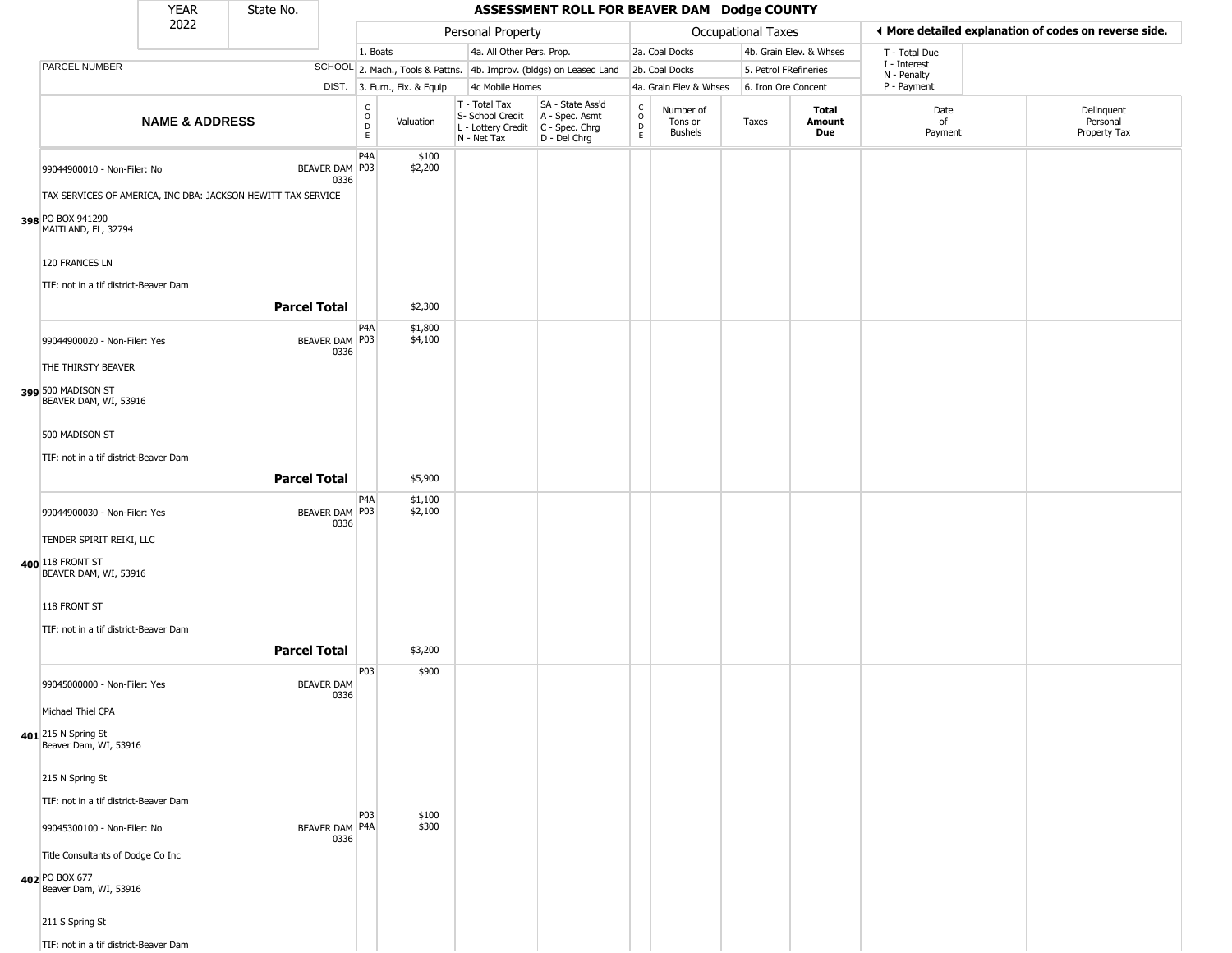| YEAR 2022 | State No. | **ASSESSMENT ROLL FOR BEAVER DAM Dodge COUNTY** | | | | | | | | | | |
|---|---|---|---|---|---|---|---|---|---|---|---|---|

| | | Personal Property | | | | Occupational Taxes | | | | ◀ More detailed explanation of codes on reverse side. | |
|---|---|---|---|---|---|---|---|---|---|---|---|
| | | 1. Boats | | 4a. All Other Pers. Prop. | | 2a. Coal Docks | | 4b. Grain Elev. & Whses | | T - Total Due | |
| PARCEL NUMBER | SCHOOL | 2. Mach., Tools & Pattns. | | 4b. Improv. (bldgs) on Leased Land | | 2b. Coal Docks | | 5. Petrol FRefineries | | I - Interest N - Penalty | |
| | DIST. | 3. Furn., Fix. & Equip | | 4c Mobile Homes | | 4a. Grain Elev & Whses | | 6. Iron Ore Concent | | P - Payment | |

| NAME & ADDRESS | | CODE | Valuation | T - Total Tax S- School Credit L - Lottery Credit N - Net Tax | SA - State Ass'd A - Spec. Asmt C - Spec. Chrg D - Del Chrg | CODE | Number of Tons or Bushels | Taxes | Total Amount Due | Date of Payment | Delinquent Personal Property Tax |
|---|---|---|---|---|---|---|---|---|---|---|---|
| 99044900010 - Non-Filer: No | BEAVER DAM 0336 | P4A<br>P03 | $100<br>$2,200 | | | | | | | | |
| TAX SERVICES OF AMERICA, INC DBA: JACKSON HEWITT TAX SERVICE | | | | | | | | | | | |
| 398 PO BOX 941290<br>MAITLAND, FL, 32794 | | | | | | | | | | | |
| 120 FRANCES LN | | | | | | | | | | | |
| TIF: not in a tif district-Beaver Dam | | | | | | | | | | | |
| | **Parcel Total** | | $2,300 | | | | | | | | |
| 99044900020 - Non-Filer: Yes | BEAVER DAM 0336 | P4A<br>P03 | $1,800<br>$4,100 | | | | | | | | |
| THE THIRSTY BEAVER | | | | | | | | | | | |
| 399 500 MADISON ST<br>BEAVER DAM, WI, 53916 | | | | | | | | | | | |
| 500 MADISON ST | | | | | | | | | | | |
| TIF: not in a tif district-Beaver Dam | | | | | | | | | | | |
| | **Parcel Total** | | $5,900 | | | | | | | | |
| 99044900030 - Non-Filer: Yes | BEAVER DAM 0336 | P4A<br>P03 | $1,100<br>$2,100 | | | | | | | | |
| TENDER SPIRIT REIKI, LLC | | | | | | | | | | | |
| 400 118 FRONT ST<br>BEAVER DAM, WI, 53916 | | | | | | | | | | | |
| 118 FRONT ST | | | | | | | | | | | |
| TIF: not in a tif district-Beaver Dam | | | | | | | | | | | |
| | **Parcel Total** | | $3,200 | | | | | | | | |
| 99045000000 - Non-Filer: Yes | BEAVER DAM 0336 | P03 | $900 | | | | | | | | |
| Michael Thiel CPA | | | | | | | | | | | |
| 401 215 N Spring St<br>Beaver Dam, WI, 53916 | | | | | | | | | | | |
| 215 N Spring St | | | | | | | | | | | |
| TIF: not in a tif district-Beaver Dam | | | | | | | | | | | |
| 99045300100 - Non-Filer: No | BEAVER DAM 0336 | P03<br>P4A | $100<br>$300 | | | | | | | | |
| Title Consultants of Dodge Co Inc | | | | | | | | | | | |
| 402 PO BOX 677<br>Beaver Dam, WI, 53916 | | | | | | | | | | | |
| 211 S Spring St | | | | | | | | | | | |
| TIF: not in a tif district-Beaver Dam | | | | | | | | | | | |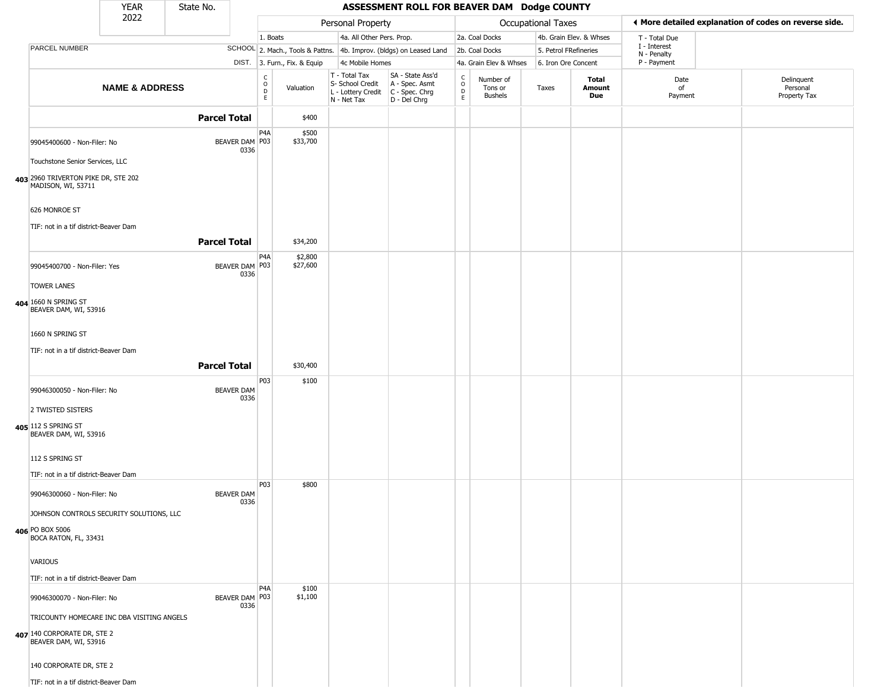| YEAR 2022 | State No. | **ASSESSMENT ROLL FOR BEAVER DAM Dodge COUNTY** | | | | | | | | | |
|---|---|---|---|---|---|---|---|---|---|---|---|

| | | Personal Property | | | | Occupational Taxes | | | | ◀ More detailed explanation of codes on reverse side. | |
|---|---|---|---|---|---|---|---|---|---|---|---|
| PARCEL NUMBER | SCHOOL DIST. | 1. Boats<br>2. Mach., Tools & Pattns.<br>3. Furn., Fix. & Equip | | 4a. All Other Pers. Prop.<br>4b. Improv. (bldgs) on Leased Land<br>4c Mobile Homes | | 2a. Coal Docks<br>2b. Coal Docks<br>4a. Grain Elev & Whses | | 4b. Grain Elev. & Whses<br>5. Petrol FRefineries<br>6. Iron Ore Concent | | T - Total Due<br>I - Interest<br>N - Penalty<br>P - Payment | |
| **NAME & ADDRESS** | | CODE | Valuation | T - Total Tax<br>S- School Credit<br>L - Lottery Credit<br>N - Net Tax | SA - State Ass'd<br>A - Spec. Asmt<br>C - Spec. Chrg<br>D - Del Chrg | CODE | Number of Tons or Bushels | Taxes | **Total Amount Due** | Date of Payment | Delinquent Personal Property Tax |
| **Parcel Total** | | | $400 | | | | | | | | |
| 403 99045400600 - Non-Filer: No<br>Touchstone Senior Services, LLC<br>2960 TRIVERTON PIKE DR, STE 202<br>MADISON, WI, 53711<br>626 MONROE ST<br>TIF: not in a tif district-Beaver Dam | BEAVER DAM 0336 | P4A<br>P03 | $500<br>$33,700 | | | | | | | | |
| **Parcel Total** | | | $34,200 | | | | | | | | |
| 404 99045400700 - Non-Filer: Yes<br>TOWER LANES<br>1660 N SPRING ST<br>BEAVER DAM, WI, 53916<br>1660 N SPRING ST<br>TIF: not in a tif district-Beaver Dam | BEAVER DAM 0336 | P4A<br>P03 | $2,800<br>$27,600 | | | | | | | | |
| **Parcel Total** | | | $30,400 | | | | | | | | |
| 405 99046300050 - Non-Filer: No<br>2 TWISTED SISTERS<br>112 S SPRING ST<br>BEAVER DAM, WI, 53916<br>112 S SPRING ST<br>TIF: not in a tif district-Beaver Dam | BEAVER DAM 0336 | P03 | $100 | | | | | | | | |
| 406 99046300060 - Non-Filer: No<br>JOHNSON CONTROLS SECURITY SOLUTIONS, LLC<br>PO BOX 5006<br>BOCA RATON, FL, 33431<br>VARIOUS<br>TIF: not in a tif district-Beaver Dam | BEAVER DAM 0336 | P03 | $800 | | | | | | | | |
| 407 99046300070 - Non-Filer: No<br>TRICOUNTY HOMECARE INC DBA VISITING ANGELS<br>140 CORPORATE DR, STE 2<br>BEAVER DAM, WI, 53916<br>140 CORPORATE DR, STE 2<br>TIF: not in a tif district-Beaver Dam | BEAVER DAM 0336 | P4A<br>P03 | $100<br>$1,100 | | | | | | | | |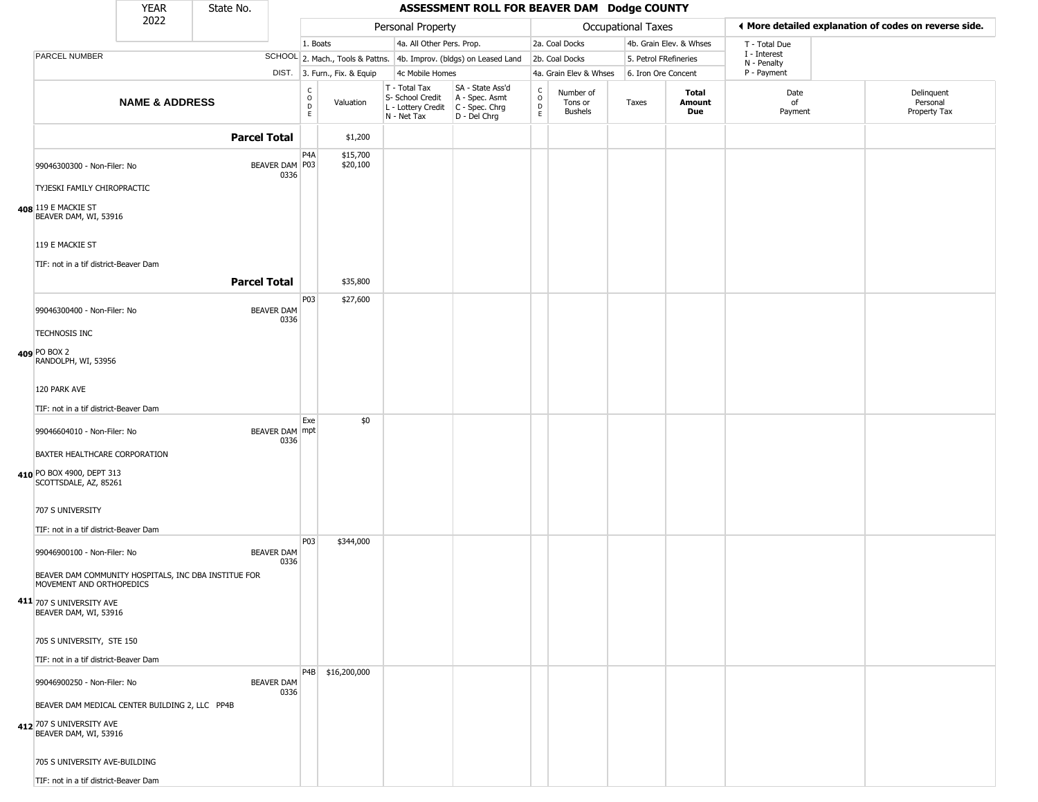| YEAR 2022 | State No. | ASSESSMENT ROLL FOR BEAVER DAM Dodge COUNTY | | | | | | | | | | |
|---|---|---|---|---|---|---|---|---|---|---|---|---|

| | | Personal Property | | | | Occupational Taxes | | | | ◂ More detailed explanation of codes on reverse side. | |
|---|---|---|---|---|---|---|---|---|---|---|---|
| PARCEL NUMBER | SCHOOL DIST. | 1. Boats / 2. Mach., Tools & Pattns. / 3. Furn., Fix. & Equip | | 4a. All Other Pers. Prop. / 4b. Improv. (bldgs) on Leased Land / 4c Mobile Homes | | 2a. Coal Docks / 2b. Coal Docks / 4a. Grain Elev & Whses | | 4b. Grain Elev. & Whses / 5. Petrol FRefineries / 6. Iron Ore Concent | | T - Total Due / I - Interest / N - Penalty / P - Payment | |
| NAME & ADDRESS | | CODE | Valuation | T - Total Tax / S- School Credit / L - Lottery Credit / N - Net Tax | SA - State Ass'd / A - Spec. Asmt / C - Spec. Chrg / D - Del Chrg | CODE | Number of Tons or Bushels | Taxes | Total Amount Due | Date of Payment | Delinquent Personal Property Tax |
| **Parcel Total** | | | $1,200 | | | | | | | | |
| 99046300300 - Non-Filer: No | BEAVER DAM 0336 | P4A | $15,700 | | | | | | | | |
| TYJESKI FAMILY CHIROPRACTIC | | P03 | $20,100 | | | | | | | | |
| 408 119 E MACKIE ST BEAVER DAM, WI, 53916 | | | | | | | | | | | |
| 119 E MACKIE ST | | | | | | | | | | | |
| TIF: not in a tif district-Beaver Dam | | | | | | | | | | | |
| **Parcel Total** | | | $35,800 | | | | | | | | |
| 99046300400 - Non-Filer: No | BEAVER DAM 0336 | P03 | $27,600 | | | | | | | | |
| TECHNOSIS INC | | | | | | | | | | | |
| 409 PO BOX 2 RANDOLPH, WI, 53956 | | | | | | | | | | | |
| 120 PARK AVE | | | | | | | | | | | |
| TIF: not in a tif district-Beaver Dam | | | | | | | | | | | |
| 99046604010 - Non-Filer: No | BEAVER DAM 0336 | Exempt | $0 | | | | | | | | |
| BAXTER HEALTHCARE CORPORATION | | | | | | | | | | | |
| 410 PO BOX 4900, DEPT 313 SCOTTSDALE, AZ, 85261 | | | | | | | | | | | |
| 707 S UNIVERSITY | | | | | | | | | | | |
| TIF: not in a tif district-Beaver Dam | | | | | | | | | | | |
| 99046900100 - Non-Filer: No | BEAVER DAM 0336 | P03 | $344,000 | | | | | | | | |
| BEAVER DAM COMMUNITY HOSPITALS, INC DBA INSTITUE FOR MOVEMENT AND ORTHOPEDICS | | | | | | | | | | | |
| 411 707 S UNIVERSITY AVE BEAVER DAM, WI, 53916 | | | | | | | | | | | |
| 705 S UNIVERSITY, STE 150 | | | | | | | | | | | |
| TIF: not in a tif district-Beaver Dam | | | | | | | | | | | |
| 99046900250 - Non-Filer: No | BEAVER DAM 0336 | P4B | $16,200,000 | | | | | | | | |
| BEAVER DAM MEDICAL CENTER BUILDING 2, LLC PP4B | | | | | | | | | | | |
| 412 707 S UNIVERSITY AVE BEAVER DAM, WI, 53916 | | | | | | | | | | | |
| 705 S UNIVERSITY AVE-BUILDING | | | | | | | | | | | |
| TIF: not in a tif district-Beaver Dam | | | | | | | | | | | |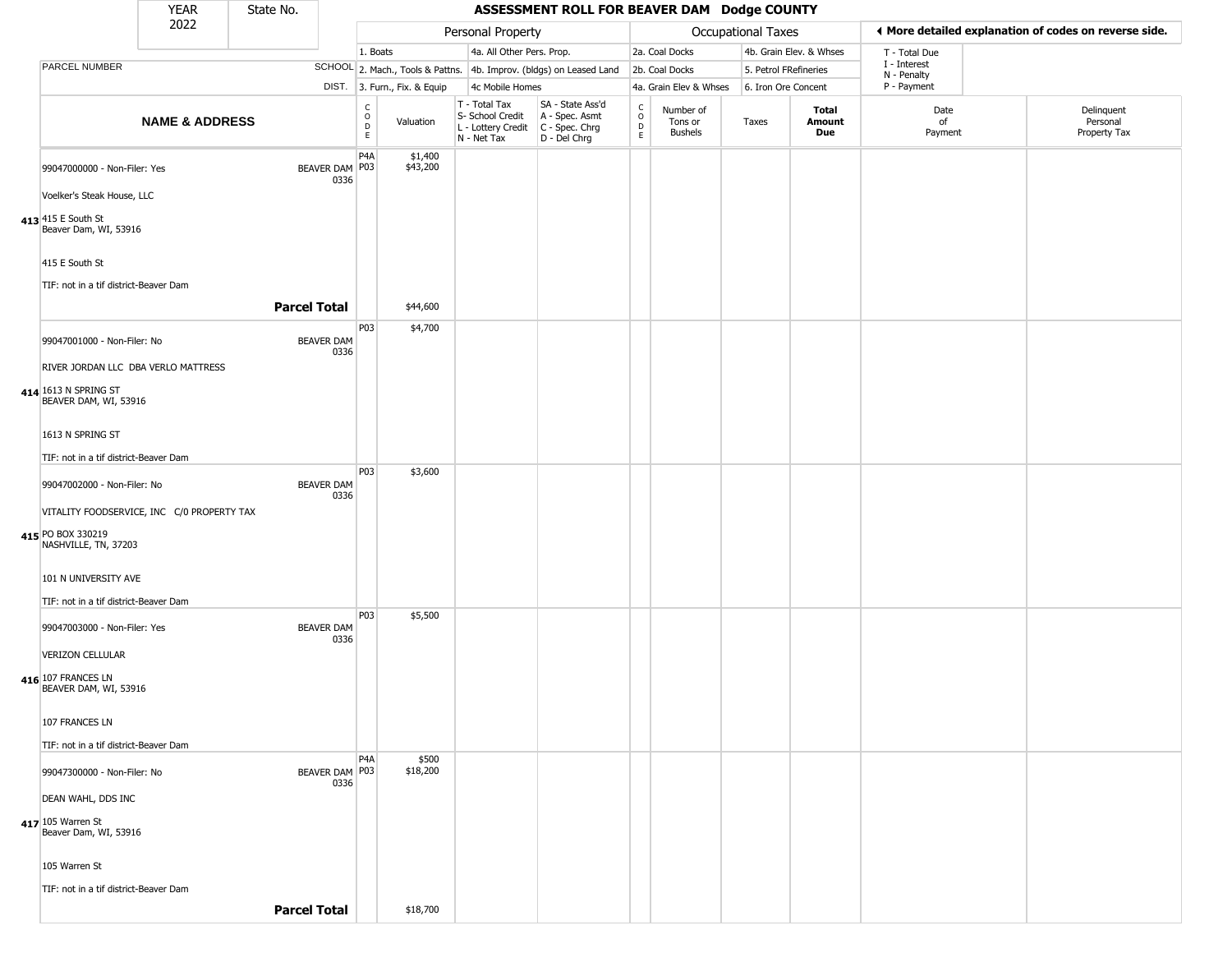| YEAR 2022 | State No. | ASSESSMENT ROLL FOR BEAVER DAM Dodge COUNTY |
|---|---|---|

| | | Personal Property | | | | Occupational Taxes | | | | ◀ More detailed explanation of codes on reverse side. | |
|---|---|---|---|---|---|---|---|---|---|---|---|
| PARCEL NUMBER | SCHOOL DIST. | 1. Boats / 2. Mach., Tools & Pattns. / 3. Furn., Fix. & Equip | | 4a. All Other Pers. Prop. / 4b. Improv. (bldgs) on Leased Land / 4c Mobile Homes | | 2a. Coal Docks / 2b. Coal Docks / 4a. Grain Elev & Whses | | 4b. Grain Elev. & Whses / 5. Petrol FRefineries / 6. Iron Ore Concent | | T - Total Due / I - Interest / N - Penalty / P - Payment | |
| **NAME & ADDRESS** | | CODE | Valuation | T - Total Tax / S- School Credit / L - Lottery Credit / N - Net Tax | SA - State Ass'd / A - Spec. Asmt / C - Spec. Chrg / D - Del Chrg | CODE | Number of Tons or Bushels | Taxes | **Total Amount Due** | Date of Payment | Delinquent Personal Property Tax |
| 413 99047000000 - Non-Filer: Yes<br>Voelker's Steak House, LLC<br>415 E South St<br>Beaver Dam, WI, 53916<br>415 E South St<br>TIF: not in a tif district-Beaver Dam | BEAVER DAM 0336 | P4A<br>P03 | $1,400<br>$43,200 | | | | | | | | |
| **Parcel Total** | | | $44,600 | | | | | | | | |
| 414 99047001000 - Non-Filer: No<br>RIVER JORDAN LLC DBA VERLO MATTRESS<br>1613 N SPRING ST<br>BEAVER DAM, WI, 53916<br>1613 N SPRING ST<br>TIF: not in a tif district-Beaver Dam | BEAVER DAM 0336 | P03 | $4,700 | | | | | | | | |
| 415 99047002000 - Non-Filer: No<br>VITALITY FOODSERVICE, INC C/0 PROPERTY TAX<br>PO BOX 330219<br>NASHVILLE, TN, 37203<br>101 N UNIVERSITY AVE<br>TIF: not in a tif district-Beaver Dam | BEAVER DAM 0336 | P03 | $3,600 | | | | | | | | |
| 416 99047003000 - Non-Filer: Yes<br>VERIZON CELLULAR<br>107 FRANCES LN<br>BEAVER DAM, WI, 53916<br>107 FRANCES LN<br>TIF: not in a tif district-Beaver Dam | BEAVER DAM 0336 | P03 | $5,500 | | | | | | | | |
| 417 99047300000 - Non-Filer: No<br>DEAN WAHL, DDS INC<br>105 Warren St<br>Beaver Dam, WI, 53916<br>105 Warren St<br>TIF: not in a tif district-Beaver Dam | BEAVER DAM 0336 | P4A<br>P03 | $500<br>$18,200 | | | | | | | | |
| **Parcel Total** | | | $18,700 | | | | | | | | |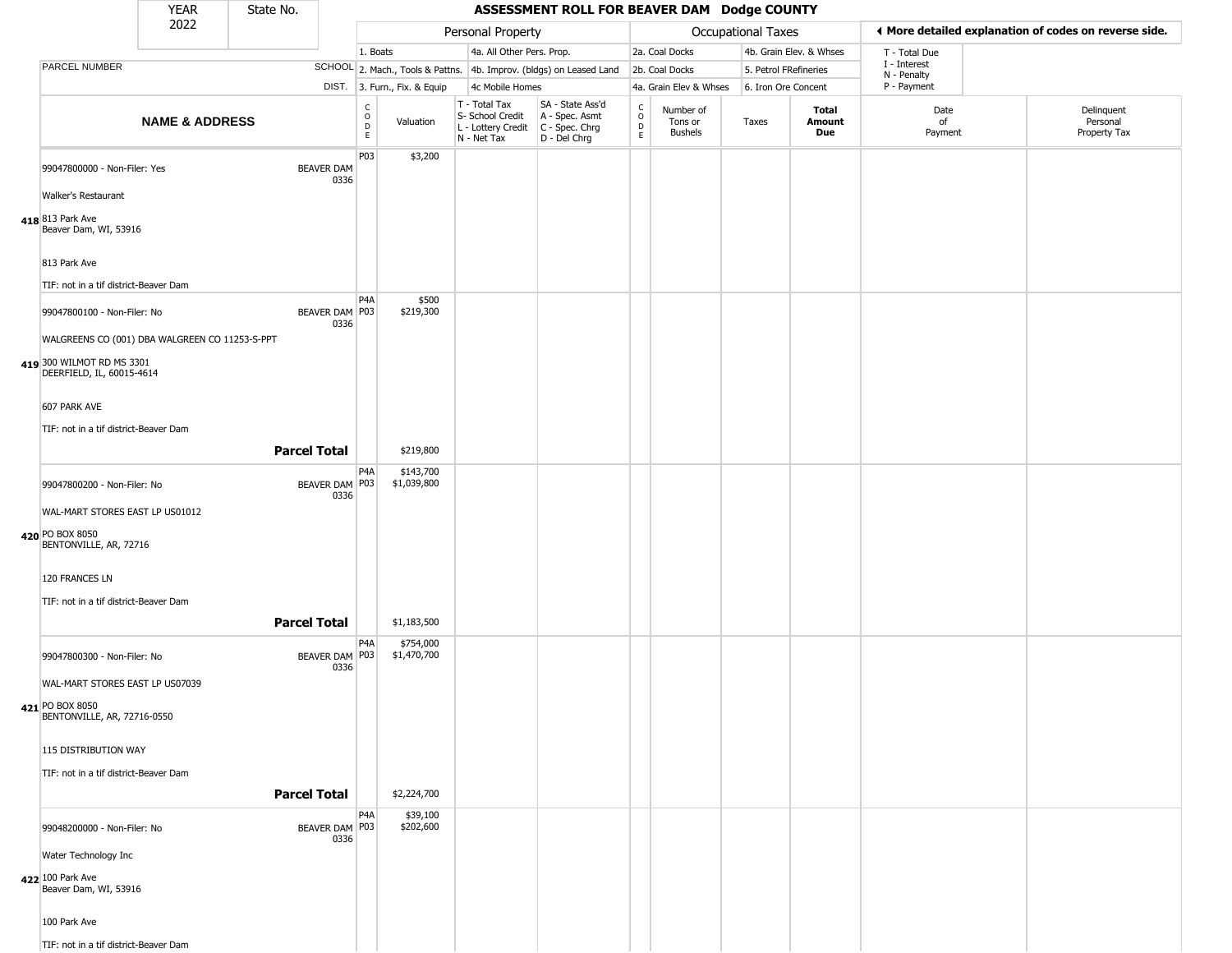| YEAR 2022 | State No. |
|---|---|

# ASSESSMENT ROLL FOR BEAVER DAM Dodge COUNTY

◄ More detailed explanation of codes on reverse side.

| | | Personal Property | | | | Occupational Taxes | | | | | |
|---|---|---|---|---|---|---|---|---|---|---|---|
| PARCEL NUMBER | SCHOOL DIST. | 1. Boats<br>2. Mach., Tools & Pattns.<br>3. Furn., Fix. & Equip | | 4a. All Other Pers. Prop.<br>4b. Improv. (bldgs) on Leased Land<br>4c Mobile Homes | | 2a. Coal Docks<br>2b. Coal Docks<br>4a. Grain Elev & Whses | | 4b. Grain Elev. & Whses<br>5. Petrol FRefineries<br>6. Iron Ore Concent | | T - Total Due<br>I - Interest<br>N - Penalty<br>P - Payment | |
| **NAME & ADDRESS** | | CODE | Valuation | T - Total Tax<br>S- School Credit<br>L - Lottery Credit<br>N - Net Tax | SA - State Ass'd<br>A - Spec. Asmt<br>C - Spec. Chrg<br>D - Del Chrg | CODE | Number of Tons or Bushels | Taxes | **Total Amount Due** | Date of Payment | Delinquent Personal Property Tax |
| **418** 99047800000 - Non-Filer: Yes<br>Walker's Restaurant<br>813 Park Ave<br>Beaver Dam, WI, 53916<br>813 Park Ave<br>TIF: not in a tif district-Beaver Dam | BEAVER DAM 0336 | P03 | $3,200 | | | | | | | | |
| **419** 99047800100 - Non-Filer: No<br>WALGREENS CO (001) DBA WALGREEN CO 11253-S-PPT<br>300 WILMOT RD MS 3301<br>DEERFIELD, IL, 60015-4614<br>607 PARK AVE<br>TIF: not in a tif district-Beaver Dam | BEAVER DAM 0336 | P4A<br>P03 | $500<br>$219,300 | | | | | | | | |
| **Parcel Total** | | | $219,800 | | | | | | | | |
| **420** 99047800200 - Non-Filer: No<br>WAL-MART STORES EAST LP US01012<br>PO BOX 8050<br>BENTONVILLE, AR, 72716<br>120 FRANCES LN<br>TIF: not in a tif district-Beaver Dam | BEAVER DAM 0336 | P4A<br>P03 | $143,700<br>$1,039,800 | | | | | | | | |
| **Parcel Total** | | | $1,183,500 | | | | | | | | |
| **421** 99047800300 - Non-Filer: No<br>WAL-MART STORES EAST LP US07039<br>PO BOX 8050<br>BENTONVILLE, AR, 72716-0550<br>115 DISTRIBUTION WAY<br>TIF: not in a tif district-Beaver Dam | BEAVER DAM 0336 | P4A<br>P03 | $754,000<br>$1,470,700 | | | | | | | | |
| **Parcel Total** | | | $2,224,700 | | | | | | | | |
| **422** 99048200000 - Non-Filer: No<br>Water Technology Inc<br>100 Park Ave<br>Beaver Dam, WI, 53916<br>100 Park Ave<br>TIF: not in a tif district-Beaver Dam | BEAVER DAM 0336 | P4A<br>P03 | $39,100<br>$202,600 | | | | | | | | |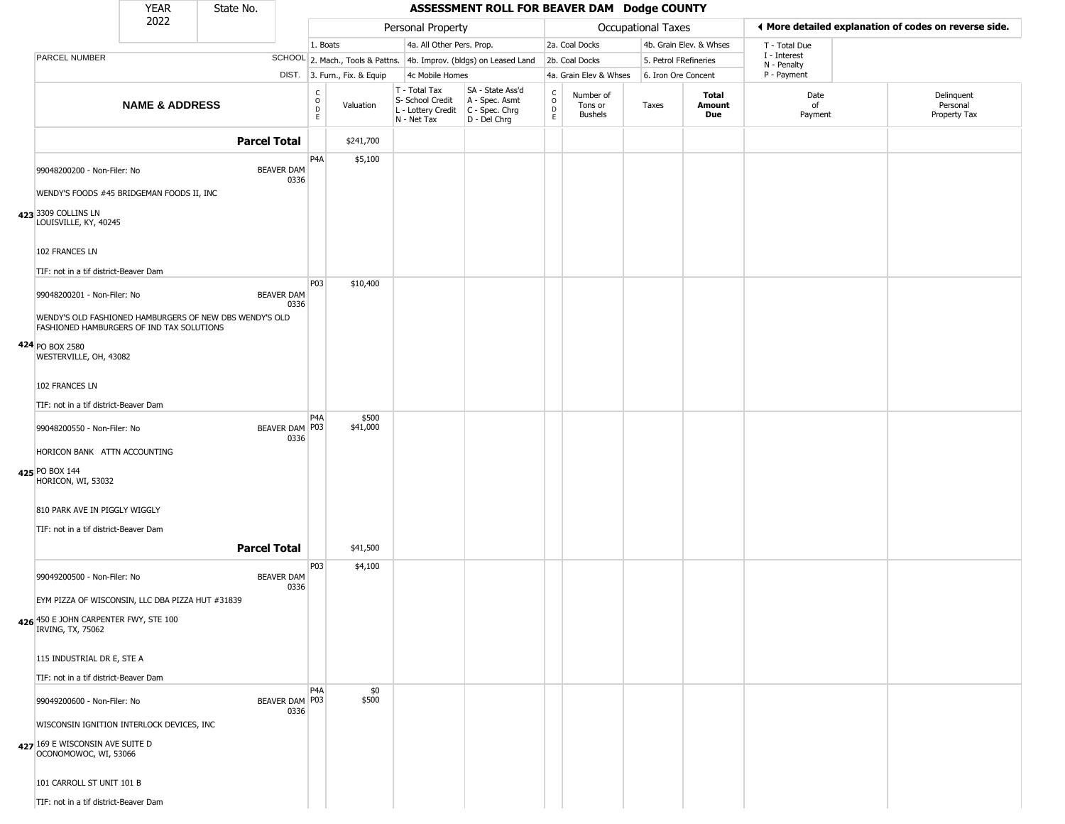| YEAR 2022 | State No. | ASSESSMENT ROLL FOR BEAVER DAM Dodge COUNTY | | | | | | | | | |
|---|---|---|---|---|---|---|---|---|---|---|---|

**Personal Property:** 1. Boats; 2. Mach., Tools & Pattns.; 3. Furn., Fix. & Equip; 4a. All Other Pers. Prop.; 4b. Improv. (bldgs) on Leased Land; 4c Mobile Homes

**Occupational Taxes:** 2a. Coal Docks; 2b. Coal Docks; 4a. Grain Elev & Whses; 4b. Grain Elev. & Whses; 5. Petrol FRefineries; 6. Iron Ore Concent

◄ More detailed explanation of codes on reverse side.

T - Total Due; I - Interest; N - Penalty; P - Payment

| | NAME & ADDRESS | SCHOOL DIST. | CODE | Valuation | T - Total Tax S- School Credit L - Lottery Credit N - Net Tax | SA - State Ass'd A - Spec. Asmt C - Spec. Chrg D - Del Chrg | CODE | Number of Tons or Bushels | Taxes | Total Amount Due | Date of Payment | Delinquent Personal Property Tax |
|---|---|---|---|---|---|---|---|---|---|---|---|---|
| | **Parcel Total** | | | $241,700 | | | | | | | | |
| 423 | 99048200200 - Non-Filer: No<br>WENDY'S FOODS #45 BRIDGEMAN FOODS II, INC<br>3309 COLLINS LN<br>LOUISVILLE, KY, 40245<br>102 FRANCES LN<br>TIF: not in a tif district-Beaver Dam | BEAVER DAM 0336 | P4A | $5,100 | | | | | | | | |
| 424 | 99048200201 - Non-Filer: No<br>WENDY'S OLD FASHIONED HAMBURGERS OF NEW DBS WENDY'S OLD FASHIONED HAMBURGERS OF IND TAX SOLUTIONS<br>PO BOX 2580<br>WESTERVILLE, OH, 43082<br>102 FRANCES LN<br>TIF: not in a tif district-Beaver Dam | BEAVER DAM 0336 | P03 | $10,400 | | | | | | | | |
| 425 | 99048200550 - Non-Filer: No<br>HORICON BANK ATTN ACCOUNTING<br>PO BOX 144<br>HORICON, WI, 53032<br>810 PARK AVE IN PIGGLY WIGGLY<br>TIF: not in a tif district-Beaver Dam | BEAVER DAM 0336 | P4A<br>P03 | $500<br>$41,000 | | | | | | | | |
| | **Parcel Total** | | | $41,500 | | | | | | | | |
| 426 | 99049200500 - Non-Filer: No<br>EYM PIZZA OF WISCONSIN, LLC DBA PIZZA HUT #31839<br>450 E JOHN CARPENTER FWY, STE 100<br>IRVING, TX, 75062<br>115 INDUSTRIAL DR E, STE A<br>TIF: not in a tif district-Beaver Dam | BEAVER DAM 0336 | P03 | $4,100 | | | | | | | | |
| 427 | 99049200600 - Non-Filer: No<br>WISCONSIN IGNITION INTERLOCK DEVICES, INC<br>169 E WISCONSIN AVE SUITE D<br>OCONOMOWOC, WI, 53066<br>101 CARROLL ST UNIT 101 B<br>TIF: not in a tif district-Beaver Dam | BEAVER DAM 0336 | P4A<br>P03 | $0<br>$500 | | | | | | | | |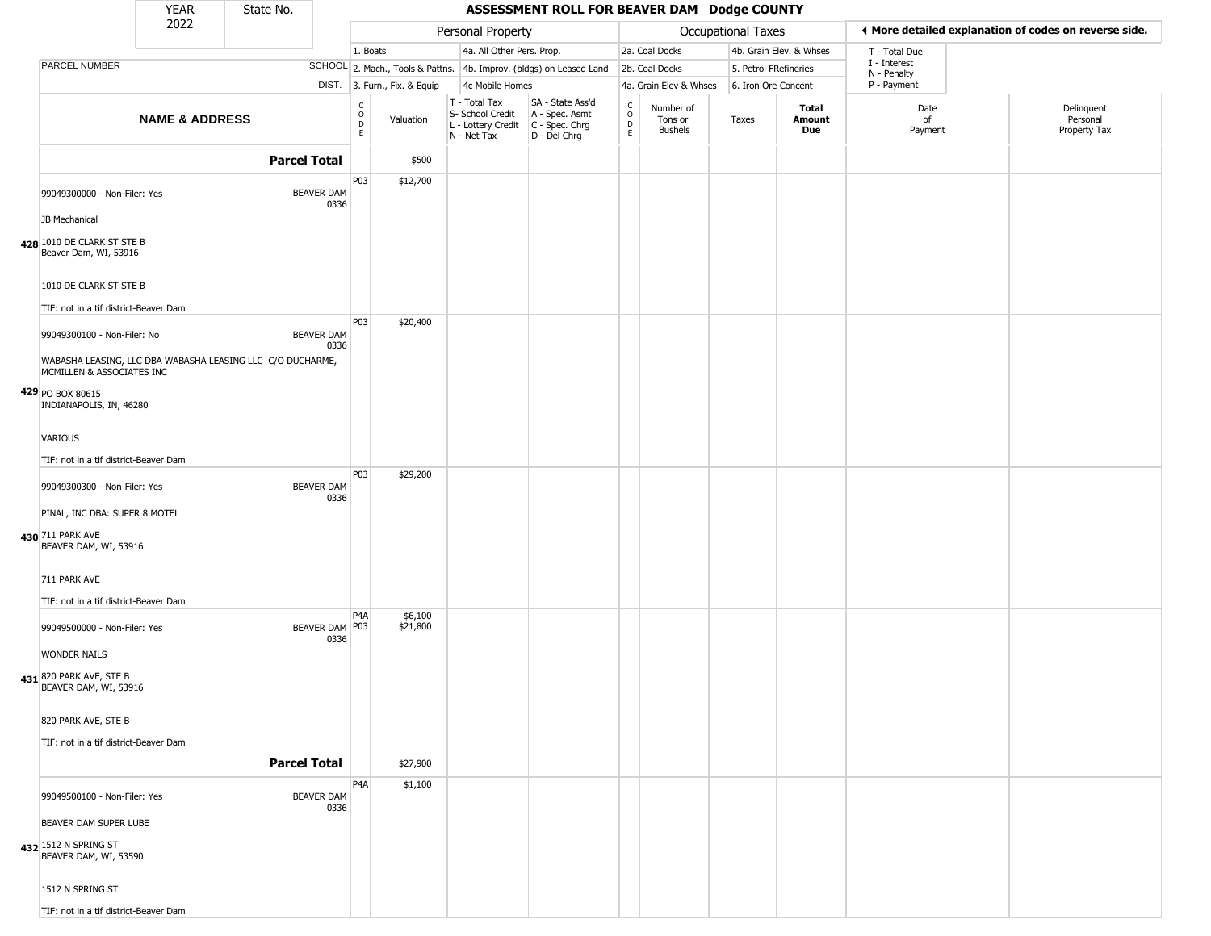# ASSESSMENT ROLL FOR BEAVER DAM Dodge COUNTY

YEAR 2022 | State No.

| NAME & ADDRESS | SCHOOL DIST. | CODE | Valuation | T - Total Tax / S- School Credit / L - Lottery Credit / N - Net Tax | SA - State Ass'd / A - Spec. Asmt / C - Spec. Chrg / D - Del Chrg | CODE | Number of Tons or Bushels | Taxes | Total Amount Due | Date of Payment | Delinquent Personal Property Tax |
|---|---|---|---|---|---|---|---|---|---|---|---|
| **Parcel Total** | | | $500 | | | | | | | | |
| 428 99049300000 - Non-Filer: Yes<br>JB Mechanical<br>1010 DE CLARK ST STE B<br>Beaver Dam, WI, 53916<br>1010 DE CLARK ST STE B<br>TIF: not in a tif district-Beaver Dam | BEAVER DAM 0336 | P03 | $12,700 | | | | | | | | |
| 429 99049300100 - Non-Filer: No<br>WABASHA LEASING, LLC DBA WABASHA LEASING LLC C/O DUCHARME, MCMILLEN & ASSOCIATES INC<br>PO BOX 80615<br>INDIANAPOLIS, IN, 46280<br>VARIOUS<br>TIF: not in a tif district-Beaver Dam | BEAVER DAM 0336 | P03 | $20,400 | | | | | | | | |
| 430 99049300300 - Non-Filer: Yes<br>PINAL, INC DBA: SUPER 8 MOTEL<br>711 PARK AVE<br>BEAVER DAM, WI, 53916<br>711 PARK AVE<br>TIF: not in a tif district-Beaver Dam | BEAVER DAM 0336 | P03 | $29,200 | | | | | | | | |
| 431 99049500000 - Non-Filer: Yes<br>WONDER NAILS<br>820 PARK AVE, STE B<br>BEAVER DAM, WI, 53916<br>820 PARK AVE, STE B<br>TIF: not in a tif district-Beaver Dam | BEAVER DAM 0336 | P4A<br>P03 | $6,100<br>$21,800 | | | | | | | | |
| **Parcel Total** | | | $27,900 | | | | | | | | |
| 432 99049500100 - Non-Filer: Yes<br>BEAVER DAM SUPER LUBE<br>1512 N SPRING ST<br>BEAVER DAM, WI, 53590<br>1512 N SPRING ST<br>TIF: not in a tif district-Beaver Dam | BEAVER DAM 0336 | P4A | $1,100 | | | | | | | | |

Personal Property codes: 1. Boats; 2. Mach., Tools & Pattns.; 3. Furn., Fix. & Equip; 4a. All Other Pers. Prop.; 4b. Improv. (bldgs) on Leased Land; 4c Mobile Homes

Occupational Taxes codes: 2a. Coal Docks; 2b. Coal Docks; 4a. Grain Elev & Whses; 4b. Grain Elev. & Whses; 5. Petrol FRefineries; 6. Iron Ore Concent

◄ More detailed explanation of codes on reverse side. T - Total Due; I - Interest; N - Penalty; P - Payment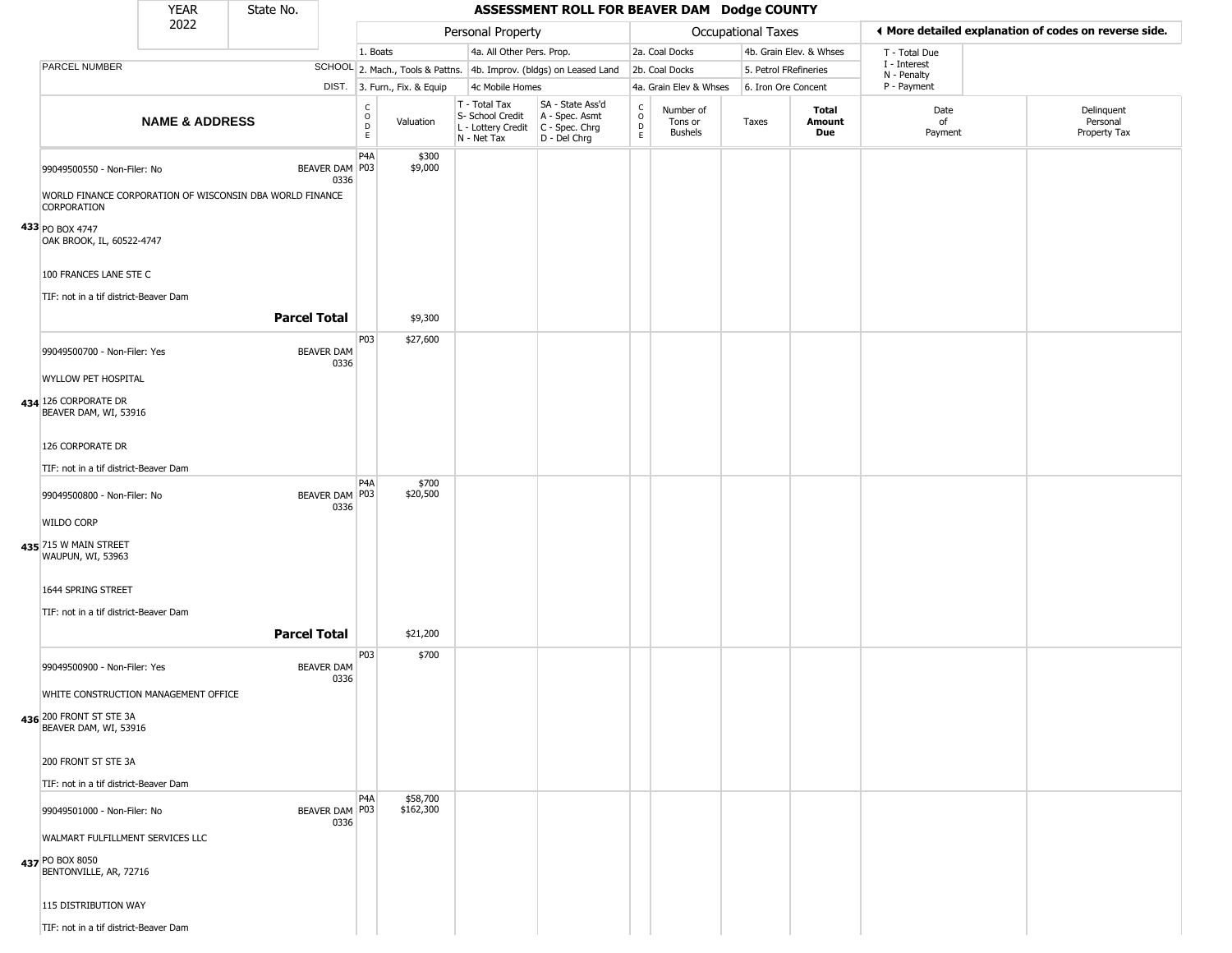# ASSESSMENT ROLL FOR BEAVER DAM Dodge COUNTY

YEAR 2022 | State No.

| | | Personal Property | | | | Occupational Taxes | | | | ◄ More detailed explanation of codes on reverse side. | |
|---|---|---|---|---|---|---|---|---|---|---|---|
| | | 1. Boats | | 4a. All Other Pers. Prop. | | 2a. Coal Docks | | 4b. Grain Elev. & Whses | | T - Total Due<br>I - Interest<br>N - Penalty<br>P - Payment | |
| PARCEL NUMBER | SCHOOL | 2. Mach., Tools & Pattns. | | 4b. Improv. (bldgs) on Leased Land | | 2b. Coal Docks | | 5. Petrol FRefineries | | | |
| | DIST. | 3. Furn., Fix. & Equip | | 4c Mobile Homes | | 4a. Grain Elev & Whses | | 6. Iron Ore Concent | | | |
| **NAME & ADDRESS** | | CODE | Valuation | T - Total Tax<br>S- School Credit<br>L - Lottery Credit<br>N - Net Tax | SA - State Ass'd<br>A - Spec. Asmt<br>C - Spec. Chrg<br>D - Del Chrg | CODE | Number of Tons or Bushels | Taxes | **Total Amount Due** | Date of Payment | Delinquent Personal Property Tax |
| 433 99049500550 - Non-Filer: No<br>WORLD FINANCE CORPORATION OF WISCONSIN DBA WORLD FINANCE CORPORATION<br>PO BOX 4747<br>OAK BROOK, IL, 60522-4747<br>100 FRANCES LANE STE C<br>TIF: not in a tif district-Beaver Dam | BEAVER DAM 0336 | P4A<br>P03 | $300<br>$9,000 | | | | | | | | |
| **Parcel Total** | | | $9,300 | | | | | | | | |
| 434 99049500700 - Non-Filer: Yes<br>WYLLOW PET HOSPITAL<br>126 CORPORATE DR<br>BEAVER DAM, WI, 53916<br>126 CORPORATE DR<br>TIF: not in a tif district-Beaver Dam | BEAVER DAM 0336 | P03 | $27,600 | | | | | | | | |
| 435 99049500800 - Non-Filer: No<br>WILDO CORP<br>715 W MAIN STREET<br>WAUPUN, WI, 53963<br>1644 SPRING STREET<br>TIF: not in a tif district-Beaver Dam | BEAVER DAM 0336 | P4A<br>P03 | $700<br>$20,500 | | | | | | | | |
| **Parcel Total** | | | $21,200 | | | | | | | | |
| 436 99049500900 - Non-Filer: Yes<br>WHITE CONSTRUCTION MANAGEMENT OFFICE<br>200 FRONT ST STE 3A<br>BEAVER DAM, WI, 53916<br>200 FRONT ST STE 3A<br>TIF: not in a tif district-Beaver Dam | BEAVER DAM 0336 | P03 | $700 | | | | | | | | |
| 437 99049501000 - Non-Filer: No<br>WALMART FULFILLMENT SERVICES LLC<br>PO BOX 8050<br>BENTONVILLE, AR, 72716<br>115 DISTRIBUTION WAY<br>TIF: not in a tif district-Beaver Dam | BEAVER DAM 0336 | P4A<br>P03 | $58,700<br>$162,300 | | | | | | | | |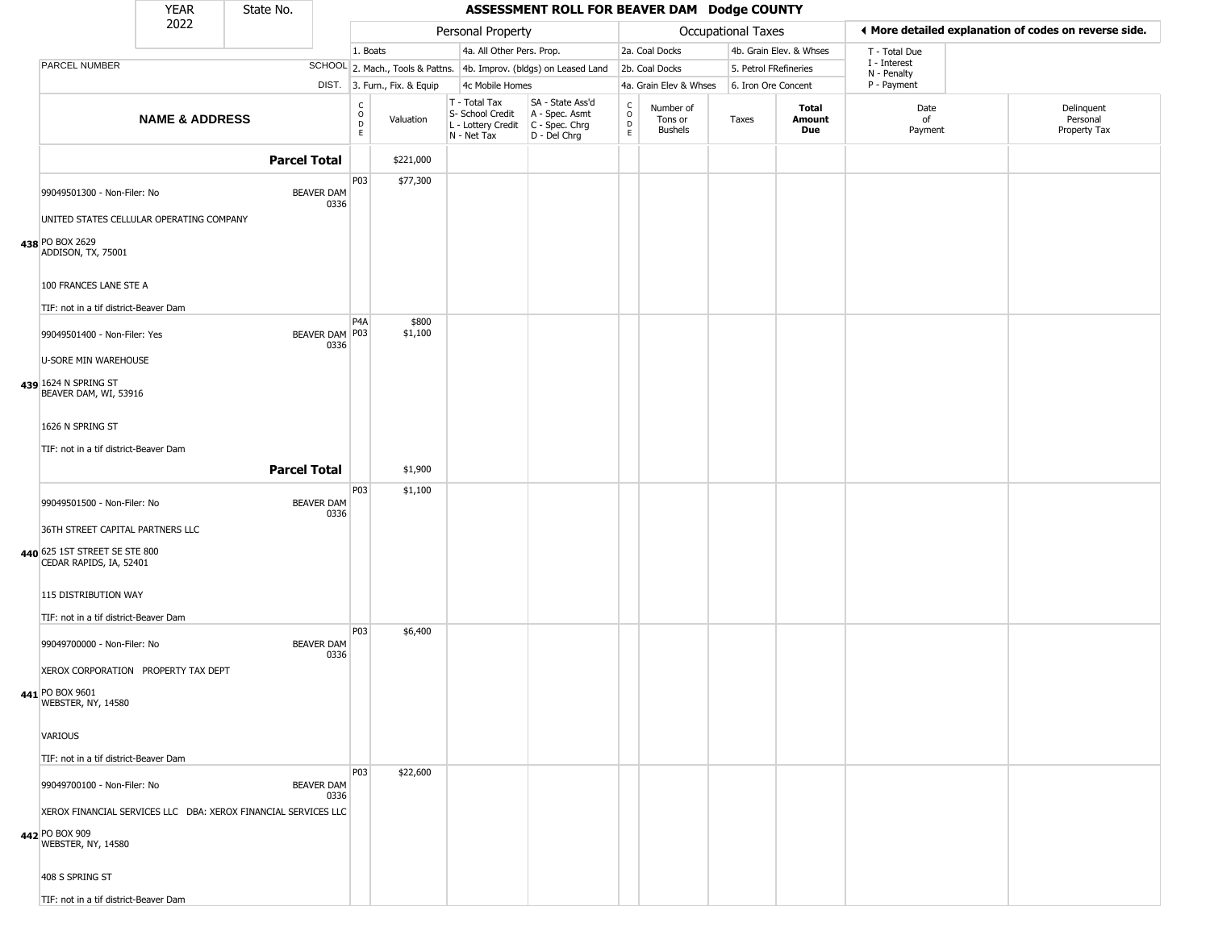| YEAR 2022 | State No. | ASSESSMENT ROLL FOR BEAVER DAM Dodge COUNTY | | | | | | | | | |
|---|---|---|---|---|---|---|---|---|---|---|---|

| | | Personal Property | | | | Occupational Taxes | | | | ◄ More detailed explanation of codes on reverse side. | |
|---|---|---|---|---|---|---|---|---|---|---|---|
| PARCEL NUMBER | SCHOOL DIST. | 1. Boats<br>2. Mach., Tools & Pattns.<br>3. Furn., Fix. & Equip | | 4a. All Other Pers. Prop.<br>4b. Improv. (bldgs) on Leased Land<br>4c Mobile Homes | | 2a. Coal Docks<br>2b. Coal Docks<br>4a. Grain Elev & Whses | | 4b. Grain Elev. & Whses<br>5. Petrol FRefineries<br>6. Iron Ore Concent | | T - Total Due<br>I - Interest<br>N - Penalty<br>P - Payment | |
| **NAME & ADDRESS** | | CODE | Valuation | T - Total Tax<br>S- School Credit<br>L - Lottery Credit<br>N - Net Tax | SA - State Ass'd<br>A - Spec. Asmt<br>C - Spec. Chrg<br>D - Del Chrg | CODE | Number of Tons or Bushels | Taxes | **Total Amount Due** | Date of Payment | Delinquent Personal Property Tax |
| **Parcel Total** | | | $221,000 | | | | | | | | |
| 438 99049501300 - Non-Filer: No<br>UNITED STATES CELLULAR OPERATING COMPANY<br>PO BOX 2629<br>ADDISON, TX, 75001<br>100 FRANCES LANE STE A<br>TIF: not in a tif district-Beaver Dam | BEAVER DAM 0336 | P03 | $77,300 | | | | | | | | |
| 439 99049501400 - Non-Filer: Yes<br>U-SORE MIN WAREHOUSE<br>1624 N SPRING ST<br>BEAVER DAM, WI, 53916<br>1626 N SPRING ST<br>TIF: not in a tif district-Beaver Dam | BEAVER DAM 0336 | P4A<br>P03 | $800<br>$1,100 | | | | | | | | |
| **Parcel Total** | | | $1,900 | | | | | | | | |
| 440 99049501500 - Non-Filer: No<br>36TH STREET CAPITAL PARTNERS LLC<br>625 1ST STREET SE STE 800<br>CEDAR RAPIDS, IA, 52401<br>115 DISTRIBUTION WAY<br>TIF: not in a tif district-Beaver Dam | BEAVER DAM 0336 | P03 | $1,100 | | | | | | | | |
| 441 99049700000 - Non-Filer: No<br>XEROX CORPORATION PROPERTY TAX DEPT<br>PO BOX 9601<br>WEBSTER, NY, 14580<br>VARIOUS<br>TIF: not in a tif district-Beaver Dam | BEAVER DAM 0336 | P03 | $6,400 | | | | | | | | |
| 442 99049700100 - Non-Filer: No<br>XEROX FINANCIAL SERVICES LLC DBA: XEROX FINANCIAL SERVICES LLC<br>PO BOX 909<br>WEBSTER, NY, 14580<br>408 S SPRING ST<br>TIF: not in a tif district-Beaver Dam | BEAVER DAM 0336 | P03 | $22,600 | | | | | | | | |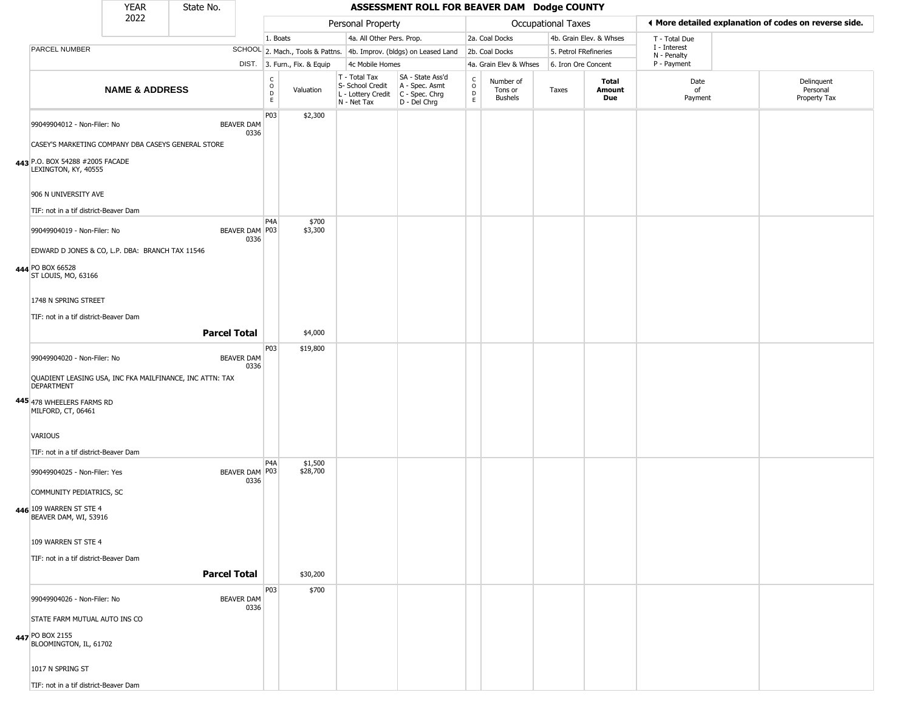# ASSESSMENT ROLL FOR BEAVER DAM Dodge COUNTY

YEAR 2022 | State No.

| | Personal Property | | | | Occupational Taxes | | | |
|---|---|---|---|---|---|---|---|---|
| | 1. Boats | 4a. All Other Pers. Prop. | | | 2a. Coal Docks | 4b. Grain Elev. & Whses | | T - Total Due, I - Interest, N - Penalty, P - Payment |
| PARCEL NUMBER / SCHOOL DIST. | 2. Mach., Tools & Pattns. | 4b. Improv. (bldgs) on Leased Land | | | 2b. Coal Docks | 5. Petrol FRefineries | | |
| | 3. Furn., Fix. & Equip | 4c Mobile Homes | | | 4a. Grain Elev & Whses | 6. Iron Ore Concent | | |

◄ More detailed explanation of codes on reverse side.

| | NAME & ADDRESS | CODE | Valuation | T - Total Tax, S- School Credit, L - Lottery Credit, N - Net Tax | SA - State Ass'd, A - Spec. Asmt, C - Spec. Chrg, D - Del Chrg | CODE | Number of Tons or Bushels | Taxes | Total Amount Due | Date of Payment | Delinquent Personal Property Tax |
|---|---|---|---|---|---|---|---|---|---|---|---|
| 443 | 99049904012 - Non-Filer: No — BEAVER DAM 0336<br>CASEY'S MARKETING COMPANY DBA CASEYS GENERAL STORE<br>P.O. BOX 54288 #2005 FACADE<br>LEXINGTON, KY, 40555<br>906 N UNIVERSITY AVE<br>TIF: not in a tif district-Beaver Dam | P03 | $2,300 | | | | | | | | |
| 444 | 99049904019 - Non-Filer: No — BEAVER DAM 0336<br>EDWARD D JONES & CO, L.P. DBA: BRANCH TAX 11546<br>PO BOX 66528<br>ST LOUIS, MO, 63166<br>1748 N SPRING STREET<br>TIF: not in a tif district-Beaver Dam | P4A<br>P03 | $700<br>$3,300 | | | | | | | | |
| | **Parcel Total** | | $4,000 | | | | | | | | |
| 445 | 99049904020 - Non-Filer: No — BEAVER DAM 0336<br>QUADIENT LEASING USA, INC FKA MAILFINANCE, INC ATTN: TAX DEPARTMENT<br>478 WHEELERS FARMS RD<br>MILFORD, CT, 06461<br>VARIOUS<br>TIF: not in a tif district-Beaver Dam | P03 | $19,800 | | | | | | | | |
| 446 | 99049904025 - Non-Filer: Yes — BEAVER DAM 0336<br>COMMUNITY PEDIATRICS, SC<br>109 WARREN ST STE 4<br>BEAVER DAM, WI, 53916<br>109 WARREN ST STE 4<br>TIF: not in a tif district-Beaver Dam | P4A<br>P03 | $1,500<br>$28,700 | | | | | | | | |
| | **Parcel Total** | | $30,200 | | | | | | | | |
| 447 | 99049904026 - Non-Filer: No — BEAVER DAM 0336<br>STATE FARM MUTUAL AUTO INS CO<br>PO BOX 2155<br>BLOOMINGTON, IL, 61702<br>1017 N SPRING ST<br>TIF: not in a tif district-Beaver Dam | P03 | $700 | | | | | | | | |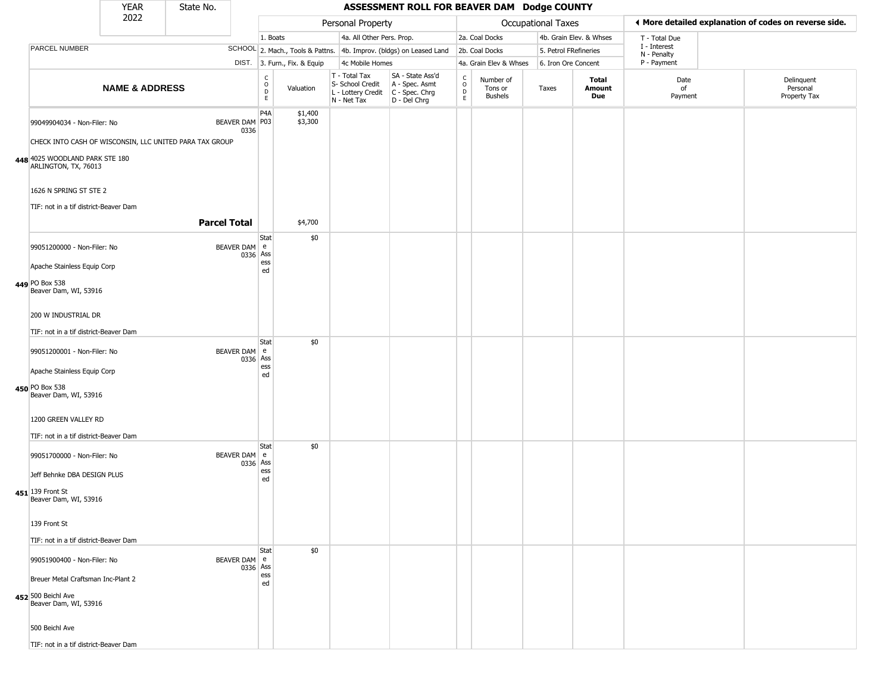| YEAR 2022 | State No. | | ASSESSMENT ROLL FOR BEAVER DAM Dodge COUNTY | | | | | | | | | |
|---|---|---|---|---|---|---|---|---|---|---|---|---|
| | | | Personal Property | | | | Occupational Taxes | | | | ◄ More detailed explanation of codes on reverse side. | |
| | | | 1. Boats | | 4a. All Other Pers. Prop. | | 2a. Coal Docks | | 4b. Grain Elev. & Whses | | T - Total Due | |
| PARCEL NUMBER | SCHOOL | | 2. Mach., Tools & Pattns. | | 4b. Improv. (bldgs) on Leased Land | | 2b. Coal Docks | | 5. Petrol FRefineries | | I - Interest | |
| | DIST. | | 3. Furn., Fix. & Equip | | 4c Mobile Homes | | 4a. Grain Elev & Whses | | 6. Iron Ore Concent | | N - Penalty / P - Payment | |

| | NAME & ADDRESS | SCHOOL DIST. | CODE | Valuation | T - Total Tax / S- School Credit / L - Lottery Credit / N - Net Tax | SA - State Ass'd / A - Spec. Asmt / C - Spec. Chrg / D - Del Chrg | CODE | Number of Tons or Bushels | Taxes | Total Amount Due | Date of Payment | Delinquent Personal Property Tax |
|---|---|---|---|---|---|---|---|---|---|---|---|---|
| 448 | 99049904034 - Non-Filer: No<br>CHECK INTO CASH OF WISCONSIN, LLC UNITED PARA TAX GROUP<br>4025 WOODLAND PARK STE 180<br>ARLINGTON, TX, 76013<br><br>1626 N SPRING ST STE 2<br><br>TIF: not in a tif district-Beaver Dam | BEAVER DAM 0336 | P4A<br>P03 | $1,400<br>$3,300 | | | | | | | | |
| | **Parcel Total** | | | $4,700 | | | | | | | | |
| 449 | 99051200000 - Non-Filer: No<br>Apache Stainless Equip Corp<br>PO Box 538<br>Beaver Dam, WI, 53916<br><br>200 W INDUSTRIAL DR<br><br>TIF: not in a tif district-Beaver Dam | BEAVER DAM 0336 | State Assessed | $0 | | | | | | | | |
| 450 | 99051200001 - Non-Filer: No<br>Apache Stainless Equip Corp<br>PO Box 538<br>Beaver Dam, WI, 53916<br><br>1200 GREEN VALLEY RD<br><br>TIF: not in a tif district-Beaver Dam | BEAVER DAM 0336 | State Assessed | $0 | | | | | | | | |
| 451 | 99051700000 - Non-Filer: No<br>Jeff Behnke DBA DESIGN PLUS<br>139 Front St<br>Beaver Dam, WI, 53916<br><br>139 Front St<br><br>TIF: not in a tif district-Beaver Dam | BEAVER DAM 0336 | State Assessed | $0 | | | | | | | | |
| 452 | 99051900400 - Non-Filer: No<br>Breuer Metal Craftsman Inc-Plant 2<br>500 Beichl Ave<br>Beaver Dam, WI, 53916<br><br>500 Beichl Ave<br><br>TIF: not in a tif district-Beaver Dam | BEAVER DAM 0336 | State Assessed | $0 | | | | | | | | |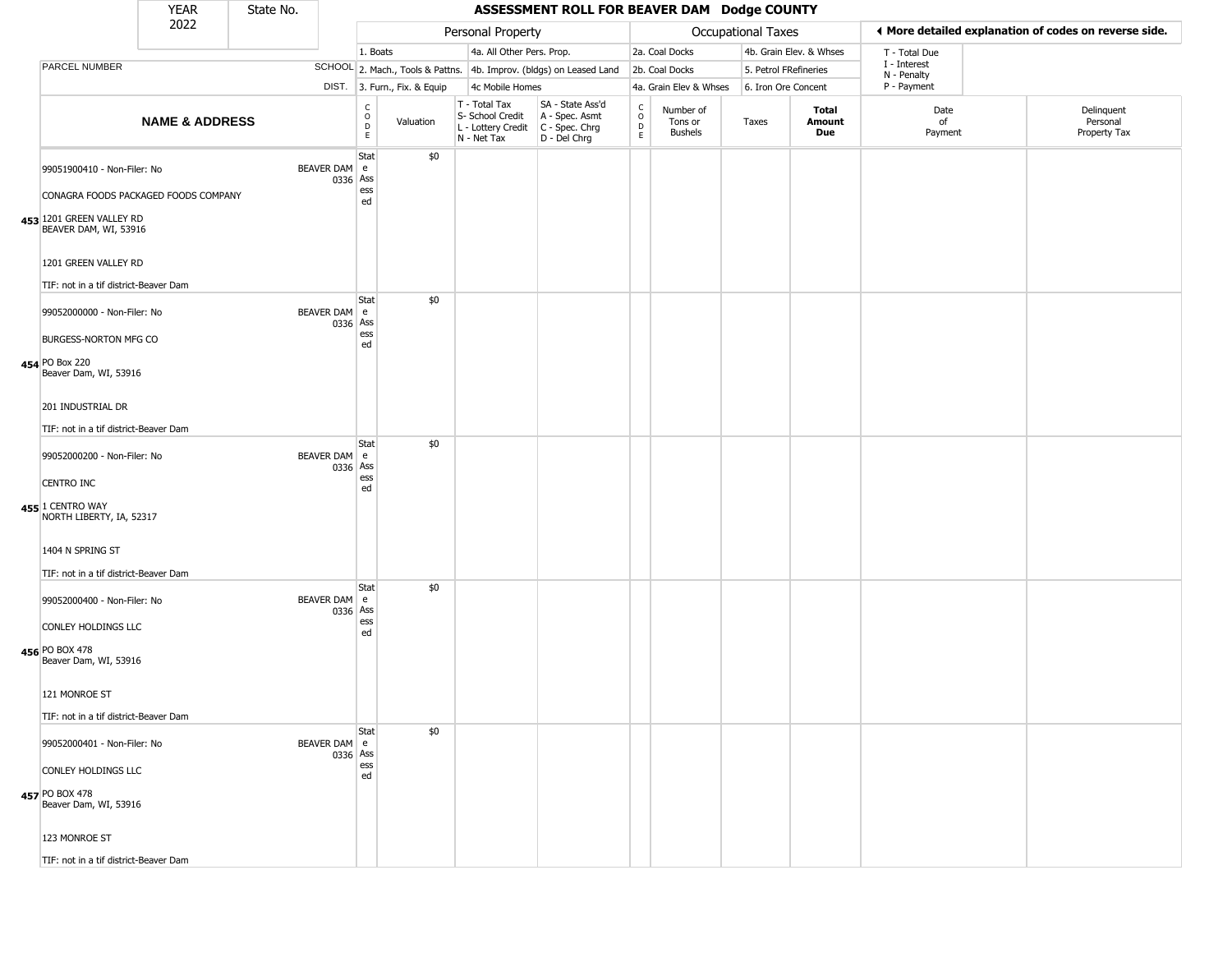| YEAR 2022 | State No. | ASSESSMENT ROLL FOR BEAVER DAM Dodge COUNTY |
|---|---|---|

| | | Personal Property | | | | Occupational Taxes | | | | ◄ More detailed explanation of codes on reverse side. | |
|---|---|---|---|---|---|---|---|---|---|---|---|
| PARCEL NUMBER | SCHOOL DIST. | 1. Boats<br>2. Mach., Tools & Pattns.<br>3. Furn., Fix. & Equip | | 4a. All Other Pers. Prop.<br>4b. Improv. (bldgs) on Leased Land<br>4c Mobile Homes | | 2a. Coal Docks<br>2b. Coal Docks<br>4a. Grain Elev & Whses | | 4b. Grain Elev. & Whses<br>5. Petrol FRefineries<br>6. Iron Ore Concent | | T - Total Due<br>I - Interest<br>N - Penalty<br>P - Payment | |
| **NAME & ADDRESS** | | CODE | Valuation | T - Total Tax<br>S- School Credit<br>L - Lottery Credit<br>N - Net Tax | SA - State Ass'd<br>A - Spec. Asmt<br>C - Spec. Chrg<br>D - Del Chrg | CODE | Number of Tons or Bushels | Taxes | **Total Amount Due** | Date of Payment | Delinquent Personal Property Tax |
| 453 99051900410 - Non-Filer: No<br>CONAGRA FOODS PACKAGED FOODS COMPANY<br>1201 GREEN VALLEY RD<br>BEAVER DAM, WI, 53916<br>1201 GREEN VALLEY RD<br>TIF: not in a tif district-Beaver Dam | BEAVER DAM 0336 | State Assessed | $0 | | | | | | | | |
| 454 99052000000 - Non-Filer: No<br>BURGESS-NORTON MFG CO<br>PO Box 220<br>Beaver Dam, WI, 53916<br>201 INDUSTRIAL DR<br>TIF: not in a tif district-Beaver Dam | BEAVER DAM 0336 | State Assessed | $0 | | | | | | | | |
| 455 99052000200 - Non-Filer: No<br>CENTRO INC<br>1 CENTRO WAY<br>NORTH LIBERTY, IA, 52317<br>1404 N SPRING ST<br>TIF: not in a tif district-Beaver Dam | BEAVER DAM 0336 | State Assessed | $0 | | | | | | | | |
| 456 99052000400 - Non-Filer: No<br>CONLEY HOLDINGS LLC<br>PO BOX 478<br>Beaver Dam, WI, 53916<br>121 MONROE ST<br>TIF: not in a tif district-Beaver Dam | BEAVER DAM 0336 | State Assessed | $0 | | | | | | | | |
| 457 99052000401 - Non-Filer: No<br>CONLEY HOLDINGS LLC<br>PO BOX 478<br>Beaver Dam, WI, 53916<br>123 MONROE ST<br>TIF: not in a tif district-Beaver Dam | BEAVER DAM 0336 | State Assessed | $0 | | | | | | | | |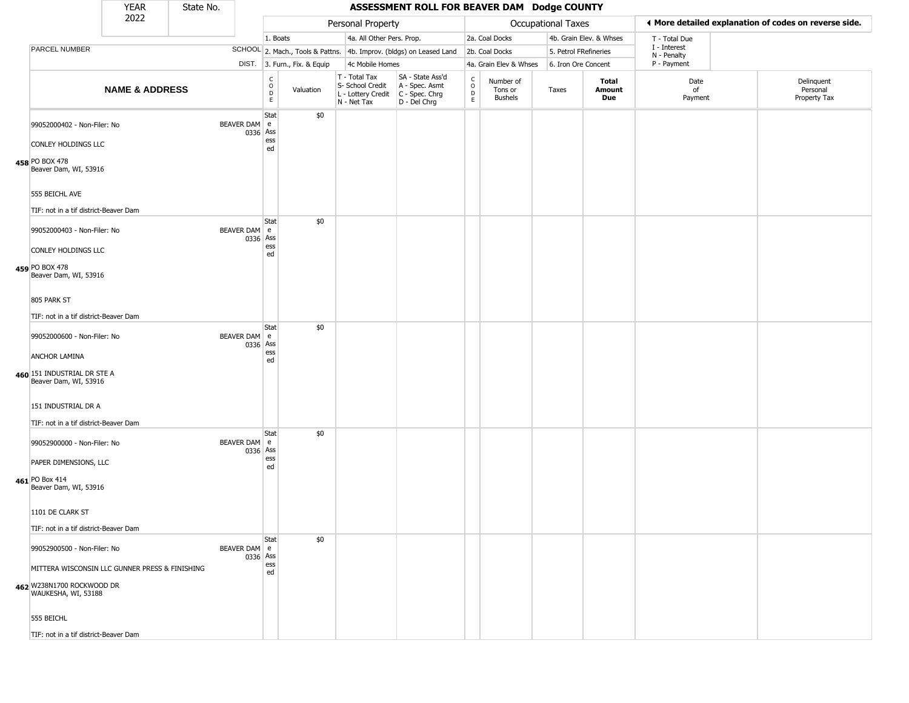# ASSESSMENT ROLL FOR BEAVER DAM Dodge COUNTY

YEAR 2022 | State No.

| | | Personal Property | | | | Occupational Taxes | | | | ◄ More detailed explanation of codes on reverse side. | |
|---|---|---|---|---|---|---|---|---|---|---|---|
| | | 1. Boats | | 4a. All Other Pers. Prop. | | 2a. Coal Docks | | 4b. Grain Elev. & Whses | | T - Total Due | |
| PARCEL NUMBER | SCHOOL | 2. Mach., Tools & Pattns. | | 4b. Improv. (bldgs) on Leased Land | | 2b. Coal Docks | | 5. Petrol FRefineries | | I - Interest N - Penalty | |
| | DIST. | 3. Furn., Fix. & Equip | | 4c Mobile Homes | | 4a. Grain Elev & Whses | | 6. Iron Ore Concent | | P - Payment | |
| **NAME & ADDRESS** | | CODE | Valuation | T - Total Tax S- School Credit L - Lottery Credit N - Net Tax | SA - State Ass'd A - Spec. Asmt C - Spec. Chrg D - Del Chrg | CODE | Number of Tons or Bushels | Taxes | **Total Amount Due** | Date of Payment | Delinquent Personal Property Tax |
| 458 99052000402 - Non-Filer: No<br>CONLEY HOLDINGS LLC<br>PO BOX 478<br>Beaver Dam, WI, 53916<br>555 BEICHL AVE<br>TIF: not in a tif district-Beaver Dam | BEAVER DAM 0336 | State Assessed | $0 | | | | | | | | |
| 459 99052000403 - Non-Filer: No<br>CONLEY HOLDINGS LLC<br>PO BOX 478<br>Beaver Dam, WI, 53916<br>805 PARK ST<br>TIF: not in a tif district-Beaver Dam | BEAVER DAM 0336 | State Assessed | $0 | | | | | | | | |
| 460 99052000600 - Non-Filer: No<br>ANCHOR LAMINA<br>151 INDUSTRIAL DR STE A<br>Beaver Dam, WI, 53916<br>151 INDUSTRIAL DR A<br>TIF: not in a tif district-Beaver Dam | BEAVER DAM 0336 | State Assessed | $0 | | | | | | | | |
| 461 99052900000 - Non-Filer: No<br>PAPER DIMENSIONS, LLC<br>PO Box 414<br>Beaver Dam, WI, 53916<br>1101 DE CLARK ST<br>TIF: not in a tif district-Beaver Dam | BEAVER DAM 0336 | State Assessed | $0 | | | | | | | | |
| 462 99052900500 - Non-Filer: No<br>MITTERA WISCONSIN LLC GUNNER PRESS & FINISHING<br>W238N1700 ROCKWOOD DR<br>WAUKESHA, WI, 53188<br>555 BEICHL<br>TIF: not in a tif district-Beaver Dam | BEAVER DAM 0336 | State Assessed | $0 | | | | | | | | |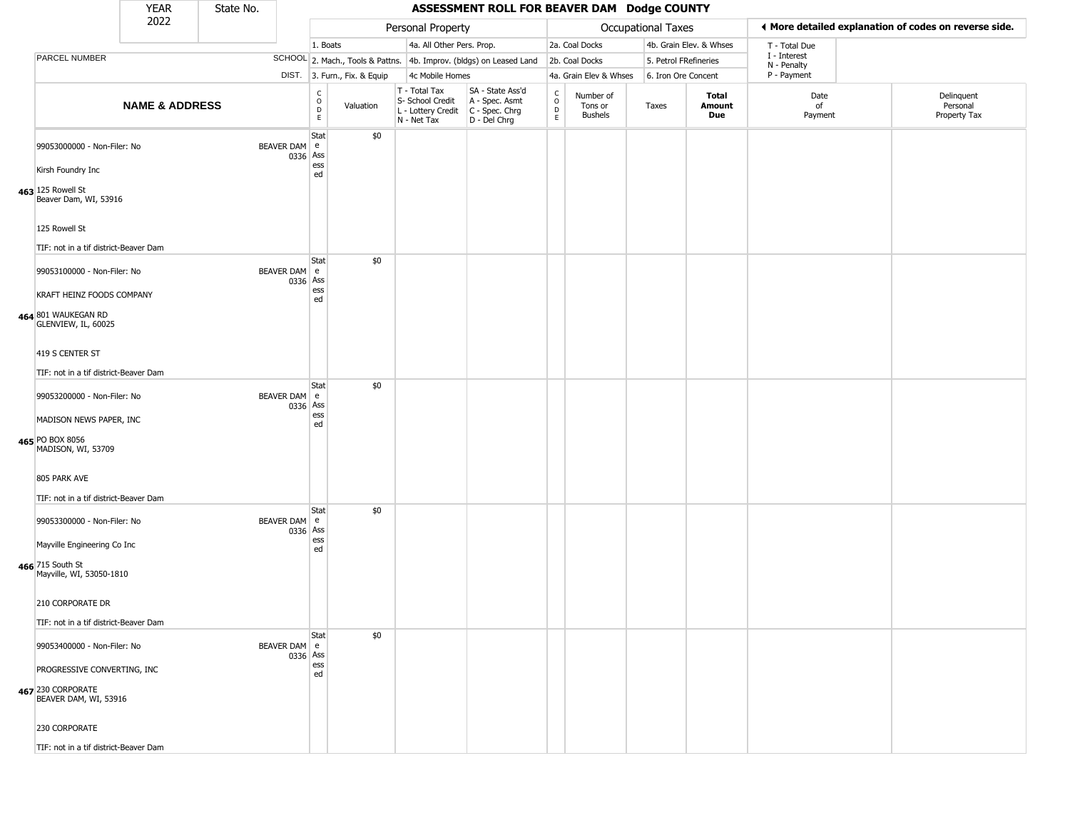| YEAR 2022 | State No. | ASSESSMENT ROLL FOR BEAVER DAM Dodge COUNTY | | | | | | | | | | |
|---|---|---|---|---|---|---|---|---|---|---|---|---|

| PARCEL NUMBER / NAME & ADDRESS | SCHOOL DIST. | CODE | Valuation | T - Total Tax / S- School Credit / L - Lottery Credit / N - Net Tax | SA - State Ass'd / A - Spec. Asmt / C - Spec. Chrg / D - Del Chrg | CODE | Number of Tons or Bushels | Taxes | Total Amount Due | Date of Payment | Delinquent Personal Property Tax |
|---|---|---|---|---|---|---|---|---|---|---|---|
| 463 99053000000 - Non-Filer: No<br>Kirsh Foundry Inc<br>125 Rowell St<br>Beaver Dam, WI, 53916<br>125 Rowell St<br>TIF: not in a tif district-Beaver Dam | BEAVER DAM 0336 | State Assessed | $0 | | | | | | | | |
| 464 99053100000 - Non-Filer: No<br>KRAFT HEINZ FOODS COMPANY<br>801 WAUKEGAN RD<br>GLENVIEW, IL, 60025<br>419 S CENTER ST<br>TIF: not in a tif district-Beaver Dam | BEAVER DAM 0336 | State Assessed | $0 | | | | | | | | |
| 465 99053200000 - Non-Filer: No<br>MADISON NEWS PAPER, INC<br>PO BOX 8056<br>MADISON, WI, 53709<br>805 PARK AVE<br>TIF: not in a tif district-Beaver Dam | BEAVER DAM 0336 | State Assessed | $0 | | | | | | | | |
| 466 99053300000 - Non-Filer: No<br>Mayville Engineering Co Inc<br>715 South St<br>Mayville, WI, 53050-1810<br>210 CORPORATE DR<br>TIF: not in a tif district-Beaver Dam | BEAVER DAM 0336 | State Assessed | $0 | | | | | | | | |
| 467 99053400000 - Non-Filer: No<br>PROGRESSIVE CONVERTING, INC<br>230 CORPORATE<br>BEAVER DAM, WI, 53916<br>230 CORPORATE<br>TIF: not in a tif district-Beaver Dam | BEAVER DAM 0336 | State Assessed | $0 | | | | | | | | |

Personal Property: 1. Boats; 2. Mach., Tools & Pattns.; 3. Furn., Fix. & Equip; 4a. All Other Pers. Prop.; 4b. Improv. (bldgs) on Leased Land; 4c Mobile Homes

Occupational Taxes: 2a. Coal Docks; 2b. Coal Docks; 4a. Grain Elev & Whses; 4b. Grain Elev. & Whses; 5. Petrol FRefineries; 6. Iron Ore Concent

◄ More detailed explanation of codes on reverse side.

T - Total Due; I - Interest; N - Penalty; P - Payment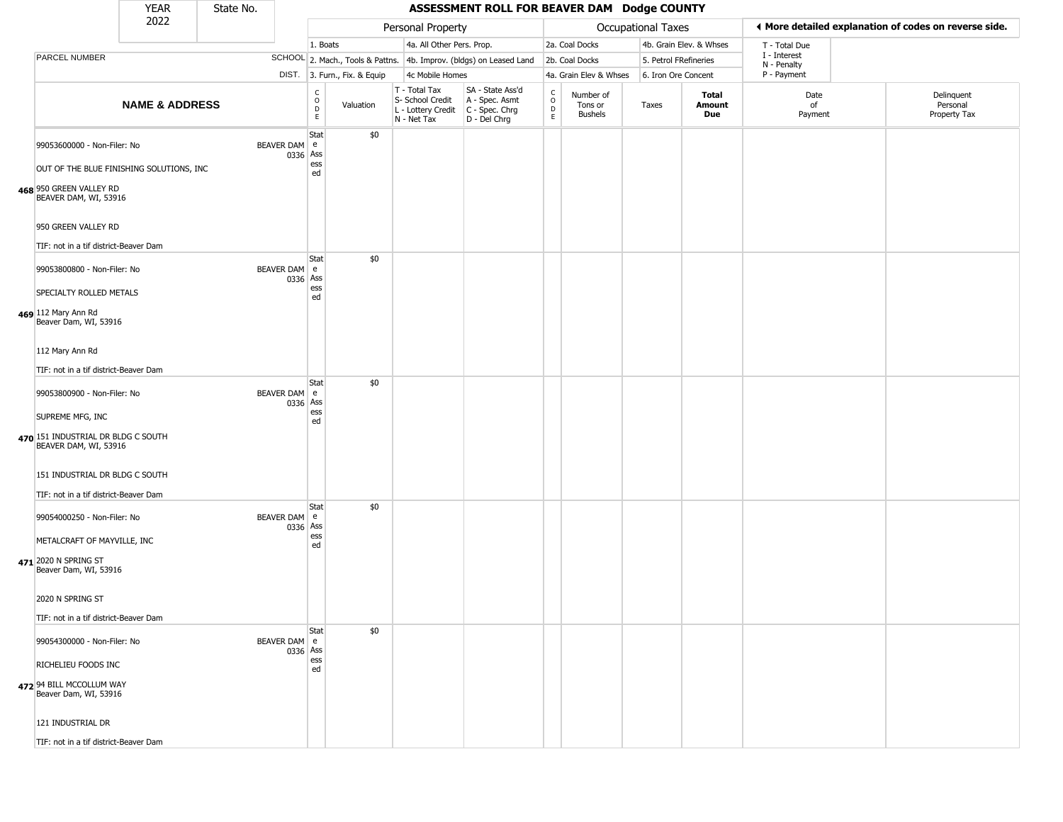| YEAR 2022 | State No. | | ASSESSMENT ROLL FOR BEAVER DAM Dodge COUNTY | | | | | | | | | |
|---|---|---|---|---|---|---|---|---|---|---|---|---|

| PARCEL NUMBER / NAME & ADDRESS | SCHOOL DIST. | CODE | Personal Property: 1. Boats, 2. Mach., Tools & Pattns., 3. Furn., Fix. & Equip, 4a. All Other Pers. Prop., 4b. Improv. (bldgs) on Leased Land, 4c Mobile Homes — Valuation | T - Total Tax, S- School Credit, L - Lottery Credit, N - Net Tax | SA - State Ass'd, A - Spec. Asmt, C - Spec. Chrg, D - Del Chrg | CODE | Occupational Taxes: 2a. Coal Docks, 2b. Coal Docks, 4a. Grain Elev & Whses, 4b. Grain Elev. & Whses, 5. Petrol FRefineries, 6. Iron Ore Concent — Number of Tons or Bushels | Taxes | Total Amount Due | Date of Payment (T - Total Due, I - Interest, N - Penalty, P - Payment) | Delinquent Personal Property Tax |
|---|---|---|---|---|---|---|---|---|---|---|---|
| 468 99053600000 - Non-Filer: No<br>OUT OF THE BLUE FINISHING SOLUTIONS, INC<br>950 GREEN VALLEY RD<br>BEAVER DAM, WI, 53916<br>950 GREEN VALLEY RD<br>TIF: not in a tif district-Beaver Dam | BEAVER DAM 0336 | State Assessed | $0 | | | | | | | | |
| 469 99053800800 - Non-Filer: No<br>SPECIALTY ROLLED METALS<br>112 Mary Ann Rd<br>Beaver Dam, WI, 53916<br>112 Mary Ann Rd<br>TIF: not in a tif district-Beaver Dam | BEAVER DAM 0336 | State Assessed | $0 | | | | | | | | |
| 470 99053800900 - Non-Filer: No<br>SUPREME MFG, INC<br>151 INDUSTRIAL DR BLDG C SOUTH<br>BEAVER DAM, WI, 53916<br>151 INDUSTRIAL DR BLDG C SOUTH<br>TIF: not in a tif district-Beaver Dam | BEAVER DAM 0336 | State Assessed | $0 | | | | | | | | |
| 471 99054000250 - Non-Filer: No<br>METALCRAFT OF MAYVILLE, INC<br>2020 N SPRING ST<br>Beaver Dam, WI, 53916<br>2020 N SPRING ST<br>TIF: not in a tif district-Beaver Dam | BEAVER DAM 0336 | State Assessed | $0 | | | | | | | | |
| 472 99054300000 - Non-Filer: No<br>RICHELIEU FOODS INC<br>94 BILL MCCOLLUM WAY<br>Beaver Dam, WI, 53916<br>121 INDUSTRIAL DR<br>TIF: not in a tif district-Beaver Dam | BEAVER DAM 0336 | State Assessed | $0 | | | | | | | | |

◄ More detailed explanation of codes on reverse side.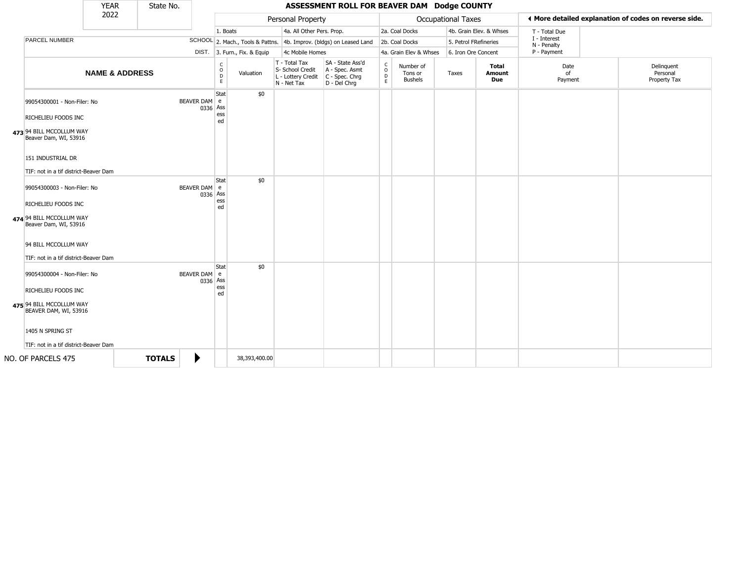| YEAR 2022 | State No. | ASSESSMENT ROLL FOR BEAVER DAM Dodge COUNTY | | | | | | | | | |
|---|---|---|---|---|---|---|---|---|---|---|---|

**Personal Property:** 1. Boats; 2. Mach., Tools & Pattns.; 3. Furn., Fix. & Equip; 4a. All Other Pers. Prop.; 4b. Improv. (bldgs) on Leased Land; 4c Mobile Homes

**Occupational Taxes:** 2a. Coal Docks; 2b. Coal Docks; 4a. Grain Elev & Whses; 4b. Grain Elev. & Whses; 5. Petrol FRefineries; 6. Iron Ore Concent

◄ More detailed explanation of codes on reverse side.

T - Total Due; I - Interest; N - Penalty; P - Payment

| | NAME & ADDRESS | SCHOOL DIST. | CODE | Valuation | T - Total Tax S- School Credit L - Lottery Credit N - Net Tax | SA - State Ass'd A - Spec. Asmt C - Spec. Chrg D - Del Chrg | CODE | Number of Tons or Bushels | Taxes | Total Amount Due | Date of Payment | Delinquent Personal Property Tax |
|---|---|---|---|---|---|---|---|---|---|---|---|---|
| 473 | 99054300001 - Non-Filer: No<br>RICHELIEU FOODS INC<br>94 BILL MCCOLLUM WAY<br>Beaver Dam, WI, 53916<br>151 INDUSTRIAL DR<br>TIF: not in a tif district-Beaver Dam | BEAVER DAM 0336 | State Assessed | $0 | | | | | | | | |
| 474 | 99054300003 - Non-Filer: No<br>RICHELIEU FOODS INC<br>94 BILL MCCOLLUM WAY<br>Beaver Dam, WI, 53916<br>94 BILL MCCOLLUM WAY<br>TIF: not in a tif district-Beaver Dam | BEAVER DAM 0336 | State Assessed | $0 | | | | | | | | |
| 475 | 99054300004 - Non-Filer: No<br>RICHELIEU FOODS INC<br>94 BILL MCCOLLUM WAY<br>BEAVER DAM, WI, 53916<br>1405 N SPRING ST<br>TIF: not in a tif district-Beaver Dam | BEAVER DAM 0336 | State Assessed | $0 | | | | | | | | |
| NO. OF PARCELS 475 | **TOTALS** ► | | | 38,393,400.00 | | | | | | | | |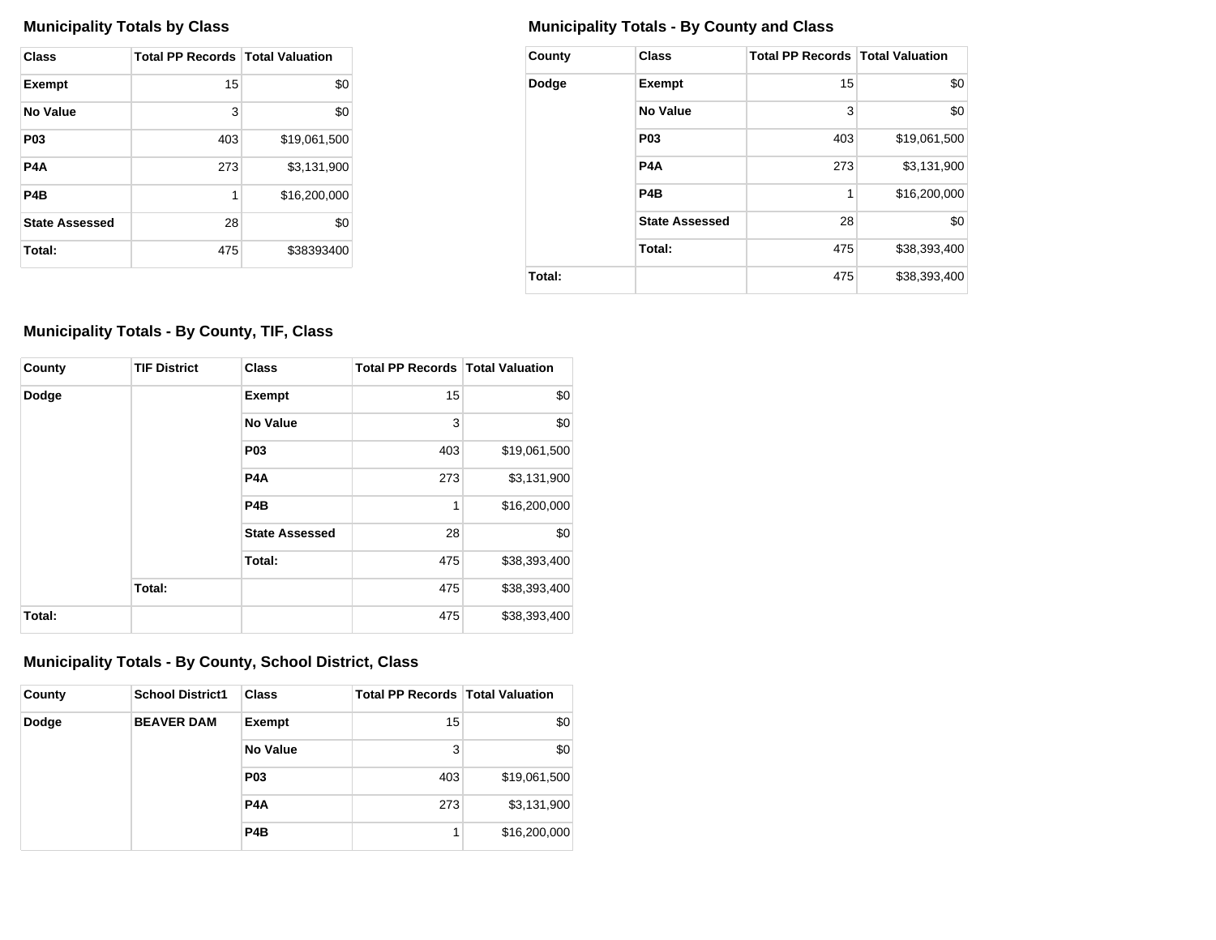## Municipality Totals by Class

| Class | Total PP Records | Total Valuation |
|---|---|---|
| **Exempt** | 15 | $0 |
| **No Value** | 3 | $0 |
| **P03** | 403 | $19,061,500 |
| **P4A** | 273 | $3,131,900 |
| **P4B** | 1 | $16,200,000 |
| **State Assessed** | 28 | $0 |
| **Total:** | 475 | $38393400 |

## Municipality Totals - By County and Class

| County | Class | Total PP Records | Total Valuation |
|---|---|---|---|
| **Dodge** | **Exempt** | 15 | $0 |
| | **No Value** | 3 | $0 |
| | **P03** | 403 | $19,061,500 |
| | **P4A** | 273 | $3,131,900 |
| | **P4B** | 1 | $16,200,000 |
| | **State Assessed** | 28 | $0 |
| | **Total:** | 475 | $38,393,400 |
| **Total:** | | 475 | $38,393,400 |

## Municipality Totals - By County, TIF, Class

| County | TIF District | Class | Total PP Records | Total Valuation |
|---|---|---|---|---|
| **Dodge** | | **Exempt** | 15 | $0 |
| | | **No Value** | 3 | $0 |
| | | **P03** | 403 | $19,061,500 |
| | | **P4A** | 273 | $3,131,900 |
| | | **P4B** | 1 | $16,200,000 |
| | | **State Assessed** | 28 | $0 |
| | | **Total:** | 475 | $38,393,400 |
| | **Total:** | | 475 | $38,393,400 |
| **Total:** | | | 475 | $38,393,400 |

## Municipality Totals - By County, School District, Class

| County | School District1 | Class | Total PP Records | Total Valuation |
|---|---|---|---|---|
| **Dodge** | **BEAVER DAM** | **Exempt** | 15 | $0 |
| | | **No Value** | 3 | $0 |
| | | **P03** | 403 | $19,061,500 |
| | | **P4A** | 273 | $3,131,900 |
| | | **P4B** | 1 | $16,200,000 |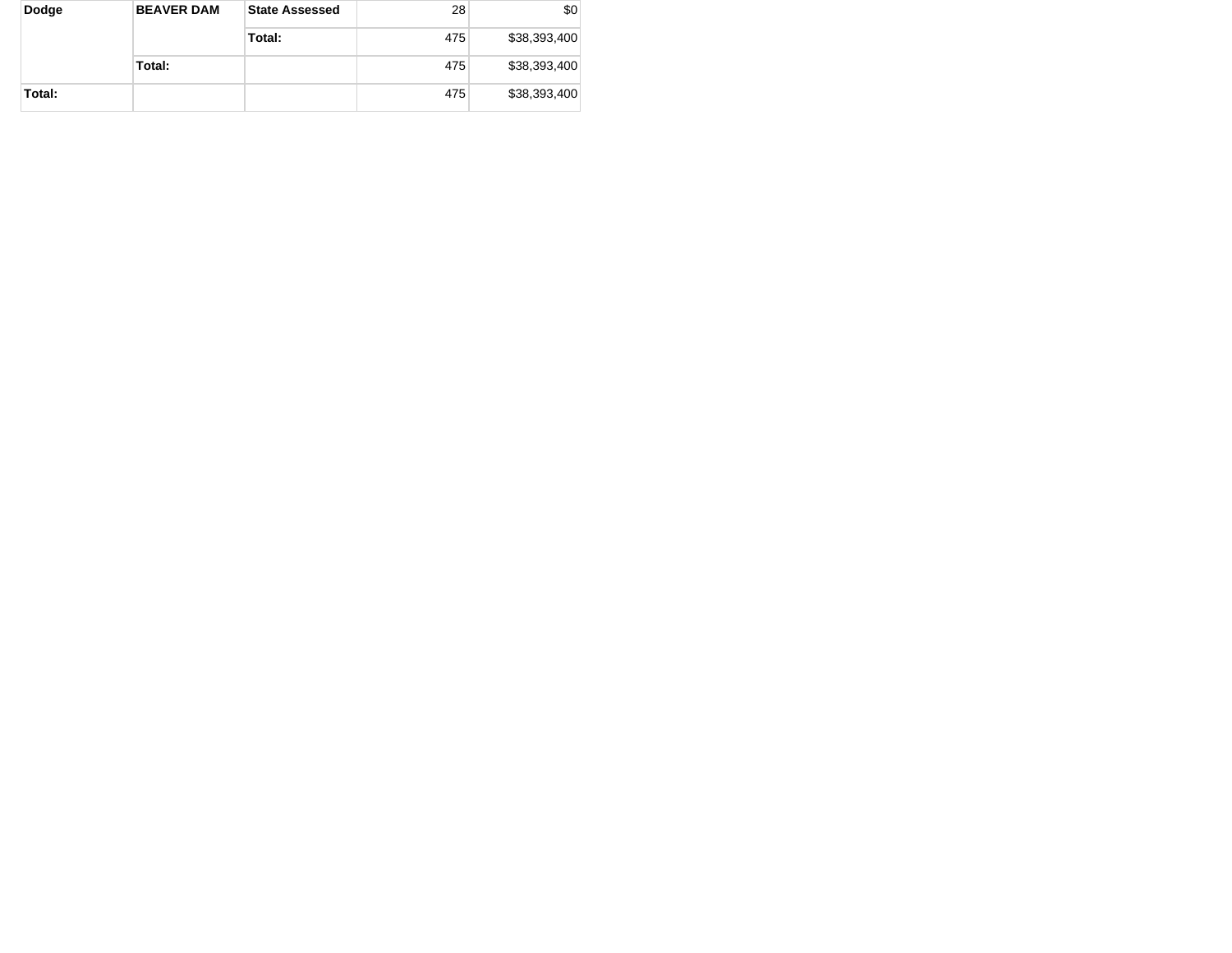| | | | | |
|---|---|---|---|---|
| **Dodge** | **BEAVER DAM** | **State Assessed** | 28 | $0 |
| | | **Total:** | 475 | $38,393,400 |
| | **Total:** | | 475 | $38,393,400 |
| **Total:** | | | 475 | $38,393,400 |